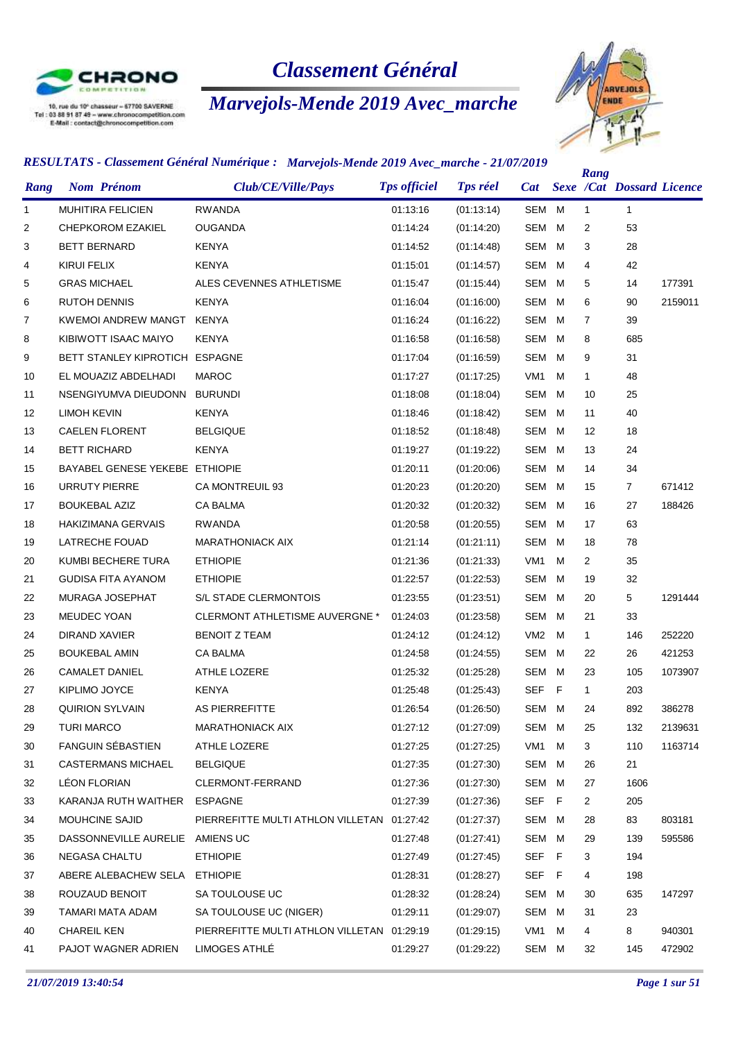10, rue du 10e chasseur – 67700 SAVERNE
Tel : 03 88 91 87 49 – www.chronocompetition.com
E-Mail : contact@chronocompetition.com

# *Classement Général*

## *Marvejols-Mende 2019 Avec_marche*

### *RESULTATS - Classement Général Numérique : Marvejols-Mende 2019 Avec_marche - 21/07/2019*

| Rang | Nom Prénom | Club/CE/Ville/Pays | Tps officiel | Tps réel | Cat | Sexe | Rang /Cat | Dossard | Licence |
|---|---|---|---|---|---|---|---|---|---|
| 1 | MUHITIRA FELICIEN | RWANDA | 01:13:16 | (01:13:14) | SEM | M | 1 | 1 | |
| 2 | CHEPKOROM EZAKIEL | OUGANDA | 01:14:24 | (01:14:20) | SEM | M | 2 | 53 | |
| 3 | BETT BERNARD | KENYA | 01:14:52 | (01:14:48) | SEM | M | 3 | 28 | |
| 4 | KIRUI FELIX | KENYA | 01:15:01 | (01:14:57) | SEM | M | 4 | 42 | |
| 5 | GRAS MICHAEL | ALES CEVENNES ATHLETISME | 01:15:47 | (01:15:44) | SEM | M | 5 | 14 | 177391 |
| 6 | RUTOH DENNIS | KENYA | 01:16:04 | (01:16:00) | SEM | M | 6 | 90 | 2159011 |
| 7 | KWEMOI ANDREW MANGT | KENYA | 01:16:24 | (01:16:22) | SEM | M | 7 | 39 | |
| 8 | KIBIWOTT ISAAC MAIYO | KENYA | 01:16:58 | (01:16:58) | SEM | M | 8 | 685 | |
| 9 | BETT STANLEY KIPROTICH | ESPAGNE | 01:17:04 | (01:16:59) | SEM | M | 9 | 31 | |
| 10 | EL MOUAZIZ ABDELHADI | MAROC | 01:17:27 | (01:17:25) | VM1 | M | 1 | 48 | |
| 11 | NSENGIYUMVA DIEUDONN | BURUNDI | 01:18:08 | (01:18:04) | SEM | M | 10 | 25 | |
| 12 | LIMOH KEVIN | KENYA | 01:18:46 | (01:18:42) | SEM | M | 11 | 40 | |
| 13 | CAELEN FLORENT | BELGIQUE | 01:18:52 | (01:18:48) | SEM | M | 12 | 18 | |
| 14 | BETT RICHARD | KENYA | 01:19:27 | (01:19:22) | SEM | M | 13 | 24 | |
| 15 | BAYABEL GENESE YEKEBE | ETHIOPIE | 01:20:11 | (01:20:06) | SEM | M | 14 | 34 | |
| 16 | URRUTY PIERRE | CA MONTREUIL 93 | 01:20:23 | (01:20:20) | SEM | M | 15 | 7 | 671412 |
| 17 | BOUKEBAL AZIZ | CA BALMA | 01:20:32 | (01:20:32) | SEM | M | 16 | 27 | 188426 |
| 18 | HAKIZIMANA GERVAIS | RWANDA | 01:20:58 | (01:20:55) | SEM | M | 17 | 63 | |
| 19 | LATRECHE FOUAD | MARATHONIACK AIX | 01:21:14 | (01:21:11) | SEM | M | 18 | 78 | |
| 20 | KUMBI BECHERE TURA | ETHIOPIE | 01:21:36 | (01:21:33) | VM1 | M | 2 | 35 | |
| 21 | GUDISA FITA AYANOM | ETHIOPIE | 01:22:57 | (01:22:53) | SEM | M | 19 | 32 | |
| 22 | MURAGA JOSEPHAT | S/L STADE CLERMONTOIS | 01:23:55 | (01:23:51) | SEM | M | 20 | 5 | 1291444 |
| 23 | MEUDEC YOAN | CLERMONT ATHLETISME AUVERGNE * | 01:24:03 | (01:23:58) | SEM | M | 21 | 33 | |
| 24 | DIRAND XAVIER | BENOIT Z TEAM | 01:24:12 | (01:24:12) | VM2 | M | 1 | 146 | 252220 |
| 25 | BOUKEBAL AMIN | CA BALMA | 01:24:58 | (01:24:55) | SEM | M | 22 | 26 | 421253 |
| 26 | CAMALET DANIEL | ATHLE LOZERE | 01:25:32 | (01:25:28) | SEM | M | 23 | 105 | 1073907 |
| 27 | KIPLIMO JOYCE | KENYA | 01:25:48 | (01:25:43) | SEF | F | 1 | 203 | |
| 28 | QUIRION SYLVAIN | AS PIERREFITTE | 01:26:54 | (01:26:50) | SEM | M | 24 | 892 | 386278 |
| 29 | TURI MARCO | MARATHONIACK AIX | 01:27:12 | (01:27:09) | SEM | M | 25 | 132 | 2139631 |
| 30 | FANGUIN SÉBASTIEN | ATHLE LOZERE | 01:27:25 | (01:27:25) | VM1 | M | 3 | 110 | 1163714 |
| 31 | CASTERMANS MICHAEL | BELGIQUE | 01:27:35 | (01:27:30) | SEM | M | 26 | 21 | |
| 32 | LÉON FLORIAN | CLERMONT-FERRAND | 01:27:36 | (01:27:30) | SEM | M | 27 | 1606 | |
| 33 | KARANJA RUTH WAITHER | ESPAGNE | 01:27:39 | (01:27:36) | SEF | F | 2 | 205 | |
| 34 | MOUHCINE SAJID | PIERREFITTE MULTI ATHLON VILLETAN | 01:27:42 | (01:27:37) | SEM | M | 28 | 83 | 803181 |
| 35 | DASSONNEVILLE AURELIE | AMIENS UC | 01:27:48 | (01:27:41) | SEM | M | 29 | 139 | 595586 |
| 36 | NEGASA CHALTU | ETHIOPIE | 01:27:49 | (01:27:45) | SEF | F | 3 | 194 | |
| 37 | ABERE ALEBACHEW SELA | ETHIOPIE | 01:28:31 | (01:28:27) | SEF | F | 4 | 198 | |
| 38 | ROUZAUD BENOIT | SA TOULOUSE UC | 01:28:32 | (01:28:24) | SEM | M | 30 | 635 | 147297 |
| 39 | TAMARI MATA ADAM | SA TOULOUSE UC (NIGER) | 01:29:11 | (01:29:07) | SEM | M | 31 | 23 | |
| 40 | CHAREIL KEN | PIERREFITTE MULTI ATHLON VILLETAN | 01:29:19 | (01:29:15) | VM1 | M | 4 | 8 | 940301 |
| 41 | PAJOT WAGNER ADRIEN | LIMOGES ATHLÉ | 01:29:27 | (01:29:22) | SEM | M | 32 | 145 | 472902 |

*21/07/2019 13:40:54*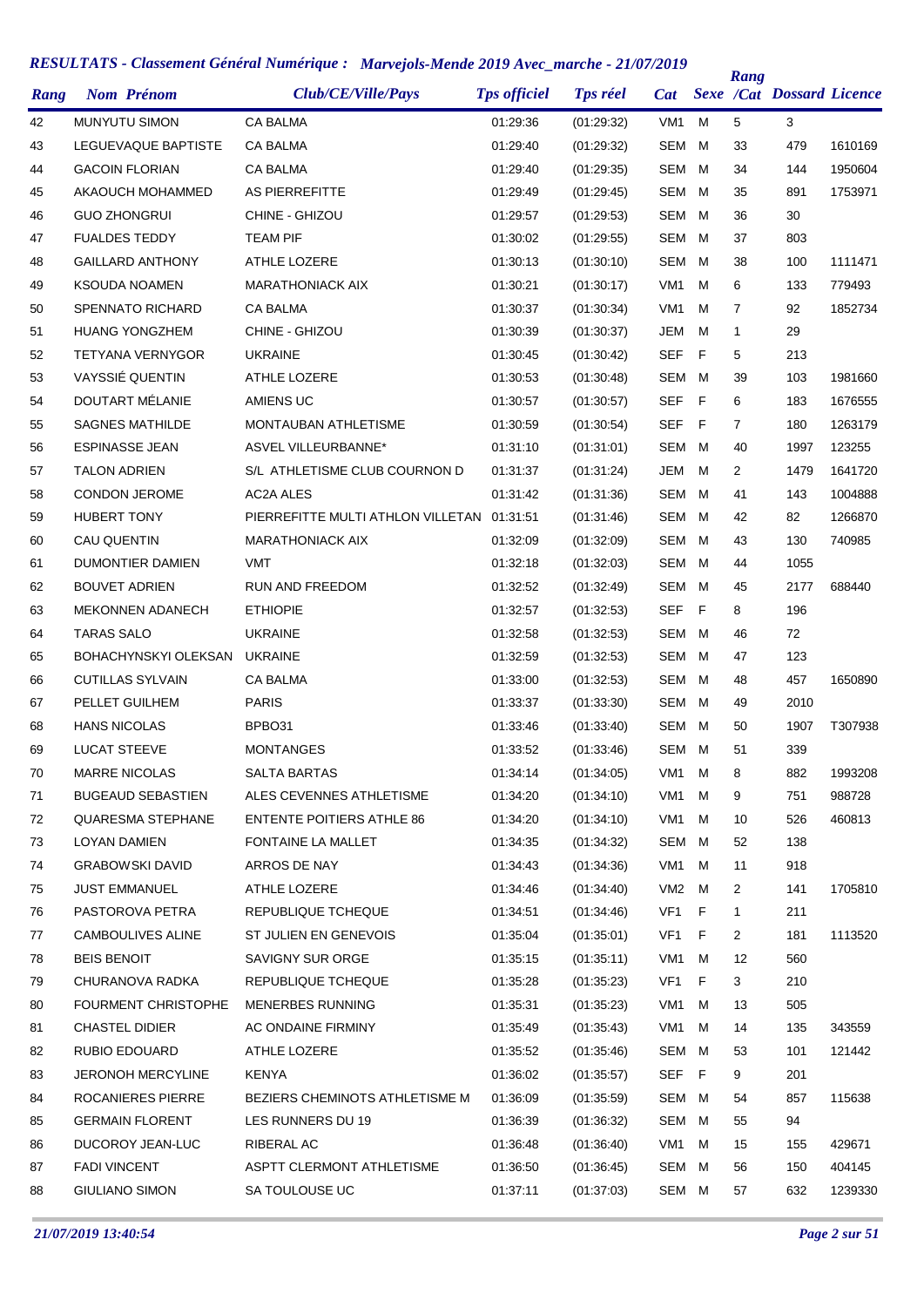## RESULTATS - Classement Général Numérique : Marvejols-Mende 2019 Avec_marche - 21/07/2019

| Rang | Nom Prénom | Club/CE/Ville/Pays | Tps officiel | Tps réel | Cat | Sexe | Rang /Cat | Dossard | Licence |
|---|---|---|---|---|---|---|---|---|---|
| 42 | MUNYUTU SIMON | CA BALMA | 01:29:36 | (01:29:32) | VM1 | M | 5 | 3 | |
| 43 | LEGUEVAQUE BAPTISTE | CA BALMA | 01:29:40 | (01:29:32) | SEM | M | 33 | 479 | 1610169 |
| 44 | GACOIN FLORIAN | CA BALMA | 01:29:40 | (01:29:35) | SEM | M | 34 | 144 | 1950604 |
| 45 | AKAOUCH MOHAMMED | AS PIERREFITTE | 01:29:49 | (01:29:45) | SEM | M | 35 | 891 | 1753971 |
| 46 | GUO ZHONGRUI | CHINE - GHIZOU | 01:29:57 | (01:29:53) | SEM | M | 36 | 30 | |
| 47 | FUALDES TEDDY | TEAM PIF | 01:30:02 | (01:29:55) | SEM | M | 37 | 803 | |
| 48 | GAILLARD ANTHONY | ATHLE LOZERE | 01:30:13 | (01:30:10) | SEM | M | 38 | 100 | 1111471 |
| 49 | KSOUDA NOAMEN | MARATHONIACK AIX | 01:30:21 | (01:30:17) | VM1 | M | 6 | 133 | 779493 |
| 50 | SPENNATO RICHARD | CA BALMA | 01:30:37 | (01:30:34) | VM1 | M | 7 | 92 | 1852734 |
| 51 | HUANG YONGZHEM | CHINE - GHIZOU | 01:30:39 | (01:30:37) | JEM | M | 1 | 29 | |
| 52 | TETYANA VERNYGOR | UKRAINE | 01:30:45 | (01:30:42) | SEF | F | 5 | 213 | |
| 53 | VAYSSIÉ QUENTIN | ATHLE LOZERE | 01:30:53 | (01:30:48) | SEM | M | 39 | 103 | 1981660 |
| 54 | DOUTART MÉLANIE | AMIENS UC | 01:30:57 | (01:30:57) | SEF | F | 6 | 183 | 1676555 |
| 55 | SAGNES MATHILDE | MONTAUBAN ATHLETISME | 01:30:59 | (01:30:54) | SEF | F | 7 | 180 | 1263179 |
| 56 | ESPINASSE JEAN | ASVEL VILLEURBANNE* | 01:31:10 | (01:31:01) | SEM | M | 40 | 1997 | 123255 |
| 57 | TALON ADRIEN | S/L ATHLETISME CLUB COURNON D | 01:31:37 | (01:31:24) | JEM | M | 2 | 1479 | 1641720 |
| 58 | CONDON JEROME | AC2A ALES | 01:31:42 | (01:31:36) | SEM | M | 41 | 143 | 1004888 |
| 59 | HUBERT TONY | PIERREFITTE MULTI ATHLON VILLETAN | 01:31:51 | (01:31:46) | SEM | M | 42 | 82 | 1266870 |
| 60 | CAU QUENTIN | MARATHONIACK AIX | 01:32:09 | (01:32:09) | SEM | M | 43 | 130 | 740985 |
| 61 | DUMONTIER DAMIEN | VMT | 01:32:18 | (01:32:03) | SEM | M | 44 | 1055 | |
| 62 | BOUVET ADRIEN | RUN AND FREEDOM | 01:32:52 | (01:32:49) | SEM | M | 45 | 2177 | 688440 |
| 63 | MEKONNEN ADANECH | ETHIOPIE | 01:32:57 | (01:32:53) | SEF | F | 8 | 196 | |
| 64 | TARAS SALO | UKRAINE | 01:32:58 | (01:32:53) | SEM | M | 46 | 72 | |
| 65 | BOHACHYNSKYI OLEKSAN | UKRAINE | 01:32:59 | (01:32:53) | SEM | M | 47 | 123 | |
| 66 | CUTILLAS SYLVAIN | CA BALMA | 01:33:00 | (01:32:53) | SEM | M | 48 | 457 | 1650890 |
| 67 | PELLET GUILHEM | PARIS | 01:33:37 | (01:33:30) | SEM | M | 49 | 2010 | |
| 68 | HANS NICOLAS | BPBO31 | 01:33:46 | (01:33:40) | SEM | M | 50 | 1907 | T307938 |
| 69 | LUCAT STEEVE | MONTANGES | 01:33:52 | (01:33:46) | SEM | M | 51 | 339 | |
| 70 | MARRE NICOLAS | SALTA BARTAS | 01:34:14 | (01:34:05) | VM1 | M | 8 | 882 | 1993208 |
| 71 | BUGEAUD SEBASTIEN | ALES CEVENNES ATHLETISME | 01:34:20 | (01:34:10) | VM1 | M | 9 | 751 | 988728 |
| 72 | QUARESMA STEPHANE | ENTENTE POITIERS ATHLE 86 | 01:34:20 | (01:34:10) | VM1 | M | 10 | 526 | 460813 |
| 73 | LOYAN DAMIEN | FONTAINE LA MALLET | 01:34:35 | (01:34:32) | SEM | M | 52 | 138 | |
| 74 | GRABOWSKI DAVID | ARROS DE NAY | 01:34:43 | (01:34:36) | VM1 | M | 11 | 918 | |
| 75 | JUST EMMANUEL | ATHLE LOZERE | 01:34:46 | (01:34:40) | VM2 | M | 2 | 141 | 1705810 |
| 76 | PASTOROVA PETRA | REPUBLIQUE TCHEQUE | 01:34:51 | (01:34:46) | VF1 | F | 1 | 211 | |
| 77 | CAMBOULIVES ALINE | ST JULIEN EN GENEVOIS | 01:35:04 | (01:35:01) | VF1 | F | 2 | 181 | 1113520 |
| 78 | BEIS BENOIT | SAVIGNY SUR ORGE | 01:35:15 | (01:35:11) | VM1 | M | 12 | 560 | |
| 79 | CHURANOVA RADKA | REPUBLIQUE TCHEQUE | 01:35:28 | (01:35:23) | VF1 | F | 3 | 210 | |
| 80 | FOURMENT CHRISTOPHE | MENERBES RUNNING | 01:35:31 | (01:35:23) | VM1 | M | 13 | 505 | |
| 81 | CHASTEL DIDIER | AC ONDAINE FIRMINY | 01:35:49 | (01:35:43) | VM1 | M | 14 | 135 | 343559 |
| 82 | RUBIO EDOUARD | ATHLE LOZERE | 01:35:52 | (01:35:46) | SEM | M | 53 | 101 | 121442 |
| 83 | JERONOH MERCYLINE | KENYA | 01:36:02 | (01:35:57) | SEF | F | 9 | 201 | |
| 84 | ROCANIERES PIERRE | BEZIERS CHEMINOTS ATHLETISME M | 01:36:09 | (01:35:59) | SEM | M | 54 | 857 | 115638 |
| 85 | GERMAIN FLORENT | LES RUNNERS DU 19 | 01:36:39 | (01:36:32) | SEM | M | 55 | 94 | |
| 86 | DUCOROY JEAN-LUC | RIBERAL AC | 01:36:48 | (01:36:40) | VM1 | M | 15 | 155 | 429671 |
| 87 | FADI VINCENT | ASPTT CLERMONT ATHLETISME | 01:36:50 | (01:36:45) | SEM | M | 56 | 150 | 404145 |
| 88 | GIULIANO SIMON | SA TOULOUSE UC | 01:37:11 | (01:37:03) | SEM | M | 57 | 632 | 1239330 |

*21/07/2019 13:40:54*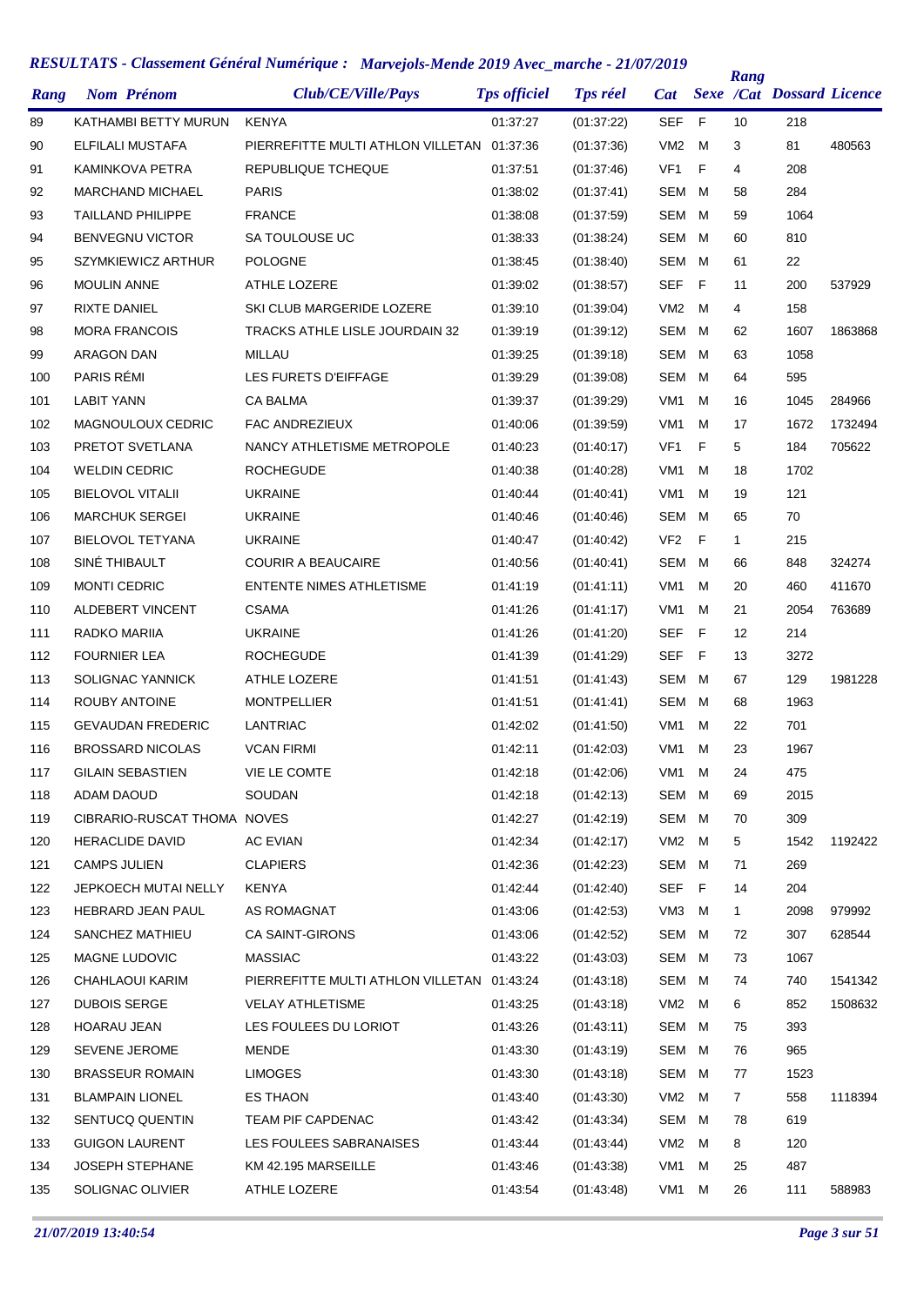## RESULTATS - Classement Général Numérique : Marvejols-Mende 2019 Avec_marche - 21/07/2019

| Rang | Nom Prénom | Club/CE/Ville/Pays | Tps officiel | Tps réel | Cat | Sexe | Rang /Cat | Dossard | Licence |
|---|---|---|---|---|---|---|---|---|---|
| 89 | KATHAMBI BETTY MURUN | KENYA | 01:37:27 | (01:37:22) | SEF | F | 10 | 218 | |
| 90 | ELFILALI MUSTAFA | PIERREFITTE MULTI ATHLON VILLETAN | 01:37:36 | (01:37:36) | VM2 | M | 3 | 81 | 480563 |
| 91 | KAMINKOVA PETRA | REPUBLIQUE TCHEQUE | 01:37:51 | (01:37:46) | VF1 | F | 4 | 208 | |
| 92 | MARCHAND MICHAEL | PARIS | 01:38:02 | (01:37:41) | SEM | M | 58 | 284 | |
| 93 | TAILLAND PHILIPPE | FRANCE | 01:38:08 | (01:37:59) | SEM | M | 59 | 1064 | |
| 94 | BENVEGNU VICTOR | SA TOULOUSE UC | 01:38:33 | (01:38:24) | SEM | M | 60 | 810 | |
| 95 | SZYMKIEWICZ ARTHUR | POLOGNE | 01:38:45 | (01:38:40) | SEM | M | 61 | 22 | |
| 96 | MOULIN ANNE | ATHLE LOZERE | 01:39:02 | (01:38:57) | SEF | F | 11 | 200 | 537929 |
| 97 | RIXTE DANIEL | SKI CLUB MARGERIDE LOZERE | 01:39:10 | (01:39:04) | VM2 | M | 4 | 158 | |
| 98 | MORA FRANCOIS | TRACKS ATHLE LISLE JOURDAIN 32 | 01:39:19 | (01:39:12) | SEM | M | 62 | 1607 | 1863868 |
| 99 | ARAGON DAN | MILLAU | 01:39:25 | (01:39:18) | SEM | M | 63 | 1058 | |
| 100 | PARIS RÉMI | LES FURETS D'EIFFAGE | 01:39:29 | (01:39:08) | SEM | M | 64 | 595 | |
| 101 | LABIT YANN | CA BALMA | 01:39:37 | (01:39:29) | VM1 | M | 16 | 1045 | 284966 |
| 102 | MAGNOULOUX CEDRIC | FAC ANDREZIEUX | 01:40:06 | (01:39:59) | VM1 | M | 17 | 1672 | 1732494 |
| 103 | PRETOT SVETLANA | NANCY ATHLETISME METROPOLE | 01:40:23 | (01:40:17) | VF1 | F | 5 | 184 | 705622 |
| 104 | WELDIN CEDRIC | ROCHEGUDE | 01:40:38 | (01:40:28) | VM1 | M | 18 | 1702 | |
| 105 | BIELOVOL VITALII | UKRAINE | 01:40:44 | (01:40:41) | VM1 | M | 19 | 121 | |
| 106 | MARCHUK SERGEI | UKRAINE | 01:40:46 | (01:40:46) | SEM | M | 65 | 70 | |
| 107 | BIELOVOL TETYANA | UKRAINE | 01:40:47 | (01:40:42) | VF2 | F | 1 | 215 | |
| 108 | SINÉ THIBAULT | COURIR A BEAUCAIRE | 01:40:56 | (01:40:41) | SEM | M | 66 | 848 | 324274 |
| 109 | MONTI CEDRIC | ENTENTE NIMES ATHLETISME | 01:41:19 | (01:41:11) | VM1 | M | 20 | 460 | 411670 |
| 110 | ALDEBERT VINCENT | CSAMA | 01:41:26 | (01:41:17) | VM1 | M | 21 | 2054 | 763689 |
| 111 | RADKO MARIIA | UKRAINE | 01:41:26 | (01:41:20) | SEF | F | 12 | 214 | |
| 112 | FOURNIER LEA | ROCHEGUDE | 01:41:39 | (01:41:29) | SEF | F | 13 | 3272 | |
| 113 | SOLIGNAC YANNICK | ATHLE LOZERE | 01:41:51 | (01:41:43) | SEM | M | 67 | 129 | 1981228 |
| 114 | ROUBY ANTOINE | MONTPELLIER | 01:41:51 | (01:41:41) | SEM | M | 68 | 1963 | |
| 115 | GEVAUDAN FREDERIC | LANTRIAC | 01:42:02 | (01:41:50) | VM1 | M | 22 | 701 | |
| 116 | BROSSARD NICOLAS | VCAN FIRMI | 01:42:11 | (01:42:03) | VM1 | M | 23 | 1967 | |
| 117 | GILAIN SEBASTIEN | VIE LE COMTE | 01:42:18 | (01:42:06) | VM1 | M | 24 | 475 | |
| 118 | ADAM DAOUD | SOUDAN | 01:42:18 | (01:42:13) | SEM | M | 69 | 2015 | |
| 119 | CIBRARIO-RUSCAT THOMA | NOVES | 01:42:27 | (01:42:19) | SEM | M | 70 | 309 | |
| 120 | HERACLIDE DAVID | AC EVIAN | 01:42:34 | (01:42:17) | VM2 | M | 5 | 1542 | 1192422 |
| 121 | CAMPS JULIEN | CLAPIERS | 01:42:36 | (01:42:23) | SEM | M | 71 | 269 | |
| 122 | JEPKOECH MUTAI NELLY | KENYA | 01:42:44 | (01:42:40) | SEF | F | 14 | 204 | |
| 123 | HEBRARD JEAN PAUL | AS ROMAGNAT | 01:43:06 | (01:42:53) | VM3 | M | 1 | 2098 | 979992 |
| 124 | SANCHEZ MATHIEU | CA SAINT-GIRONS | 01:43:06 | (01:42:52) | SEM | M | 72 | 307 | 628544 |
| 125 | MAGNE LUDOVIC | MASSIAC | 01:43:22 | (01:43:03) | SEM | M | 73 | 1067 | |
| 126 | CHAHLAOUI KARIM | PIERREFITTE MULTI ATHLON VILLETAN | 01:43:24 | (01:43:18) | SEM | M | 74 | 740 | 1541342 |
| 127 | DUBOIS SERGE | VELAY ATHLETISME | 01:43:25 | (01:43:18) | VM2 | M | 6 | 852 | 1508632 |
| 128 | HOARAU JEAN | LES FOULEES DU LORIOT | 01:43:26 | (01:43:11) | SEM | M | 75 | 393 | |
| 129 | SEVENE JEROME | MENDE | 01:43:30 | (01:43:19) | SEM | M | 76 | 965 | |
| 130 | BRASSEUR ROMAIN | LIMOGES | 01:43:30 | (01:43:18) | SEM | M | 77 | 1523 | |
| 131 | BLAMPAIN LIONEL | ES THAON | 01:43:40 | (01:43:30) | VM2 | M | 7 | 558 | 1118394 |
| 132 | SENTUCQ QUENTIN | TEAM PIF CAPDENAC | 01:43:42 | (01:43:34) | SEM | M | 78 | 619 | |
| 133 | GUIGON LAURENT | LES FOULEES SABRANAISES | 01:43:44 | (01:43:44) | VM2 | M | 8 | 120 | |
| 134 | JOSEPH STEPHANE | KM 42.195 MARSEILLE | 01:43:46 | (01:43:38) | VM1 | M | 25 | 487 | |
| 135 | SOLIGNAC OLIVIER | ATHLE LOZERE | 01:43:54 | (01:43:48) | VM1 | M | 26 | 111 | 588983 |

*21/07/2019 13:40:54*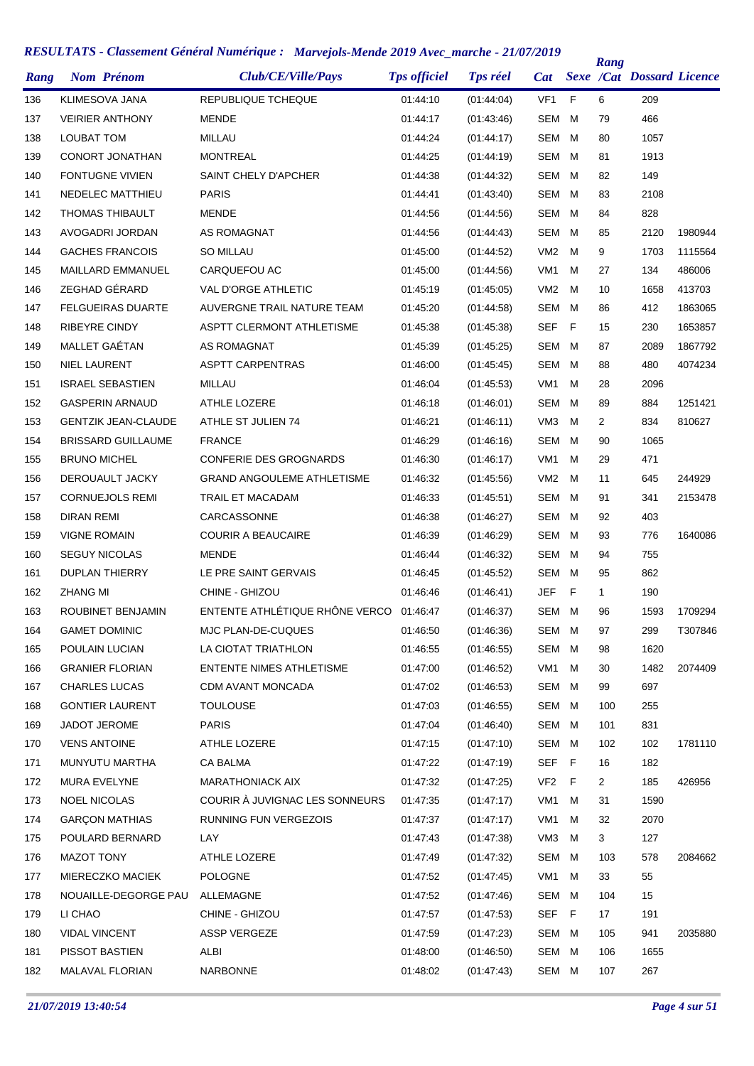# RESULTATS - Classement Général Numérique : Marvejols-Mende 2019 Avec_marche - 21/07/2019

| Rang | Nom Prénom | Club/CE/Ville/Pays | Tps officiel | Tps réel | Cat | Sexe | Rang /Cat | Dossard | Licence |
|---|---|---|---|---|---|---|---|---|---|
| 136 | KLIMESOVA JANA | REPUBLIQUE TCHEQUE | 01:44:10 | (01:44:04) | VF1 | F | 6 | 209 | |
| 137 | VEIRIER ANTHONY | MENDE | 01:44:17 | (01:43:46) | SEM | M | 79 | 466 | |
| 138 | LOUBAT TOM | MILLAU | 01:44:24 | (01:44:17) | SEM | M | 80 | 1057 | |
| 139 | CONORT JONATHAN | MONTREAL | 01:44:25 | (01:44:19) | SEM | M | 81 | 1913 | |
| 140 | FONTUGNE VIVIEN | SAINT CHELY D'APCHER | 01:44:38 | (01:44:32) | SEM | M | 82 | 149 | |
| 141 | NEDELEC MATTHIEU | PARIS | 01:44:41 | (01:43:40) | SEM | M | 83 | 2108 | |
| 142 | THOMAS THIBAULT | MENDE | 01:44:56 | (01:44:56) | SEM | M | 84 | 828 | |
| 143 | AVOGADRI JORDAN | AS ROMAGNAT | 01:44:56 | (01:44:43) | SEM | M | 85 | 2120 | 1980944 |
| 144 | GACHES FRANCOIS | SO MILLAU | 01:45:00 | (01:44:52) | VM2 | M | 9 | 1703 | 1115564 |
| 145 | MAILLARD EMMANUEL | CARQUEFOU AC | 01:45:00 | (01:44:56) | VM1 | M | 27 | 134 | 486006 |
| 146 | ZEGHAD GÉRARD | VAL D'ORGE ATHLETIC | 01:45:19 | (01:45:05) | VM2 | M | 10 | 1658 | 413703 |
| 147 | FELGUEIRAS DUARTE | AUVERGNE TRAIL NATURE TEAM | 01:45:20 | (01:44:58) | SEM | M | 86 | 412 | 1863065 |
| 148 | RIBEYRE CINDY | ASPTT CLERMONT ATHLETISME | 01:45:38 | (01:45:38) | SEF | F | 15 | 230 | 1653857 |
| 149 | MALLET GAÉTAN | AS ROMAGNAT | 01:45:39 | (01:45:25) | SEM | M | 87 | 2089 | 1867792 |
| 150 | NIEL LAURENT | ASPTT CARPENTRAS | 01:46:00 | (01:45:45) | SEM | M | 88 | 480 | 4074234 |
| 151 | ISRAEL SEBASTIEN | MILLAU | 01:46:04 | (01:45:53) | VM1 | M | 28 | 2096 | |
| 152 | GASPERIN ARNAUD | ATHLE LOZERE | 01:46:18 | (01:46:01) | SEM | M | 89 | 884 | 1251421 |
| 153 | GENTZIK JEAN-CLAUDE | ATHLE ST JULIEN 74 | 01:46:21 | (01:46:11) | VM3 | M | 2 | 834 | 810627 |
| 154 | BRISSARD GUILLAUME | FRANCE | 01:46:29 | (01:46:16) | SEM | M | 90 | 1065 | |
| 155 | BRUNO MICHEL | CONFERIE DES GROGNARDS | 01:46:30 | (01:46:17) | VM1 | M | 29 | 471 | |
| 156 | DEROUAULT JACKY | GRAND ANGOULEME ATHLETISME | 01:46:32 | (01:45:56) | VM2 | M | 11 | 645 | 244929 |
| 157 | CORNUEJOLS REMI | TRAIL ET MACADAM | 01:46:33 | (01:45:51) | SEM | M | 91 | 341 | 2153478 |
| 158 | DIRAN REMI | CARCASSONNE | 01:46:38 | (01:46:27) | SEM | M | 92 | 403 | |
| 159 | VIGNE ROMAIN | COURIR A BEAUCAIRE | 01:46:39 | (01:46:29) | SEM | M | 93 | 776 | 1640086 |
| 160 | SEGUY NICOLAS | MENDE | 01:46:44 | (01:46:32) | SEM | M | 94 | 755 | |
| 161 | DUPLAN THIERRY | LE PRE SAINT GERVAIS | 01:46:45 | (01:45:52) | SEM | M | 95 | 862 | |
| 162 | ZHANG MI | CHINE - GHIZOU | 01:46:46 | (01:46:41) | JEF | F | 1 | 190 | |
| 163 | ROUBINET BENJAMIN | ENTENTE ATHLÉTIQUE RHÔNE VERCO | 01:46:47 | (01:46:37) | SEM | M | 96 | 1593 | 1709294 |
| 164 | GAMET DOMINIC | MJC PLAN-DE-CUQUES | 01:46:50 | (01:46:36) | SEM | M | 97 | 299 | T307846 |
| 165 | POULAIN LUCIAN | LA CIOTAT TRIATHLON | 01:46:55 | (01:46:55) | SEM | M | 98 | 1620 | |
| 166 | GRANIER FLORIAN | ENTENTE NIMES ATHLETISME | 01:47:00 | (01:46:52) | VM1 | M | 30 | 1482 | 2074409 |
| 167 | CHARLES LUCAS | CDM AVANT MONCADA | 01:47:02 | (01:46:53) | SEM | M | 99 | 697 | |
| 168 | GONTIER LAURENT | TOULOUSE | 01:47:03 | (01:46:55) | SEM | M | 100 | 255 | |
| 169 | JADOT JEROME | PARIS | 01:47:04 | (01:46:40) | SEM | M | 101 | 831 | |
| 170 | VENS ANTOINE | ATHLE LOZERE | 01:47:15 | (01:47:10) | SEM | M | 102 | 102 | 1781110 |
| 171 | MUNYUTU MARTHA | CA BALMA | 01:47:22 | (01:47:19) | SEF | F | 16 | 182 | |
| 172 | MURA EVELYNE | MARATHONIACK AIX | 01:47:32 | (01:47:25) | VF2 | F | 2 | 185 | 426956 |
| 173 | NOEL NICOLAS | COURIR À JUVIGNAC LES SONNEURS | 01:47:35 | (01:47:17) | VM1 | M | 31 | 1590 | |
| 174 | GARÇON MATHIAS | RUNNING FUN VERGEZOIS | 01:47:37 | (01:47:17) | VM1 | M | 32 | 2070 | |
| 175 | POULARD BERNARD | LAY | 01:47:43 | (01:47:38) | VM3 | M | 3 | 127 | |
| 176 | MAZOT TONY | ATHLE LOZERE | 01:47:49 | (01:47:32) | SEM | M | 103 | 578 | 2084662 |
| 177 | MIERECZKO MACIEK | POLOGNE | 01:47:52 | (01:47:45) | VM1 | M | 33 | 55 | |
| 178 | NOUAILLE-DEGORGE PAU | ALLEMAGNE | 01:47:52 | (01:47:46) | SEM | M | 104 | 15 | |
| 179 | LI CHAO | CHINE - GHIZOU | 01:47:57 | (01:47:53) | SEF | F | 17 | 191 | |
| 180 | VIDAL VINCENT | ASSP VERGEZE | 01:47:59 | (01:47:23) | SEM | M | 105 | 941 | 2035880 |
| 181 | PISSOT BASTIEN | ALBI | 01:48:00 | (01:46:50) | SEM | M | 106 | 1655 | |
| 182 | MALAVAL FLORIAN | NARBONNE | 01:48:02 | (01:47:43) | SEM | M | 107 | 267 | |

*21/07/2019 13:40:54*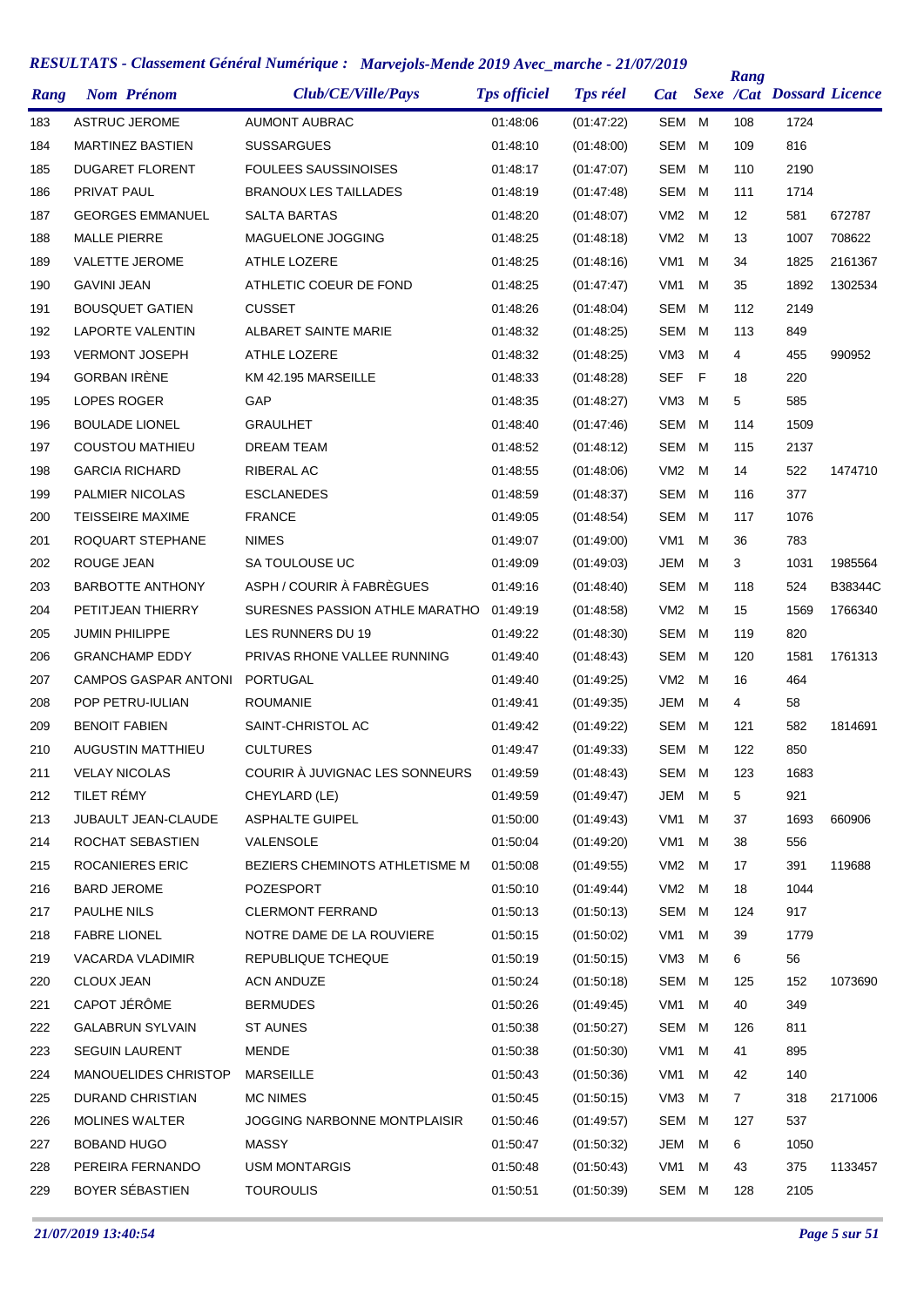## RESULTATS - Classement Général Numérique : Marvejols-Mende 2019 Avec_marche - 21/07/2019

| Rang | Nom Prénom | Club/CE/Ville/Pays | Tps officiel | Tps réel | Cat | Sexe | Rang /Cat | Dossard | Licence |
|---|---|---|---|---|---|---|---|---|---|
| 183 | ASTRUC JEROME | AUMONT AUBRAC | 01:48:06 | (01:47:22) | SEM | M | 108 | 1724 | |
| 184 | MARTINEZ BASTIEN | SUSSARGUES | 01:48:10 | (01:48:00) | SEM | M | 109 | 816 | |
| 185 | DUGARET FLORENT | FOULEES SAUSSINOISES | 01:48:17 | (01:47:07) | SEM | M | 110 | 2190 | |
| 186 | PRIVAT PAUL | BRANOUX LES TAILLADES | 01:48:19 | (01:47:48) | SEM | M | 111 | 1714 | |
| 187 | GEORGES EMMANUEL | SALTA BARTAS | 01:48:20 | (01:48:07) | VM2 | M | 12 | 581 | 672787 |
| 188 | MALLE PIERRE | MAGUELONE JOGGING | 01:48:25 | (01:48:18) | VM2 | M | 13 | 1007 | 708622 |
| 189 | VALETTE JEROME | ATHLE LOZERE | 01:48:25 | (01:48:16) | VM1 | M | 34 | 1825 | 2161367 |
| 190 | GAVINI JEAN | ATHLETIC COEUR DE FOND | 01:48:25 | (01:47:47) | VM1 | M | 35 | 1892 | 1302534 |
| 191 | BOUSQUET GATIEN | CUSSET | 01:48:26 | (01:48:04) | SEM | M | 112 | 2149 | |
| 192 | LAPORTE VALENTIN | ALBARET SAINTE MARIE | 01:48:32 | (01:48:25) | SEM | M | 113 | 849 | |
| 193 | VERMONT JOSEPH | ATHLE LOZERE | 01:48:32 | (01:48:25) | VM3 | M | 4 | 455 | 990952 |
| 194 | GORBAN IRÈNE | KM 42.195 MARSEILLE | 01:48:33 | (01:48:28) | SEF | F | 18 | 220 | |
| 195 | LOPES ROGER | GAP | 01:48:35 | (01:48:27) | VM3 | M | 5 | 585 | |
| 196 | BOULADE LIONEL | GRAULHET | 01:48:40 | (01:47:46) | SEM | M | 114 | 1509 | |
| 197 | COUSTOU MATHIEU | DREAM TEAM | 01:48:52 | (01:48:12) | SEM | M | 115 | 2137 | |
| 198 | GARCIA RICHARD | RIBERAL AC | 01:48:55 | (01:48:06) | VM2 | M | 14 | 522 | 1474710 |
| 199 | PALMIER NICOLAS | ESCLANEDES | 01:48:59 | (01:48:37) | SEM | M | 116 | 377 | |
| 200 | TEISSEIRE MAXIME | FRANCE | 01:49:05 | (01:48:54) | SEM | M | 117 | 1076 | |
| 201 | ROQUART STEPHANE | NIMES | 01:49:07 | (01:49:00) | VM1 | M | 36 | 783 | |
| 202 | ROUGE JEAN | SA TOULOUSE UC | 01:49:09 | (01:49:03) | JEM | M | 3 | 1031 | 1985564 |
| 203 | BARBOTTE ANTHONY | ASPH / COURIR À FABRÈGUES | 01:49:16 | (01:48:40) | SEM | M | 118 | 524 | B38344C |
| 204 | PETITJEAN THIERRY | SURESNES PASSION ATHLE MARATHO | 01:49:19 | (01:48:58) | VM2 | M | 15 | 1569 | 1766340 |
| 205 | JUMIN PHILIPPE | LES RUNNERS DU 19 | 01:49:22 | (01:48:30) | SEM | M | 119 | 820 | |
| 206 | GRANCHAMP EDDY | PRIVAS RHONE VALLEE RUNNING | 01:49:40 | (01:48:43) | SEM | M | 120 | 1581 | 1761313 |
| 207 | CAMPOS GASPAR ANTONI | PORTUGAL | 01:49:40 | (01:49:25) | VM2 | M | 16 | 464 | |
| 208 | POP PETRU-IULIAN | ROUMANIE | 01:49:41 | (01:49:35) | JEM | M | 4 | 58 | |
| 209 | BENOIT FABIEN | SAINT-CHRISTOL AC | 01:49:42 | (01:49:22) | SEM | M | 121 | 582 | 1814691 |
| 210 | AUGUSTIN MATTHIEU | CULTURES | 01:49:47 | (01:49:33) | SEM | M | 122 | 850 | |
| 211 | VELAY NICOLAS | COURIR À JUVIGNAC LES SONNEURS | 01:49:59 | (01:48:43) | SEM | M | 123 | 1683 | |
| 212 | TILET RÉMY | CHEYLARD (LE) | 01:49:59 | (01:49:47) | JEM | M | 5 | 921 | |
| 213 | JUBAULT JEAN-CLAUDE | ASPHALTE GUIPEL | 01:50:00 | (01:49:43) | VM1 | M | 37 | 1693 | 660906 |
| 214 | ROCHAT SEBASTIEN | VALENSOLE | 01:50:04 | (01:49:20) | VM1 | M | 38 | 556 | |
| 215 | ROCANIERES ERIC | BEZIERS CHEMINOTS ATHLETISME M | 01:50:08 | (01:49:55) | VM2 | M | 17 | 391 | 119688 |
| 216 | BARD JEROME | POZESPORT | 01:50:10 | (01:49:44) | VM2 | M | 18 | 1044 | |
| 217 | PAULHE NILS | CLERMONT FERRAND | 01:50:13 | (01:50:13) | SEM | M | 124 | 917 | |
| 218 | FABRE LIONEL | NOTRE DAME DE LA ROUVIERE | 01:50:15 | (01:50:02) | VM1 | M | 39 | 1779 | |
| 219 | VACARDA VLADIMIR | REPUBLIQUE TCHEQUE | 01:50:19 | (01:50:15) | VM3 | M | 6 | 56 | |
| 220 | CLOUX JEAN | ACN ANDUZE | 01:50:24 | (01:50:18) | SEM | M | 125 | 152 | 1073690 |
| 221 | CAPOT JÉRÔME | BERMUDES | 01:50:26 | (01:49:45) | VM1 | M | 40 | 349 | |
| 222 | GALABRUN SYLVAIN | ST AUNES | 01:50:38 | (01:50:27) | SEM | M | 126 | 811 | |
| 223 | SEGUIN LAURENT | MENDE | 01:50:38 | (01:50:30) | VM1 | M | 41 | 895 | |
| 224 | MANOUELIDES CHRISTOP | MARSEILLE | 01:50:43 | (01:50:36) | VM1 | M | 42 | 140 | |
| 225 | DURAND CHRISTIAN | MC NIMES | 01:50:45 | (01:50:15) | VM3 | M | 7 | 318 | 2171006 |
| 226 | MOLINES WALTER | JOGGING NARBONNE MONTPLAISIR | 01:50:46 | (01:49:57) | SEM | M | 127 | 537 | |
| 227 | BOBAND HUGO | MASSY | 01:50:47 | (01:50:32) | JEM | M | 6 | 1050 | |
| 228 | PEREIRA FERNANDO | USM MONTARGIS | 01:50:48 | (01:50:43) | VM1 | M | 43 | 375 | 1133457 |
| 229 | BOYER SÉBASTIEN | TOUROULIS | 01:50:51 | (01:50:39) | SEM | M | 128 | 2105 | |

*21/07/2019 13:40:54*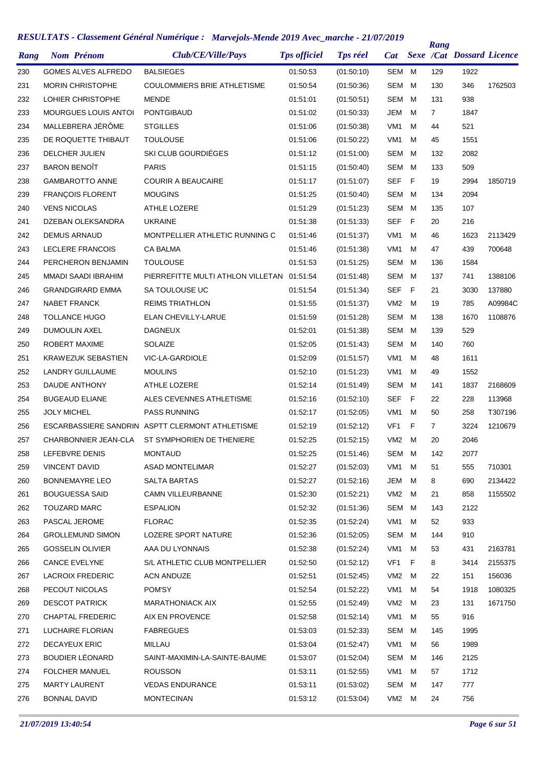# RESULTATS - Classement Général Numérique : Marvejols-Mende 2019 Avec_marche - 21/07/2019

| Rang | Nom Prénom | Club/CE/Ville/Pays | Tps officiel | Tps réel | Cat | Sexe | Rang /Cat | Dossard | Licence |
|---|---|---|---|---|---|---|---|---|---|
| 230 | GOMES ALVES ALFREDO | BALSIEGES | 01:50:53 | (01:50:10) | SEM | M | 129 | 1922 | |
| 231 | MORIN CHRISTOPHE | COULOMMIERS BRIE ATHLETISME | 01:50:54 | (01:50:36) | SEM | M | 130 | 346 | 1762503 |
| 232 | LOHIER CHRISTOPHE | MENDE | 01:51:01 | (01:50:51) | SEM | M | 131 | 938 | |
| 233 | MOURGUES LOUIS ANTOI | PONTGIBAUD | 01:51:02 | (01:50:33) | JEM | M | 7 | 1847 | |
| 234 | MALLEBRERA JÉRÔME | STGILLES | 01:51:06 | (01:50:38) | VM1 | M | 44 | 521 | |
| 235 | DE ROQUETTE THIBAUT | TOULOUSE | 01:51:06 | (01:50:22) | VM1 | M | 45 | 1551 | |
| 236 | DELCHER JULIEN | SKI CLUB GOURDIÉGES | 01:51:12 | (01:51:00) | SEM | M | 132 | 2082 | |
| 237 | BARON BENOÎT | PARIS | 01:51:15 | (01:50:40) | SEM | M | 133 | 509 | |
| 238 | GAMBAROTTO ANNE | COURIR A BEAUCAIRE | 01:51:17 | (01:51:07) | SEF | F | 19 | 2994 | 1850719 |
| 239 | FRANÇOIS FLORENT | MOUGINS | 01:51:25 | (01:50:40) | SEM | M | 134 | 2094 | |
| 240 | VENS NICOLAS | ATHLE LOZERE | 01:51:29 | (01:51:23) | SEM | M | 135 | 107 | |
| 241 | DZEBAN OLEKSANDRA | UKRAINE | 01:51:38 | (01:51:33) | SEF | F | 20 | 216 | |
| 242 | DEMUS ARNAUD | MONTPELLIER ATHLETIC RUNNING C | 01:51:46 | (01:51:37) | VM1 | M | 46 | 1623 | 2113429 |
| 243 | LECLERE FRANCOIS | CA BALMA | 01:51:46 | (01:51:38) | VM1 | M | 47 | 439 | 700648 |
| 244 | PERCHERON BENJAMIN | TOULOUSE | 01:51:53 | (01:51:25) | SEM | M | 136 | 1584 | |
| 245 | MMADI SAADI IBRAHIM | PIERREFITTE MULTI ATHLON VILLETAN | 01:51:54 | (01:51:48) | SEM | M | 137 | 741 | 1388106 |
| 246 | GRANDGIRARD EMMA | SA TOULOUSE UC | 01:51:54 | (01:51:34) | SEF | F | 21 | 3030 | 137880 |
| 247 | NABET FRANCK | REIMS TRIATHLON | 01:51:55 | (01:51:37) | VM2 | M | 19 | 785 | A09984C |
| 248 | TOLLANCE HUGO | ELAN CHEVILLY-LARUE | 01:51:59 | (01:51:28) | SEM | M | 138 | 1670 | 1108876 |
| 249 | DUMOULIN AXEL | DAGNEUX | 01:52:01 | (01:51:38) | SEM | M | 139 | 529 | |
| 250 | ROBERT MAXIME | SOLAIZE | 01:52:05 | (01:51:43) | SEM | M | 140 | 760 | |
| 251 | KRAWEZUK SEBASTIEN | VIC-LA-GARDIOLE | 01:52:09 | (01:51:57) | VM1 | M | 48 | 1611 | |
| 252 | LANDRY GUILLAUME | MOULINS | 01:52:10 | (01:51:23) | VM1 | M | 49 | 1552 | |
| 253 | DAUDE ANTHONY | ATHLE LOZERE | 01:52:14 | (01:51:49) | SEM | M | 141 | 1837 | 2168609 |
| 254 | BUGEAUD ELIANE | ALES CEVENNES ATHLETISME | 01:52:16 | (01:52:10) | SEF | F | 22 | 228 | 113968 |
| 255 | JOLY MICHEL | PASS RUNNING | 01:52:17 | (01:52:05) | VM1 | M | 50 | 258 | T307196 |
| 256 | ESCARBASSIERE SANDRIN | ASPTT CLERMONT ATHLETISME | 01:52:19 | (01:52:12) | VF1 | F | 7 | 3224 | 1210679 |
| 257 | CHARBONNIER JEAN-CLA | ST SYMPHORIEN DE THENIERE | 01:52:25 | (01:52:15) | VM2 | M | 20 | 2046 | |
| 258 | LEFEBVRE DENIS | MONTAUD | 01:52:25 | (01:51:46) | SEM | M | 142 | 2077 | |
| 259 | VINCENT DAVID | ASAD MONTELIMAR | 01:52:27 | (01:52:03) | VM1 | M | 51 | 555 | 710301 |
| 260 | BONNEMAYRE LEO | SALTA BARTAS | 01:52:27 | (01:52:16) | JEM | M | 8 | 690 | 2134422 |
| 261 | BOUGUESSA SAID | CAMN VILLEURBANNE | 01:52:30 | (01:52:21) | VM2 | M | 21 | 858 | 1155502 |
| 262 | TOUZARD MARC | ESPALION | 01:52:32 | (01:51:36) | SEM | M | 143 | 2122 | |
| 263 | PASCAL JEROME | FLORAC | 01:52:35 | (01:52:24) | VM1 | M | 52 | 933 | |
| 264 | GROLLEMUND SIMON | LOZERE SPORT NATURE | 01:52:36 | (01:52:05) | SEM | M | 144 | 910 | |
| 265 | GOSSELIN OLIVIER | AAA DU LYONNAIS | 01:52:38 | (01:52:24) | VM1 | M | 53 | 431 | 2163781 |
| 266 | CANCE EVELYNE | S/L ATHLETIC CLUB MONTPELLIER | 01:52:50 | (01:52:12) | VF1 | F | 8 | 3414 | 2155375 |
| 267 | LACROIX FREDERIC | ACN ANDUZE | 01:52:51 | (01:52:45) | VM2 | M | 22 | 151 | 156036 |
| 268 | PECOUT NICOLAS | POM'SY | 01:52:54 | (01:52:22) | VM1 | M | 54 | 1918 | 1080325 |
| 269 | DESCOT PATRICK | MARATHONIACK AIX | 01:52:55 | (01:52:49) | VM2 | M | 23 | 131 | 1671750 |
| 270 | CHAPTAL FREDERIC | AIX EN PROVENCE | 01:52:58 | (01:52:14) | VM1 | M | 55 | 916 | |
| 271 | LUCHAIRE FLORIAN | FABREGUES | 01:53:03 | (01:52:33) | SEM | M | 145 | 1995 | |
| 272 | DECAYEUX ERIC | MILLAU | 01:53:04 | (01:52:47) | VM1 | M | 56 | 1989 | |
| 273 | BOUDIER LÉONARD | SAINT-MAXIMIN-LA-SAINTE-BAUME | 01:53:07 | (01:52:04) | SEM | M | 146 | 2125 | |
| 274 | FOLCHER MANUEL | ROUSSON | 01:53:11 | (01:52:55) | VM1 | M | 57 | 1712 | |
| 275 | MARTY LAURENT | VEDAS ENDURANCE | 01:53:11 | (01:53:02) | SEM | M | 147 | 777 | |
| 276 | BONNAL DAVID | MONTECINAN | 01:53:12 | (01:53:04) | VM2 | M | 24 | 756 | |

*21/07/2019 13:40:54*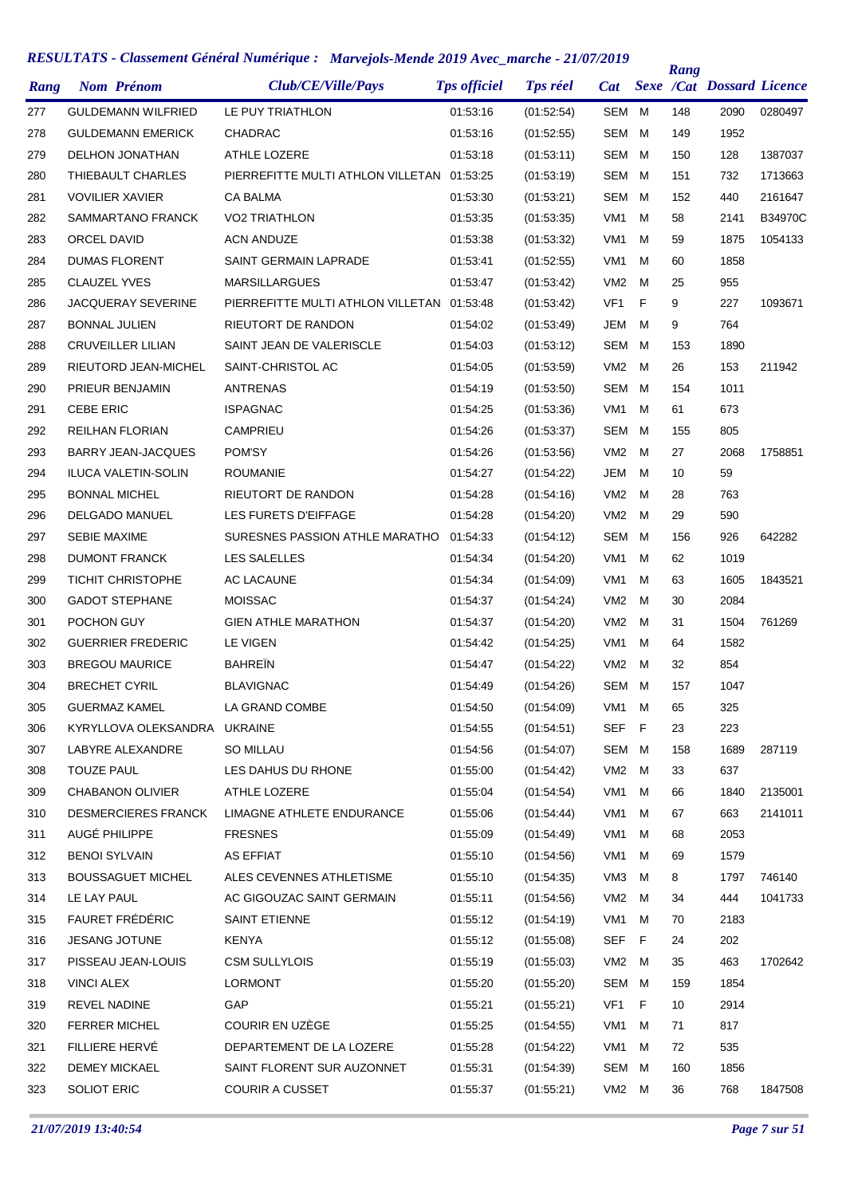# RESULTATS - Classement Général Numérique : Marvejols-Mende 2019 Avec_marche - 21/07/2019

| Rang | Nom Prénom | Club/CE/Ville/Pays | Tps officiel | Tps réel | Cat | Sexe | Rang /Cat | Dossard | Licence |
|---|---|---|---|---|---|---|---|---|---|
| 277 | GULDEMANN WILFRIED | LE PUY TRIATHLON | 01:53:16 | (01:52:54) | SEM | M | 148 | 2090 | 0280497 |
| 278 | GULDEMANN EMERICK | CHADRAC | 01:53:16 | (01:52:55) | SEM | M | 149 | 1952 | |
| 279 | DELHON JONATHAN | ATHLE LOZERE | 01:53:18 | (01:53:11) | SEM | M | 150 | 128 | 1387037 |
| 280 | THIEBAULT CHARLES | PIERREFITTE MULTI ATHLON VILLETAN | 01:53:25 | (01:53:19) | SEM | M | 151 | 732 | 1713663 |
| 281 | VOVILIER XAVIER | CA BALMA | 01:53:30 | (01:53:21) | SEM | M | 152 | 440 | 2161647 |
| 282 | SAMMARTANO FRANCK | VO2 TRIATHLON | 01:53:35 | (01:53:35) | VM1 | M | 58 | 2141 | B34970C |
| 283 | ORCEL DAVID | ACN ANDUZE | 01:53:38 | (01:53:32) | VM1 | M | 59 | 1875 | 1054133 |
| 284 | DUMAS FLORENT | SAINT GERMAIN LAPRADE | 01:53:41 | (01:52:55) | VM1 | M | 60 | 1858 | |
| 285 | CLAUZEL YVES | MARSILLARGUES | 01:53:47 | (01:53:42) | VM2 | M | 25 | 955 | |
| 286 | JACQUERAY SEVERINE | PIERREFITTE MULTI ATHLON VILLETAN | 01:53:48 | (01:53:42) | VF1 | F | 9 | 227 | 1093671 |
| 287 | BONNAL JULIEN | RIEUTORT DE RANDON | 01:54:02 | (01:53:49) | JEM | M | 9 | 764 | |
| 288 | CRUVEILLER LILIAN | SAINT JEAN DE VALERISCLE | 01:54:03 | (01:53:12) | SEM | M | 153 | 1890 | |
| 289 | RIEUTORD JEAN-MICHEL | SAINT-CHRISTOL AC | 01:54:05 | (01:53:59) | VM2 | M | 26 | 153 | 211942 |
| 290 | PRIEUR BENJAMIN | ANTRENAS | 01:54:19 | (01:53:50) | SEM | M | 154 | 1011 | |
| 291 | CEBE ERIC | ISPAGNAC | 01:54:25 | (01:53:36) | VM1 | M | 61 | 673 | |
| 292 | REILHAN FLORIAN | CAMPRIEU | 01:54:26 | (01:53:37) | SEM | M | 155 | 805 | |
| 293 | BARRY JEAN-JACQUES | POM'SY | 01:54:26 | (01:53:56) | VM2 | M | 27 | 2068 | 1758851 |
| 294 | ILUCA VALETIN-SOLIN | ROUMANIE | 01:54:27 | (01:54:22) | JEM | M | 10 | 59 | |
| 295 | BONNAL MICHEL | RIEUTORT DE RANDON | 01:54:28 | (01:54:16) | VM2 | M | 28 | 763 | |
| 296 | DELGADO MANUEL | LES FURETS D'EIFFAGE | 01:54:28 | (01:54:20) | VM2 | M | 29 | 590 | |
| 297 | SEBIE MAXIME | SURESNES PASSION ATHLE MARATHO | 01:54:33 | (01:54:12) | SEM | M | 156 | 926 | 642282 |
| 298 | DUMONT FRANCK | LES SALELLES | 01:54:34 | (01:54:20) | VM1 | M | 62 | 1019 | |
| 299 | TICHIT CHRISTOPHE | AC LACAUNE | 01:54:34 | (01:54:09) | VM1 | M | 63 | 1605 | 1843521 |
| 300 | GADOT STEPHANE | MOISSAC | 01:54:37 | (01:54:24) | VM2 | M | 30 | 2084 | |
| 301 | POCHON GUY | GIEN ATHLE MARATHON | 01:54:37 | (01:54:20) | VM2 | M | 31 | 1504 | 761269 |
| 302 | GUERRIER FREDERIC | LE VIGEN | 01:54:42 | (01:54:25) | VM1 | M | 64 | 1582 | |
| 303 | BREGOU MAURICE | BAHREÏN | 01:54:47 | (01:54:22) | VM2 | M | 32 | 854 | |
| 304 | BRECHET CYRIL | BLAVIGNAC | 01:54:49 | (01:54:26) | SEM | M | 157 | 1047 | |
| 305 | GUERMAZ KAMEL | LA GRAND COMBE | 01:54:50 | (01:54:09) | VM1 | M | 65 | 325 | |
| 306 | KYRYLLOVA OLEKSANDRA | UKRAINE | 01:54:55 | (01:54:51) | SEF | F | 23 | 223 | |
| 307 | LABYRE ALEXANDRE | SO MILLAU | 01:54:56 | (01:54:07) | SEM | M | 158 | 1689 | 287119 |
| 308 | TOUZE PAUL | LES DAHUS DU RHONE | 01:55:00 | (01:54:42) | VM2 | M | 33 | 637 | |
| 309 | CHABANON OLIVIER | ATHLE LOZERE | 01:55:04 | (01:54:54) | VM1 | M | 66 | 1840 | 2135001 |
| 310 | DESMERCIERES FRANCK | LIMAGNE ATHLETE ENDURANCE | 01:55:06 | (01:54:44) | VM1 | M | 67 | 663 | 2141011 |
| 311 | AUGÉ PHILIPPE | FRESNES | 01:55:09 | (01:54:49) | VM1 | M | 68 | 2053 | |
| 312 | BENOI SYLVAIN | AS EFFIAT | 01:55:10 | (01:54:56) | VM1 | M | 69 | 1579 | |
| 313 | BOUSSAGUET MICHEL | ALES CEVENNES ATHLETISME | 01:55:10 | (01:54:35) | VM3 | M | 8 | 1797 | 746140 |
| 314 | LE LAY PAUL | AC GIGOUZAC SAINT GERMAIN | 01:55:11 | (01:54:56) | VM2 | M | 34 | 444 | 1041733 |
| 315 | FAURET FRÉDÉRIC | SAINT ETIENNE | 01:55:12 | (01:54:19) | VM1 | M | 70 | 2183 | |
| 316 | JESANG JOTUNE | KENYA | 01:55:12 | (01:55:08) | SEF | F | 24 | 202 | |
| 317 | PISSEAU JEAN-LOUIS | CSM SULLYLOIS | 01:55:19 | (01:55:03) | VM2 | M | 35 | 463 | 1702642 |
| 318 | VINCI ALEX | LORMONT | 01:55:20 | (01:55:20) | SEM | M | 159 | 1854 | |
| 319 | REVEL NADINE | GAP | 01:55:21 | (01:55:21) | VF1 | F | 10 | 2914 | |
| 320 | FERRER MICHEL | COURIR EN UZÈGE | 01:55:25 | (01:54:55) | VM1 | M | 71 | 817 | |
| 321 | FILLIERE HERVÉ | DEPARTEMENT DE LA LOZERE | 01:55:28 | (01:54:22) | VM1 | M | 72 | 535 | |
| 322 | DEMEY MICKAEL | SAINT FLORENT SUR AUZONNET | 01:55:31 | (01:54:39) | SEM | M | 160 | 1856 | |
| 323 | SOLIOT ERIC | COURIR A CUSSET | 01:55:37 | (01:55:21) | VM2 | M | 36 | 768 | 1847508 |

*21/07/2019 13:40:54*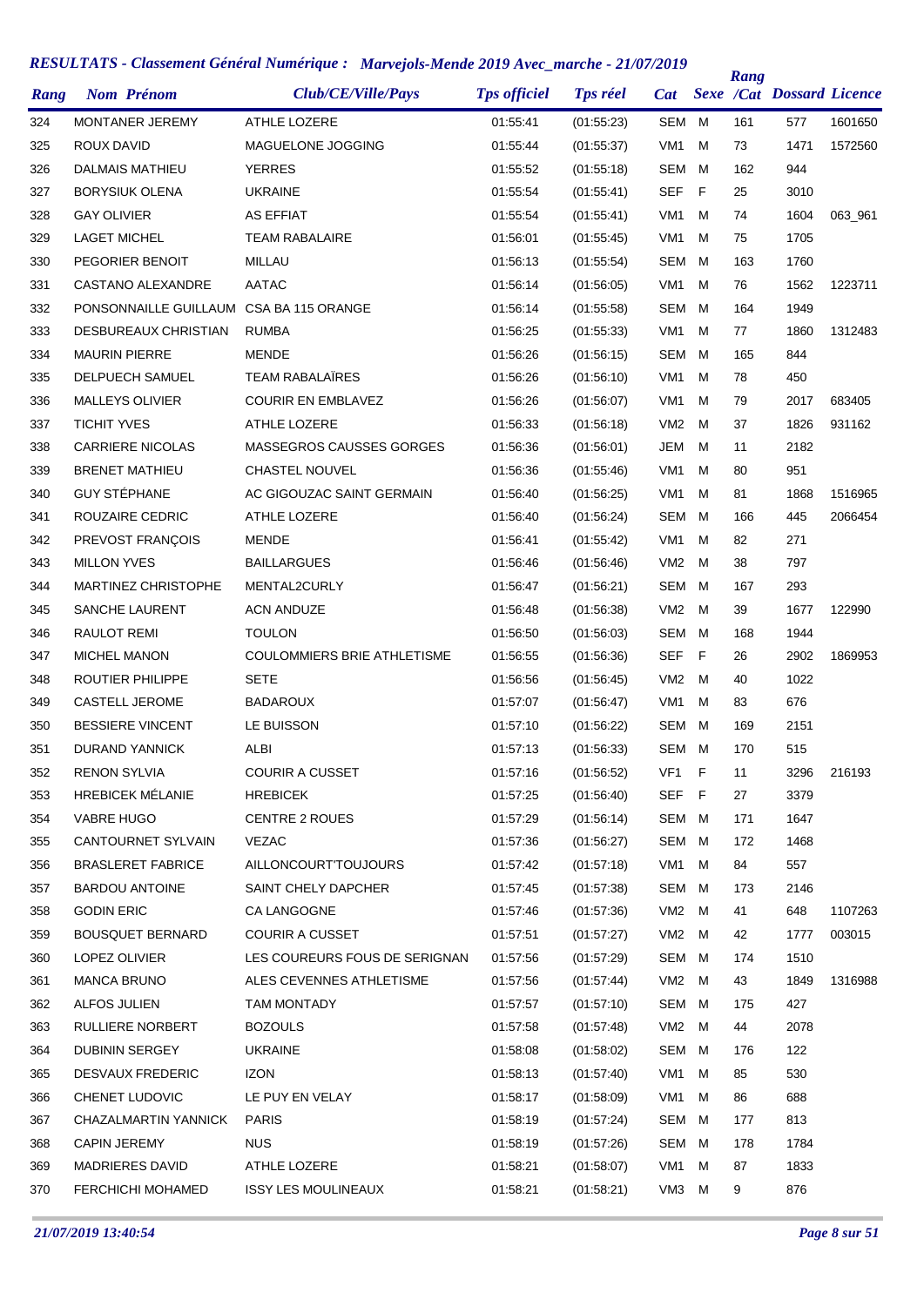# RESULTATS - Classement Général Numérique : Marvejols-Mende 2019 Avec_marche - 21/07/2019

| Rang | Nom Prénom | Club/CE/Ville/Pays | Tps officiel | Tps réel | Cat | Sexe | Rang /Cat | Dossard | Licence |
|---|---|---|---|---|---|---|---|---|---|
| 324 | MONTANER JEREMY | ATHLE LOZERE | 01:55:41 | (01:55:23) | SEM | M | 161 | 577 | 1601650 |
| 325 | ROUX DAVID | MAGUELONE JOGGING | 01:55:44 | (01:55:37) | VM1 | M | 73 | 1471 | 1572560 |
| 326 | DALMAIS MATHIEU | YERRES | 01:55:52 | (01:55:18) | SEM | M | 162 | 944 | |
| 327 | BORYSIUK OLENA | UKRAINE | 01:55:54 | (01:55:41) | SEF | F | 25 | 3010 | |
| 328 | GAY OLIVIER | AS EFFIAT | 01:55:54 | (01:55:41) | VM1 | M | 74 | 1604 | 063_961 |
| 329 | LAGET MICHEL | TEAM RABALAIRE | 01:56:01 | (01:55:45) | VM1 | M | 75 | 1705 | |
| 330 | PEGORIER BENOIT | MILLAU | 01:56:13 | (01:55:54) | SEM | M | 163 | 1760 | |
| 331 | CASTANO ALEXANDRE | AATAC | 01:56:14 | (01:56:05) | VM1 | M | 76 | 1562 | 1223711 |
| 332 | PONSONNAILLE GUILLAUM | CSA BA 115 ORANGE | 01:56:14 | (01:55:58) | SEM | M | 164 | 1949 | |
| 333 | DESBUREAUX CHRISTIAN | RUMBA | 01:56:25 | (01:55:33) | VM1 | M | 77 | 1860 | 1312483 |
| 334 | MAURIN PIERRE | MENDE | 01:56:26 | (01:56:15) | SEM | M | 165 | 844 | |
| 335 | DELPUECH SAMUEL | TEAM RABALAÏRES | 01:56:26 | (01:56:10) | VM1 | M | 78 | 450 | |
| 336 | MALLEYS OLIVIER | COURIR EN EMBLAVEZ | 01:56:26 | (01:56:07) | VM1 | M | 79 | 2017 | 683405 |
| 337 | TICHIT YVES | ATHLE LOZERE | 01:56:33 | (01:56:18) | VM2 | M | 37 | 1826 | 931162 |
| 338 | CARRIERE NICOLAS | MASSEGROS CAUSSES GORGES | 01:56:36 | (01:56:01) | JEM | M | 11 | 2182 | |
| 339 | BRENET MATHIEU | CHASTEL NOUVEL | 01:56:36 | (01:55:46) | VM1 | M | 80 | 951 | |
| 340 | GUY STÉPHANE | AC GIGOUZAC SAINT GERMAIN | 01:56:40 | (01:56:25) | VM1 | M | 81 | 1868 | 1516965 |
| 341 | ROUZAIRE CEDRIC | ATHLE LOZERE | 01:56:40 | (01:56:24) | SEM | M | 166 | 445 | 2066454 |
| 342 | PREVOST FRANÇOIS | MENDE | 01:56:41 | (01:55:42) | VM1 | M | 82 | 271 | |
| 343 | MILLON YVES | BAILLARGUES | 01:56:46 | (01:56:46) | VM2 | M | 38 | 797 | |
| 344 | MARTINEZ CHRISTOPHE | MENTAL2CURLY | 01:56:47 | (01:56:21) | SEM | M | 167 | 293 | |
| 345 | SANCHE LAURENT | ACN ANDUZE | 01:56:48 | (01:56:38) | VM2 | M | 39 | 1677 | 122990 |
| 346 | RAULOT REMI | TOULON | 01:56:50 | (01:56:03) | SEM | M | 168 | 1944 | |
| 347 | MICHEL MANON | COULOMMIERS BRIE ATHLETISME | 01:56:55 | (01:56:36) | SEF | F | 26 | 2902 | 1869953 |
| 348 | ROUTIER PHILIPPE | SETE | 01:56:56 | (01:56:45) | VM2 | M | 40 | 1022 | |
| 349 | CASTELL JEROME | BADAROUX | 01:57:07 | (01:56:47) | VM1 | M | 83 | 676 | |
| 350 | BESSIERE VINCENT | LE BUISSON | 01:57:10 | (01:56:22) | SEM | M | 169 | 2151 | |
| 351 | DURAND YANNICK | ALBI | 01:57:13 | (01:56:33) | SEM | M | 170 | 515 | |
| 352 | RENON SYLVIA | COURIR A CUSSET | 01:57:16 | (01:56:52) | VF1 | F | 11 | 3296 | 216193 |
| 353 | HREBICEK MÉLANIE | HREBICEK | 01:57:25 | (01:56:40) | SEF | F | 27 | 3379 | |
| 354 | VABRE HUGO | CENTRE 2 ROUES | 01:57:29 | (01:56:14) | SEM | M | 171 | 1647 | |
| 355 | CANTOURNET SYLVAIN | VEZAC | 01:57:36 | (01:56:27) | SEM | M | 172 | 1468 | |
| 356 | BRASLERET FABRICE | AILLONCOURT'TOUJOURS | 01:57:42 | (01:57:18) | VM1 | M | 84 | 557 | |
| 357 | BARDOU ANTOINE | SAINT CHELY DAPCHER | 01:57:45 | (01:57:38) | SEM | M | 173 | 2146 | |
| 358 | GODIN ERIC | CA LANGOGNE | 01:57:46 | (01:57:36) | VM2 | M | 41 | 648 | 1107263 |
| 359 | BOUSQUET BERNARD | COURIR A CUSSET | 01:57:51 | (01:57:27) | VM2 | M | 42 | 1777 | 003015 |
| 360 | LOPEZ OLIVIER | LES COUREURS FOUS DE SERIGNAN | 01:57:56 | (01:57:29) | SEM | M | 174 | 1510 | |
| 361 | MANCA BRUNO | ALES CEVENNES ATHLETISME | 01:57:56 | (01:57:44) | VM2 | M | 43 | 1849 | 1316988 |
| 362 | ALFOS JULIEN | TAM MONTADY | 01:57:57 | (01:57:10) | SEM | M | 175 | 427 | |
| 363 | RULLIERE NORBERT | BOZOULS | 01:57:58 | (01:57:48) | VM2 | M | 44 | 2078 | |
| 364 | DUBININ SERGEY | UKRAINE | 01:58:08 | (01:58:02) | SEM | M | 176 | 122 | |
| 365 | DESVAUX FREDERIC | IZON | 01:58:13 | (01:57:40) | VM1 | M | 85 | 530 | |
| 366 | CHENET LUDOVIC | LE PUY EN VELAY | 01:58:17 | (01:58:09) | VM1 | M | 86 | 688 | |
| 367 | CHAZALMARTIN YANNICK | PARIS | 01:58:19 | (01:57:24) | SEM | M | 177 | 813 | |
| 368 | CAPIN JEREMY | NUS | 01:58:19 | (01:57:26) | SEM | M | 178 | 1784 | |
| 369 | MADRIERES DAVID | ATHLE LOZERE | 01:58:21 | (01:58:07) | VM1 | M | 87 | 1833 | |
| 370 | FERCHICHI MOHAMED | ISSY LES MOULINEAUX | 01:58:21 | (01:58:21) | VM3 | M | 9 | 876 | |

*21/07/2019 13:40:54*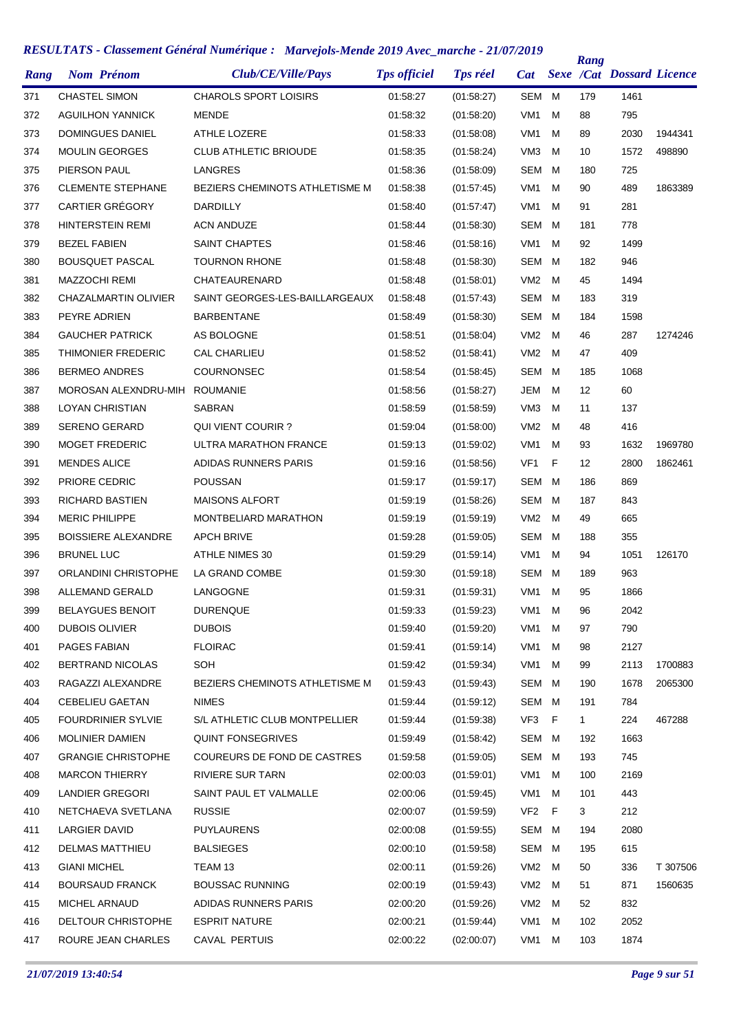## RESULTATS - Classement Général Numérique : Marvejols-Mende 2019 Avec_marche - 21/07/2019

| Rang | Nom Prénom | Club/CE/Ville/Pays | Tps officiel | Tps réel | Cat | Sexe | Rang /Cat | Dossard | Licence |
|---|---|---|---|---|---|---|---|---|---|
| 371 | CHASTEL SIMON | CHAROLS SPORT LOISIRS | 01:58:27 | (01:58:27) | SEM | M | 179 | 1461 | |
| 372 | AGUILHON YANNICK | MENDE | 01:58:32 | (01:58:20) | VM1 | M | 88 | 795 | |
| 373 | DOMINGUES DANIEL | ATHLE LOZERE | 01:58:33 | (01:58:08) | VM1 | M | 89 | 2030 | 1944341 |
| 374 | MOULIN GEORGES | CLUB ATHLETIC BRIOUDE | 01:58:35 | (01:58:24) | VM3 | M | 10 | 1572 | 498890 |
| 375 | PIERSON PAUL | LANGRES | 01:58:36 | (01:58:09) | SEM | M | 180 | 725 | |
| 376 | CLEMENTE STEPHANE | BEZIERS CHEMINOTS ATHLETISME M | 01:58:38 | (01:57:45) | VM1 | M | 90 | 489 | 1863389 |
| 377 | CARTIER GRÉGORY | DARDILLY | 01:58:40 | (01:57:47) | VM1 | M | 91 | 281 | |
| 378 | HINTERSTEIN REMI | ACN ANDUZE | 01:58:44 | (01:58:30) | SEM | M | 181 | 778 | |
| 379 | BEZEL FABIEN | SAINT CHAPTES | 01:58:46 | (01:58:16) | VM1 | M | 92 | 1499 | |
| 380 | BOUSQUET PASCAL | TOURNON RHONE | 01:58:48 | (01:58:30) | SEM | M | 182 | 946 | |
| 381 | MAZZOCHI REMI | CHATEAURENARD | 01:58:48 | (01:58:01) | VM2 | M | 45 | 1494 | |
| 382 | CHAZALMARTIN OLIVIER | SAINT GEORGES-LES-BAILLARGEAUX | 01:58:48 | (01:57:43) | SEM | M | 183 | 319 | |
| 383 | PEYRE ADRIEN | BARBENTANE | 01:58:49 | (01:58:30) | SEM | M | 184 | 1598 | |
| 384 | GAUCHER PATRICK | AS BOLOGNE | 01:58:51 | (01:58:04) | VM2 | M | 46 | 287 | 1274246 |
| 385 | THIMONIER FREDERIC | CAL CHARLIEU | 01:58:52 | (01:58:41) | VM2 | M | 47 | 409 | |
| 386 | BERMEO ANDRES | COURNONSEC | 01:58:54 | (01:58:45) | SEM | M | 185 | 1068 | |
| 387 | MOROSAN ALEXNDRU-MIH | ROUMANIE | 01:58:56 | (01:58:27) | JEM | M | 12 | 60 | |
| 388 | LOYAN CHRISTIAN | SABRAN | 01:58:59 | (01:58:59) | VM3 | M | 11 | 137 | |
| 389 | SERENO GERARD | QUI VIENT COURIR ? | 01:59:04 | (01:58:00) | VM2 | M | 48 | 416 | |
| 390 | MOGET FREDERIC | ULTRA MARATHON FRANCE | 01:59:13 | (01:59:02) | VM1 | M | 93 | 1632 | 1969780 |
| 391 | MENDES ALICE | ADIDAS RUNNERS PARIS | 01:59:16 | (01:58:56) | VF1 | F | 12 | 2800 | 1862461 |
| 392 | PRIORE CEDRIC | POUSSAN | 01:59:17 | (01:59:17) | SEM | M | 186 | 869 | |
| 393 | RICHARD BASTIEN | MAISONS ALFORT | 01:59:19 | (01:58:26) | SEM | M | 187 | 843 | |
| 394 | MERIC PHILIPPE | MONTBELIARD MARATHON | 01:59:19 | (01:59:19) | VM2 | M | 49 | 665 | |
| 395 | BOISSIERE ALEXANDRE | APCH BRIVE | 01:59:28 | (01:59:05) | SEM | M | 188 | 355 | |
| 396 | BRUNEL LUC | ATHLE NIMES 30 | 01:59:29 | (01:59:14) | VM1 | M | 94 | 1051 | 126170 |
| 397 | ORLANDINI CHRISTOPHE | LA GRAND COMBE | 01:59:30 | (01:59:18) | SEM | M | 189 | 963 | |
| 398 | ALLEMAND GERALD | LANGOGNE | 01:59:31 | (01:59:31) | VM1 | M | 95 | 1866 | |
| 399 | BELAYGUES BENOIT | DURENQUE | 01:59:33 | (01:59:23) | VM1 | M | 96 | 2042 | |
| 400 | DUBOIS OLIVIER | DUBOIS | 01:59:40 | (01:59:20) | VM1 | M | 97 | 790 | |
| 401 | PAGES FABIAN | FLOIRAC | 01:59:41 | (01:59:14) | VM1 | M | 98 | 2127 | |
| 402 | BERTRAND NICOLAS | SOH | 01:59:42 | (01:59:34) | VM1 | M | 99 | 2113 | 1700883 |
| 403 | RAGAZZI ALEXANDRE | BEZIERS CHEMINOTS ATHLETISME M | 01:59:43 | (01:59:43) | SEM | M | 190 | 1678 | 2065300 |
| 404 | CEBELIEU GAETAN | NIMES | 01:59:44 | (01:59:12) | SEM | M | 191 | 784 | |
| 405 | FOURDRINIER SYLVIE | S/L ATHLETIC CLUB MONTPELLIER | 01:59:44 | (01:59:38) | VF3 | F | 1 | 224 | 467288 |
| 406 | MOLINIER DAMIEN | QUINT FONSEGRIVES | 01:59:49 | (01:58:42) | SEM | M | 192 | 1663 | |
| 407 | GRANGIE CHRISTOPHE | COUREURS DE FOND DE CASTRES | 01:59:58 | (01:59:05) | SEM | M | 193 | 745 | |
| 408 | MARCON THIERRY | RIVIERE SUR TARN | 02:00:03 | (01:59:01) | VM1 | M | 100 | 2169 | |
| 409 | LANDIER GREGORI | SAINT PAUL ET VALMALLE | 02:00:06 | (01:59:45) | VM1 | M | 101 | 443 | |
| 410 | NETCHAEVA SVETLANA | RUSSIE | 02:00:07 | (01:59:59) | VF2 | F | 3 | 212 | |
| 411 | LARGIER DAVID | PUYLAURENS | 02:00:08 | (01:59:55) | SEM | M | 194 | 2080 | |
| 412 | DELMAS MATTHIEU | BALSIEGES | 02:00:10 | (01:59:58) | SEM | M | 195 | 615 | |
| 413 | GIANI MICHEL | TEAM 13 | 02:00:11 | (01:59:26) | VM2 | M | 50 | 336 | T 307506 |
| 414 | BOURSAUD FRANCK | BOUSSAC RUNNING | 02:00:19 | (01:59:43) | VM2 | M | 51 | 871 | 1560635 |
| 415 | MICHEL ARNAUD | ADIDAS RUNNERS PARIS | 02:00:20 | (01:59:26) | VM2 | M | 52 | 832 | |
| 416 | DELTOUR CHRISTOPHE | ESPRIT NATURE | 02:00:21 | (01:59:44) | VM1 | M | 102 | 2052 | |
| 417 | ROURE JEAN CHARLES | CAVAL PERTUIS | 02:00:22 | (02:00:07) | VM1 | M | 103 | 1874 | |

*21/07/2019 13:40:54*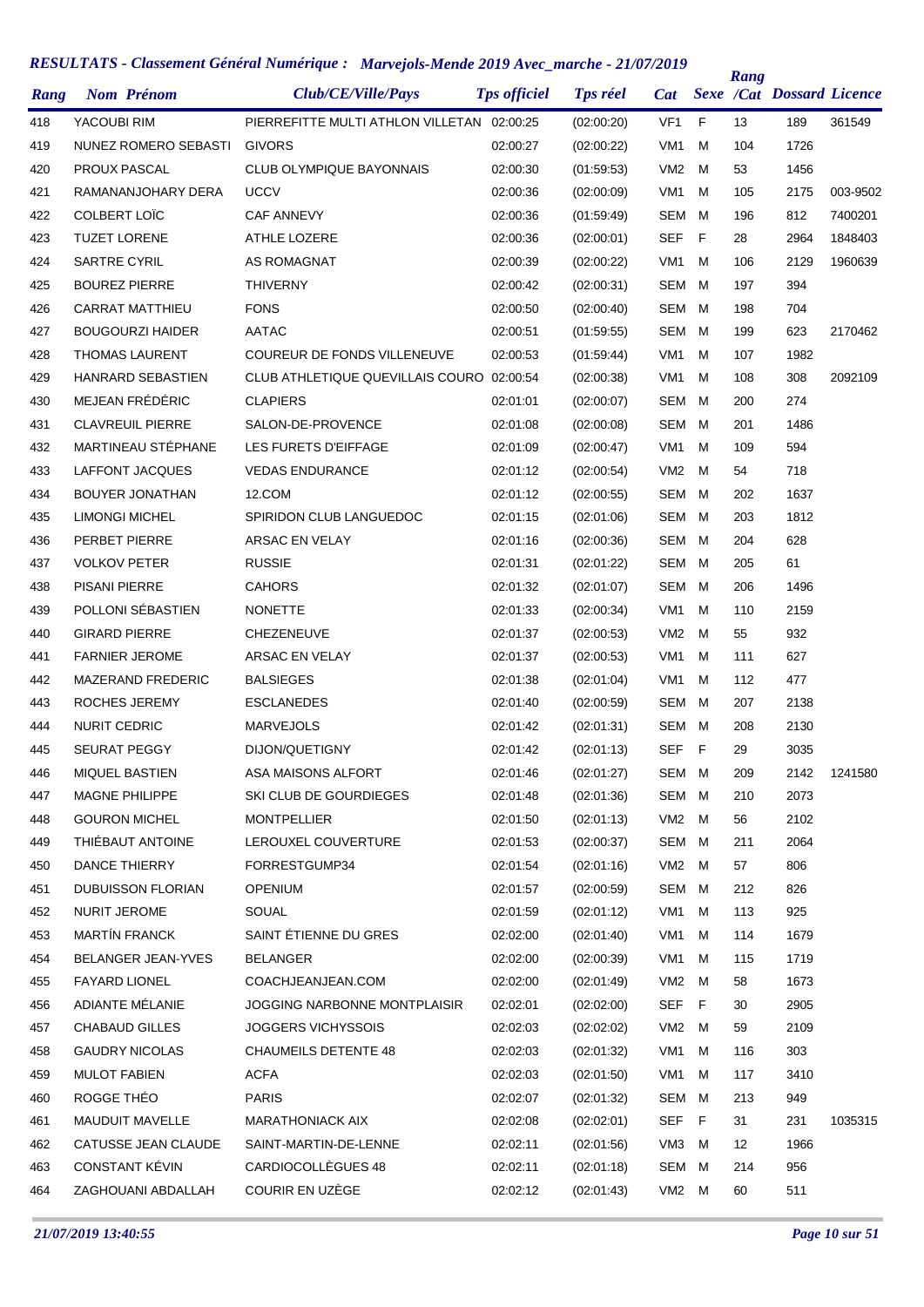## RESULTATS - Classement Général Numérique : Marvejols-Mende 2019 Avec_marche - 21/07/2019

| Rang | Nom Prénom | Club/CE/Ville/Pays | Tps officiel | Tps réel | Cat | Sexe | Rang /Cat | Dossard | Licence |
|---|---|---|---|---|---|---|---|---|---|
| 418 | YACOUBI RIM | PIERREFITTE MULTI ATHLON VILLETAN | 02:00:25 | (02:00:20) | VF1 | F | 13 | 189 | 361549 |
| 419 | NUNEZ ROMERO SEBASTI | GIVORS | 02:00:27 | (02:00:22) | VM1 | M | 104 | 1726 | |
| 420 | PROUX PASCAL | CLUB OLYMPIQUE BAYONNAIS | 02:00:30 | (01:59:53) | VM2 | M | 53 | 1456 | |
| 421 | RAMANANJOHARY DERA | UCCV | 02:00:36 | (02:00:09) | VM1 | M | 105 | 2175 | 003-9502 |
| 422 | COLBERT LOÏC | CAF ANNEVY | 02:00:36 | (01:59:49) | SEM | M | 196 | 812 | 7400201 |
| 423 | TUZET LORENE | ATHLE LOZERE | 02:00:36 | (02:00:01) | SEF | F | 28 | 2964 | 1848403 |
| 424 | SARTRE CYRIL | AS ROMAGNAT | 02:00:39 | (02:00:22) | VM1 | M | 106 | 2129 | 1960639 |
| 425 | BOUREZ PIERRE | THIVERNY | 02:00:42 | (02:00:31) | SEM | M | 197 | 394 | |
| 426 | CARRAT MATTHIEU | FONS | 02:00:50 | (02:00:40) | SEM | M | 198 | 704 | |
| 427 | BOUGOURZI HAIDER | AATAC | 02:00:51 | (01:59:55) | SEM | M | 199 | 623 | 2170462 |
| 428 | THOMAS LAURENT | COUREUR DE FONDS VILLENEUVE | 02:00:53 | (01:59:44) | VM1 | M | 107 | 1982 | |
| 429 | HANRARD SEBASTIEN | CLUB ATHLETIQUE QUEVILLAIS COURO | 02:00:54 | (02:00:38) | VM1 | M | 108 | 308 | 2092109 |
| 430 | MEJEAN FRÉDÉRIC | CLAPIERS | 02:01:01 | (02:00:07) | SEM | M | 200 | 274 | |
| 431 | CLAVREUIL PIERRE | SALON-DE-PROVENCE | 02:01:08 | (02:00:08) | SEM | M | 201 | 1486 | |
| 432 | MARTINEAU STÉPHANE | LES FURETS D'EIFFAGE | 02:01:09 | (02:00:47) | VM1 | M | 109 | 594 | |
| 433 | LAFFONT JACQUES | VEDAS ENDURANCE | 02:01:12 | (02:00:54) | VM2 | M | 54 | 718 | |
| 434 | BOUYER JONATHAN | 12.COM | 02:01:12 | (02:00:55) | SEM | M | 202 | 1637 | |
| 435 | LIMONGI MICHEL | SPIRIDON CLUB LANGUEDOC | 02:01:15 | (02:01:06) | SEM | M | 203 | 1812 | |
| 436 | PERBET PIERRE | ARSAC EN VELAY | 02:01:16 | (02:00:36) | SEM | M | 204 | 628 | |
| 437 | VOLKOV PETER | RUSSIE | 02:01:31 | (02:01:22) | SEM | M | 205 | 61 | |
| 438 | PISANI PIERRE | CAHORS | 02:01:32 | (02:01:07) | SEM | M | 206 | 1496 | |
| 439 | POLLONI SÉBASTIEN | NONETTE | 02:01:33 | (02:00:34) | VM1 | M | 110 | 2159 | |
| 440 | GIRARD PIERRE | CHEZENEUVE | 02:01:37 | (02:00:53) | VM2 | M | 55 | 932 | |
| 441 | FARNIER JEROME | ARSAC EN VELAY | 02:01:37 | (02:00:53) | VM1 | M | 111 | 627 | |
| 442 | MAZERAND FREDERIC | BALSIEGES | 02:01:38 | (02:01:04) | VM1 | M | 112 | 477 | |
| 443 | ROCHES JEREMY | ESCLANEDES | 02:01:40 | (02:00:59) | SEM | M | 207 | 2138 | |
| 444 | NURIT CEDRIC | MARVEJOLS | 02:01:42 | (02:01:31) | SEM | M | 208 | 2130 | |
| 445 | SEURAT PEGGY | DIJON/QUETIGNY | 02:01:42 | (02:01:13) | SEF | F | 29 | 3035 | |
| 446 | MIQUEL BASTIEN | ASA MAISONS ALFORT | 02:01:46 | (02:01:27) | SEM | M | 209 | 2142 | 1241580 |
| 447 | MAGNE PHILIPPE | SKI CLUB DE GOURDIEGES | 02:01:48 | (02:01:36) | SEM | M | 210 | 2073 | |
| 448 | GOURON MICHEL | MONTPELLIER | 02:01:50 | (02:01:13) | VM2 | M | 56 | 2102 | |
| 449 | THIÉBAUT ANTOINE | LEROUXEL COUVERTURE | 02:01:53 | (02:00:37) | SEM | M | 211 | 2064 | |
| 450 | DANCE THIERRY | FORRESTGUMP34 | 02:01:54 | (02:01:16) | VM2 | M | 57 | 806 | |
| 451 | DUBUISSON FLORIAN | OPENIUM | 02:01:57 | (02:00:59) | SEM | M | 212 | 826 | |
| 452 | NURIT JEROME | SOUAL | 02:01:59 | (02:01:12) | VM1 | M | 113 | 925 | |
| 453 | MARTÍN FRANCK | SAINT ÉTIENNE DU GRES | 02:02:00 | (02:01:40) | VM1 | M | 114 | 1679 | |
| 454 | BELANGER JEAN-YVES | BELANGER | 02:02:00 | (02:00:39) | VM1 | M | 115 | 1719 | |
| 455 | FAYARD LIONEL | COACHJEANJEAN.COM | 02:02:00 | (02:01:49) | VM2 | M | 58 | 1673 | |
| 456 | ADIANTE MÉLANIE | JOGGING NARBONNE MONTPLAISIR | 02:02:01 | (02:02:00) | SEF | F | 30 | 2905 | |
| 457 | CHABAUD GILLES | JOGGERS VICHYSSOIS | 02:02:03 | (02:02:02) | VM2 | M | 59 | 2109 | |
| 458 | GAUDRY NICOLAS | CHAUMEILS DETENTE 48 | 02:02:03 | (02:01:32) | VM1 | M | 116 | 303 | |
| 459 | MULOT FABIEN | ACFA | 02:02:03 | (02:01:50) | VM1 | M | 117 | 3410 | |
| 460 | ROGGE THÉO | PARIS | 02:02:07 | (02:01:32) | SEM | M | 213 | 949 | |
| 461 | MAUDUIT MAVELLE | MARATHONIACK AIX | 02:02:08 | (02:02:01) | SEF | F | 31 | 231 | 1035315 |
| 462 | CATUSSE JEAN CLAUDE | SAINT-MARTIN-DE-LENNE | 02:02:11 | (02:01:56) | VM3 | M | 12 | 1966 | |
| 463 | CONSTANT KÉVIN | CARDIOCOLLÈGUES 48 | 02:02:11 | (02:01:18) | SEM | M | 214 | 956 | |
| 464 | ZAGHOUANI ABDALLAH | COURIR EN UZÈGE | 02:02:12 | (02:01:43) | VM2 | M | 60 | 511 | |

*21/07/2019 13:40:55*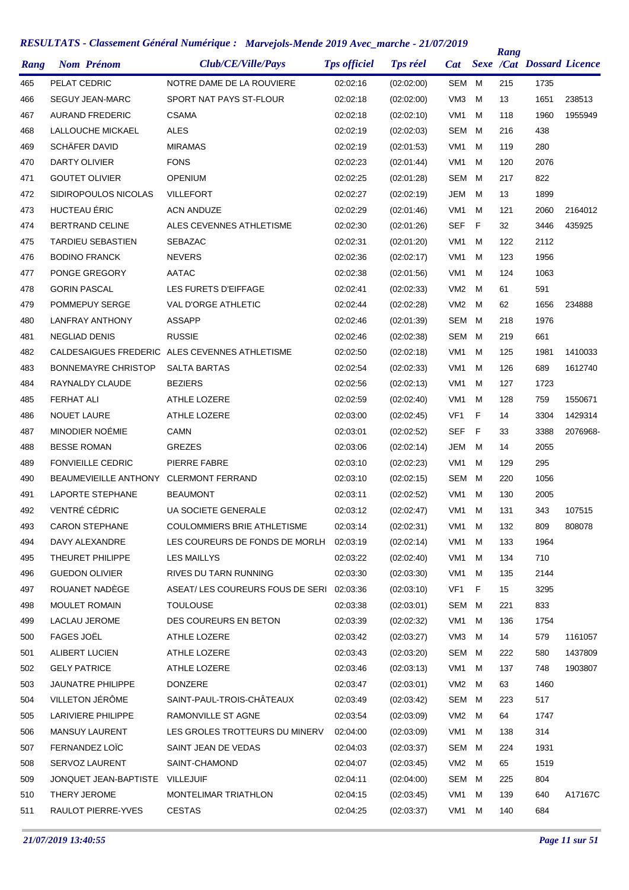# RESULTATS - Classement Général Numérique : Marvejols-Mende 2019 Avec_marche - 21/07/2019

| Rang | Nom Prénom | Club/CE/Ville/Pays | Tps officiel | Tps réel | Cat | Sexe | Rang /Cat | Dossard | Licence |
|---|---|---|---|---|---|---|---|---|---|
| 465 | PELAT CEDRIC | NOTRE DAME DE LA ROUVIERE | 02:02:16 | (02:02:00) | SEM | M | 215 | 1735 | |
| 466 | SEGUY JEAN-MARC | SPORT NAT PAYS ST-FLOUR | 02:02:18 | (02:02:00) | VM3 | M | 13 | 1651 | 238513 |
| 467 | AURAND FREDERIC | CSAMA | 02:02:18 | (02:02:10) | VM1 | M | 118 | 1960 | 1955949 |
| 468 | LALLOUCHE MICKAEL | ALES | 02:02:19 | (02:02:03) | SEM | M | 216 | 438 | |
| 469 | SCHÄFER DAVID | MIRAMAS | 02:02:19 | (02:01:53) | VM1 | M | 119 | 280 | |
| 470 | DARTY OLIVIER | FONS | 02:02:23 | (02:01:44) | VM1 | M | 120 | 2076 | |
| 471 | GOUTET OLIVIER | OPENIUM | 02:02:25 | (02:01:28) | SEM | M | 217 | 822 | |
| 472 | SIDIROPOULOS NICOLAS | VILLEFORT | 02:02:27 | (02:02:19) | JEM | M | 13 | 1899 | |
| 473 | HUCTEAU ÉRIC | ACN ANDUZE | 02:02:29 | (02:01:46) | VM1 | M | 121 | 2060 | 2164012 |
| 474 | BERTRAND CELINE | ALES CEVENNES ATHLETISME | 02:02:30 | (02:01:26) | SEF | F | 32 | 3446 | 435925 |
| 475 | TARDIEU SEBASTIEN | SEBAZAC | 02:02:31 | (02:01:20) | VM1 | M | 122 | 2112 | |
| 476 | BODINO FRANCK | NEVERS | 02:02:36 | (02:02:17) | VM1 | M | 123 | 1956 | |
| 477 | PONGE GREGORY | AATAC | 02:02:38 | (02:01:56) | VM1 | M | 124 | 1063 | |
| 478 | GORIN PASCAL | LES FURETS D'EIFFAGE | 02:02:41 | (02:02:33) | VM2 | M | 61 | 591 | |
| 479 | POMMEPUY SERGE | VAL D'ORGE ATHLETIC | 02:02:44 | (02:02:28) | VM2 | M | 62 | 1656 | 234888 |
| 480 | LANFRAY ANTHONY | ASSAPP | 02:02:46 | (02:01:39) | SEM | M | 218 | 1976 | |
| 481 | NEGLIAD DENIS | RUSSIE | 02:02:46 | (02:02:38) | SEM | M | 219 | 661 | |
| 482 | CALDESAIGUES FREDERIC | ALES CEVENNES ATHLETISME | 02:02:50 | (02:02:18) | VM1 | M | 125 | 1981 | 1410033 |
| 483 | BONNEMAYRE CHRISTOP | SALTA BARTAS | 02:02:54 | (02:02:33) | VM1 | M | 126 | 689 | 1612740 |
| 484 | RAYNALDY CLAUDE | BEZIERS | 02:02:56 | (02:02:13) | VM1 | M | 127 | 1723 | |
| 485 | FERHAT ALI | ATHLE LOZERE | 02:02:59 | (02:02:40) | VM1 | M | 128 | 759 | 1550671 |
| 486 | NOUET LAURE | ATHLE LOZERE | 02:03:00 | (02:02:45) | VF1 | F | 14 | 3304 | 1429314 |
| 487 | MINODIER NOÉMIE | CAMN | 02:03:01 | (02:02:52) | SEF | F | 33 | 3388 | 2076968- |
| 488 | BESSE ROMAN | GREZES | 02:03:06 | (02:02:14) | JEM | M | 14 | 2055 | |
| 489 | FONVIEILLE CEDRIC | PIERRE FABRE | 02:03:10 | (02:02:23) | VM1 | M | 129 | 295 | |
| 490 | BEAUMEVIEILLE ANTHONY | CLERMONT FERRAND | 02:03:10 | (02:02:15) | SEM | M | 220 | 1056 | |
| 491 | LAPORTE STEPHANE | BEAUMONT | 02:03:11 | (02:02:52) | VM1 | M | 130 | 2005 | |
| 492 | VENTRÉ CÉDRIC | UA SOCIETE GENERALE | 02:03:12 | (02:02:47) | VM1 | M | 131 | 343 | 107515 |
| 493 | CARON STEPHANE | COULOMMIERS BRIE ATHLETISME | 02:03:14 | (02:02:31) | VM1 | M | 132 | 809 | 808078 |
| 494 | DAVY ALEXANDRE | LES COUREURS DE FONDS DE MORLH | 02:03:19 | (02:02:14) | VM1 | M | 133 | 1964 | |
| 495 | THEURET PHILIPPE | LES MAILLYS | 02:03:22 | (02:02:40) | VM1 | M | 134 | 710 | |
| 496 | GUEDON OLIVIER | RIVES DU TARN RUNNING | 02:03:30 | (02:03:30) | VM1 | M | 135 | 2144 | |
| 497 | ROUANET NADÈGE | ASEAT/ LES COUREURS FOUS DE SERI | 02:03:36 | (02:03:10) | VF1 | F | 15 | 3295 | |
| 498 | MOULET ROMAIN | TOULOUSE | 02:03:38 | (02:03:01) | SEM | M | 221 | 833 | |
| 499 | LACLAU JEROME | DES COUREURS EN BETON | 02:03:39 | (02:02:32) | VM1 | M | 136 | 1754 | |
| 500 | FAGES JOËL | ATHLE LOZERE | 02:03:42 | (02:03:27) | VM3 | M | 14 | 579 | 1161057 |
| 501 | ALIBERT LUCIEN | ATHLE LOZERE | 02:03:43 | (02:03:20) | SEM | M | 222 | 580 | 1437809 |
| 502 | GELY PATRICE | ATHLE LOZERE | 02:03:46 | (02:03:13) | VM1 | M | 137 | 748 | 1903807 |
| 503 | JAUNATRE PHILIPPE | DONZERE | 02:03:47 | (02:03:01) | VM2 | M | 63 | 1460 | |
| 504 | VILLETON JÉRÔME | SAINT-PAUL-TROIS-CHÂTEAUX | 02:03:49 | (02:03:42) | SEM | M | 223 | 517 | |
| 505 | LARIVIERE PHILIPPE | RAMONVILLE ST AGNE | 02:03:54 | (02:03:09) | VM2 | M | 64 | 1747 | |
| 506 | MANSUY LAURENT | LES GROLES TROTTEURS DU MINERV | 02:04:00 | (02:03:09) | VM1 | M | 138 | 314 | |
| 507 | FERNANDEZ LOÏC | SAINT JEAN DE VEDAS | 02:04:03 | (02:03:37) | SEM | M | 224 | 1931 | |
| 508 | SERVOZ LAURENT | SAINT-CHAMOND | 02:04:07 | (02:03:45) | VM2 | M | 65 | 1519 | |
| 509 | JONQUET JEAN-BAPTISTE | VILLEJUIF | 02:04:11 | (02:04:00) | SEM | M | 225 | 804 | |
| 510 | THERY JEROME | MONTELIMAR TRIATHLON | 02:04:15 | (02:03:45) | VM1 | M | 139 | 640 | A17167C |
| 511 | RAULOT PIERRE-YVES | CESTAS | 02:04:25 | (02:03:37) | VM1 | M | 140 | 684 | |

*21/07/2019 13:40:55*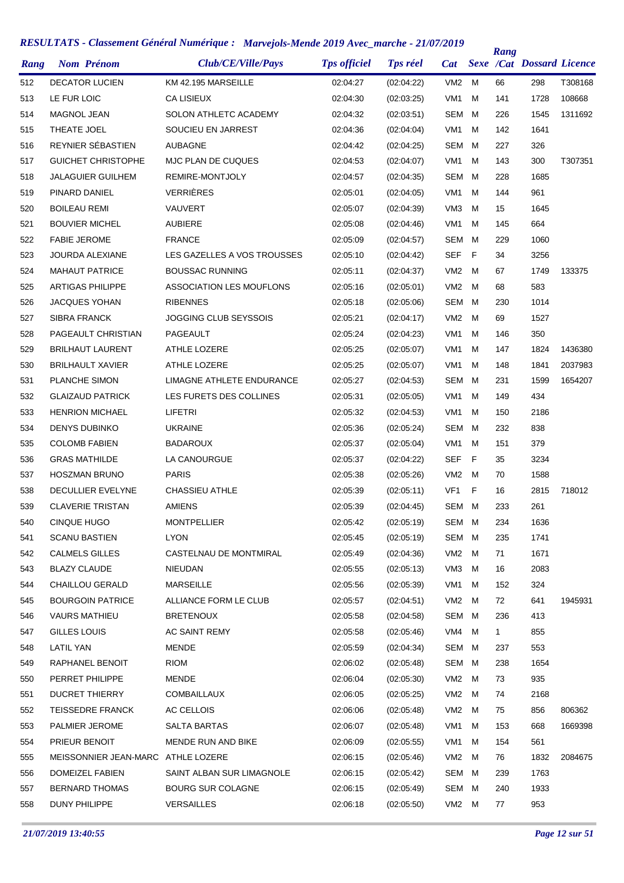# RESULTATS - Classement Général Numérique : Marvejols-Mende 2019 Avec_marche - 21/07/2019

| Rang | Nom Prénom | Club/CE/Ville/Pays | Tps officiel | Tps réel | Cat | Sexe | Rang /Cat | Dossard | Licence |
|---|---|---|---|---|---|---|---|---|---|
| 512 | DECATOR LUCIEN | KM 42.195 MARSEILLE | 02:04:27 | (02:04:22) | VM2 | M | 66 | 298 | T308168 |
| 513 | LE FUR LOIC | CA LISIEUX | 02:04:30 | (02:03:25) | VM1 | M | 141 | 1728 | 108668 |
| 514 | MAGNOL JEAN | SOLON ATHLETC ACADEMY | 02:04:32 | (02:03:51) | SEM | M | 226 | 1545 | 1311692 |
| 515 | THEATE JOEL | SOUCIEU EN JARREST | 02:04:36 | (02:04:04) | VM1 | M | 142 | 1641 | |
| 516 | REYNIER SÉBASTIEN | AUBAGNE | 02:04:42 | (02:04:25) | SEM | M | 227 | 326 | |
| 517 | GUICHET CHRISTOPHE | MJC PLAN DE CUQUES | 02:04:53 | (02:04:07) | VM1 | M | 143 | 300 | T307351 |
| 518 | JALAGUIER GUILHEM | REMIRE-MONTJOLY | 02:04:57 | (02:04:35) | SEM | M | 228 | 1685 | |
| 519 | PINARD DANIEL | VERRIÈRES | 02:05:01 | (02:04:05) | VM1 | M | 144 | 961 | |
| 520 | BOILEAU REMI | VAUVERT | 02:05:07 | (02:04:39) | VM3 | M | 15 | 1645 | |
| 521 | BOUVIER MICHEL | AUBIERE | 02:05:08 | (02:04:46) | VM1 | M | 145 | 664 | |
| 522 | FABIE JEROME | FRANCE | 02:05:09 | (02:04:57) | SEM | M | 229 | 1060 | |
| 523 | JOURDA ALEXIANE | LES GAZELLES A VOS TROUSSES | 02:05:10 | (02:04:42) | SEF | F | 34 | 3256 | |
| 524 | MAHAUT PATRICE | BOUSSAC RUNNING | 02:05:11 | (02:04:37) | VM2 | M | 67 | 1749 | 133375 |
| 525 | ARTIGAS PHILIPPE | ASSOCIATION LES MOUFLONS | 02:05:16 | (02:05:01) | VM2 | M | 68 | 583 | |
| 526 | JACQUES YOHAN | RIBENNES | 02:05:18 | (02:05:06) | SEM | M | 230 | 1014 | |
| 527 | SIBRA FRANCK | JOGGING CLUB SEYSSOIS | 02:05:21 | (02:04:17) | VM2 | M | 69 | 1527 | |
| 528 | PAGEAULT CHRISTIAN | PAGEAULT | 02:05:24 | (02:04:23) | VM1 | M | 146 | 350 | |
| 529 | BRILHAUT LAURENT | ATHLE LOZERE | 02:05:25 | (02:05:07) | VM1 | M | 147 | 1824 | 1436380 |
| 530 | BRILHAULT XAVIER | ATHLE LOZERE | 02:05:25 | (02:05:07) | VM1 | M | 148 | 1841 | 2037983 |
| 531 | PLANCHE SIMON | LIMAGNE ATHLETE ENDURANCE | 02:05:27 | (02:04:53) | SEM | M | 231 | 1599 | 1654207 |
| 532 | GLAIZAUD PATRICK | LES FURETS DES COLLINES | 02:05:31 | (02:05:05) | VM1 | M | 149 | 434 | |
| 533 | HENRION MICHAEL | LIFETRI | 02:05:32 | (02:04:53) | VM1 | M | 150 | 2186 | |
| 534 | DENYS DUBINKO | UKRAINE | 02:05:36 | (02:05:24) | SEM | M | 232 | 838 | |
| 535 | COLOMB FABIEN | BADAROUX | 02:05:37 | (02:05:04) | VM1 | M | 151 | 379 | |
| 536 | GRAS MATHILDE | LA CANOURGUE | 02:05:37 | (02:04:22) | SEF | F | 35 | 3234 | |
| 537 | HOSZMAN BRUNO | PARIS | 02:05:38 | (02:05:26) | VM2 | M | 70 | 1588 | |
| 538 | DECULLIER EVELYNE | CHASSIEU ATHLE | 02:05:39 | (02:05:11) | VF1 | F | 16 | 2815 | 718012 |
| 539 | CLAVERIE TRISTAN | AMIENS | 02:05:39 | (02:04:45) | SEM | M | 233 | 261 | |
| 540 | CINQUE HUGO | MONTPELLIER | 02:05:42 | (02:05:19) | SEM | M | 234 | 1636 | |
| 541 | SCANU BASTIEN | LYON | 02:05:45 | (02:05:19) | SEM | M | 235 | 1741 | |
| 542 | CALMELS GILLES | CASTELNAU DE MONTMIRAL | 02:05:49 | (02:04:36) | VM2 | M | 71 | 1671 | |
| 543 | BLAZY CLAUDE | NIEUDAN | 02:05:55 | (02:05:13) | VM3 | M | 16 | 2083 | |
| 544 | CHAILLOU GERALD | MARSEILLE | 02:05:56 | (02:05:39) | VM1 | M | 152 | 324 | |
| 545 | BOURGOIN PATRICE | ALLIANCE FORM LE CLUB | 02:05:57 | (02:04:51) | VM2 | M | 72 | 641 | 1945931 |
| 546 | VAURS MATHIEU | BRETENOUX | 02:05:58 | (02:04:58) | SEM | M | 236 | 413 | |
| 547 | GILLES LOUIS | AC SAINT REMY | 02:05:58 | (02:05:46) | VM4 | M | 1 | 855 | |
| 548 | LATIL YAN | MENDE | 02:05:59 | (02:04:34) | SEM | M | 237 | 553 | |
| 549 | RAPHANEL BENOIT | RIOM | 02:06:02 | (02:05:48) | SEM | M | 238 | 1654 | |
| 550 | PERRET PHILIPPE | MENDE | 02:06:04 | (02:05:30) | VM2 | M | 73 | 935 | |
| 551 | DUCRET THIERRY | COMBAILLAUX | 02:06:05 | (02:05:25) | VM2 | M | 74 | 2168 | |
| 552 | TEISSEDRE FRANCK | AC CELLOIS | 02:06:06 | (02:05:48) | VM2 | M | 75 | 856 | 806362 |
| 553 | PALMIER JEROME | SALTA BARTAS | 02:06:07 | (02:05:48) | VM1 | M | 153 | 668 | 1669398 |
| 554 | PRIEUR BENOIT | MENDE RUN AND BIKE | 02:06:09 | (02:05:55) | VM1 | M | 154 | 561 | |
| 555 | MEISSONNIER JEAN-MARC | ATHLE LOZERE | 02:06:15 | (02:05:46) | VM2 | M | 76 | 1832 | 2084675 |
| 556 | DOMEIZEL FABIEN | SAINT ALBAN SUR LIMAGNOLE | 02:06:15 | (02:05:42) | SEM | M | 239 | 1763 | |
| 557 | BERNARD THOMAS | BOURG SUR COLAGNE | 02:06:15 | (02:05:49) | SEM | M | 240 | 1933 | |
| 558 | DUNY PHILIPPE | VERSAILLES | 02:06:18 | (02:05:50) | VM2 | M | 77 | 953 | |

*21/07/2019 13:40:55*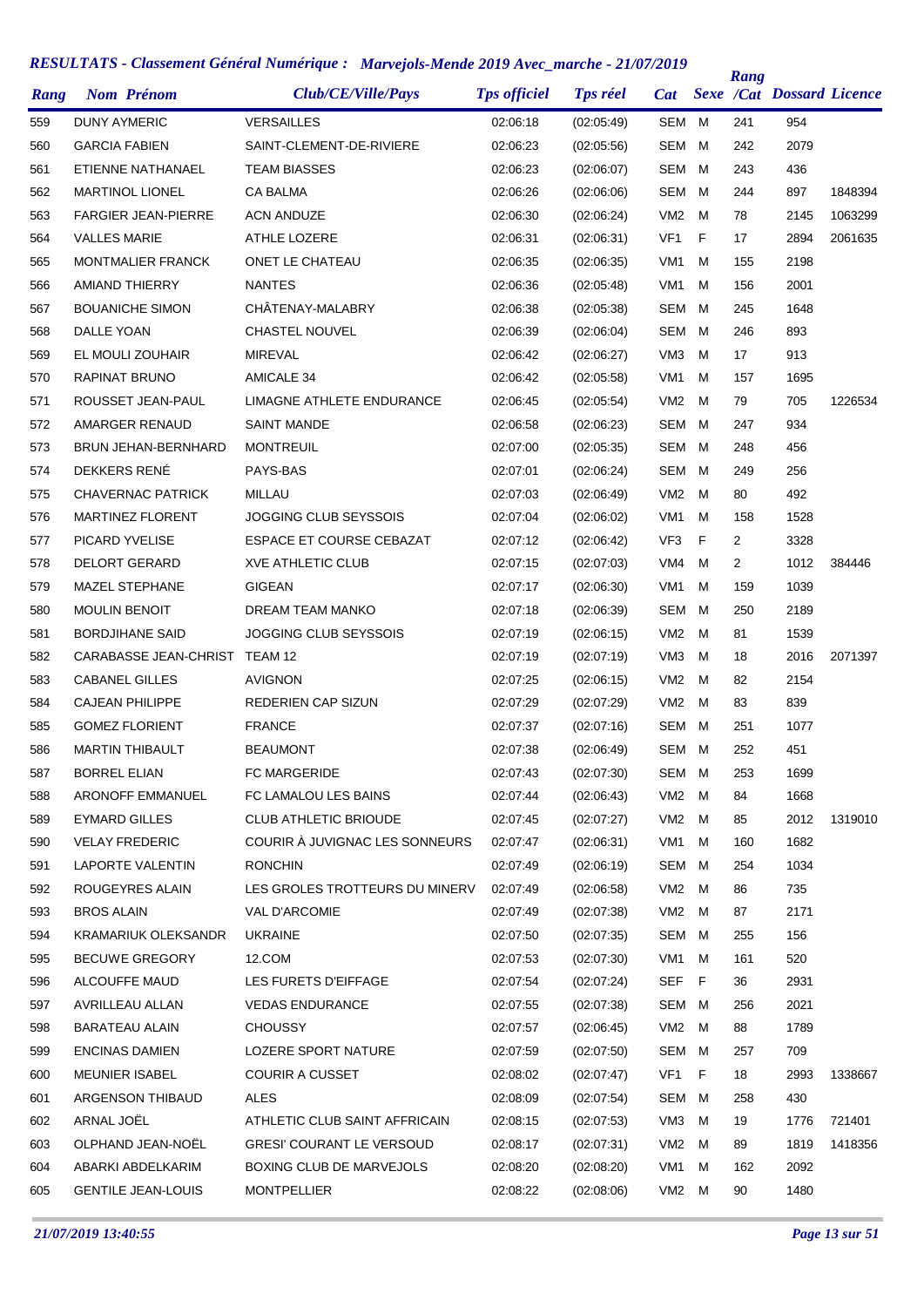## RESULTATS - Classement Général Numérique : Marvejols-Mende 2019 Avec_marche - 21/07/2019

| Rang | Nom Prénom | Club/CE/Ville/Pays | Tps officiel | Tps réel | Cat | Sexe | Rang /Cat | Dossard | Licence |
|---|---|---|---|---|---|---|---|---|---|
| 559 | DUNY AYMERIC | VERSAILLES | 02:06:18 | (02:05:49) | SEM | M | 241 | 954 | |
| 560 | GARCIA FABIEN | SAINT-CLEMENT-DE-RIVIERE | 02:06:23 | (02:05:56) | SEM | M | 242 | 2079 | |
| 561 | ETIENNE NATHANAEL | TEAM BIASSES | 02:06:23 | (02:06:07) | SEM | M | 243 | 436 | |
| 562 | MARTINOL LIONEL | CA BALMA | 02:06:26 | (02:06:06) | SEM | M | 244 | 897 | 1848394 |
| 563 | FARGIER JEAN-PIERRE | ACN ANDUZE | 02:06:30 | (02:06:24) | VM2 | M | 78 | 2145 | 1063299 |
| 564 | VALLES MARIE | ATHLE LOZERE | 02:06:31 | (02:06:31) | VF1 | F | 17 | 2894 | 2061635 |
| 565 | MONTMALIER FRANCK | ONET LE CHATEAU | 02:06:35 | (02:06:35) | VM1 | M | 155 | 2198 | |
| 566 | AMIAND THIERRY | NANTES | 02:06:36 | (02:05:48) | VM1 | M | 156 | 2001 | |
| 567 | BOUANICHE SIMON | CHÂTENAY-MALABRY | 02:06:38 | (02:05:38) | SEM | M | 245 | 1648 | |
| 568 | DALLE YOAN | CHASTEL NOUVEL | 02:06:39 | (02:06:04) | SEM | M | 246 | 893 | |
| 569 | EL MOULI ZOUHAIR | MIREVAL | 02:06:42 | (02:06:27) | VM3 | M | 17 | 913 | |
| 570 | RAPINAT BRUNO | AMICALE 34 | 02:06:42 | (02:05:58) | VM1 | M | 157 | 1695 | |
| 571 | ROUSSET JEAN-PAUL | LIMAGNE ATHLETE ENDURANCE | 02:06:45 | (02:05:54) | VM2 | M | 79 | 705 | 1226534 |
| 572 | AMARGER RENAUD | SAINT MANDE | 02:06:58 | (02:06:23) | SEM | M | 247 | 934 | |
| 573 | BRUN JEHAN-BERNHARD | MONTREUIL | 02:07:00 | (02:05:35) | SEM | M | 248 | 456 | |
| 574 | DEKKERS RENÉ | PAYS-BAS | 02:07:01 | (02:06:24) | SEM | M | 249 | 256 | |
| 575 | CHAVERNAC PATRICK | MILLAU | 02:07:03 | (02:06:49) | VM2 | M | 80 | 492 | |
| 576 | MARTINEZ FLORENT | JOGGING CLUB SEYSSOIS | 02:07:04 | (02:06:02) | VM1 | M | 158 | 1528 | |
| 577 | PICARD YVELISE | ESPACE ET COURSE CEBAZAT | 02:07:12 | (02:06:42) | VF3 | F | 2 | 3328 | |
| 578 | DELORT GERARD | XVE ATHLETIC CLUB | 02:07:15 | (02:07:03) | VM4 | M | 2 | 1012 | 384446 |
| 579 | MAZEL STEPHANE | GIGEAN | 02:07:17 | (02:06:30) | VM1 | M | 159 | 1039 | |
| 580 | MOULIN BENOIT | DREAM TEAM MANKO | 02:07:18 | (02:06:39) | SEM | M | 250 | 2189 | |
| 581 | BORDJIHANE SAID | JOGGING CLUB SEYSSOIS | 02:07:19 | (02:06:15) | VM2 | M | 81 | 1539 | |
| 582 | CARABASSE JEAN-CHRIST | TEAM 12 | 02:07:19 | (02:07:19) | VM3 | M | 18 | 2016 | 2071397 |
| 583 | CABANEL GILLES | AVIGNON | 02:07:25 | (02:06:15) | VM2 | M | 82 | 2154 | |
| 584 | CAJEAN PHILIPPE | REDERIEN CAP SIZUN | 02:07:29 | (02:07:29) | VM2 | M | 83 | 839 | |
| 585 | GOMEZ FLORIENT | FRANCE | 02:07:37 | (02:07:16) | SEM | M | 251 | 1077 | |
| 586 | MARTIN THIBAULT | BEAUMONT | 02:07:38 | (02:06:49) | SEM | M | 252 | 451 | |
| 587 | BORREL ELIAN | FC MARGERIDE | 02:07:43 | (02:07:30) | SEM | M | 253 | 1699 | |
| 588 | ARONOFF EMMANUEL | FC LAMALOU LES BAINS | 02:07:44 | (02:06:43) | VM2 | M | 84 | 1668 | |
| 589 | EYMARD GILLES | CLUB ATHLETIC BRIOUDE | 02:07:45 | (02:07:27) | VM2 | M | 85 | 2012 | 1319010 |
| 590 | VELAY FREDERIC | COURIR À JUVIGNAC LES SONNEURS | 02:07:47 | (02:06:31) | VM1 | M | 160 | 1682 | |
| 591 | LAPORTE VALENTIN | RONCHIN | 02:07:49 | (02:06:19) | SEM | M | 254 | 1034 | |
| 592 | ROUGEYRES ALAIN | LES GROLES TROTTEURS DU MINERV | 02:07:49 | (02:06:58) | VM2 | M | 86 | 735 | |
| 593 | BROS ALAIN | VAL D'ARCOMIE | 02:07:49 | (02:07:38) | VM2 | M | 87 | 2171 | |
| 594 | KRAMARIUK OLEKSANDR | UKRAINE | 02:07:50 | (02:07:35) | SEM | M | 255 | 156 | |
| 595 | BECUWE GREGORY | 12.COM | 02:07:53 | (02:07:30) | VM1 | M | 161 | 520 | |
| 596 | ALCOUFFE MAUD | LES FURETS D'EIFFAGE | 02:07:54 | (02:07:24) | SEF | F | 36 | 2931 | |
| 597 | AVRILLEAU ALLAN | VEDAS ENDURANCE | 02:07:55 | (02:07:38) | SEM | M | 256 | 2021 | |
| 598 | BARATEAU ALAIN | CHOUSSY | 02:07:57 | (02:06:45) | VM2 | M | 88 | 1789 | |
| 599 | ENCINAS DAMIEN | LOZERE SPORT NATURE | 02:07:59 | (02:07:50) | SEM | M | 257 | 709 | |
| 600 | MEUNIER ISABEL | COURIR A CUSSET | 02:08:02 | (02:07:47) | VF1 | F | 18 | 2993 | 1338667 |
| 601 | ARGENSON THIBAUD | ALES | 02:08:09 | (02:07:54) | SEM | M | 258 | 430 | |
| 602 | ARNAL JOËL | ATHLETIC CLUB SAINT AFFRICAIN | 02:08:15 | (02:07:53) | VM3 | M | 19 | 1776 | 721401 |
| 603 | OLPHAND JEAN-NOËL | GRESI' COURANT LE VERSOUD | 02:08:17 | (02:07:31) | VM2 | M | 89 | 1819 | 1418356 |
| 604 | ABARKI ABDELKARIM | BOXING CLUB DE MARVEJOLS | 02:08:20 | (02:08:20) | VM1 | M | 162 | 2092 | |
| 605 | GENTILE JEAN-LOUIS | MONTPELLIER | 02:08:22 | (02:08:06) | VM2 | M | 90 | 1480 | |

*21/07/2019 13:40:55*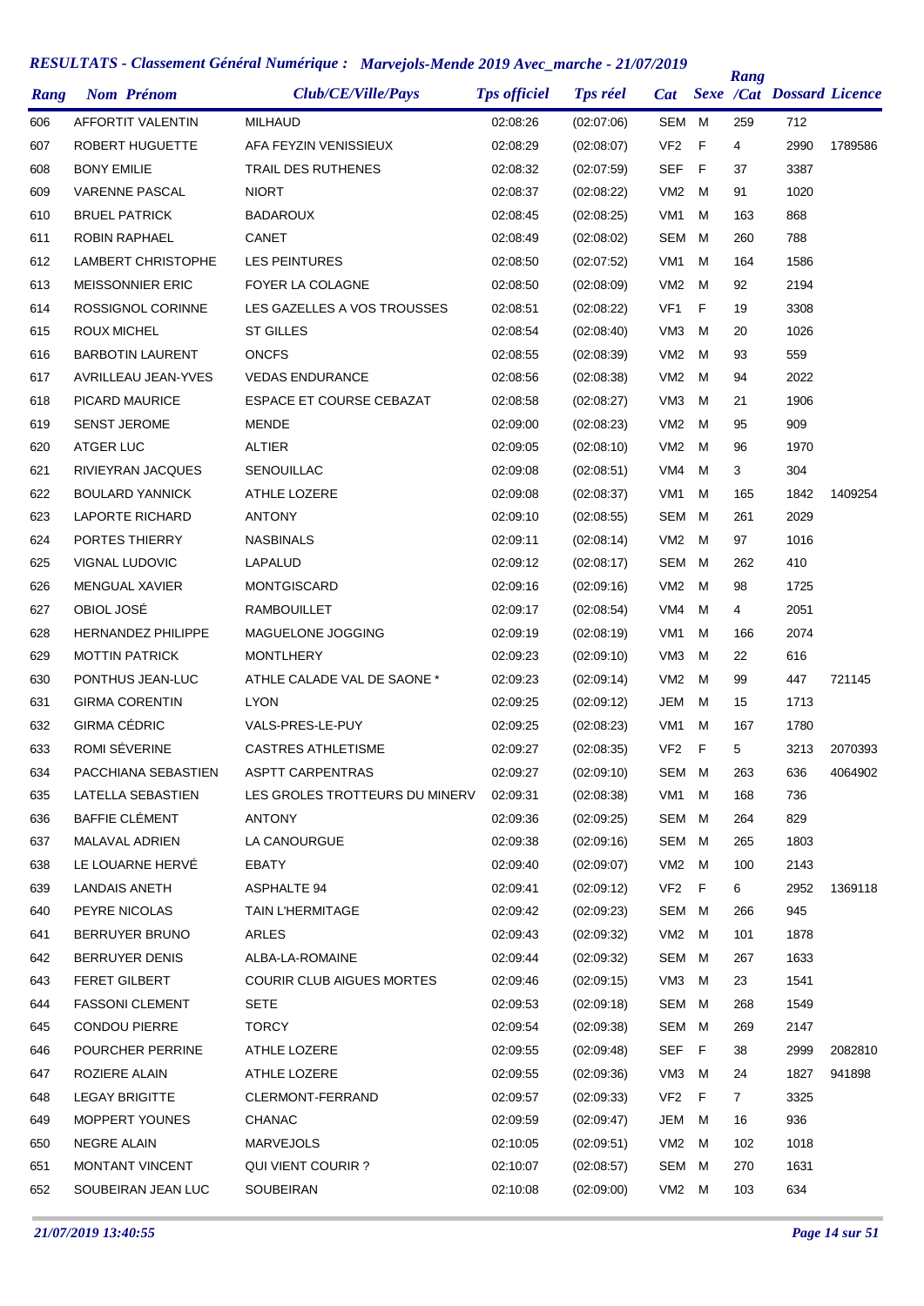## RESULTATS - Classement Général Numérique : Marvejols-Mende 2019 Avec_marche - 21/07/2019

| Rang | Nom Prénom | Club/CE/Ville/Pays | Tps officiel | Tps réel | Cat | Sexe | Rang /Cat | Dossard | Licence |
|---|---|---|---|---|---|---|---|---|---|
| 606 | AFFORTIT VALENTIN | MILHAUD | 02:08:26 | (02:07:06) | SEM | M | 259 | 712 | |
| 607 | ROBERT HUGUETTE | AFA FEYZIN VENISSIEUX | 02:08:29 | (02:08:07) | VF2 | F | 4 | 2990 | 1789586 |
| 608 | BONY EMILIE | TRAIL DES RUTHENES | 02:08:32 | (02:07:59) | SEF | F | 37 | 3387 | |
| 609 | VARENNE PASCAL | NIORT | 02:08:37 | (02:08:22) | VM2 | M | 91 | 1020 | |
| 610 | BRUEL PATRICK | BADAROUX | 02:08:45 | (02:08:25) | VM1 | M | 163 | 868 | |
| 611 | ROBIN RAPHAEL | CANET | 02:08:49 | (02:08:02) | SEM | M | 260 | 788 | |
| 612 | LAMBERT CHRISTOPHE | LES PEINTURES | 02:08:50 | (02:07:52) | VM1 | M | 164 | 1586 | |
| 613 | MEISSONNIER ERIC | FOYER LA COLAGNE | 02:08:50 | (02:08:09) | VM2 | M | 92 | 2194 | |
| 614 | ROSSIGNOL CORINNE | LES GAZELLES A VOS TROUSSES | 02:08:51 | (02:08:22) | VF1 | F | 19 | 3308 | |
| 615 | ROUX MICHEL | ST GILLES | 02:08:54 | (02:08:40) | VM3 | M | 20 | 1026 | |
| 616 | BARBOTIN LAURENT | ONCFS | 02:08:55 | (02:08:39) | VM2 | M | 93 | 559 | |
| 617 | AVRILLEAU JEAN-YVES | VEDAS ENDURANCE | 02:08:56 | (02:08:38) | VM2 | M | 94 | 2022 | |
| 618 | PICARD MAURICE | ESPACE ET COURSE CEBAZAT | 02:08:58 | (02:08:27) | VM3 | M | 21 | 1906 | |
| 619 | SENST JEROME | MENDE | 02:09:00 | (02:08:23) | VM2 | M | 95 | 909 | |
| 620 | ATGER LUC | ALTIER | 02:09:05 | (02:08:10) | VM2 | M | 96 | 1970 | |
| 621 | RIVIEYRAN JACQUES | SENOUILLAC | 02:09:08 | (02:08:51) | VM4 | M | 3 | 304 | |
| 622 | BOULARD YANNICK | ATHLE LOZERE | 02:09:08 | (02:08:37) | VM1 | M | 165 | 1842 | 1409254 |
| 623 | LAPORTE RICHARD | ANTONY | 02:09:10 | (02:08:55) | SEM | M | 261 | 2029 | |
| 624 | PORTES THIERRY | NASBINALS | 02:09:11 | (02:08:14) | VM2 | M | 97 | 1016 | |
| 625 | VIGNAL LUDOVIC | LAPALUD | 02:09:12 | (02:08:17) | SEM | M | 262 | 410 | |
| 626 | MENGUAL XAVIER | MONTGISCARD | 02:09:16 | (02:09:16) | VM2 | M | 98 | 1725 | |
| 627 | OBIOL JOSÉ | RAMBOUILLET | 02:09:17 | (02:08:54) | VM4 | M | 4 | 2051 | |
| 628 | HERNANDEZ PHILIPPE | MAGUELONE JOGGING | 02:09:19 | (02:08:19) | VM1 | M | 166 | 2074 | |
| 629 | MOTTIN PATRICK | MONTLHERY | 02:09:23 | (02:09:10) | VM3 | M | 22 | 616 | |
| 630 | PONTHUS JEAN-LUC | ATHLE CALADE VAL DE SAONE * | 02:09:23 | (02:09:14) | VM2 | M | 99 | 447 | 721145 |
| 631 | GIRMA CORENTIN | LYON | 02:09:25 | (02:09:12) | JEM | M | 15 | 1713 | |
| 632 | GIRMA CÉDRIC | VALS-PRES-LE-PUY | 02:09:25 | (02:08:23) | VM1 | M | 167 | 1780 | |
| 633 | ROMI SÉVERINE | CASTRES ATHLETISME | 02:09:27 | (02:08:35) | VF2 | F | 5 | 3213 | 2070393 |
| 634 | PACCHIANA SEBASTIEN | ASPTT CARPENTRAS | 02:09:27 | (02:09:10) | SEM | M | 263 | 636 | 4064902 |
| 635 | LATELLA SEBASTIEN | LES GROLES TROTTEURS DU MINERV | 02:09:31 | (02:08:38) | VM1 | M | 168 | 736 | |
| 636 | BAFFIE CLÉMENT | ANTONY | 02:09:36 | (02:09:25) | SEM | M | 264 | 829 | |
| 637 | MALAVAL ADRIEN | LA CANOURGUE | 02:09:38 | (02:09:16) | SEM | M | 265 | 1803 | |
| 638 | LE LOUARNE HERVÉ | EBATY | 02:09:40 | (02:09:07) | VM2 | M | 100 | 2143 | |
| 639 | LANDAIS ANETH | ASPHALTE 94 | 02:09:41 | (02:09:12) | VF2 | F | 6 | 2952 | 1369118 |
| 640 | PEYRE NICOLAS | TAIN L'HERMITAGE | 02:09:42 | (02:09:23) | SEM | M | 266 | 945 | |
| 641 | BERRUYER BRUNO | ARLES | 02:09:43 | (02:09:32) | VM2 | M | 101 | 1878 | |
| 642 | BERRUYER DENIS | ALBA-LA-ROMAINE | 02:09:44 | (02:09:32) | SEM | M | 267 | 1633 | |
| 643 | FERET GILBERT | COURIR CLUB AIGUES MORTES | 02:09:46 | (02:09:15) | VM3 | M | 23 | 1541 | |
| 644 | FASSONI CLEMENT | SETE | 02:09:53 | (02:09:18) | SEM | M | 268 | 1549 | |
| 645 | CONDOU PIERRE | TORCY | 02:09:54 | (02:09:38) | SEM | M | 269 | 2147 | |
| 646 | POURCHER PERRINE | ATHLE LOZERE | 02:09:55 | (02:09:48) | SEF | F | 38 | 2999 | 2082810 |
| 647 | ROZIERE ALAIN | ATHLE LOZERE | 02:09:55 | (02:09:36) | VM3 | M | 24 | 1827 | 941898 |
| 648 | LEGAY BRIGITTE | CLERMONT-FERRAND | 02:09:57 | (02:09:33) | VF2 | F | 7 | 3325 | |
| 649 | MOPPERT YOUNES | CHANAC | 02:09:59 | (02:09:47) | JEM | M | 16 | 936 | |
| 650 | NEGRE ALAIN | MARVEJOLS | 02:10:05 | (02:09:51) | VM2 | M | 102 | 1018 | |
| 651 | MONTANT VINCENT | QUI VIENT COURIR ? | 02:10:07 | (02:08:57) | SEM | M | 270 | 1631 | |
| 652 | SOUBEIRAN JEAN LUC | SOUBEIRAN | 02:10:08 | (02:09:00) | VM2 | M | 103 | 634 | |

*21/07/2019 13:40:55*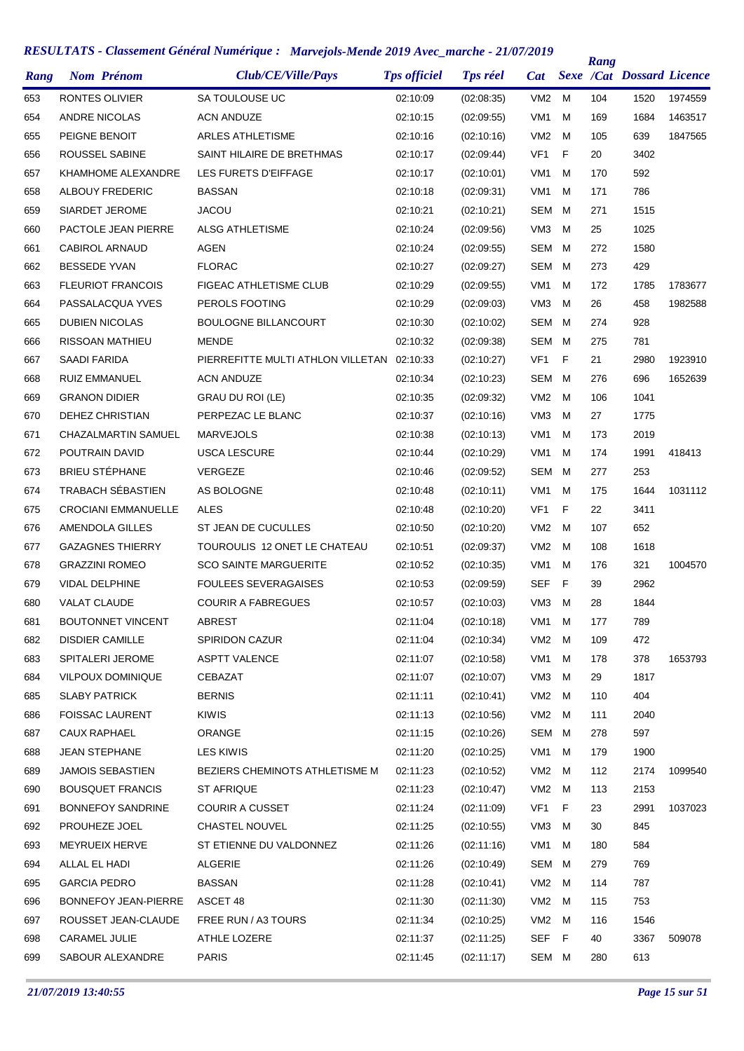## *RESULTATS - Classement Général Numérique : Marvejols-Mende 2019 Avec_marche - 21/07/2019*

| Rang | Nom Prénom | Club/CE/Ville/Pays | Tps officiel | Tps réel | Cat | Sexe | Rang /Cat | Dossard | Licence |
|---|---|---|---|---|---|---|---|---|---|
| 653 | RONTES OLIVIER | SA TOULOUSE UC | 02:10:09 | (02:08:35) | VM2 | M | 104 | 1520 | 1974559 |
| 654 | ANDRE NICOLAS | ACN ANDUZE | 02:10:15 | (02:09:55) | VM1 | M | 169 | 1684 | 1463517 |
| 655 | PEIGNE BENOIT | ARLES ATHLETISME | 02:10:16 | (02:10:16) | VM2 | M | 105 | 639 | 1847565 |
| 656 | ROUSSEL SABINE | SAINT HILAIRE DE BRETHMAS | 02:10:17 | (02:09:44) | VF1 | F | 20 | 3402 | |
| 657 | KHAMHOME ALEXANDRE | LES FURETS D'EIFFAGE | 02:10:17 | (02:10:01) | VM1 | M | 170 | 592 | |
| 658 | ALBOUY FREDERIC | BASSAN | 02:10:18 | (02:09:31) | VM1 | M | 171 | 786 | |
| 659 | SIARDET JEROME | JACOU | 02:10:21 | (02:10:21) | SEM | M | 271 | 1515 | |
| 660 | PACTOLE JEAN PIERRE | ALSG ATHLETISME | 02:10:24 | (02:09:56) | VM3 | M | 25 | 1025 | |
| 661 | CABIROL ARNAUD | AGEN | 02:10:24 | (02:09:55) | SEM | M | 272 | 1580 | |
| 662 | BESSEDE YVAN | FLORAC | 02:10:27 | (02:09:27) | SEM | M | 273 | 429 | |
| 663 | FLEURIOT FRANCOIS | FIGEAC ATHLETISME CLUB | 02:10:29 | (02:09:55) | VM1 | M | 172 | 1785 | 1783677 |
| 664 | PASSALACQUA YVES | PEROLS FOOTING | 02:10:29 | (02:09:03) | VM3 | M | 26 | 458 | 1982588 |
| 665 | DUBIEN NICOLAS | BOULOGNE BILLANCOURT | 02:10:30 | (02:10:02) | SEM | M | 274 | 928 | |
| 666 | RISSOAN MATHIEU | MENDE | 02:10:32 | (02:09:38) | SEM | M | 275 | 781 | |
| 667 | SAADI FARIDA | PIERREFITTE MULTI ATHLON VILLETAN | 02:10:33 | (02:10:27) | VF1 | F | 21 | 2980 | 1923910 |
| 668 | RUIZ EMMANUEL | ACN ANDUZE | 02:10:34 | (02:10:23) | SEM | M | 276 | 696 | 1652639 |
| 669 | GRANON DIDIER | GRAU DU ROI (LE) | 02:10:35 | (02:09:32) | VM2 | M | 106 | 1041 | |
| 670 | DEHEZ CHRISTIAN | PERPEZAC LE BLANC | 02:10:37 | (02:10:16) | VM3 | M | 27 | 1775 | |
| 671 | CHAZALMARTIN SAMUEL | MARVEJOLS | 02:10:38 | (02:10:13) | VM1 | M | 173 | 2019 | |
| 672 | POUTRAIN DAVID | USCA LESCURE | 02:10:44 | (02:10:29) | VM1 | M | 174 | 1991 | 418413 |
| 673 | BRIEU STÉPHANE | VERGEZE | 02:10:46 | (02:09:52) | SEM | M | 277 | 253 | |
| 674 | TRABACH SÉBASTIEN | AS BOLOGNE | 02:10:48 | (02:10:11) | VM1 | M | 175 | 1644 | 1031112 |
| 675 | CROCIANI EMMANUELLE | ALES | 02:10:48 | (02:10:20) | VF1 | F | 22 | 3411 | |
| 676 | AMENDOLA GILLES | ST JEAN DE CUCULLES | 02:10:50 | (02:10:20) | VM2 | M | 107 | 652 | |
| 677 | GAZAGNES THIERRY | TOUROULIS 12 ONET LE CHATEAU | 02:10:51 | (02:09:37) | VM2 | M | 108 | 1618 | |
| 678 | GRAZZINI ROMEO | SCO SAINTE MARGUERITE | 02:10:52 | (02:10:35) | VM1 | M | 176 | 321 | 1004570 |
| 679 | VIDAL DELPHINE | FOULEES SEVERAGAISES | 02:10:53 | (02:09:59) | SEF | F | 39 | 2962 | |
| 680 | VALAT CLAUDE | COURIR A FABREGUES | 02:10:57 | (02:10:03) | VM3 | M | 28 | 1844 | |
| 681 | BOUTONNET VINCENT | ABREST | 02:11:04 | (02:10:18) | VM1 | M | 177 | 789 | |
| 682 | DISDIER CAMILLE | SPIRIDON CAZUR | 02:11:04 | (02:10:34) | VM2 | M | 109 | 472 | |
| 683 | SPITALERI JEROME | ASPTT VALENCE | 02:11:07 | (02:10:58) | VM1 | M | 178 | 378 | 1653793 |
| 684 | VILPOUX DOMINIQUE | CEBAZAT | 02:11:07 | (02:10:07) | VM3 | M | 29 | 1817 | |
| 685 | SLABY PATRICK | BERNIS | 02:11:11 | (02:10:41) | VM2 | M | 110 | 404 | |
| 686 | FOISSAC LAURENT | KIWIS | 02:11:13 | (02:10:56) | VM2 | M | 111 | 2040 | |
| 687 | CAUX RAPHAEL | ORANGE | 02:11:15 | (02:10:26) | SEM | M | 278 | 597 | |
| 688 | JEAN STEPHANE | LES KIWIS | 02:11:20 | (02:10:25) | VM1 | M | 179 | 1900 | |
| 689 | JAMOIS SEBASTIEN | BEZIERS CHEMINOTS ATHLETISME M | 02:11:23 | (02:10:52) | VM2 | M | 112 | 2174 | 1099540 |
| 690 | BOUSQUET FRANCIS | ST AFRIQUE | 02:11:23 | (02:10:47) | VM2 | M | 113 | 2153 | |
| 691 | BONNEFOY SANDRINE | COURIR A CUSSET | 02:11:24 | (02:11:09) | VF1 | F | 23 | 2991 | 1037023 |
| 692 | PROUHEZE JOEL | CHASTEL NOUVEL | 02:11:25 | (02:10:55) | VM3 | M | 30 | 845 | |
| 693 | MEYRUEIX HERVE | ST ETIENNE DU VALDONNEZ | 02:11:26 | (02:11:16) | VM1 | M | 180 | 584 | |
| 694 | ALLAL EL HADI | ALGERIE | 02:11:26 | (02:10:49) | SEM | M | 279 | 769 | |
| 695 | GARCIA PEDRO | BASSAN | 02:11:28 | (02:10:41) | VM2 | M | 114 | 787 | |
| 696 | BONNEFOY JEAN-PIERRE | ASCET 48 | 02:11:30 | (02:11:30) | VM2 | M | 115 | 753 | |
| 697 | ROUSSET JEAN-CLAUDE | FREE RUN / A3 TOURS | 02:11:34 | (02:10:25) | VM2 | M | 116 | 1546 | |
| 698 | CARAMEL JULIE | ATHLE LOZERE | 02:11:37 | (02:11:25) | SEF | F | 40 | 3367 | 509078 |
| 699 | SABOUR ALEXANDRE | PARIS | 02:11:45 | (02:11:17) | SEM | M | 280 | 613 | |

*21/07/2019 13:40:55*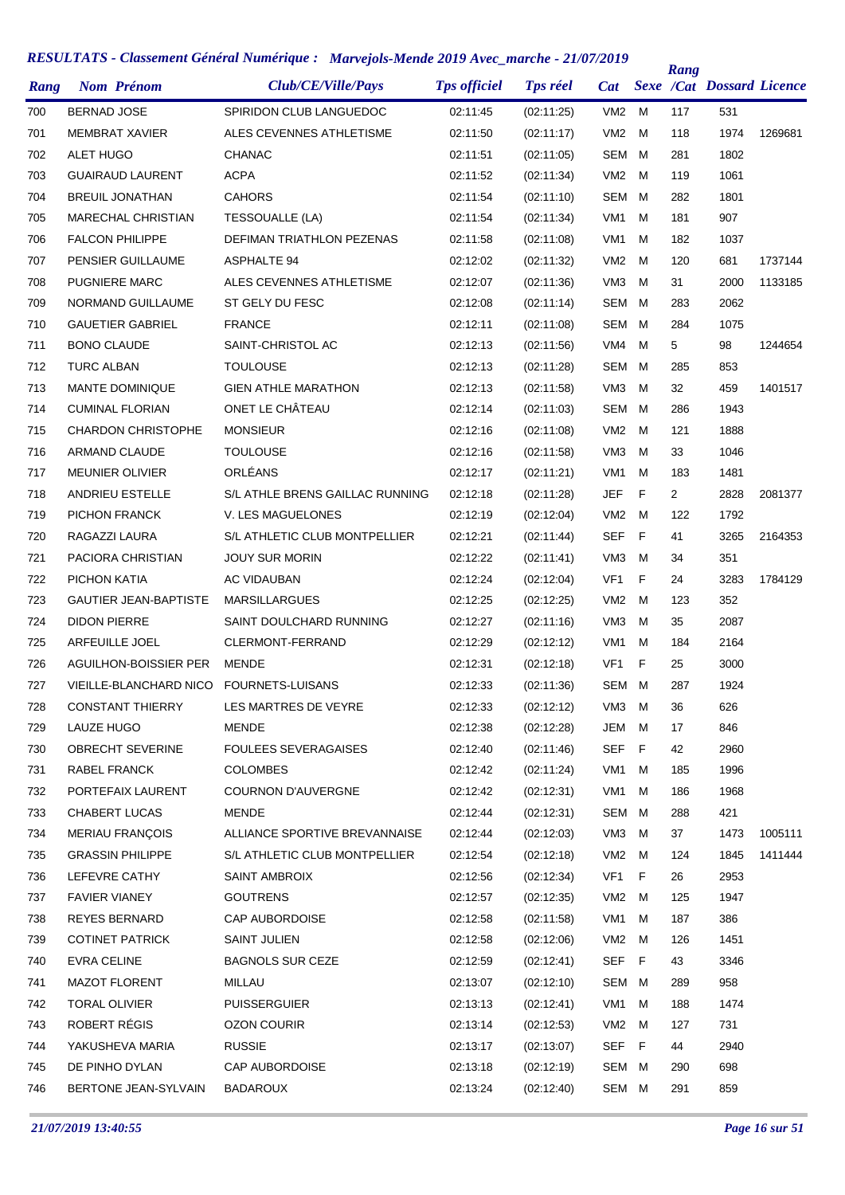## RESULTATS - Classement Général Numérique : Marvejols-Mende 2019 Avec_marche - 21/07/2019

| Rang | Nom Prénom | Club/CE/Ville/Pays | Tps officiel | Tps réel | Cat | Sexe | Rang /Cat | Dossard | Licence |
|---|---|---|---|---|---|---|---|---|---|
| 700 | BERNAD JOSE | SPIRIDON CLUB LANGUEDOC | 02:11:45 | (02:11:25) | VM2 | M | 117 | 531 | |
| 701 | MEMBRAT XAVIER | ALES CEVENNES ATHLETISME | 02:11:50 | (02:11:17) | VM2 | M | 118 | 1974 | 1269681 |
| 702 | ALET HUGO | CHANAC | 02:11:51 | (02:11:05) | SEM | M | 281 | 1802 | |
| 703 | GUAIRAUD LAURENT | ACPA | 02:11:52 | (02:11:34) | VM2 | M | 119 | 1061 | |
| 704 | BREUIL JONATHAN | CAHORS | 02:11:54 | (02:11:10) | SEM | M | 282 | 1801 | |
| 705 | MARECHAL CHRISTIAN | TESSOUALLE (LA) | 02:11:54 | (02:11:34) | VM1 | M | 181 | 907 | |
| 706 | FALCON PHILIPPE | DEFIMAN TRIATHLON PEZENAS | 02:11:58 | (02:11:08) | VM1 | M | 182 | 1037 | |
| 707 | PENSIER GUILLAUME | ASPHALTE 94 | 02:12:02 | (02:11:32) | VM2 | M | 120 | 681 | 1737144 |
| 708 | PUGNIERE MARC | ALES CEVENNES ATHLETISME | 02:12:07 | (02:11:36) | VM3 | M | 31 | 2000 | 1133185 |
| 709 | NORMAND GUILLAUME | ST GELY DU FESC | 02:12:08 | (02:11:14) | SEM | M | 283 | 2062 | |
| 710 | GAUETIER GABRIEL | FRANCE | 02:12:11 | (02:11:08) | SEM | M | 284 | 1075 | |
| 711 | BONO CLAUDE | SAINT-CHRISTOL AC | 02:12:13 | (02:11:56) | VM4 | M | 5 | 98 | 1244654 |
| 712 | TURC ALBAN | TOULOUSE | 02:12:13 | (02:11:28) | SEM | M | 285 | 853 | |
| 713 | MANTE DOMINIQUE | GIEN ATHLE MARATHON | 02:12:13 | (02:11:58) | VM3 | M | 32 | 459 | 1401517 |
| 714 | CUMINAL FLORIAN | ONET LE CHÂTEAU | 02:12:14 | (02:11:03) | SEM | M | 286 | 1943 | |
| 715 | CHARDON CHRISTOPHE | MONSIEUR | 02:12:16 | (02:11:08) | VM2 | M | 121 | 1888 | |
| 716 | ARMAND CLAUDE | TOULOUSE | 02:12:16 | (02:11:58) | VM3 | M | 33 | 1046 | |
| 717 | MEUNIER OLIVIER | ORLÉANS | 02:12:17 | (02:11:21) | VM1 | M | 183 | 1481 | |
| 718 | ANDRIEU ESTELLE | S/L ATHLE BRENS GAILLAC RUNNING | 02:12:18 | (02:11:28) | JEF | F | 2 | 2828 | 2081377 |
| 719 | PICHON FRANCK | V. LES MAGUELONES | 02:12:19 | (02:12:04) | VM2 | M | 122 | 1792 | |
| 720 | RAGAZZI LAURA | S/L ATHLETIC CLUB MONTPELLIER | 02:12:21 | (02:11:44) | SEF | F | 41 | 3265 | 2164353 |
| 721 | PACIORA CHRISTIAN | JOUY SUR MORIN | 02:12:22 | (02:11:41) | VM3 | M | 34 | 351 | |
| 722 | PICHON KATIA | AC VIDAUBAN | 02:12:24 | (02:12:04) | VF1 | F | 24 | 3283 | 1784129 |
| 723 | GAUTIER JEAN-BAPTISTE | MARSILLARGUES | 02:12:25 | (02:12:25) | VM2 | M | 123 | 352 | |
| 724 | DIDON PIERRE | SAINT DOULCHARD RUNNING | 02:12:27 | (02:11:16) | VM3 | M | 35 | 2087 | |
| 725 | ARFEUILLE JOEL | CLERMONT-FERRAND | 02:12:29 | (02:12:12) | VM1 | M | 184 | 2164 | |
| 726 | AGUILHON-BOISSIER PER | MENDE | 02:12:31 | (02:12:18) | VF1 | F | 25 | 3000 | |
| 727 | VIEILLE-BLANCHARD NICO | FOURNETS-LUISANS | 02:12:33 | (02:11:36) | SEM | M | 287 | 1924 | |
| 728 | CONSTANT THIERRY | LES MARTRES DE VEYRE | 02:12:33 | (02:12:12) | VM3 | M | 36 | 626 | |
| 729 | LAUZE HUGO | MENDE | 02:12:38 | (02:12:28) | JEM | M | 17 | 846 | |
| 730 | OBRECHT SEVERINE | FOULEES SEVERAGAISES | 02:12:40 | (02:11:46) | SEF | F | 42 | 2960 | |
| 731 | RABEL FRANCK | COLOMBES | 02:12:42 | (02:11:24) | VM1 | M | 185 | 1996 | |
| 732 | PORTEFAIX LAURENT | COURNON D'AUVERGNE | 02:12:42 | (02:12:31) | VM1 | M | 186 | 1968 | |
| 733 | CHABERT LUCAS | MENDE | 02:12:44 | (02:12:31) | SEM | M | 288 | 421 | |
| 734 | MERIAU FRANÇOIS | ALLIANCE SPORTIVE BREVANNAISE | 02:12:44 | (02:12:03) | VM3 | M | 37 | 1473 | 1005111 |
| 735 | GRASSIN PHILIPPE | S/L ATHLETIC CLUB MONTPELLIER | 02:12:54 | (02:12:18) | VM2 | M | 124 | 1845 | 1411444 |
| 736 | LEFEVRE CATHY | SAINT AMBROIX | 02:12:56 | (02:12:34) | VF1 | F | 26 | 2953 | |
| 737 | FAVIER VIANEY | GOUTRENS | 02:12:57 | (02:12:35) | VM2 | M | 125 | 1947 | |
| 738 | REYES BERNARD | CAP AUBORDOISE | 02:12:58 | (02:11:58) | VM1 | M | 187 | 386 | |
| 739 | COTINET PATRICK | SAINT JULIEN | 02:12:58 | (02:12:06) | VM2 | M | 126 | 1451 | |
| 740 | EVRA CELINE | BAGNOLS SUR CEZE | 02:12:59 | (02:12:41) | SEF | F | 43 | 3346 | |
| 741 | MAZOT FLORENT | MILLAU | 02:13:07 | (02:12:10) | SEM | M | 289 | 958 | |
| 742 | TORAL OLIVIER | PUISSERGUIER | 02:13:13 | (02:12:41) | VM1 | M | 188 | 1474 | |
| 743 | ROBERT RÉGIS | OZON COURIR | 02:13:14 | (02:12:53) | VM2 | M | 127 | 731 | |
| 744 | YAKUSHEVA MARIA | RUSSIE | 02:13:17 | (02:13:07) | SEF | F | 44 | 2940 | |
| 745 | DE PINHO DYLAN | CAP AUBORDOISE | 02:13:18 | (02:12:19) | SEM | M | 290 | 698 | |
| 746 | BERTONE JEAN-SYLVAIN | BADAROUX | 02:13:24 | (02:12:40) | SEM | M | 291 | 859 | |

*21/07/2019 13:40:55*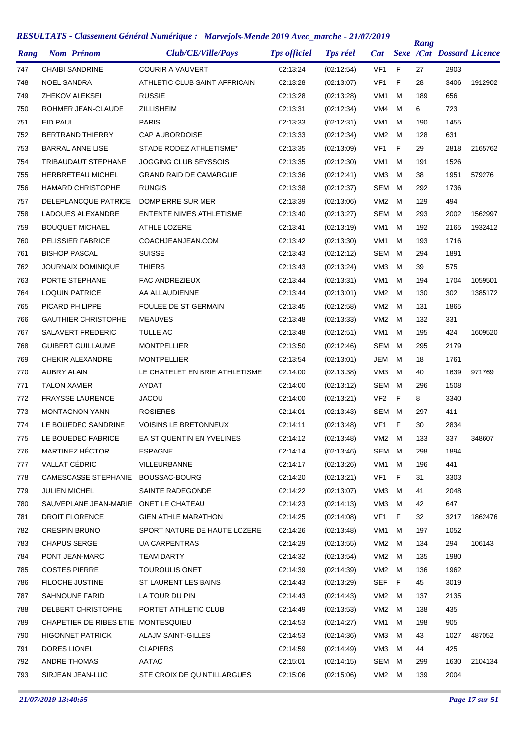## RESULTATS - Classement Général Numérique : Marvejols-Mende 2019 Avec_marche - 21/07/2019

| Rang | Nom Prénom | Club/CE/Ville/Pays | Tps officiel | Tps réel | Cat | Sexe | Rang /Cat | Dossard | Licence |
|---|---|---|---|---|---|---|---|---|---|
| 747 | CHAIBI SANDRINE | COURIR A VAUVERT | 02:13:24 | (02:12:54) | VF1 | F | 27 | 2903 | |
| 748 | NOEL SANDRA | ATHLETIC CLUB SAINT AFFRICAIN | 02:13:28 | (02:13:07) | VF1 | F | 28 | 3406 | 1912902 |
| 749 | ZHEKOV ALEKSEI | RUSSIE | 02:13:28 | (02:13:28) | VM1 | M | 189 | 656 | |
| 750 | ROHMER JEAN-CLAUDE | ZILLISHEIM | 02:13:31 | (02:12:34) | VM4 | M | 6 | 723 | |
| 751 | EID PAUL | PARIS | 02:13:33 | (02:12:31) | VM1 | M | 190 | 1455 | |
| 752 | BERTRAND THIERRY | CAP AUBORDOISE | 02:13:33 | (02:12:34) | VM2 | M | 128 | 631 | |
| 753 | BARRAL ANNE LISE | STADE RODEZ ATHLETISME* | 02:13:35 | (02:13:09) | VF1 | F | 29 | 2818 | 2165762 |
| 754 | TRIBAUDAUT STEPHANE | JOGGING CLUB SEYSSOIS | 02:13:35 | (02:12:30) | VM1 | M | 191 | 1526 | |
| 755 | HERBRETEAU MICHEL | GRAND RAID DE CAMARGUE | 02:13:36 | (02:12:41) | VM3 | M | 38 | 1951 | 579276 |
| 756 | HAMARD CHRISTOPHE | RUNGIS | 02:13:38 | (02:12:37) | SEM | M | 292 | 1736 | |
| 757 | DELEPLANCQUE PATRICE | DOMPIERRE SUR MER | 02:13:39 | (02:13:06) | VM2 | M | 129 | 494 | |
| 758 | LADOUES ALEXANDRE | ENTENTE NIMES ATHLETISME | 02:13:40 | (02:13:27) | SEM | M | 293 | 2002 | 1562997 |
| 759 | BOUQUET MICHAEL | ATHLE LOZERE | 02:13:41 | (02:13:19) | VM1 | M | 192 | 2165 | 1932412 |
| 760 | PELISSIER FABRICE | COACHJEANJEAN.COM | 02:13:42 | (02:13:30) | VM1 | M | 193 | 1716 | |
| 761 | BISHOP PASCAL | SUISSE | 02:13:43 | (02:12:12) | SEM | M | 294 | 1891 | |
| 762 | JOURNAIX DOMINIQUE | THIERS | 02:13:43 | (02:13:24) | VM3 | M | 39 | 575 | |
| 763 | PORTE STEPHANE | FAC ANDREZIEUX | 02:13:44 | (02:13:31) | VM1 | M | 194 | 1704 | 1059501 |
| 764 | LOQUIN PATRICE | AA ALLAUDIENNE | 02:13:44 | (02:13:01) | VM2 | M | 130 | 302 | 1385172 |
| 765 | PICARD PHILIPPE | FOULEE DE ST GERMAIN | 02:13:45 | (02:12:58) | VM2 | M | 131 | 1865 | |
| 766 | GAUTHIER CHRISTOPHE | MEAUVES | 02:13:48 | (02:13:33) | VM2 | M | 132 | 331 | |
| 767 | SALAVERT FREDERIC | TULLE AC | 02:13:48 | (02:12:51) | VM1 | M | 195 | 424 | 1609520 |
| 768 | GUIBERT GUILLAUME | MONTPELLIER | 02:13:50 | (02:12:46) | SEM | M | 295 | 2179 | |
| 769 | CHEKIR ALEXANDRE | MONTPELLIER | 02:13:54 | (02:13:01) | JEM | M | 18 | 1761 | |
| 770 | AUBRY ALAIN | LE CHATELET EN BRIE ATHLETISME | 02:14:00 | (02:13:38) | VM3 | M | 40 | 1639 | 971769 |
| 771 | TALON XAVIER | AYDAT | 02:14:00 | (02:13:12) | SEM | M | 296 | 1508 | |
| 772 | FRAYSSE LAURENCE | JACOU | 02:14:00 | (02:13:21) | VF2 | F | 8 | 3340 | |
| 773 | MONTAGNON YANN | ROSIERES | 02:14:01 | (02:13:43) | SEM | M | 297 | 411 | |
| 774 | LE BOUEDEC SANDRINE | VOISINS LE BRETONNEUX | 02:14:11 | (02:13:48) | VF1 | F | 30 | 2834 | |
| 775 | LE BOUEDEC FABRICE | EA ST QUENTIN EN YVELINES | 02:14:12 | (02:13:48) | VM2 | M | 133 | 337 | 348607 |
| 776 | MARTINEZ HÉCTOR | ESPAGNE | 02:14:14 | (02:13:46) | SEM | M | 298 | 1894 | |
| 777 | VALLAT CÉDRIC | VILLEURBANNE | 02:14:17 | (02:13:26) | VM1 | M | 196 | 441 | |
| 778 | CAMESCASSE STEPHANIE | BOUSSAC-BOURG | 02:14:20 | (02:13:21) | VF1 | F | 31 | 3303 | |
| 779 | JULIEN MICHEL | SAINTE RADEGONDE | 02:14:22 | (02:13:07) | VM3 | M | 41 | 2048 | |
| 780 | SAUVEPLANE JEAN-MARIE | ONET LE CHATEAU | 02:14:23 | (02:14:13) | VM3 | M | 42 | 647 | |
| 781 | DROIT FLORENCE | GIEN ATHLE MARATHON | 02:14:25 | (02:14:08) | VF1 | F | 32 | 3217 | 1862476 |
| 782 | CRESPIN BRUNO | SPORT NATURE DE HAUTE LOZERE | 02:14:26 | (02:13:48) | VM1 | M | 197 | 1052 | |
| 783 | CHAPUS SERGE | UA CARPENTRAS | 02:14:29 | (02:13:55) | VM2 | M | 134 | 294 | 106143 |
| 784 | PONT JEAN-MARC | TEAM DARTY | 02:14:32 | (02:13:54) | VM2 | M | 135 | 1980 | |
| 785 | COSTES PIERRE | TOUROULIS ONET | 02:14:39 | (02:14:39) | VM2 | M | 136 | 1962 | |
| 786 | FILOCHE JUSTINE | ST LAURENT LES BAINS | 02:14:43 | (02:13:29) | SEF | F | 45 | 3019 | |
| 787 | SAHNOUNE FARID | LA TOUR DU PIN | 02:14:43 | (02:14:43) | VM2 | M | 137 | 2135 | |
| 788 | DELBERT CHRISTOPHE | PORTET ATHLETIC CLUB | 02:14:49 | (02:13:53) | VM2 | M | 138 | 435 | |
| 789 | CHAPETIER DE RIBES ETIE | MONTESQUIEU | 02:14:53 | (02:14:27) | VM1 | M | 198 | 905 | |
| 790 | HIGONNET PATRICK | ALAJM SAINT-GILLES | 02:14:53 | (02:14:36) | VM3 | M | 43 | 1027 | 487052 |
| 791 | DORES LIONEL | CLAPIERS | 02:14:59 | (02:14:49) | VM3 | M | 44 | 425 | |
| 792 | ANDRE THOMAS | AATAC | 02:15:01 | (02:14:15) | SEM | M | 299 | 1630 | 2104134 |
| 793 | SIRJEAN JEAN-LUC | STE CROIX DE QUINTILLARGUES | 02:15:06 | (02:15:06) | VM2 | M | 139 | 2004 | |

*21/07/2019 13:40:55*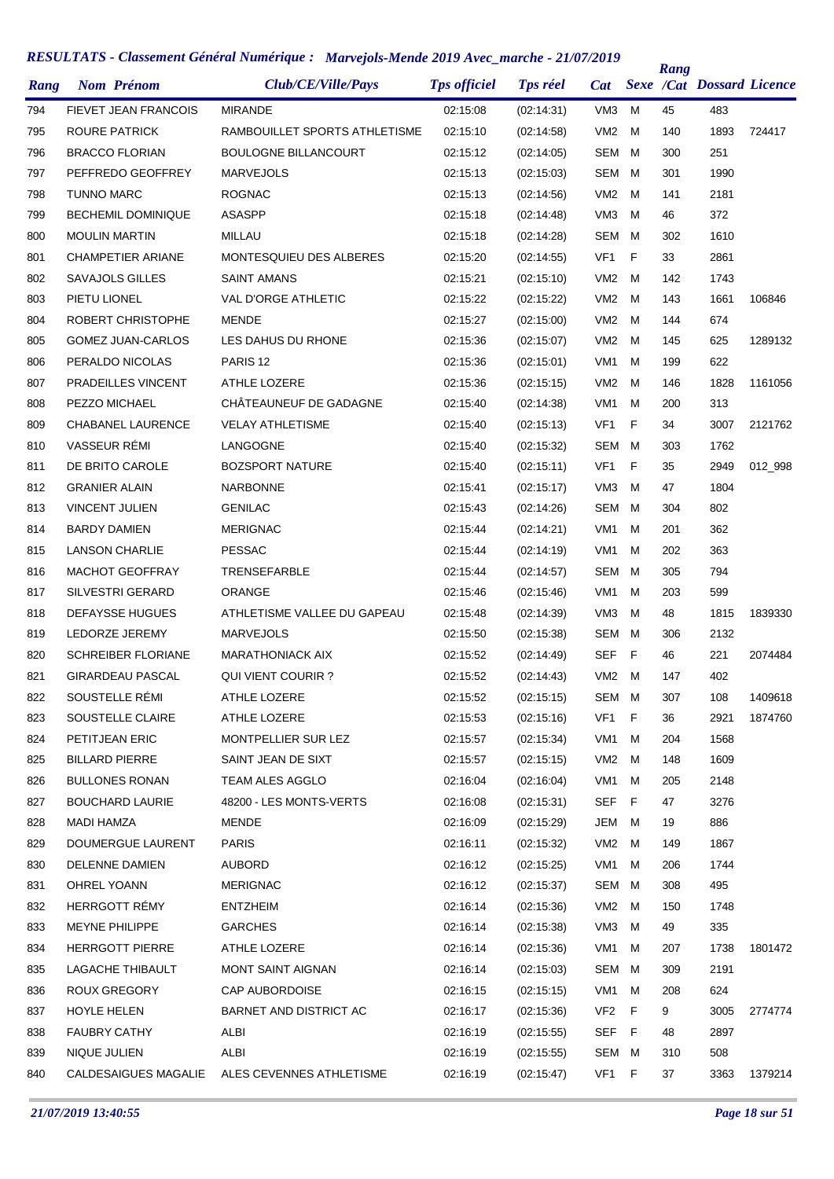## RESULTATS - Classement Général Numérique : Marvejols-Mende 2019 Avec_marche - 21/07/2019

| Rang | Nom Prénom | Club/CE/Ville/Pays | Tps officiel | Tps réel | Cat | Sexe | Rang /Cat | Dossard | Licence |
|---|---|---|---|---|---|---|---|---|---|
| 794 | FIEVET JEAN FRANCOIS | MIRANDE | 02:15:08 | (02:14:31) | VM3 | M | 45 | 483 | |
| 795 | ROURE PATRICK | RAMBOUILLET SPORTS ATHLETISME | 02:15:10 | (02:14:58) | VM2 | M | 140 | 1893 | 724417 |
| 796 | BRACCO FLORIAN | BOULOGNE BILLANCOURT | 02:15:12 | (02:14:05) | SEM | M | 300 | 251 | |
| 797 | PEFFREDO GEOFFREY | MARVEJOLS | 02:15:13 | (02:15:03) | SEM | M | 301 | 1990 | |
| 798 | TUNNO MARC | ROGNAC | 02:15:13 | (02:14:56) | VM2 | M | 141 | 2181 | |
| 799 | BECHEMIL DOMINIQUE | ASASPP | 02:15:18 | (02:14:48) | VM3 | M | 46 | 372 | |
| 800 | MOULIN MARTIN | MILLAU | 02:15:18 | (02:14:28) | SEM | M | 302 | 1610 | |
| 801 | CHAMPETIER ARIANE | MONTESQUIEU DES ALBERES | 02:15:20 | (02:14:55) | VF1 | F | 33 | 2861 | |
| 802 | SAVAJOLS GILLES | SAINT AMANS | 02:15:21 | (02:15:10) | VM2 | M | 142 | 1743 | |
| 803 | PIETU LIONEL | VAL D'ORGE ATHLETIC | 02:15:22 | (02:15:22) | VM2 | M | 143 | 1661 | 106846 |
| 804 | ROBERT CHRISTOPHE | MENDE | 02:15:27 | (02:15:00) | VM2 | M | 144 | 674 | |
| 805 | GOMEZ JUAN-CARLOS | LES DAHUS DU RHONE | 02:15:36 | (02:15:07) | VM2 | M | 145 | 625 | 1289132 |
| 806 | PERALDO NICOLAS | PARIS 12 | 02:15:36 | (02:15:01) | VM1 | M | 199 | 622 | |
| 807 | PRADEILLES VINCENT | ATHLE LOZERE | 02:15:36 | (02:15:15) | VM2 | M | 146 | 1828 | 1161056 |
| 808 | PEZZO MICHAEL | CHÂTEAUNEUF DE GADAGNE | 02:15:40 | (02:14:38) | VM1 | M | 200 | 313 | |
| 809 | CHABANEL LAURENCE | VELAY ATHLETISME | 02:15:40 | (02:15:13) | VF1 | F | 34 | 3007 | 2121762 |
| 810 | VASSEUR RÉMI | LANGOGNE | 02:15:40 | (02:15:32) | SEM | M | 303 | 1762 | |
| 811 | DE BRITO CAROLE | BOZSPORT NATURE | 02:15:40 | (02:15:11) | VF1 | F | 35 | 2949 | 012_998 |
| 812 | GRANIER ALAIN | NARBONNE | 02:15:41 | (02:15:17) | VM3 | M | 47 | 1804 | |
| 813 | VINCENT JULIEN | GENILAC | 02:15:43 | (02:14:26) | SEM | M | 304 | 802 | |
| 814 | BARDY DAMIEN | MERIGNAC | 02:15:44 | (02:14:21) | VM1 | M | 201 | 362 | |
| 815 | LANSON CHARLIE | PESSAC | 02:15:44 | (02:14:19) | VM1 | M | 202 | 363 | |
| 816 | MACHOT GEOFFRAY | TRENSEFARBLE | 02:15:44 | (02:14:57) | SEM | M | 305 | 794 | |
| 817 | SILVESTRI GERARD | ORANGE | 02:15:46 | (02:15:46) | VM1 | M | 203 | 599 | |
| 818 | DEFAYSSE HUGUES | ATHLETISME VALLEE DU GAPEAU | 02:15:48 | (02:14:39) | VM3 | M | 48 | 1815 | 1839330 |
| 819 | LEDORZE JEREMY | MARVEJOLS | 02:15:50 | (02:15:38) | SEM | M | 306 | 2132 | |
| 820 | SCHREIBER FLORIANE | MARATHONIACK AIX | 02:15:52 | (02:14:49) | SEF | F | 46 | 221 | 2074484 |
| 821 | GIRARDEAU PASCAL | QUI VIENT COURIR ? | 02:15:52 | (02:14:43) | VM2 | M | 147 | 402 | |
| 822 | SOUSTELLE RÉMI | ATHLE LOZERE | 02:15:52 | (02:15:15) | SEM | M | 307 | 108 | 1409618 |
| 823 | SOUSTELLE CLAIRE | ATHLE LOZERE | 02:15:53 | (02:15:16) | VF1 | F | 36 | 2921 | 1874760 |
| 824 | PETITJEAN ERIC | MONTPELLIER SUR LEZ | 02:15:57 | (02:15:34) | VM1 | M | 204 | 1568 | |
| 825 | BILLARD PIERRE | SAINT JEAN DE SIXT | 02:15:57 | (02:15:15) | VM2 | M | 148 | 1609 | |
| 826 | BULLONES RONAN | TEAM ALES AGGLO | 02:16:04 | (02:16:04) | VM1 | M | 205 | 2148 | |
| 827 | BOUCHARD LAURIE | 48200 - LES MONTS-VERTS | 02:16:08 | (02:15:31) | SEF | F | 47 | 3276 | |
| 828 | MADI HAMZA | MENDE | 02:16:09 | (02:15:29) | JEM | M | 19 | 886 | |
| 829 | DOUMERGUE LAURENT | PARIS | 02:16:11 | (02:15:32) | VM2 | M | 149 | 1867 | |
| 830 | DELENNE DAMIEN | AUBORD | 02:16:12 | (02:15:25) | VM1 | M | 206 | 1744 | |
| 831 | OHREL YOANN | MERIGNAC | 02:16:12 | (02:15:37) | SEM | M | 308 | 495 | |
| 832 | HERRGOTT RÉMY | ENTZHEIM | 02:16:14 | (02:15:36) | VM2 | M | 150 | 1748 | |
| 833 | MEYNE PHILIPPE | GARCHES | 02:16:14 | (02:15:38) | VM3 | M | 49 | 335 | |
| 834 | HERRGOTT PIERRE | ATHLE LOZERE | 02:16:14 | (02:15:36) | VM1 | M | 207 | 1738 | 1801472 |
| 835 | LAGACHE THIBAULT | MONT SAINT AIGNAN | 02:16:14 | (02:15:03) | SEM | M | 309 | 2191 | |
| 836 | ROUX GREGORY | CAP AUBORDOISE | 02:16:15 | (02:15:15) | VM1 | M | 208 | 624 | |
| 837 | HOYLE HELEN | BARNET AND DISTRICT AC | 02:16:17 | (02:15:36) | VF2 | F | 9 | 3005 | 2774774 |
| 838 | FAUBRY CATHY | ALBI | 02:16:19 | (02:15:55) | SEF | F | 48 | 2897 | |
| 839 | NIQUE JULIEN | ALBI | 02:16:19 | (02:15:55) | SEM | M | 310 | 508 | |
| 840 | CALDESAIGUES MAGALIE | ALES CEVENNES ATHLETISME | 02:16:19 | (02:15:47) | VF1 | F | 37 | 3363 | 1379214 |

*21/07/2019 13:40:55*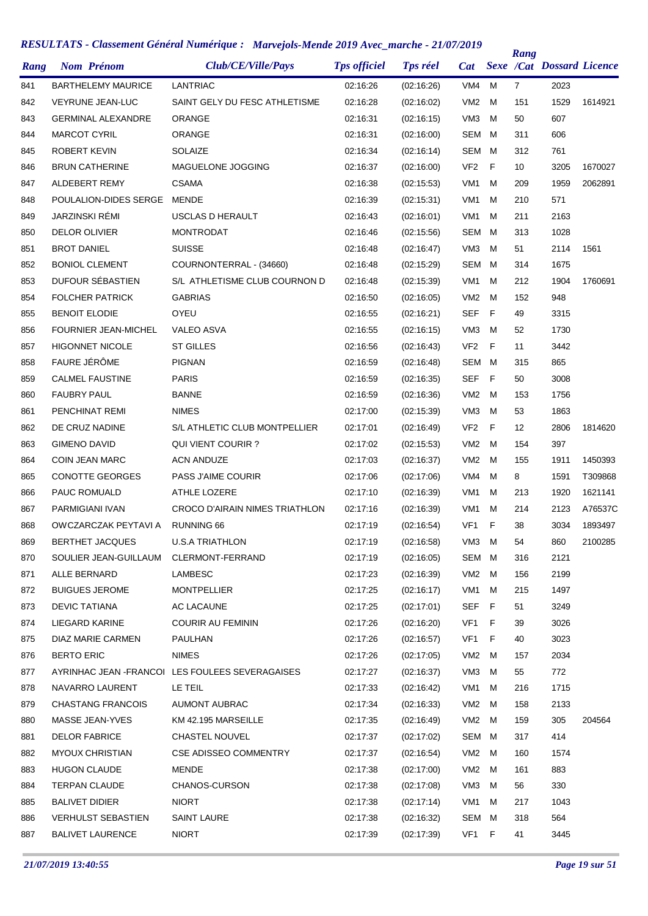## RESULTATS - Classement Général Numérique : Marvejols-Mende 2019 Avec_marche - 21/07/2019

| Rang | Nom Prénom | Club/CE/Ville/Pays | Tps officiel | Tps réel | Cat | Sexe | Rang /Cat | Dossard | Licence |
|---|---|---|---|---|---|---|---|---|---|
| 841 | BARTHELEMY MAURICE | LANTRIAC | 02:16:26 | (02:16:26) | VM4 | M | 7 | 2023 | |
| 842 | VEYRUNE JEAN-LUC | SAINT GELY DU FESC ATHLETISME | 02:16:28 | (02:16:02) | VM2 | M | 151 | 1529 | 1614921 |
| 843 | GERMINAL ALEXANDRE | ORANGE | 02:16:31 | (02:16:15) | VM3 | M | 50 | 607 | |
| 844 | MARCOT CYRIL | ORANGE | 02:16:31 | (02:16:00) | SEM | M | 311 | 606 | |
| 845 | ROBERT KEVIN | SOLAIZE | 02:16:34 | (02:16:14) | SEM | M | 312 | 761 | |
| 846 | BRUN CATHERINE | MAGUELONE JOGGING | 02:16:37 | (02:16:00) | VF2 | F | 10 | 3205 | 1670027 |
| 847 | ALDEBERT REMY | CSAMA | 02:16:38 | (02:15:53) | VM1 | M | 209 | 1959 | 2062891 |
| 848 | POULALION-DIDES SERGE | MENDE | 02:16:39 | (02:15:31) | VM1 | M | 210 | 571 | |
| 849 | JARZINSKI RÉMI | USCLAS D HERAULT | 02:16:43 | (02:16:01) | VM1 | M | 211 | 2163 | |
| 850 | DELOR OLIVIER | MONTRODAT | 02:16:46 | (02:15:56) | SEM | M | 313 | 1028 | |
| 851 | BROT DANIEL | SUISSE | 02:16:48 | (02:16:47) | VM3 | M | 51 | 2114 | 1561 |
| 852 | BONIOL CLEMENT | COURNONTERRAL - (34660) | 02:16:48 | (02:15:29) | SEM | M | 314 | 1675 | |
| 853 | DUFOUR SÉBASTIEN | S/L ATHLETISME CLUB COURNON D | 02:16:48 | (02:15:39) | VM1 | M | 212 | 1904 | 1760691 |
| 854 | FOLCHER PATRICK | GABRIAS | 02:16:50 | (02:16:05) | VM2 | M | 152 | 948 | |
| 855 | BENOIT ELODIE | OYEU | 02:16:55 | (02:16:21) | SEF | F | 49 | 3315 | |
| 856 | FOURNIER JEAN-MICHEL | VALEO ASVA | 02:16:55 | (02:16:15) | VM3 | M | 52 | 1730 | |
| 857 | HIGONNET NICOLE | ST GILLES | 02:16:56 | (02:16:43) | VF2 | F | 11 | 3442 | |
| 858 | FAURE JÉRÔME | PIGNAN | 02:16:59 | (02:16:48) | SEM | M | 315 | 865 | |
| 859 | CALMEL FAUSTINE | PARIS | 02:16:59 | (02:16:35) | SEF | F | 50 | 3008 | |
| 860 | FAUBRY PAUL | BANNE | 02:16:59 | (02:16:36) | VM2 | M | 153 | 1756 | |
| 861 | PENCHINAT REMI | NIMES | 02:17:00 | (02:15:39) | VM3 | M | 53 | 1863 | |
| 862 | DE CRUZ NADINE | S/L ATHLETIC CLUB MONTPELLIER | 02:17:01 | (02:16:49) | VF2 | F | 12 | 2806 | 1814620 |
| 863 | GIMENO DAVID | QUI VIENT COURIR ? | 02:17:02 | (02:15:53) | VM2 | M | 154 | 397 | |
| 864 | COIN JEAN MARC | ACN ANDUZE | 02:17:03 | (02:16:37) | VM2 | M | 155 | 1911 | 1450393 |
| 865 | CONOTTE GEORGES | PASS J'AIME COURIR | 02:17:06 | (02:17:06) | VM4 | M | 8 | 1591 | T309868 |
| 866 | PAUC ROMUALD | ATHLE LOZERE | 02:17:10 | (02:16:39) | VM1 | M | 213 | 1920 | 1621141 |
| 867 | PARMIGIANI IVAN | CROCO D'AIRAIN NIMES TRIATHLON | 02:17:16 | (02:16:39) | VM1 | M | 214 | 2123 | A76537C |
| 868 | OWCZARCZAK PEYTAVI A | RUNNING 66 | 02:17:19 | (02:16:54) | VF1 | F | 38 | 3034 | 1893497 |
| 869 | BERTHET JACQUES | U.S.A TRIATHLON | 02:17:19 | (02:16:58) | VM3 | M | 54 | 860 | 2100285 |
| 870 | SOULIER JEAN-GUILLAUM | CLERMONT-FERRAND | 02:17:19 | (02:16:05) | SEM | M | 316 | 2121 | |
| 871 | ALLE BERNARD | LAMBESC | 02:17:23 | (02:16:39) | VM2 | M | 156 | 2199 | |
| 872 | BUIGUES JEROME | MONTPELLIER | 02:17:25 | (02:16:17) | VM1 | M | 215 | 1497 | |
| 873 | DEVIC TATIANA | AC LACAUNE | 02:17:25 | (02:17:01) | SEF | F | 51 | 3249 | |
| 874 | LIEGARD KARINE | COURIR AU FEMININ | 02:17:26 | (02:16:20) | VF1 | F | 39 | 3026 | |
| 875 | DIAZ MARIE CARMEN | PAULHAN | 02:17:26 | (02:16:57) | VF1 | F | 40 | 3023 | |
| 876 | BERTO ERIC | NIMES | 02:17:26 | (02:17:05) | VM2 | M | 157 | 2034 | |
| 877 | AYRINHAC JEAN -FRANCOI | LES FOULEES SEVERAGAISES | 02:17:27 | (02:16:37) | VM3 | M | 55 | 772 | |
| 878 | NAVARRO LAURENT | LE TEIL | 02:17:33 | (02:16:42) | VM1 | M | 216 | 1715 | |
| 879 | CHASTANG FRANCOIS | AUMONT AUBRAC | 02:17:34 | (02:16:33) | VM2 | M | 158 | 2133 | |
| 880 | MASSE JEAN-YVES | KM 42.195 MARSEILLE | 02:17:35 | (02:16:49) | VM2 | M | 159 | 305 | 204564 |
| 881 | DELOR FABRICE | CHASTEL NOUVEL | 02:17:37 | (02:17:02) | SEM | M | 317 | 414 | |
| 882 | MYOUX CHRISTIAN | CSE ADISSEO COMMENTRY | 02:17:37 | (02:16:54) | VM2 | M | 160 | 1574 | |
| 883 | HUGON CLAUDE | MENDE | 02:17:38 | (02:17:00) | VM2 | M | 161 | 883 | |
| 884 | TERPAN CLAUDE | CHANOS-CURSON | 02:17:38 | (02:17:08) | VM3 | M | 56 | 330 | |
| 885 | BALIVET DIDIER | NIORT | 02:17:38 | (02:17:14) | VM1 | M | 217 | 1043 | |
| 886 | VERHULST SEBASTIEN | SAINT LAURE | 02:17:38 | (02:16:32) | SEM | M | 318 | 564 | |
| 887 | BALIVET LAURENCE | NIORT | 02:17:39 | (02:17:39) | VF1 | F | 41 | 3445 | |

*21/07/2019 13:40:55*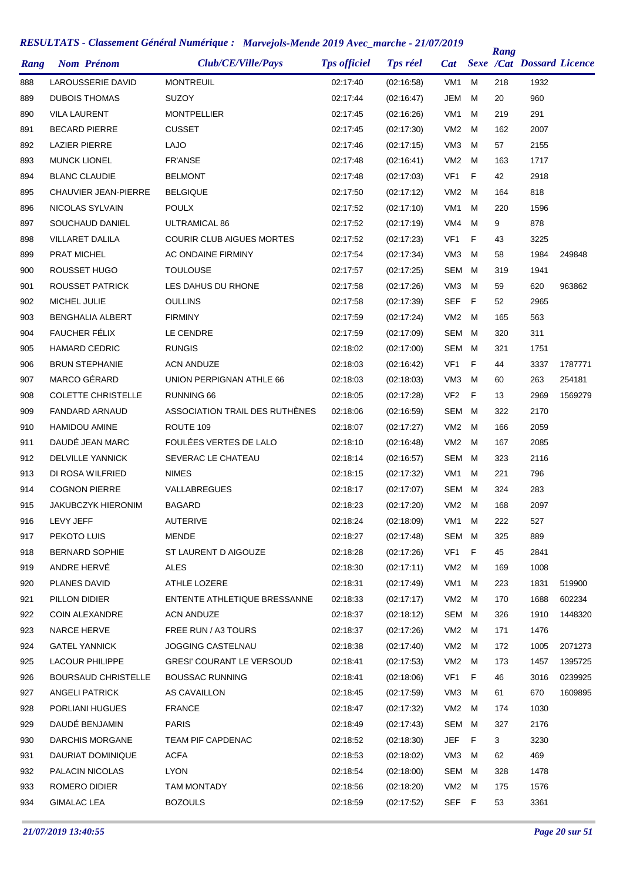# RESULTATS - Classement Général Numérique : Marvejols-Mende 2019 Avec_marche - 21/07/2019

| Rang | Nom Prénom | Club/CE/Ville/Pays | Tps officiel | Tps réel | Cat | Sexe | Rang /Cat | Dossard | Licence |
|---|---|---|---|---|---|---|---|---|---|
| 888 | LAROUSSERIE DAVID | MONTREUIL | 02:17:40 | (02:16:58) | VM1 | M | 218 | 1932 | |
| 889 | DUBOIS THOMAS | SUZOY | 02:17:44 | (02:16:47) | JEM | M | 20 | 960 | |
| 890 | VILA LAURENT | MONTPELLIER | 02:17:45 | (02:16:26) | VM1 | M | 219 | 291 | |
| 891 | BECARD PIERRE | CUSSET | 02:17:45 | (02:17:30) | VM2 | M | 162 | 2007 | |
| 892 | LAZIER PIERRE | LAJO | 02:17:46 | (02:17:15) | VM3 | M | 57 | 2155 | |
| 893 | MUNCK LIONEL | FR'ANSE | 02:17:48 | (02:16:41) | VM2 | M | 163 | 1717 | |
| 894 | BLANC CLAUDIE | BELMONT | 02:17:48 | (02:17:03) | VF1 | F | 42 | 2918 | |
| 895 | CHAUVIER JEAN-PIERRE | BELGIQUE | 02:17:50 | (02:17:12) | VM2 | M | 164 | 818 | |
| 896 | NICOLAS SYLVAIN | POULX | 02:17:52 | (02:17:10) | VM1 | M | 220 | 1596 | |
| 897 | SOUCHAUD DANIEL | ULTRAMICAL 86 | 02:17:52 | (02:17:19) | VM4 | M | 9 | 878 | |
| 898 | VILLARET DALILA | COURIR CLUB AIGUES MORTES | 02:17:52 | (02:17:23) | VF1 | F | 43 | 3225 | |
| 899 | PRAT MICHEL | AC ONDAINE FIRMINY | 02:17:54 | (02:17:34) | VM3 | M | 58 | 1984 | 249848 |
| 900 | ROUSSET HUGO | TOULOUSE | 02:17:57 | (02:17:25) | SEM | M | 319 | 1941 | |
| 901 | ROUSSET PATRICK | LES DAHUS DU RHONE | 02:17:58 | (02:17:26) | VM3 | M | 59 | 620 | 963862 |
| 902 | MICHEL JULIE | OULLINS | 02:17:58 | (02:17:39) | SEF | F | 52 | 2965 | |
| 903 | BENGHALIA ALBERT | FIRMINY | 02:17:59 | (02:17:24) | VM2 | M | 165 | 563 | |
| 904 | FAUCHER FÉLIX | LE CENDRE | 02:17:59 | (02:17:09) | SEM | M | 320 | 311 | |
| 905 | HAMARD CEDRIC | RUNGIS | 02:18:02 | (02:17:00) | SEM | M | 321 | 1751 | |
| 906 | BRUN STEPHANIE | ACN ANDUZE | 02:18:03 | (02:16:42) | VF1 | F | 44 | 3337 | 1787771 |
| 907 | MARCO GÉRARD | UNION PERPIGNAN ATHLE 66 | 02:18:03 | (02:18:03) | VM3 | M | 60 | 263 | 254181 |
| 908 | COLETTE CHRISTELLE | RUNNING 66 | 02:18:05 | (02:17:28) | VF2 | F | 13 | 2969 | 1569279 |
| 909 | FANDARD ARNAUD | ASSOCIATION TRAIL DES RUTHÈNES | 02:18:06 | (02:16:59) | SEM | M | 322 | 2170 | |
| 910 | HAMIDOU AMINE | ROUTE 109 | 02:18:07 | (02:17:27) | VM2 | M | 166 | 2059 | |
| 911 | DAUDÉ JEAN MARC | FOULÉES VERTES DE LALO | 02:18:10 | (02:16:48) | VM2 | M | 167 | 2085 | |
| 912 | DELVILLE YANNICK | SEVERAC LE CHATEAU | 02:18:14 | (02:16:57) | SEM | M | 323 | 2116 | |
| 913 | DI ROSA WILFRIED | NIMES | 02:18:15 | (02:17:32) | VM1 | M | 221 | 796 | |
| 914 | COGNON PIERRE | VALLABREGUES | 02:18:17 | (02:17:07) | SEM | M | 324 | 283 | |
| 915 | JAKUBCZYK HIERONIM | BAGARD | 02:18:23 | (02:17:20) | VM2 | M | 168 | 2097 | |
| 916 | LEVY JEFF | AUTERIVE | 02:18:24 | (02:18:09) | VM1 | M | 222 | 527 | |
| 917 | PEKOTO LUIS | MENDE | 02:18:27 | (02:17:48) | SEM | M | 325 | 889 | |
| 918 | BERNARD SOPHIE | ST LAURENT D AIGOUZE | 02:18:28 | (02:17:26) | VF1 | F | 45 | 2841 | |
| 919 | ANDRE HERVÉ | ALES | 02:18:30 | (02:17:11) | VM2 | M | 169 | 1008 | |
| 920 | PLANES DAVID | ATHLE LOZERE | 02:18:31 | (02:17:49) | VM1 | M | 223 | 1831 | 519900 |
| 921 | PILLON DIDIER | ENTENTE ATHLETIQUE BRESSANNE | 02:18:33 | (02:17:17) | VM2 | M | 170 | 1688 | 602234 |
| 922 | COIN ALEXANDRE | ACN ANDUZE | 02:18:37 | (02:18:12) | SEM | M | 326 | 1910 | 1448320 |
| 923 | NARCE HERVE | FREE RUN / A3 TOURS | 02:18:37 | (02:17:26) | VM2 | M | 171 | 1476 | |
| 924 | GATEL YANNICK | JOGGING CASTELNAU | 02:18:38 | (02:17:40) | VM2 | M | 172 | 1005 | 2071273 |
| 925 | LACOUR PHILIPPE | GRESI' COURANT LE VERSOUD | 02:18:41 | (02:17:53) | VM2 | M | 173 | 1457 | 1395725 |
| 926 | BOURSAUD CHRISTELLE | BOUSSAC RUNNING | 02:18:41 | (02:18:06) | VF1 | F | 46 | 3016 | 0239925 |
| 927 | ANGELI PATRICK | AS CAVAILLON | 02:18:45 | (02:17:59) | VM3 | M | 61 | 670 | 1609895 |
| 928 | PORLIANI HUGUES | FRANCE | 02:18:47 | (02:17:32) | VM2 | M | 174 | 1030 | |
| 929 | DAUDÉ BENJAMIN | PARIS | 02:18:49 | (02:17:43) | SEM | M | 327 | 2176 | |
| 930 | DARCHIS MORGANE | TEAM PIF CAPDENAC | 02:18:52 | (02:18:30) | JEF | F | 3 | 3230 | |
| 931 | DAURIAT DOMINIQUE | ACFA | 02:18:53 | (02:18:02) | VM3 | M | 62 | 469 | |
| 932 | PALACIN NICOLAS | LYON | 02:18:54 | (02:18:00) | SEM | M | 328 | 1478 | |
| 933 | ROMERO DIDIER | TAM MONTADY | 02:18:56 | (02:18:20) | VM2 | M | 175 | 1576 | |
| 934 | GIMALAC LEA | BOZOULS | 02:18:59 | (02:17:52) | SEF | F | 53 | 3361 | |

*21/07/2019 13:40:55*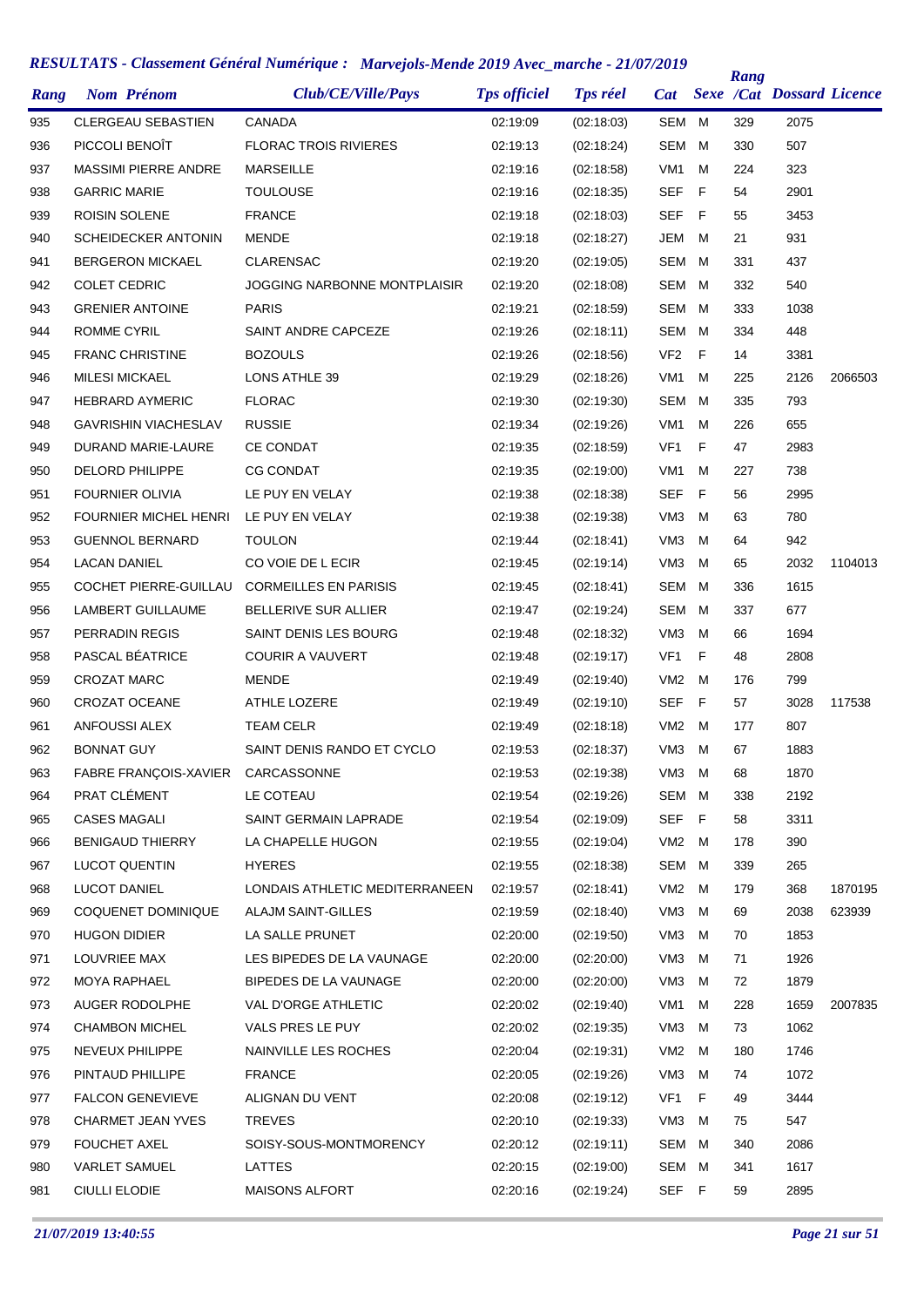# RESULTATS - Classement Général Numérique : Marvejols-Mende 2019 Avec_marche - 21/07/2019

| Rang | Nom Prénom | Club/CE/Ville/Pays | Tps officiel | Tps réel | Cat | Sexe | Rang /Cat | Dossard | Licence |
|---|---|---|---|---|---|---|---|---|---|
| 935 | CLERGEAU SEBASTIEN | CANADA | 02:19:09 | (02:18:03) | SEM | M | 329 | 2075 | |
| 936 | PICCOLI BENOÎT | FLORAC TROIS RIVIERES | 02:19:13 | (02:18:24) | SEM | M | 330 | 507 | |
| 937 | MASSIMI PIERRE ANDRE | MARSEILLE | 02:19:16 | (02:18:58) | VM1 | M | 224 | 323 | |
| 938 | GARRIC MARIE | TOULOUSE | 02:19:16 | (02:18:35) | SEF | F | 54 | 2901 | |
| 939 | ROISIN SOLENE | FRANCE | 02:19:18 | (02:18:03) | SEF | F | 55 | 3453 | |
| 940 | SCHEIDECKER ANTONIN | MENDE | 02:19:18 | (02:18:27) | JEM | M | 21 | 931 | |
| 941 | BERGERON MICKAEL | CLARENSAC | 02:19:20 | (02:19:05) | SEM | M | 331 | 437 | |
| 942 | COLET CEDRIC | JOGGING NARBONNE MONTPLAISIR | 02:19:20 | (02:18:08) | SEM | M | 332 | 540 | |
| 943 | GRENIER ANTOINE | PARIS | 02:19:21 | (02:18:59) | SEM | M | 333 | 1038 | |
| 944 | ROMME CYRIL | SAINT ANDRE CAPCEZE | 02:19:26 | (02:18:11) | SEM | M | 334 | 448 | |
| 945 | FRANC CHRISTINE | BOZOULS | 02:19:26 | (02:18:56) | VF2 | F | 14 | 3381 | |
| 946 | MILESI MICKAEL | LONS ATHLE 39 | 02:19:29 | (02:18:26) | VM1 | M | 225 | 2126 | 2066503 |
| 947 | HEBRARD AYMERIC | FLORAC | 02:19:30 | (02:19:30) | SEM | M | 335 | 793 | |
| 948 | GAVRISHIN VIACHESLAV | RUSSIE | 02:19:34 | (02:19:26) | VM1 | M | 226 | 655 | |
| 949 | DURAND MARIE-LAURE | CE CONDAT | 02:19:35 | (02:18:59) | VF1 | F | 47 | 2983 | |
| 950 | DELORD PHILIPPE | CG CONDAT | 02:19:35 | (02:19:00) | VM1 | M | 227 | 738 | |
| 951 | FOURNIER OLIVIA | LE PUY EN VELAY | 02:19:38 | (02:18:38) | SEF | F | 56 | 2995 | |
| 952 | FOURNIER MICHEL HENRI | LE PUY EN VELAY | 02:19:38 | (02:19:38) | VM3 | M | 63 | 780 | |
| 953 | GUENNOL BERNARD | TOULON | 02:19:44 | (02:18:41) | VM3 | M | 64 | 942 | |
| 954 | LACAN DANIEL | CO VOIE DE L ECIR | 02:19:45 | (02:19:14) | VM3 | M | 65 | 2032 | 1104013 |
| 955 | COCHET PIERRE-GUILLAU | CORMEILLES EN PARISIS | 02:19:45 | (02:18:41) | SEM | M | 336 | 1615 | |
| 956 | LAMBERT GUILLAUME | BELLERIVE SUR ALLIER | 02:19:47 | (02:19:24) | SEM | M | 337 | 677 | |
| 957 | PERRADIN REGIS | SAINT DENIS LES BOURG | 02:19:48 | (02:18:32) | VM3 | M | 66 | 1694 | |
| 958 | PASCAL BÉATRICE | COURIR A VAUVERT | 02:19:48 | (02:19:17) | VF1 | F | 48 | 2808 | |
| 959 | CROZAT MARC | MENDE | 02:19:49 | (02:19:40) | VM2 | M | 176 | 799 | |
| 960 | CROZAT OCEANE | ATHLE LOZERE | 02:19:49 | (02:19:10) | SEF | F | 57 | 3028 | 117538 |
| 961 | ANFOUSSI ALEX | TEAM CELR | 02:19:49 | (02:18:18) | VM2 | M | 177 | 807 | |
| 962 | BONNAT GUY | SAINT DENIS RANDO ET CYCLO | 02:19:53 | (02:18:37) | VM3 | M | 67 | 1883 | |
| 963 | FABRE FRANÇOIS-XAVIER | CARCASSONNE | 02:19:53 | (02:19:38) | VM3 | M | 68 | 1870 | |
| 964 | PRAT CLÉMENT | LE COTEAU | 02:19:54 | (02:19:26) | SEM | M | 338 | 2192 | |
| 965 | CASES MAGALI | SAINT GERMAIN LAPRADE | 02:19:54 | (02:19:09) | SEF | F | 58 | 3311 | |
| 966 | BENIGAUD THIERRY | LA CHAPELLE HUGON | 02:19:55 | (02:19:04) | VM2 | M | 178 | 390 | |
| 967 | LUCOT QUENTIN | HYERES | 02:19:55 | (02:18:38) | SEM | M | 339 | 265 | |
| 968 | LUCOT DANIEL | LONDAIS ATHLETIC MEDITERRANEEN | 02:19:57 | (02:18:41) | VM2 | M | 179 | 368 | 1870195 |
| 969 | COQUENET DOMINIQUE | ALAJM SAINT-GILLES | 02:19:59 | (02:18:40) | VM3 | M | 69 | 2038 | 623939 |
| 970 | HUGON DIDIER | LA SALLE PRUNET | 02:20:00 | (02:19:50) | VM3 | M | 70 | 1853 | |
| 971 | LOUVRIEE MAX | LES BIPEDES DE LA VAUNAGE | 02:20:00 | (02:20:00) | VM3 | M | 71 | 1926 | |
| 972 | MOYA RAPHAEL | BIPEDES DE LA VAUNAGE | 02:20:00 | (02:20:00) | VM3 | M | 72 | 1879 | |
| 973 | AUGER RODOLPHE | VAL D'ORGE ATHLETIC | 02:20:02 | (02:19:40) | VM1 | M | 228 | 1659 | 2007835 |
| 974 | CHAMBON MICHEL | VALS PRES LE PUY | 02:20:02 | (02:19:35) | VM3 | M | 73 | 1062 | |
| 975 | NEVEUX PHILIPPE | NAINVILLE LES ROCHES | 02:20:04 | (02:19:31) | VM2 | M | 180 | 1746 | |
| 976 | PINTAUD PHILLIPE | FRANCE | 02:20:05 | (02:19:26) | VM3 | M | 74 | 1072 | |
| 977 | FALCON GENEVIEVE | ALIGNAN DU VENT | 02:20:08 | (02:19:12) | VF1 | F | 49 | 3444 | |
| 978 | CHARMET JEAN YVES | TREVES | 02:20:10 | (02:19:33) | VM3 | M | 75 | 547 | |
| 979 | FOUCHET AXEL | SOISY-SOUS-MONTMORENCY | 02:20:12 | (02:19:11) | SEM | M | 340 | 2086 | |
| 980 | VARLET SAMUEL | LATTES | 02:20:15 | (02:19:00) | SEM | M | 341 | 1617 | |
| 981 | CIULLI ELODIE | MAISONS ALFORT | 02:20:16 | (02:19:24) | SEF | F | 59 | 2895 | |

*21/07/2019 13:40:55*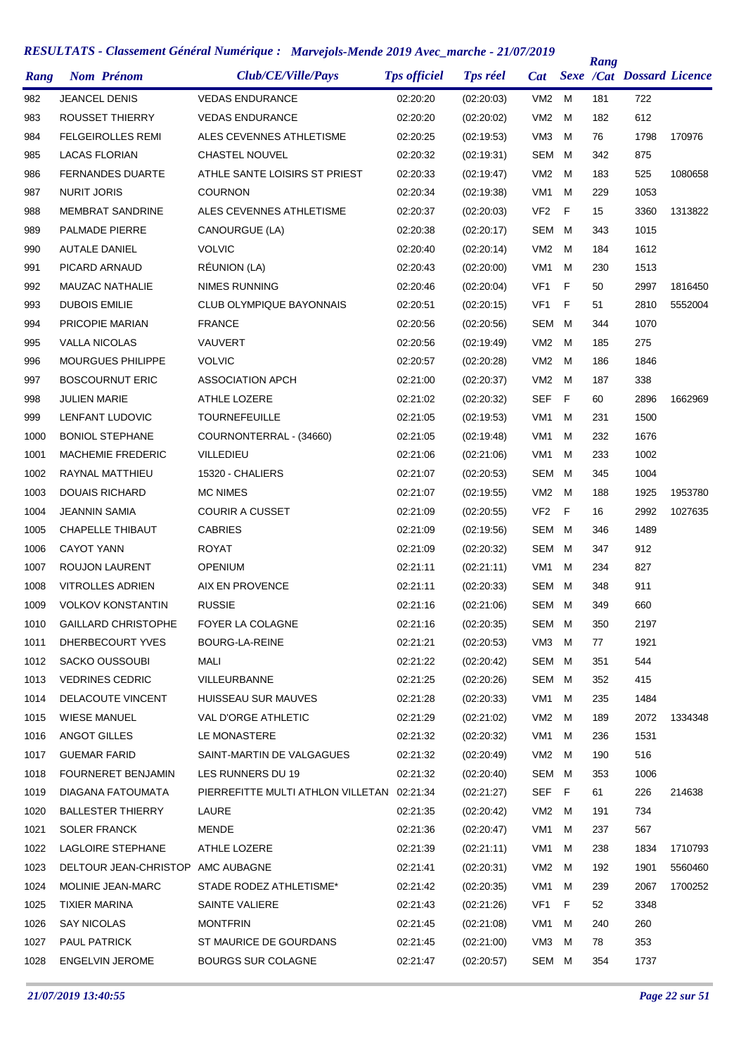## RESULTATS - Classement Général Numérique : Marvejols-Mende 2019 Avec_marche - 21/07/2019

| Rang | Nom Prénom | Club/CE/Ville/Pays | Tps officiel | Tps réel | Cat | Sexe | Rang /Cat | Dossard | Licence |
|---|---|---|---|---|---|---|---|---|---|
| 982 | JEANCEL DENIS | VEDAS ENDURANCE | 02:20:20 | (02:20:03) | VM2 | M | 181 | 722 | |
| 983 | ROUSSET THIERRY | VEDAS ENDURANCE | 02:20:20 | (02:20:02) | VM2 | M | 182 | 612 | |
| 984 | FELGEIROLLES REMI | ALES CEVENNES ATHLETISME | 02:20:25 | (02:19:53) | VM3 | M | 76 | 1798 | 170976 |
| 985 | LACAS FLORIAN | CHASTEL NOUVEL | 02:20:32 | (02:19:31) | SEM | M | 342 | 875 | |
| 986 | FERNANDES DUARTE | ATHLE SANTE LOISIRS ST PRIEST | 02:20:33 | (02:19:47) | VM2 | M | 183 | 525 | 1080658 |
| 987 | NURIT JORIS | COURNON | 02:20:34 | (02:19:38) | VM1 | M | 229 | 1053 | |
| 988 | MEMBRAT SANDRINE | ALES CEVENNES ATHLETISME | 02:20:37 | (02:20:03) | VF2 | F | 15 | 3360 | 1313822 |
| 989 | PALMADE PIERRE | CANOURGUE (LA) | 02:20:38 | (02:20:17) | SEM | M | 343 | 1015 | |
| 990 | AUTALE DANIEL | VOLVIC | 02:20:40 | (02:20:14) | VM2 | M | 184 | 1612 | |
| 991 | PICARD ARNAUD | RÉUNION (LA) | 02:20:43 | (02:20:00) | VM1 | M | 230 | 1513 | |
| 992 | MAUZAC NATHALIE | NIMES RUNNING | 02:20:46 | (02:20:04) | VF1 | F | 50 | 2997 | 1816450 |
| 993 | DUBOIS EMILIE | CLUB OLYMPIQUE BAYONNAIS | 02:20:51 | (02:20:15) | VF1 | F | 51 | 2810 | 5552004 |
| 994 | PRICOPIE MARIAN | FRANCE | 02:20:56 | (02:20:56) | SEM | M | 344 | 1070 | |
| 995 | VALLA NICOLAS | VAUVERT | 02:20:56 | (02:19:49) | VM2 | M | 185 | 275 | |
| 996 | MOURGUES PHILIPPE | VOLVIC | 02:20:57 | (02:20:28) | VM2 | M | 186 | 1846 | |
| 997 | BOSCOURNUT ERIC | ASSOCIATION APCH | 02:21:00 | (02:20:37) | VM2 | M | 187 | 338 | |
| 998 | JULIEN MARIE | ATHLE LOZERE | 02:21:02 | (02:20:32) | SEF | F | 60 | 2896 | 1662969 |
| 999 | LENFANT LUDOVIC | TOURNEFEUILLE | 02:21:05 | (02:19:53) | VM1 | M | 231 | 1500 | |
| 1000 | BONIOL STEPHANE | COURNONTERRAL - (34660) | 02:21:05 | (02:19:48) | VM1 | M | 232 | 1676 | |
| 1001 | MACHEMIE FREDERIC | VILLEDIEU | 02:21:06 | (02:21:06) | VM1 | M | 233 | 1002 | |
| 1002 | RAYNAL MATTHIEU | 15320 - CHALIERS | 02:21:07 | (02:20:53) | SEM | M | 345 | 1004 | |
| 1003 | DOUAIS RICHARD | MC NIMES | 02:21:07 | (02:19:55) | VM2 | M | 188 | 1925 | 1953780 |
| 1004 | JEANNIN SAMIA | COURIR A CUSSET | 02:21:09 | (02:20:55) | VF2 | F | 16 | 2992 | 1027635 |
| 1005 | CHAPELLE THIBAUT | CABRIES | 02:21:09 | (02:19:56) | SEM | M | 346 | 1489 | |
| 1006 | CAYOT YANN | ROYAT | 02:21:09 | (02:20:32) | SEM | M | 347 | 912 | |
| 1007 | ROUJON LAURENT | OPENIUM | 02:21:11 | (02:21:11) | VM1 | M | 234 | 827 | |
| 1008 | VITROLLES ADRIEN | AIX EN PROVENCE | 02:21:11 | (02:20:33) | SEM | M | 348 | 911 | |
| 1009 | VOLKOV KONSTANTIN | RUSSIE | 02:21:16 | (02:21:06) | SEM | M | 349 | 660 | |
| 1010 | GAILLARD CHRISTOPHE | FOYER LA COLAGNE | 02:21:16 | (02:20:35) | SEM | M | 350 | 2197 | |
| 1011 | DHERBECOURT YVES | BOURG-LA-REINE | 02:21:21 | (02:20:53) | VM3 | M | 77 | 1921 | |
| 1012 | SACKO OUSSOUBI | MALI | 02:21:22 | (02:20:42) | SEM | M | 351 | 544 | |
| 1013 | VEDRINES CEDRIC | VILLEURBANNE | 02:21:25 | (02:20:26) | SEM | M | 352 | 415 | |
| 1014 | DELACOUTE VINCENT | HUISSEAU SUR MAUVES | 02:21:28 | (02:20:33) | VM1 | M | 235 | 1484 | |
| 1015 | WIESE MANUEL | VAL D'ORGE ATHLETIC | 02:21:29 | (02:21:02) | VM2 | M | 189 | 2072 | 1334348 |
| 1016 | ANGOT GILLES | LE MONASTERE | 02:21:32 | (02:20:32) | VM1 | M | 236 | 1531 | |
| 1017 | GUEMAR FARID | SAINT-MARTIN DE VALGAGUES | 02:21:32 | (02:20:49) | VM2 | M | 190 | 516 | |
| 1018 | FOURNERET BENJAMIN | LES RUNNERS DU 19 | 02:21:32 | (02:20:40) | SEM | M | 353 | 1006 | |
| 1019 | DIAGANA FATOUMATA | PIERREFITTE MULTI ATHLON VILLETAN | 02:21:34 | (02:21:27) | SEF | F | 61 | 226 | 214638 |
| 1020 | BALLESTER THIERRY | LAURE | 02:21:35 | (02:20:42) | VM2 | M | 191 | 734 | |
| 1021 | SOLER FRANCK | MENDE | 02:21:36 | (02:20:47) | VM1 | M | 237 | 567 | |
| 1022 | LAGLOIRE STEPHANE | ATHLE LOZERE | 02:21:39 | (02:21:11) | VM1 | M | 238 | 1834 | 1710793 |
| 1023 | DELTOUR JEAN-CHRISTOP | AMC AUBAGNE | 02:21:41 | (02:20:31) | VM2 | M | 192 | 1901 | 5560460 |
| 1024 | MOLINIE JEAN-MARC | STADE RODEZ ATHLETISME* | 02:21:42 | (02:20:35) | VM1 | M | 239 | 2067 | 1700252 |
| 1025 | TIXIER MARINA | SAINTE VALIERE | 02:21:43 | (02:21:26) | VF1 | F | 52 | 3348 | |
| 1026 | SAY NICOLAS | MONTFRIN | 02:21:45 | (02:21:08) | VM1 | M | 240 | 260 | |
| 1027 | PAUL PATRICK | ST MAURICE DE GOURDANS | 02:21:45 | (02:21:00) | VM3 | M | 78 | 353 | |
| 1028 | ENGELVIN JEROME | BOURGS SUR COLAGNE | 02:21:47 | (02:20:57) | SEM | M | 354 | 1737 | |

*21/07/2019 13:40:55*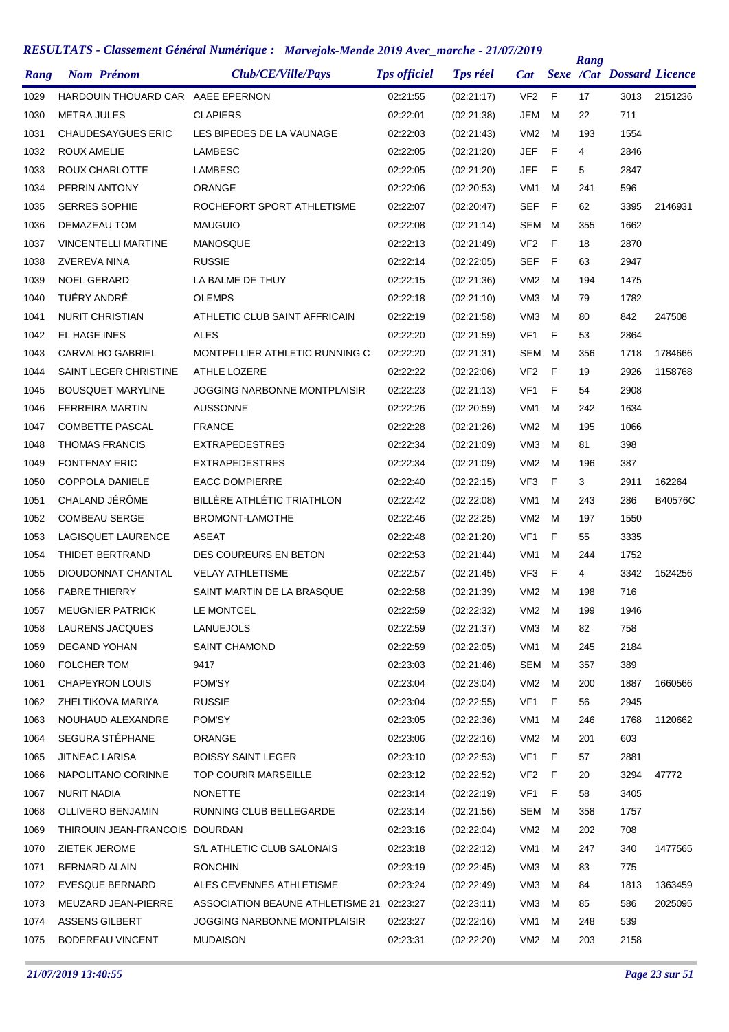## RESULTATS - Classement Général Numérique : Marvejols-Mende 2019 Avec_marche - 21/07/2019

| Rang | Nom Prénom | Club/CE/Ville/Pays | Tps officiel | Tps réel | Cat | Sexe | Rang /Cat | Dossard | Licence |
|---|---|---|---|---|---|---|---|---|---|
| 1029 | HARDOUIN THOUARD CAR | AAEE EPERNON | 02:21:55 | (02:21:17) | VF2 | F | 17 | 3013 | 2151236 |
| 1030 | METRA JULES | CLAPIERS | 02:22:01 | (02:21:38) | JEM | M | 22 | 711 | |
| 1031 | CHAUDESAYGUES ERIC | LES BIPEDES DE LA VAUNAGE | 02:22:03 | (02:21:43) | VM2 | M | 193 | 1554 | |
| 1032 | ROUX AMELIE | LAMBESC | 02:22:05 | (02:21:20) | JEF | F | 4 | 2846 | |
| 1033 | ROUX CHARLOTTE | LAMBESC | 02:22:05 | (02:21:20) | JEF | F | 5 | 2847 | |
| 1034 | PERRIN ANTONY | ORANGE | 02:22:06 | (02:20:53) | VM1 | M | 241 | 596 | |
| 1035 | SERRES SOPHIE | ROCHEFORT SPORT ATHLETISME | 02:22:07 | (02:20:47) | SEF | F | 62 | 3395 | 2146931 |
| 1036 | DEMAZEAU TOM | MAUGUIO | 02:22:08 | (02:21:14) | SEM | M | 355 | 1662 | |
| 1037 | VINCENTELLI MARTINE | MANOSQUE | 02:22:13 | (02:21:49) | VF2 | F | 18 | 2870 | |
| 1038 | ZVEREVA NINA | RUSSIE | 02:22:14 | (02:22:05) | SEF | F | 63 | 2947 | |
| 1039 | NOEL GERARD | LA BALME DE THUY | 02:22:15 | (02:21:36) | VM2 | M | 194 | 1475 | |
| 1040 | TUÉRY ANDRÉ | OLEMPS | 02:22:18 | (02:21:10) | VM3 | M | 79 | 1782 | |
| 1041 | NURIT CHRISTIAN | ATHLETIC CLUB SAINT AFFRICAIN | 02:22:19 | (02:21:58) | VM3 | M | 80 | 842 | 247508 |
| 1042 | EL HAGE INES | ALES | 02:22:20 | (02:21:59) | VF1 | F | 53 | 2864 | |
| 1043 | CARVALHO GABRIEL | MONTPELLIER ATHLETIC RUNNING C | 02:22:20 | (02:21:31) | SEM | M | 356 | 1718 | 1784666 |
| 1044 | SAINT LEGER CHRISTINE | ATHLE LOZERE | 02:22:22 | (02:22:06) | VF2 | F | 19 | 2926 | 1158768 |
| 1045 | BOUSQUET MARYLINE | JOGGING NARBONNE MONTPLAISIR | 02:22:23 | (02:21:13) | VF1 | F | 54 | 2908 | |
| 1046 | FERREIRA MARTIN | AUSSONNE | 02:22:26 | (02:20:59) | VM1 | M | 242 | 1634 | |
| 1047 | COMBETTE PASCAL | FRANCE | 02:22:28 | (02:21:26) | VM2 | M | 195 | 1066 | |
| 1048 | THOMAS FRANCIS | EXTRAPEDESTRES | 02:22:34 | (02:21:09) | VM3 | M | 81 | 398 | |
| 1049 | FONTENAY ERIC | EXTRAPEDESTRES | 02:22:34 | (02:21:09) | VM2 | M | 196 | 387 | |
| 1050 | COPPOLA DANIELE | EACC DOMPIERRE | 02:22:40 | (02:22:15) | VF3 | F | 3 | 2911 | 162264 |
| 1051 | CHALAND JÉRÔME | BILLÈRE ATHLÉTIC TRIATHLON | 02:22:42 | (02:22:08) | VM1 | M | 243 | 286 | B40576C |
| 1052 | COMBEAU SERGE | BROMONT-LAMOTHE | 02:22:46 | (02:22:25) | VM2 | M | 197 | 1550 | |
| 1053 | LAGISQUET LAURENCE | ASEAT | 02:22:48 | (02:21:20) | VF1 | F | 55 | 3335 | |
| 1054 | THIDET BERTRAND | DES COUREURS EN BETON | 02:22:53 | (02:21:44) | VM1 | M | 244 | 1752 | |
| 1055 | DIOUDONNAT CHANTAL | VELAY ATHLETISME | 02:22:57 | (02:21:45) | VF3 | F | 4 | 3342 | 1524256 |
| 1056 | FABRE THIERRY | SAINT MARTIN DE LA BRASQUE | 02:22:58 | (02:21:39) | VM2 | M | 198 | 716 | |
| 1057 | MEUGNIER PATRICK | LE MONTCEL | 02:22:59 | (02:22:32) | VM2 | M | 199 | 1946 | |
| 1058 | LAURENS JACQUES | LANUEJOLS | 02:22:59 | (02:21:37) | VM3 | M | 82 | 758 | |
| 1059 | DEGAND YOHAN | SAINT CHAMOND | 02:22:59 | (02:22:05) | VM1 | M | 245 | 2184 | |
| 1060 | FOLCHER TOM | 9417 | 02:23:03 | (02:21:46) | SEM | M | 357 | 389 | |
| 1061 | CHAPEYRON LOUIS | POM'SY | 02:23:04 | (02:23:04) | VM2 | M | 200 | 1887 | 1660566 |
| 1062 | ZHELTIKOVA MARIYA | RUSSIE | 02:23:04 | (02:22:55) | VF1 | F | 56 | 2945 | |
| 1063 | NOUHAUD ALEXANDRE | POM'SY | 02:23:05 | (02:22:36) | VM1 | M | 246 | 1768 | 1120662 |
| 1064 | SEGURA STÉPHANE | ORANGE | 02:23:06 | (02:22:16) | VM2 | M | 201 | 603 | |
| 1065 | JITNEAC LARISA | BOISSY SAINT LEGER | 02:23:10 | (02:22:53) | VF1 | F | 57 | 2881 | |
| 1066 | NAPOLITANO CORINNE | TOP COURIR MARSEILLE | 02:23:12 | (02:22:52) | VF2 | F | 20 | 3294 | 47772 |
| 1067 | NURIT NADIA | NONETTE | 02:23:14 | (02:22:19) | VF1 | F | 58 | 3405 | |
| 1068 | OLLIVERO BENJAMIN | RUNNING CLUB BELLEGARDE | 02:23:14 | (02:21:56) | SEM | M | 358 | 1757 | |
| 1069 | THIROUIN JEAN-FRANCOIS | DOURDAN | 02:23:16 | (02:22:04) | VM2 | M | 202 | 708 | |
| 1070 | ZIETEK JEROME | S/L ATHLETIC CLUB SALONAIS | 02:23:18 | (02:22:12) | VM1 | M | 247 | 340 | 1477565 |
| 1071 | BERNARD ALAIN | RONCHIN | 02:23:19 | (02:22:45) | VM3 | M | 83 | 775 | |
| 1072 | EVESQUE BERNARD | ALES CEVENNES ATHLETISME | 02:23:24 | (02:22:49) | VM3 | M | 84 | 1813 | 1363459 |
| 1073 | MEUZARD JEAN-PIERRE | ASSOCIATION BEAUNE ATHLETISME 21 | 02:23:27 | (02:23:11) | VM3 | M | 85 | 586 | 2025095 |
| 1074 | ASSENS GILBERT | JOGGING NARBONNE MONTPLAISIR | 02:23:27 | (02:22:16) | VM1 | M | 248 | 539 | |
| 1075 | BODEREAU VINCENT | MUDAISON | 02:23:31 | (02:22:20) | VM2 | M | 203 | 2158 | |

*21/07/2019 13:40:55*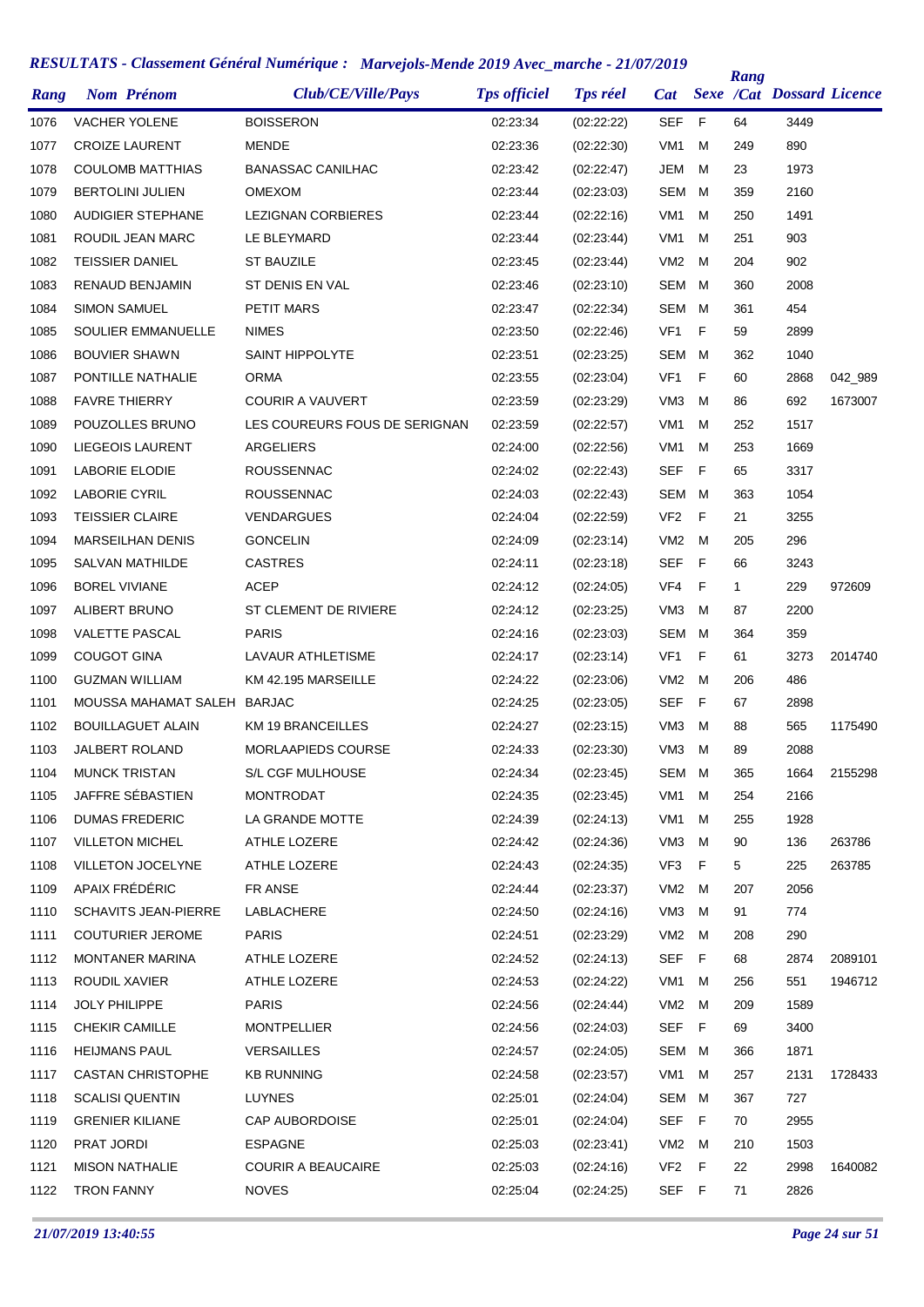# RESULTATS - Classement Général Numérique : Marvejols-Mende 2019 Avec_marche - 21/07/2019

| Rang | Nom Prénom | Club/CE/Ville/Pays | Tps officiel | Tps réel | Cat | Sexe | Rang /Cat | Dossard | Licence |
|---|---|---|---|---|---|---|---|---|---|
| 1076 | VACHER YOLENE | BOISSERON | 02:23:34 | (02:22:22) | SEF | F | 64 | 3449 | |
| 1077 | CROIZE LAURENT | MENDE | 02:23:36 | (02:22:30) | VM1 | M | 249 | 890 | |
| 1078 | COULOMB MATTHIAS | BANASSAC CANILHAC | 02:23:42 | (02:22:47) | JEM | M | 23 | 1973 | |
| 1079 | BERTOLINI JULIEN | OMEXOM | 02:23:44 | (02:23:03) | SEM | M | 359 | 2160 | |
| 1080 | AUDIGIER STEPHANE | LEZIGNAN CORBIERES | 02:23:44 | (02:22:16) | VM1 | M | 250 | 1491 | |
| 1081 | ROUDIL JEAN MARC | LE BLEYMARD | 02:23:44 | (02:23:44) | VM1 | M | 251 | 903 | |
| 1082 | TEISSIER DANIEL | ST BAUZILE | 02:23:45 | (02:23:44) | VM2 | M | 204 | 902 | |
| 1083 | RENAUD BENJAMIN | ST DENIS EN VAL | 02:23:46 | (02:23:10) | SEM | M | 360 | 2008 | |
| 1084 | SIMON SAMUEL | PETIT MARS | 02:23:47 | (02:22:34) | SEM | M | 361 | 454 | |
| 1085 | SOULIER EMMANUELLE | NIMES | 02:23:50 | (02:22:46) | VF1 | F | 59 | 2899 | |
| 1086 | BOUVIER SHAWN | SAINT HIPPOLYTE | 02:23:51 | (02:23:25) | SEM | M | 362 | 1040 | |
| 1087 | PONTILLE NATHALIE | ORMA | 02:23:55 | (02:23:04) | VF1 | F | 60 | 2868 | 042_989 |
| 1088 | FAVRE THIERRY | COURIR A VAUVERT | 02:23:59 | (02:23:29) | VM3 | M | 86 | 692 | 1673007 |
| 1089 | POUZOLLES BRUNO | LES COUREURS FOUS DE SERIGNAN | 02:23:59 | (02:22:57) | VM1 | M | 252 | 1517 | |
| 1090 | LIEGEOIS LAURENT | ARGELIERS | 02:24:00 | (02:22:56) | VM1 | M | 253 | 1669 | |
| 1091 | LABORIE ELODIE | ROUSSENNAC | 02:24:02 | (02:22:43) | SEF | F | 65 | 3317 | |
| 1092 | LABORIE CYRIL | ROUSSENNAC | 02:24:03 | (02:22:43) | SEM | M | 363 | 1054 | |
| 1093 | TEISSIER CLAIRE | VENDARGUES | 02:24:04 | (02:22:59) | VF2 | F | 21 | 3255 | |
| 1094 | MARSEILHAN DENIS | GONCELIN | 02:24:09 | (02:23:14) | VM2 | M | 205 | 296 | |
| 1095 | SALVAN MATHILDE | CASTRES | 02:24:11 | (02:23:18) | SEF | F | 66 | 3243 | |
| 1096 | BOREL VIVIANE | ACEP | 02:24:12 | (02:24:05) | VF4 | F | 1 | 229 | 972609 |
| 1097 | ALIBERT BRUNO | ST CLEMENT DE RIVIERE | 02:24:12 | (02:23:25) | VM3 | M | 87 | 2200 | |
| 1098 | VALETTE PASCAL | PARIS | 02:24:16 | (02:23:03) | SEM | M | 364 | 359 | |
| 1099 | COUGOT GINA | LAVAUR ATHLETISME | 02:24:17 | (02:23:14) | VF1 | F | 61 | 3273 | 2014740 |
| 1100 | GUZMAN WILLIAM | KM 42.195 MARSEILLE | 02:24:22 | (02:23:06) | VM2 | M | 206 | 486 | |
| 1101 | MOUSSA MAHAMAT SALEH | BARJAC | 02:24:25 | (02:23:05) | SEF | F | 67 | 2898 | |
| 1102 | BOUILLAGUET ALAIN | KM 19 BRANCEILLES | 02:24:27 | (02:23:15) | VM3 | M | 88 | 565 | 1175490 |
| 1103 | JALBERT ROLAND | MORLAAPIEDS COURSE | 02:24:33 | (02:23:30) | VM3 | M | 89 | 2088 | |
| 1104 | MUNCK TRISTAN | S/L CGF MULHOUSE | 02:24:34 | (02:23:45) | SEM | M | 365 | 1664 | 2155298 |
| 1105 | JAFFRE SÉBASTIEN | MONTRODAT | 02:24:35 | (02:23:45) | VM1 | M | 254 | 2166 | |
| 1106 | DUMAS FREDERIC | LA GRANDE MOTTE | 02:24:39 | (02:24:13) | VM1 | M | 255 | 1928 | |
| 1107 | VILLETON MICHEL | ATHLE LOZERE | 02:24:42 | (02:24:36) | VM3 | M | 90 | 136 | 263786 |
| 1108 | VILLETON JOCELYNE | ATHLE LOZERE | 02:24:43 | (02:24:35) | VF3 | F | 5 | 225 | 263785 |
| 1109 | APAIX FRÉDÉRIC | FR ANSE | 02:24:44 | (02:23:37) | VM2 | M | 207 | 2056 | |
| 1110 | SCHAVITS JEAN-PIERRE | LABLACHERE | 02:24:50 | (02:24:16) | VM3 | M | 91 | 774 | |
| 1111 | COUTURIER JEROME | PARIS | 02:24:51 | (02:23:29) | VM2 | M | 208 | 290 | |
| 1112 | MONTANER MARINA | ATHLE LOZERE | 02:24:52 | (02:24:13) | SEF | F | 68 | 2874 | 2089101 |
| 1113 | ROUDIL XAVIER | ATHLE LOZERE | 02:24:53 | (02:24:22) | VM1 | M | 256 | 551 | 1946712 |
| 1114 | JOLY PHILIPPE | PARIS | 02:24:56 | (02:24:44) | VM2 | M | 209 | 1589 | |
| 1115 | CHEKIR CAMILLE | MONTPELLIER | 02:24:56 | (02:24:03) | SEF | F | 69 | 3400 | |
| 1116 | HEIJMANS PAUL | VERSAILLES | 02:24:57 | (02:24:05) | SEM | M | 366 | 1871 | |
| 1117 | CASTAN CHRISTOPHE | KB RUNNING | 02:24:58 | (02:23:57) | VM1 | M | 257 | 2131 | 1728433 |
| 1118 | SCALISI QUENTIN | LUYNES | 02:25:01 | (02:24:04) | SEM | M | 367 | 727 | |
| 1119 | GRENIER KILIANE | CAP AUBORDOISE | 02:25:01 | (02:24:04) | SEF | F | 70 | 2955 | |
| 1120 | PRAT JORDI | ESPAGNE | 02:25:03 | (02:23:41) | VM2 | M | 210 | 1503 | |
| 1121 | MISON NATHALIE | COURIR A BEAUCAIRE | 02:25:03 | (02:24:16) | VF2 | F | 22 | 2998 | 1640082 |
| 1122 | TRON FANNY | NOVES | 02:25:04 | (02:24:25) | SEF | F | 71 | 2826 | |

*21/07/2019 13:40:55*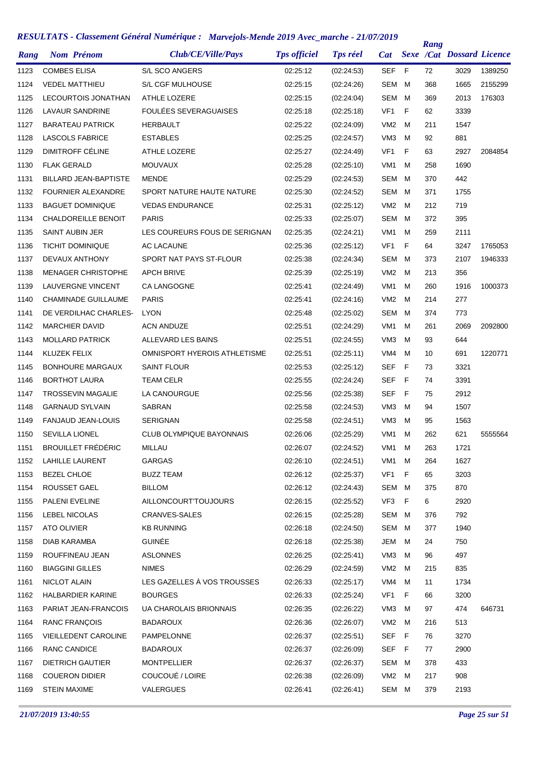# RESULTATS - Classement Général Numérique : Marvejols-Mende 2019 Avec_marche - 21/07/2019

| Rang | Nom Prénom | Club/CE/Ville/Pays | Tps officiel | Tps réel | Cat | Sexe | Rang /Cat | Dossard | Licence |
|---|---|---|---|---|---|---|---|---|---|
| 1123 | COMBES ELISA | S/L SCO ANGERS | 02:25:12 | (02:24:53) | SEF | F | 72 | 3029 | 1389250 |
| 1124 | VEDEL MATTHIEU | S/L CGF MULHOUSE | 02:25:15 | (02:24:26) | SEM | M | 368 | 1665 | 2155299 |
| 1125 | LECOURTOIS JONATHAN | ATHLE LOZERE | 02:25:15 | (02:24:04) | SEM | M | 369 | 2013 | 176303 |
| 1126 | LAVAUR SANDRINE | FOULÉES SEVERAGUAISES | 02:25:18 | (02:25:18) | VF1 | F | 62 | 3339 | |
| 1127 | BARATEAU PATRICK | HERBAULT | 02:25:22 | (02:24:09) | VM2 | M | 211 | 1547 | |
| 1128 | LASCOLS FABRICE | ESTABLES | 02:25:25 | (02:24:57) | VM3 | M | 92 | 881 | |
| 1129 | DIMITROFF CÉLINE | ATHLE LOZERE | 02:25:27 | (02:24:49) | VF1 | F | 63 | 2927 | 2084854 |
| 1130 | FLAK GERALD | MOUVAUX | 02:25:28 | (02:25:10) | VM1 | M | 258 | 1690 | |
| 1131 | BILLARD JEAN-BAPTISTE | MENDE | 02:25:29 | (02:24:53) | SEM | M | 370 | 442 | |
| 1132 | FOURNIER ALEXANDRE | SPORT NATURE HAUTE NATURE | 02:25:30 | (02:24:52) | SEM | M | 371 | 1755 | |
| 1133 | BAGUET DOMINIQUE | VEDAS ENDURANCE | 02:25:31 | (02:25:12) | VM2 | M | 212 | 719 | |
| 1134 | CHALDOREILLE BENOIT | PARIS | 02:25:33 | (02:25:07) | SEM | M | 372 | 395 | |
| 1135 | SAINT AUBIN JER | LES COUREURS FOUS DE SERIGNAN | 02:25:35 | (02:24:21) | VM1 | M | 259 | 2111 | |
| 1136 | TICHIT DOMINIQUE | AC LACAUNE | 02:25:36 | (02:25:12) | VF1 | F | 64 | 3247 | 1765053 |
| 1137 | DEVAUX ANTHONY | SPORT NAT PAYS ST-FLOUR | 02:25:38 | (02:24:34) | SEM | M | 373 | 2107 | 1946333 |
| 1138 | MENAGER CHRISTOPHE | APCH BRIVE | 02:25:39 | (02:25:19) | VM2 | M | 213 | 356 | |
| 1139 | LAUVERGNE VINCENT | CA LANGOGNE | 02:25:41 | (02:24:49) | VM1 | M | 260 | 1916 | 1000373 |
| 1140 | CHAMINADE GUILLAUME | PARIS | 02:25:41 | (02:24:16) | VM2 | M | 214 | 277 | |
| 1141 | DE VERDILHAC CHARLES- | LYON | 02:25:48 | (02:25:02) | SEM | M | 374 | 773 | |
| 1142 | MARCHIER DAVID | ACN ANDUZE | 02:25:51 | (02:24:29) | VM1 | M | 261 | 2069 | 2092800 |
| 1143 | MOLLARD PATRICK | ALLEVARD LES BAINS | 02:25:51 | (02:24:55) | VM3 | M | 93 | 644 | |
| 1144 | KLUZEK FELIX | OMNISPORT HYEROIS ATHLETISME | 02:25:51 | (02:25:11) | VM4 | M | 10 | 691 | 1220771 |
| 1145 | BONHOURE MARGAUX | SAINT FLOUR | 02:25:53 | (02:25:12) | SEF | F | 73 | 3321 | |
| 1146 | BORTHOT LAURA | TEAM CELR | 02:25:55 | (02:24:24) | SEF | F | 74 | 3391 | |
| 1147 | TROSSEVIN MAGALIE | LA CANOURGUE | 02:25:56 | (02:25:38) | SEF | F | 75 | 2912 | |
| 1148 | GARNAUD SYLVAIN | SABRAN | 02:25:58 | (02:24:53) | VM3 | M | 94 | 1507 | |
| 1149 | FANJAUD JEAN-LOUIS | SERIGNAN | 02:25:58 | (02:24:51) | VM3 | M | 95 | 1563 | |
| 1150 | SEVILLA LIONEL | CLUB OLYMPIQUE BAYONNAIS | 02:26:06 | (02:25:29) | VM1 | M | 262 | 621 | 5555564 |
| 1151 | BROUILLET FRÉDÉRIC | MILLAU | 02:26:07 | (02:24:52) | VM1 | M | 263 | 1721 | |
| 1152 | LAHILLE LAURENT | GARGAS | 02:26:10 | (02:24:51) | VM1 | M | 264 | 1627 | |
| 1153 | BEZEL CHLOE | BUZZ TEAM | 02:26:12 | (02:25:37) | VF1 | F | 65 | 3203 | |
| 1154 | ROUSSET GAEL | BILLOM | 02:26:12 | (02:24:43) | SEM | M | 375 | 870 | |
| 1155 | PALENI EVELINE | AILLONCOURT'TOUJOURS | 02:26:15 | (02:25:52) | VF3 | F | 6 | 2920 | |
| 1156 | LEBEL NICOLAS | CRANVES-SALES | 02:26:15 | (02:25:28) | SEM | M | 376 | 792 | |
| 1157 | ATO OLIVIER | KB RUNNING | 02:26:18 | (02:24:50) | SEM | M | 377 | 1940 | |
| 1158 | DIAB KARAMBA | GUINÉE | 02:26:18 | (02:25:38) | JEM | M | 24 | 750 | |
| 1159 | ROUFFINEAU JEAN | ASLONNES | 02:26:25 | (02:25:41) | VM3 | M | 96 | 497 | |
| 1160 | BIAGGINI GILLES | NIMES | 02:26:29 | (02:24:59) | VM2 | M | 215 | 835 | |
| 1161 | NICLOT ALAIN | LES GAZELLES À VOS TROUSSES | 02:26:33 | (02:25:17) | VM4 | M | 11 | 1734 | |
| 1162 | HALBARDIER KARINE | BOURGES | 02:26:33 | (02:25:24) | VF1 | F | 66 | 3200 | |
| 1163 | PARIAT JEAN-FRANCOIS | UA CHAROLAIS BRIONNAIS | 02:26:35 | (02:26:22) | VM3 | M | 97 | 474 | 646731 |
| 1164 | RANC FRANÇOIS | BADAROUX | 02:26:36 | (02:26:07) | VM2 | M | 216 | 513 | |
| 1165 | VIEILLEDENT CAROLINE | PAMPELONNE | 02:26:37 | (02:25:51) | SEF | F | 76 | 3270 | |
| 1166 | RANC CANDICE | BADAROUX | 02:26:37 | (02:26:09) | SEF | F | 77 | 2900 | |
| 1167 | DIETRICH GAUTIER | MONTPELLIER | 02:26:37 | (02:26:37) | SEM | M | 378 | 433 | |
| 1168 | COUERON DIDIER | COUCOUÉ / LOIRE | 02:26:38 | (02:26:09) | VM2 | M | 217 | 908 | |
| 1169 | STEIN MAXIME | VALERGUES | 02:26:41 | (02:26:41) | SEM | M | 379 | 2193 | |

*21/07/2019 13:40:55*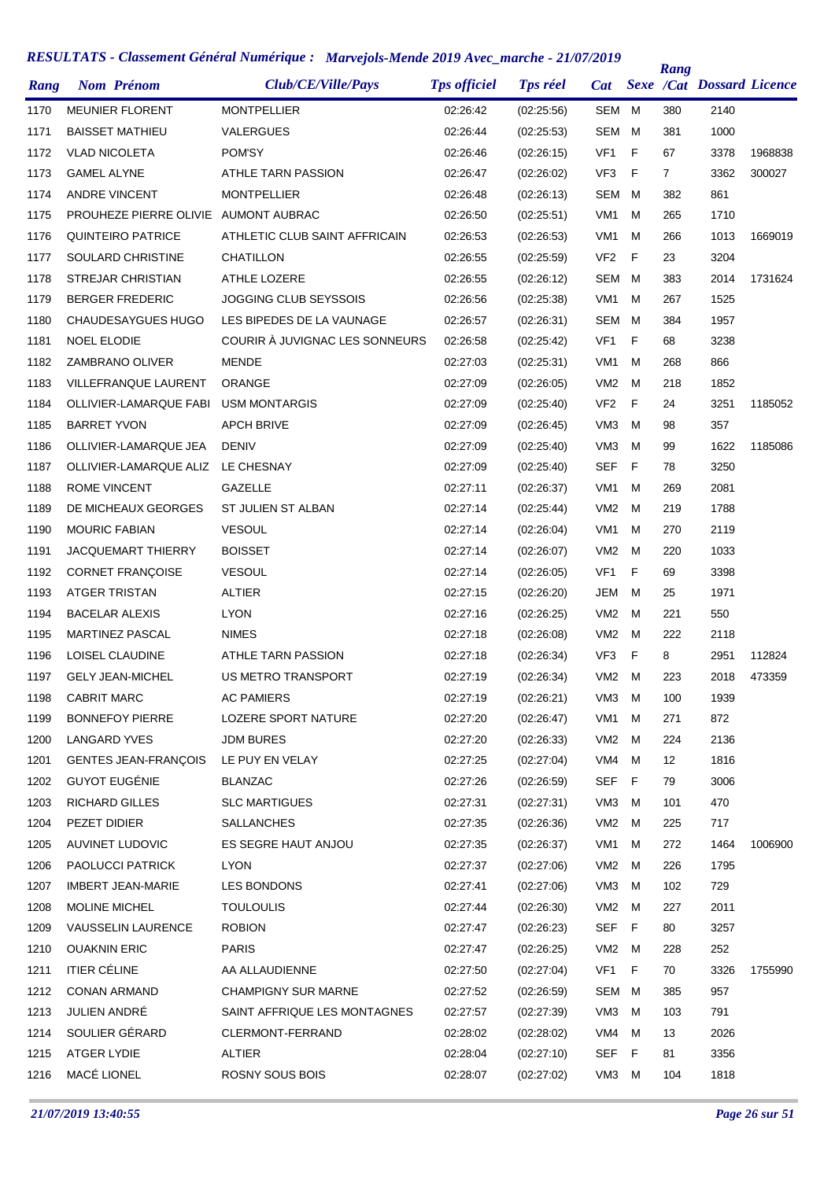# RESULTATS - Classement Général Numérique : Marvejols-Mende 2019 Avec_marche - 21/07/2019

| Rang | Nom Prénom | Club/CE/Ville/Pays | Tps officiel | Tps réel | Cat | Sexe | Rang /Cat | Dossard | Licence |
|---|---|---|---|---|---|---|---|---|---|
| 1170 | MEUNIER FLORENT | MONTPELLIER | 02:26:42 | (02:25:56) | SEM | M | 380 | 2140 | |
| 1171 | BAISSET MATHIEU | VALERGUES | 02:26:44 | (02:25:53) | SEM | M | 381 | 1000 | |
| 1172 | VLAD NICOLETA | POM'SY | 02:26:46 | (02:26:15) | VF1 | F | 67 | 3378 | 1968838 |
| 1173 | GAMEL ALYNE | ATHLE TARN PASSION | 02:26:47 | (02:26:02) | VF3 | F | 7 | 3362 | 300027 |
| 1174 | ANDRE VINCENT | MONTPELLIER | 02:26:48 | (02:26:13) | SEM | M | 382 | 861 | |
| 1175 | PROUHEZE PIERRE OLIVIE | AUMONT AUBRAC | 02:26:50 | (02:25:51) | VM1 | M | 265 | 1710 | |
| 1176 | QUINTEIRO PATRICE | ATHLETIC CLUB SAINT AFFRICAIN | 02:26:53 | (02:26:53) | VM1 | M | 266 | 1013 | 1669019 |
| 1177 | SOULARD CHRISTINE | CHATILLON | 02:26:55 | (02:25:59) | VF2 | F | 23 | 3204 | |
| 1178 | STREJAR CHRISTIAN | ATHLE LOZERE | 02:26:55 | (02:26:12) | SEM | M | 383 | 2014 | 1731624 |
| 1179 | BERGER FREDERIC | JOGGING CLUB SEYSSOIS | 02:26:56 | (02:25:38) | VM1 | M | 267 | 1525 | |
| 1180 | CHAUDESAYGUES HUGO | LES BIPEDES DE LA VAUNAGE | 02:26:57 | (02:26:31) | SEM | M | 384 | 1957 | |
| 1181 | NOEL ELODIE | COURIR À JUVIGNAC LES SONNEURS | 02:26:58 | (02:25:42) | VF1 | F | 68 | 3238 | |
| 1182 | ZAMBRANO OLIVER | MENDE | 02:27:03 | (02:25:31) | VM1 | M | 268 | 866 | |
| 1183 | VILLEFRANQUE LAURENT | ORANGE | 02:27:09 | (02:26:05) | VM2 | M | 218 | 1852 | |
| 1184 | OLLIVIER-LAMARQUE FABI | USM MONTARGIS | 02:27:09 | (02:25:40) | VF2 | F | 24 | 3251 | 1185052 |
| 1185 | BARRET YVON | APCH BRIVE | 02:27:09 | (02:26:45) | VM3 | M | 98 | 357 | |
| 1186 | OLLIVIER-LAMARQUE JEA | DENIV | 02:27:09 | (02:25:40) | VM3 | M | 99 | 1622 | 1185086 |
| 1187 | OLLIVIER-LAMARQUE ALIZ | LE CHESNAY | 02:27:09 | (02:25:40) | SEF | F | 78 | 3250 | |
| 1188 | ROME VINCENT | GAZELLE | 02:27:11 | (02:26:37) | VM1 | M | 269 | 2081 | |
| 1189 | DE MICHEAUX GEORGES | ST JULIEN ST ALBAN | 02:27:14 | (02:25:44) | VM2 | M | 219 | 1788 | |
| 1190 | MOURIC FABIAN | VESOUL | 02:27:14 | (02:26:04) | VM1 | M | 270 | 2119 | |
| 1191 | JACQUEMART THIERRY | BOISSET | 02:27:14 | (02:26:07) | VM2 | M | 220 | 1033 | |
| 1192 | CORNET FRANÇOISE | VESOUL | 02:27:14 | (02:26:05) | VF1 | F | 69 | 3398 | |
| 1193 | ATGER TRISTAN | ALTIER | 02:27:15 | (02:26:20) | JEM | M | 25 | 1971 | |
| 1194 | BACELAR ALEXIS | LYON | 02:27:16 | (02:26:25) | VM2 | M | 221 | 550 | |
| 1195 | MARTINEZ PASCAL | NIMES | 02:27:18 | (02:26:08) | VM2 | M | 222 | 2118 | |
| 1196 | LOISEL CLAUDINE | ATHLE TARN PASSION | 02:27:18 | (02:26:34) | VF3 | F | 8 | 2951 | 112824 |
| 1197 | GELY JEAN-MICHEL | US METRO TRANSPORT | 02:27:19 | (02:26:34) | VM2 | M | 223 | 2018 | 473359 |
| 1198 | CABRIT MARC | AC PAMIERS | 02:27:19 | (02:26:21) | VM3 | M | 100 | 1939 | |
| 1199 | BONNEFOY PIERRE | LOZERE SPORT NATURE | 02:27:20 | (02:26:47) | VM1 | M | 271 | 872 | |
| 1200 | LANGARD YVES | JDM BURES | 02:27:20 | (02:26:33) | VM2 | M | 224 | 2136 | |
| 1201 | GENTES JEAN-FRANÇOIS | LE PUY EN VELAY | 02:27:25 | (02:27:04) | VM4 | M | 12 | 1816 | |
| 1202 | GUYOT EUGÉNIE | BLANZAC | 02:27:26 | (02:26:59) | SEF | F | 79 | 3006 | |
| 1203 | RICHARD GILLES | SLC MARTIGUES | 02:27:31 | (02:27:31) | VM3 | M | 101 | 470 | |
| 1204 | PEZET DIDIER | SALLANCHES | 02:27:35 | (02:26:36) | VM2 | M | 225 | 717 | |
| 1205 | AUVINET LUDOVIC | ES SEGRE HAUT ANJOU | 02:27:35 | (02:26:37) | VM1 | M | 272 | 1464 | 1006900 |
| 1206 | PAOLUCCI PATRICK | LYON | 02:27:37 | (02:27:06) | VM2 | M | 226 | 1795 | |
| 1207 | IMBERT JEAN-MARIE | LES BONDONS | 02:27:41 | (02:27:06) | VM3 | M | 102 | 729 | |
| 1208 | MOLINE MICHEL | TOULOULIS | 02:27:44 | (02:26:30) | VM2 | M | 227 | 2011 | |
| 1209 | VAUSSELIN LAURENCE | ROBION | 02:27:47 | (02:26:23) | SEF | F | 80 | 3257 | |
| 1210 | OUAKNIN ERIC | PARIS | 02:27:47 | (02:26:25) | VM2 | M | 228 | 252 | |
| 1211 | ITIER CÉLINE | AA ALLAUDIENNE | 02:27:50 | (02:27:04) | VF1 | F | 70 | 3326 | 1755990 |
| 1212 | CONAN ARMAND | CHAMPIGNY SUR MARNE | 02:27:52 | (02:26:59) | SEM | M | 385 | 957 | |
| 1213 | JULIEN ANDRÉ | SAINT AFFRIQUE LES MONTAGNES | 02:27:57 | (02:27:39) | VM3 | M | 103 | 791 | |
| 1214 | SOULIER GÉRARD | CLERMONT-FERRAND | 02:28:02 | (02:28:02) | VM4 | M | 13 | 2026 | |
| 1215 | ATGER LYDIE | ALTIER | 02:28:04 | (02:27:10) | SEF | F | 81 | 3356 | |
| 1216 | MACÉ LIONEL | ROSNY SOUS BOIS | 02:28:07 | (02:27:02) | VM3 | M | 104 | 1818 | |

*21/07/2019 13:40:55*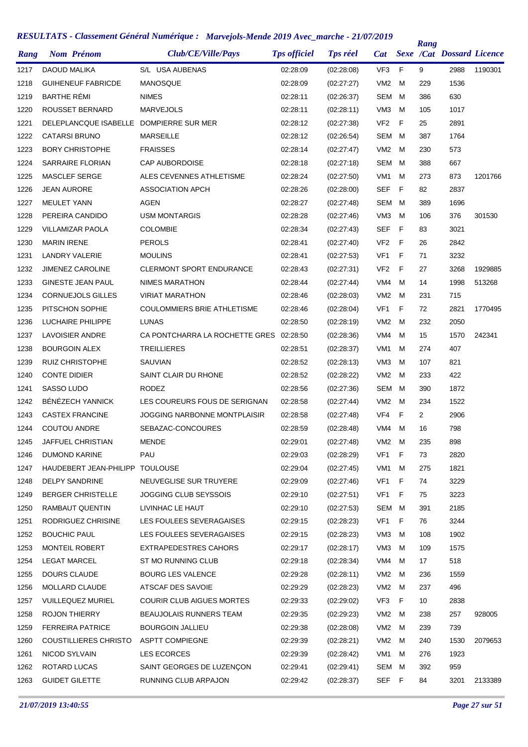# RESULTATS - Classement Général Numérique : Marvejols-Mende 2019 Avec_marche - 21/07/2019

| Rang | Nom Prénom | Club/CE/Ville/Pays | Tps officiel | Tps réel | Cat | Sexe | Rang /Cat | Dossard | Licence |
|---|---|---|---|---|---|---|---|---|---|
| 1217 | DAOUD MALIKA | S/L USA AUBENAS | 02:28:09 | (02:28:08) | VF3 | F | 9 | 2988 | 1190301 |
| 1218 | GUIHENEUF FABRICDE | MANOSQUE | 02:28:09 | (02:27:27) | VM2 | M | 229 | 1536 | |
| 1219 | BARTHE RÉMI | NIMES | 02:28:11 | (02:26:37) | SEM | M | 386 | 630 | |
| 1220 | ROUSSET BERNARD | MARVEJOLS | 02:28:11 | (02:28:11) | VM3 | M | 105 | 1017 | |
| 1221 | DELEPLANCQUE ISABELLE | DOMPIERRE SUR MER | 02:28:12 | (02:27:38) | VF2 | F | 25 | 2891 | |
| 1222 | CATARSI BRUNO | MARSEILLE | 02:28:12 | (02:26:54) | SEM | M | 387 | 1764 | |
| 1223 | BORY CHRISTOPHE | FRAISSES | 02:28:14 | (02:27:47) | VM2 | M | 230 | 573 | |
| 1224 | SARRAIRE FLORIAN | CAP AUBORDOISE | 02:28:18 | (02:27:18) | SEM | M | 388 | 667 | |
| 1225 | MASCLEF SERGE | ALES CEVENNES ATHLETISME | 02:28:24 | (02:27:50) | VM1 | M | 273 | 873 | 1201766 |
| 1226 | JEAN AURORE | ASSOCIATION APCH | 02:28:26 | (02:28:00) | SEF | F | 82 | 2837 | |
| 1227 | MEULET YANN | AGEN | 02:28:27 | (02:27:48) | SEM | M | 389 | 1696 | |
| 1228 | PEREIRA CANDIDO | USM MONTARGIS | 02:28:28 | (02:27:46) | VM3 | M | 106 | 376 | 301530 |
| 1229 | VILLAMIZAR PAOLA | COLOMBIE | 02:28:34 | (02:27:43) | SEF | F | 83 | 3021 | |
| 1230 | MARIN IRENE | PEROLS | 02:28:41 | (02:27:40) | VF2 | F | 26 | 2842 | |
| 1231 | LANDRY VALERIE | MOULINS | 02:28:41 | (02:27:53) | VF1 | F | 71 | 3232 | |
| 1232 | JIMENEZ CAROLINE | CLERMONT SPORT ENDURANCE | 02:28:43 | (02:27:31) | VF2 | F | 27 | 3268 | 1929885 |
| 1233 | GINESTE JEAN PAUL | NIMES MARATHON | 02:28:44 | (02:27:44) | VM4 | M | 14 | 1998 | 513268 |
| 1234 | CORNUEJOLS GILLES | VIRIAT MARATHON | 02:28:46 | (02:28:03) | VM2 | M | 231 | 715 | |
| 1235 | PITSCHON SOPHIE | COULOMMIERS BRIE ATHLETISME | 02:28:46 | (02:28:04) | VF1 | F | 72 | 2821 | 1770495 |
| 1236 | LUCHAIRE PHILIPPE | LUNAS | 02:28:50 | (02:28:19) | VM2 | M | 232 | 2050 | |
| 1237 | LAVOISIER ANDRE | CA PONTCHARRA LA ROCHETTE GRES | 02:28:50 | (02:28:36) | VM4 | M | 15 | 1570 | 242341 |
| 1238 | BOURGOIN ALEX | TREILLIERES | 02:28:51 | (02:28:37) | VM1 | M | 274 | 407 | |
| 1239 | RUIZ CHRISTOPHE | SAUVIAN | 02:28:52 | (02:28:13) | VM3 | M | 107 | 821 | |
| 1240 | CONTE DIDIER | SAINT CLAIR DU RHONE | 02:28:52 | (02:28:22) | VM2 | M | 233 | 422 | |
| 1241 | SASSO LUDO | RODEZ | 02:28:56 | (02:27:36) | SEM | M | 390 | 1872 | |
| 1242 | BÉNÉZECH YANNICK | LES COUREURS FOUS DE SERIGNAN | 02:28:58 | (02:27:44) | VM2 | M | 234 | 1522 | |
| 1243 | CASTEX FRANCINE | JOGGING NARBONNE MONTPLAISIR | 02:28:58 | (02:27:48) | VF4 | F | 2 | 2906 | |
| 1244 | COUTOU ANDRE | SEBAZAC-CONCOURES | 02:28:59 | (02:28:48) | VM4 | M | 16 | 798 | |
| 1245 | JAFFUEL CHRISTIAN | MENDE | 02:29:01 | (02:27:48) | VM2 | M | 235 | 898 | |
| 1246 | DUMOND KARINE | PAU | 02:29:03 | (02:28:29) | VF1 | F | 73 | 2820 | |
| 1247 | HAUDEBERT JEAN-PHILIPP | TOULOUSE | 02:29:04 | (02:27:45) | VM1 | M | 275 | 1821 | |
| 1248 | DELPY SANDRINE | NEUVEGLISE SUR TRUYERE | 02:29:09 | (02:27:46) | VF1 | F | 74 | 3229 | |
| 1249 | BERGER CHRISTELLE | JOGGING CLUB SEYSSOIS | 02:29:10 | (02:27:51) | VF1 | F | 75 | 3223 | |
| 1250 | RAMBAUT QUENTIN | LIVINHAC LE HAUT | 02:29:10 | (02:27:53) | SEM | M | 391 | 2185 | |
| 1251 | RODRIGUEZ CHRISINE | LES FOULEES SEVERAGAISES | 02:29:15 | (02:28:23) | VF1 | F | 76 | 3244 | |
| 1252 | BOUCHIC PAUL | LES FOULEES SEVERAGAISES | 02:29:15 | (02:28:23) | VM3 | M | 108 | 1902 | |
| 1253 | MONTEIL ROBERT | EXTRAPEDESTRES CAHORS | 02:29:17 | (02:28:17) | VM3 | M | 109 | 1575 | |
| 1254 | LEGAT MARCEL | ST MO RUNNING CLUB | 02:29:18 | (02:28:34) | VM4 | M | 17 | 518 | |
| 1255 | DOURS CLAUDE | BOURG LES VALENCE | 02:29:28 | (02:28:11) | VM2 | M | 236 | 1559 | |
| 1256 | MOLLARD CLAUDE | ATSCAF DES SAVOIE | 02:29:29 | (02:28:23) | VM2 | M | 237 | 496 | |
| 1257 | VUILLEQUEZ MURIEL | COURIR CLUB AIGUES MORTES | 02:29:33 | (02:29:02) | VF3 | F | 10 | 2838 | |
| 1258 | ROJON THIERRY | BEAUJOLAIS RUNNERS TEAM | 02:29:35 | (02:29:23) | VM2 | M | 238 | 257 | 928005 |
| 1259 | FERREIRA PATRICE | BOURGOIN JALLIEU | 02:29:38 | (02:28:08) | VM2 | M | 239 | 739 | |
| 1260 | COUSTILLIERES CHRISTO | ASPTT COMPIEGNE | 02:29:39 | (02:28:21) | VM2 | M | 240 | 1530 | 2079653 |
| 1261 | NICOD SYLVAIN | LES ECORCES | 02:29:39 | (02:28:42) | VM1 | M | 276 | 1923 | |
| 1262 | ROTARD LUCAS | SAINT GEORGES DE LUZENÇON | 02:29:41 | (02:29:41) | SEM | M | 392 | 959 | |
| 1263 | GUIDET GILETTE | RUNNING CLUB ARPAJON | 02:29:42 | (02:28:37) | SEF | F | 84 | 3201 | 2133389 |

*21/07/2019 13:40:55*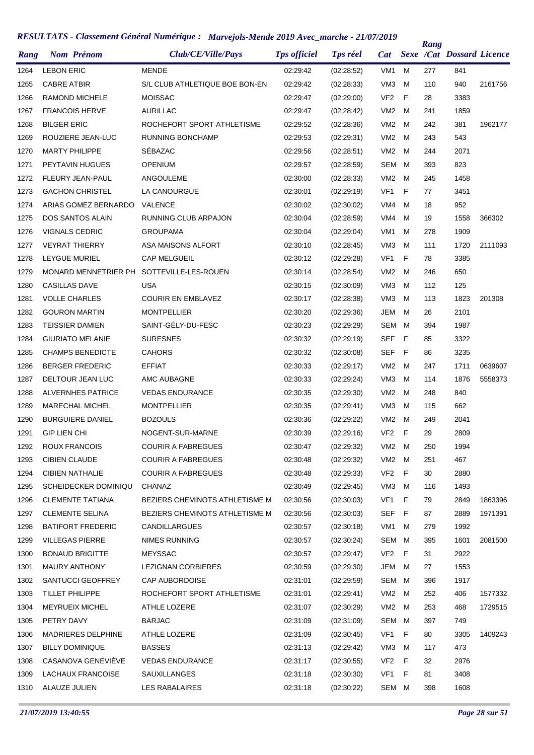# RESULTATS - Classement Général Numérique : Marvejols-Mende 2019 Avec_marche - 21/07/2019

| Rang | Nom Prénom | Club/CE/Ville/Pays | Tps officiel | Tps réel | Cat | Sexe | Rang /Cat | Dossard | Licence |
|---|---|---|---|---|---|---|---|---|---|
| 1264 | LEBON ERIC | MENDE | 02:29:42 | (02:28:52) | VM1 | M | 277 | 841 | |
| 1265 | CABRE ATBIR | S/L CLUB ATHLETIQUE BOE BON-EN | 02:29:42 | (02:28:33) | VM3 | M | 110 | 940 | 2161756 |
| 1266 | RAMOND MICHELE | MOISSAC | 02:29:47 | (02:29:00) | VF2 | F | 28 | 3383 | |
| 1267 | FRANCOIS HERVE | AURILLAC | 02:29:47 | (02:28:42) | VM2 | M | 241 | 1859 | |
| 1268 | BILGER ERIC | ROCHEFORT SPORT ATHLETISME | 02:29:52 | (02:28:36) | VM2 | M | 242 | 381 | 1962177 |
| 1269 | ROUZIERE JEAN-LUC | RUNNING BONCHAMP | 02:29:53 | (02:29:31) | VM2 | M | 243 | 543 | |
| 1270 | MARTY PHILIPPE | SÉBAZAC | 02:29:56 | (02:28:51) | VM2 | M | 244 | 2071 | |
| 1271 | PEYTAVIN HUGUES | OPENIUM | 02:29:57 | (02:28:59) | SEM | M | 393 | 823 | |
| 1272 | FLEURY JEAN-PAUL | ANGOULEME | 02:30:00 | (02:28:33) | VM2 | M | 245 | 1458 | |
| 1273 | GACHON CHRISTEL | LA CANOURGUE | 02:30:01 | (02:29:19) | VF1 | F | 77 | 3451 | |
| 1274 | ARIAS GOMEZ BERNARDO | VALENCE | 02:30:02 | (02:30:02) | VM4 | M | 18 | 952 | |
| 1275 | DOS SANTOS ALAIN | RUNNING CLUB ARPAJON | 02:30:04 | (02:28:59) | VM4 | M | 19 | 1558 | 366302 |
| 1276 | VIGNALS CEDRIC | GROUPAMA | 02:30:04 | (02:29:04) | VM1 | M | 278 | 1909 | |
| 1277 | VEYRAT THIERRY | ASA MAISONS ALFORT | 02:30:10 | (02:28:45) | VM3 | M | 111 | 1720 | 2111093 |
| 1278 | LEYGUE MURIEL | CAP MELGUEIL | 02:30:12 | (02:29:28) | VF1 | F | 78 | 3385 | |
| 1279 | MONARD MENNETRIER PH | SOTTEVILLE-LES-ROUEN | 02:30:14 | (02:28:54) | VM2 | M | 246 | 650 | |
| 1280 | CASILLAS DAVE | USA | 02:30:15 | (02:30:09) | VM3 | M | 112 | 125 | |
| 1281 | VOLLE CHARLES | COURIR EN EMBLAVEZ | 02:30:17 | (02:28:38) | VM3 | M | 113 | 1823 | 201308 |
| 1282 | GOURON MARTIN | MONTPELLIER | 02:30:20 | (02:29:36) | JEM | M | 26 | 2101 | |
| 1283 | TEISSIER DAMIEN | SAINT-GÉLY-DU-FESC | 02:30:23 | (02:29:29) | SEM | M | 394 | 1987 | |
| 1284 | GIURIATO MELANIE | SURESNES | 02:30:32 | (02:29:19) | SEF | F | 85 | 3322 | |
| 1285 | CHAMPS BENEDICTE | CAHORS | 02:30:32 | (02:30:08) | SEF | F | 86 | 3235 | |
| 1286 | BERGER FREDERIC | EFFIAT | 02:30:33 | (02:29:17) | VM2 | M | 247 | 1711 | 0639607 |
| 1287 | DELTOUR JEAN LUC | AMC AUBAGNE | 02:30:33 | (02:29:24) | VM3 | M | 114 | 1876 | 5558373 |
| 1288 | ALVERNHES PATRICE | VEDAS ENDURANCE | 02:30:35 | (02:29:30) | VM2 | M | 248 | 840 | |
| 1289 | MARECHAL MICHEL | MONTPELLIER | 02:30:35 | (02:29:41) | VM3 | M | 115 | 662 | |
| 1290 | BURGUIERE DANIEL | BOZOULS | 02:30:36 | (02:29:22) | VM2 | M | 249 | 2041 | |
| 1291 | GIP LIEN CHI | NOGENT-SUR-MARNE | 02:30:39 | (02:29:16) | VF2 | F | 29 | 2809 | |
| 1292 | ROUX FRANCOIS | COURIR A FABREGUES | 02:30:47 | (02:29:32) | VM2 | M | 250 | 1994 | |
| 1293 | CIBIEN CLAUDE | COURIR A FABREGUES | 02:30:48 | (02:29:32) | VM2 | M | 251 | 467 | |
| 1294 | CIBIEN NATHALIE | COURIR A FABREGUES | 02:30:48 | (02:29:33) | VF2 | F | 30 | 2880 | |
| 1295 | SCHEIDECKER DOMINIQU | CHANAZ | 02:30:49 | (02:29:45) | VM3 | M | 116 | 1493 | |
| 1296 | CLEMENTE TATIANA | BEZIERS CHEMINOTS ATHLETISME M | 02:30:56 | (02:30:03) | VF1 | F | 79 | 2849 | 1863396 |
| 1297 | CLEMENTE SELINA | BEZIERS CHEMINOTS ATHLETISME M | 02:30:56 | (02:30:03) | SEF | F | 87 | 2889 | 1971391 |
| 1298 | BATIFORT FREDERIC | CANDILLARGUES | 02:30:57 | (02:30:18) | VM1 | M | 279 | 1992 | |
| 1299 | VILLEGAS PIERRE | NIMES RUNNING | 02:30:57 | (02:30:24) | SEM | M | 395 | 1601 | 2081500 |
| 1300 | BONAUD BRIGITTE | MEYSSAC | 02:30:57 | (02:29:47) | VF2 | F | 31 | 2922 | |
| 1301 | MAURY ANTHONY | LEZIGNAN CORBIERES | 02:30:59 | (02:29:30) | JEM | M | 27 | 1553 | |
| 1302 | SANTUCCI GEOFFREY | CAP AUBORDOISE | 02:31:01 | (02:29:59) | SEM | M | 396 | 1917 | |
| 1303 | TILLET PHILIPPE | ROCHEFORT SPORT ATHLETISME | 02:31:01 | (02:29:41) | VM2 | M | 252 | 406 | 1577332 |
| 1304 | MEYRUEIX MICHEL | ATHLE LOZERE | 02:31:07 | (02:30:29) | VM2 | M | 253 | 468 | 1729515 |
| 1305 | PETRY DAVY | BARJAC | 02:31:09 | (02:31:09) | SEM | M | 397 | 749 | |
| 1306 | MADRIERES DELPHINE | ATHLE LOZERE | 02:31:09 | (02:30:45) | VF1 | F | 80 | 3305 | 1409243 |
| 1307 | BILLY DOMINIQUE | BASSES | 02:31:13 | (02:29:42) | VM3 | M | 117 | 473 | |
| 1308 | CASANOVA GENEVIÈVE | VEDAS ENDURANCE | 02:31:17 | (02:30:55) | VF2 | F | 32 | 2976 | |
| 1309 | LACHAUX FRANCOISE | SAUXILLANGES | 02:31:18 | (02:30:30) | VF1 | F | 81 | 3408 | |
| 1310 | ALAUZE JULIEN | LES RABALAIRES | 02:31:18 | (02:30:22) | SEM | M | 398 | 1608 | |

21/07/2019 13:40:55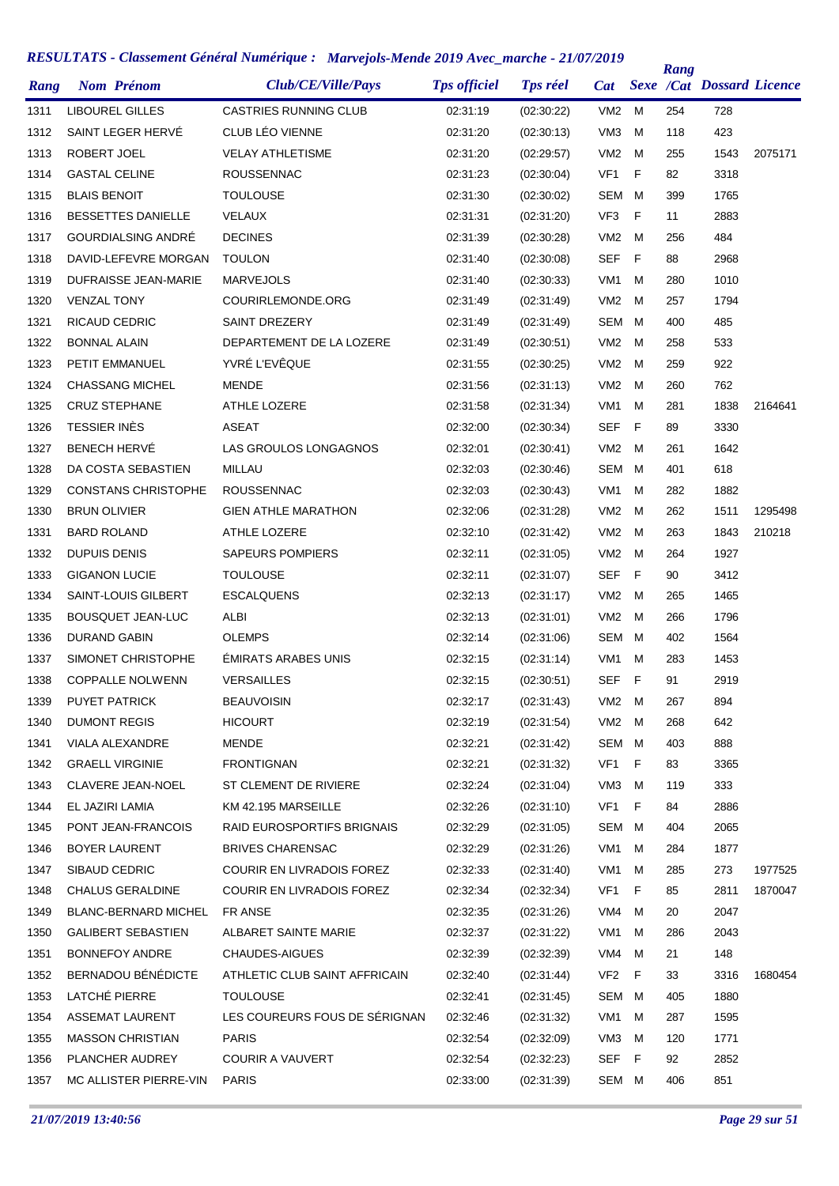# *RESULTATS - Classement Général Numérique : Marvejols-Mende 2019 Avec_marche - 21/07/2019*

| Rang | Nom Prénom | Club/CE/Ville/Pays | Tps officiel | Tps réel | Cat | Sexe | Rang /Cat | Dossard | Licence |
|---|---|---|---|---|---|---|---|---|---|
| 1311 | LIBOUREL GILLES | CASTRIES RUNNING CLUB | 02:31:19 | (02:30:22) | VM2 | M | 254 | 728 | |
| 1312 | SAINT LEGER HERVÉ | CLUB LÉO VIENNE | 02:31:20 | (02:30:13) | VM3 | M | 118 | 423 | |
| 1313 | ROBERT JOEL | VELAY ATHLETISME | 02:31:20 | (02:29:57) | VM2 | M | 255 | 1543 | 2075171 |
| 1314 | GASTAL CELINE | ROUSSENNAC | 02:31:23 | (02:30:04) | VF1 | F | 82 | 3318 | |
| 1315 | BLAIS BENOIT | TOULOUSE | 02:31:30 | (02:30:02) | SEM | M | 399 | 1765 | |
| 1316 | BESSETTES DANIELLE | VELAUX | 02:31:31 | (02:31:20) | VF3 | F | 11 | 2883 | |
| 1317 | GOURDIALSING ANDRÉ | DECINES | 02:31:39 | (02:30:28) | VM2 | M | 256 | 484 | |
| 1318 | DAVID-LEFEVRE MORGAN | TOULON | 02:31:40 | (02:30:08) | SEF | F | 88 | 2968 | |
| 1319 | DUFRAISSE JEAN-MARIE | MARVEJOLS | 02:31:40 | (02:30:33) | VM1 | M | 280 | 1010 | |
| 1320 | VENZAL TONY | COURIRLEMONDE.ORG | 02:31:49 | (02:31:49) | VM2 | M | 257 | 1794 | |
| 1321 | RICAUD CEDRIC | SAINT DREZERY | 02:31:49 | (02:31:49) | SEM | M | 400 | 485 | |
| 1322 | BONNAL ALAIN | DEPARTEMENT DE LA LOZERE | 02:31:49 | (02:30:51) | VM2 | M | 258 | 533 | |
| 1323 | PETIT EMMANUEL | YVRÉ L'EVÊQUE | 02:31:55 | (02:30:25) | VM2 | M | 259 | 922 | |
| 1324 | CHASSANG MICHEL | MENDE | 02:31:56 | (02:31:13) | VM2 | M | 260 | 762 | |
| 1325 | CRUZ STEPHANE | ATHLE LOZERE | 02:31:58 | (02:31:34) | VM1 | M | 281 | 1838 | 2164641 |
| 1326 | TESSIER INÈS | ASEAT | 02:32:00 | (02:30:34) | SEF | F | 89 | 3330 | |
| 1327 | BENECH HERVÉ | LAS GROULOS LONGAGNOS | 02:32:01 | (02:30:41) | VM2 | M | 261 | 1642 | |
| 1328 | DA COSTA SEBASTIEN | MILLAU | 02:32:03 | (02:30:46) | SEM | M | 401 | 618 | |
| 1329 | CONSTANS CHRISTOPHE | ROUSSENNAC | 02:32:03 | (02:30:43) | VM1 | M | 282 | 1882 | |
| 1330 | BRUN OLIVIER | GIEN ATHLE MARATHON | 02:32:06 | (02:31:28) | VM2 | M | 262 | 1511 | 1295498 |
| 1331 | BARD ROLAND | ATHLE LOZERE | 02:32:10 | (02:31:42) | VM2 | M | 263 | 1843 | 210218 |
| 1332 | DUPUIS DENIS | SAPEURS POMPIERS | 02:32:11 | (02:31:05) | VM2 | M | 264 | 1927 | |
| 1333 | GIGANON LUCIE | TOULOUSE | 02:32:11 | (02:31:07) | SEF | F | 90 | 3412 | |
| 1334 | SAINT-LOUIS GILBERT | ESCALQUENS | 02:32:13 | (02:31:17) | VM2 | M | 265 | 1465 | |
| 1335 | BOUSQUET JEAN-LUC | ALBI | 02:32:13 | (02:31:01) | VM2 | M | 266 | 1796 | |
| 1336 | DURAND GABIN | OLEMPS | 02:32:14 | (02:31:06) | SEM | M | 402 | 1564 | |
| 1337 | SIMONET CHRISTOPHE | ÉMIRATS ARABES UNIS | 02:32:15 | (02:31:14) | VM1 | M | 283 | 1453 | |
| 1338 | COPPALLE NOLWENN | VERSAILLES | 02:32:15 | (02:30:51) | SEF | F | 91 | 2919 | |
| 1339 | PUYET PATRICK | BEAUVOISIN | 02:32:17 | (02:31:43) | VM2 | M | 267 | 894 | |
| 1340 | DUMONT REGIS | HICOURT | 02:32:19 | (02:31:54) | VM2 | M | 268 | 642 | |
| 1341 | VIALA ALEXANDRE | MENDE | 02:32:21 | (02:31:42) | SEM | M | 403 | 888 | |
| 1342 | GRAELL VIRGINIE | FRONTIGNAN | 02:32:21 | (02:31:32) | VF1 | F | 83 | 3365 | |
| 1343 | CLAVERE JEAN-NOEL | ST CLEMENT DE RIVIERE | 02:32:24 | (02:31:04) | VM3 | M | 119 | 333 | |
| 1344 | EL JAZIRI LAMIA | KM 42.195 MARSEILLE | 02:32:26 | (02:31:10) | VF1 | F | 84 | 2886 | |
| 1345 | PONT JEAN-FRANCOIS | RAID EUROSPORTIFS BRIGNAIS | 02:32:29 | (02:31:05) | SEM | M | 404 | 2065 | |
| 1346 | BOYER LAURENT | BRIVES CHARENSAC | 02:32:29 | (02:31:26) | VM1 | M | 284 | 1877 | |
| 1347 | SIBAUD CEDRIC | COURIR EN LIVRADOIS FOREZ | 02:32:33 | (02:31:40) | VM1 | M | 285 | 273 | 1977525 |
| 1348 | CHALUS GERALDINE | COURIR EN LIVRADOIS FOREZ | 02:32:34 | (02:32:34) | VF1 | F | 85 | 2811 | 1870047 |
| 1349 | BLANC-BERNARD MICHEL | FR ANSE | 02:32:35 | (02:31:26) | VM4 | M | 20 | 2047 | |
| 1350 | GALIBERT SEBASTIEN | ALBARET SAINTE MARIE | 02:32:37 | (02:31:22) | VM1 | M | 286 | 2043 | |
| 1351 | BONNEFOY ANDRE | CHAUDES-AIGUES | 02:32:39 | (02:32:39) | VM4 | M | 21 | 148 | |
| 1352 | BERNADOU BÉNÉDICTE | ATHLETIC CLUB SAINT AFFRICAIN | 02:32:40 | (02:31:44) | VF2 | F | 33 | 3316 | 1680454 |
| 1353 | LATCHÉ PIERRE | TOULOUSE | 02:32:41 | (02:31:45) | SEM | M | 405 | 1880 | |
| 1354 | ASSEMAT LAURENT | LES COUREURS FOUS DE SÉRIGNAN | 02:32:46 | (02:31:32) | VM1 | M | 287 | 1595 | |
| 1355 | MASSON CHRISTIAN | PARIS | 02:32:54 | (02:32:09) | VM3 | M | 120 | 1771 | |
| 1356 | PLANCHER AUDREY | COURIR A VAUVERT | 02:32:54 | (02:32:23) | SEF | F | 92 | 2852 | |
| 1357 | MC ALLISTER PIERRE-VIN | PARIS | 02:33:00 | (02:31:39) | SEM | M | 406 | 851 | |

*21/07/2019 13:40:56*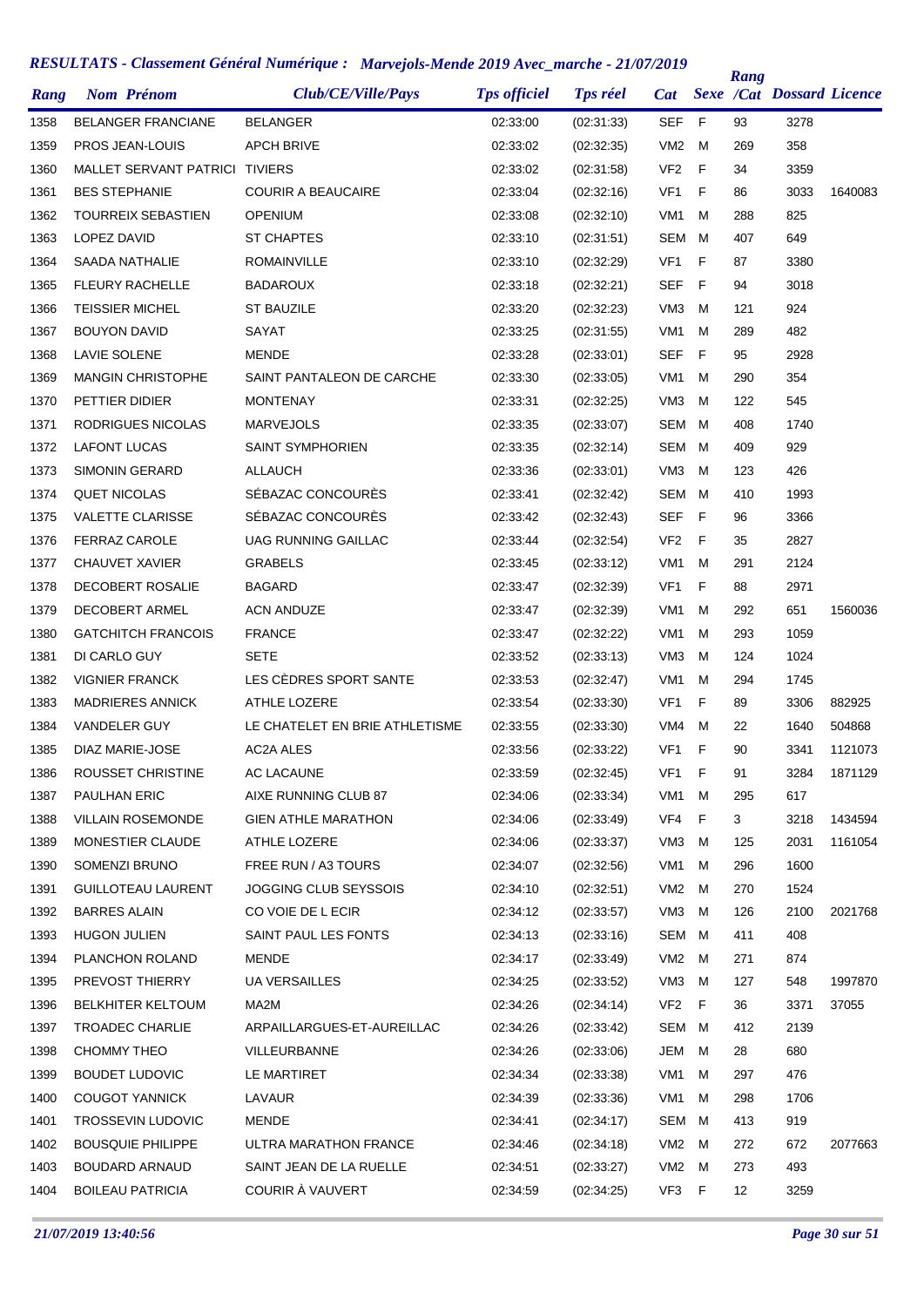## RESULTATS - Classement Général Numérique : Marvejols-Mende 2019 Avec_marche - 21/07/2019

| Rang | Nom Prénom | Club/CE/Ville/Pays | Tps officiel | Tps réel | Cat | Sexe | Rang /Cat | Dossard | Licence |
|---|---|---|---|---|---|---|---|---|---|
| 1358 | BELANGER FRANCIANE | BELANGER | 02:33:00 | (02:31:33) | SEF | F | 93 | 3278 | |
| 1359 | PROS JEAN-LOUIS | APCH BRIVE | 02:33:02 | (02:32:35) | VM2 | M | 269 | 358 | |
| 1360 | MALLET SERVANT PATRICI | TIVIERS | 02:33:02 | (02:31:58) | VF2 | F | 34 | 3359 | |
| 1361 | BES STEPHANIE | COURIR A BEAUCAIRE | 02:33:04 | (02:32:16) | VF1 | F | 86 | 3033 | 1640083 |
| 1362 | TOURREIX SEBASTIEN | OPENIUM | 02:33:08 | (02:32:10) | VM1 | M | 288 | 825 | |
| 1363 | LOPEZ DAVID | ST CHAPTES | 02:33:10 | (02:31:51) | SEM | M | 407 | 649 | |
| 1364 | SAADA NATHALIE | ROMAINVILLE | 02:33:10 | (02:32:29) | VF1 | F | 87 | 3380 | |
| 1365 | FLEURY RACHELLE | BADAROUX | 02:33:18 | (02:32:21) | SEF | F | 94 | 3018 | |
| 1366 | TEISSIER MICHEL | ST BAUZILE | 02:33:20 | (02:32:23) | VM3 | M | 121 | 924 | |
| 1367 | BOUYON DAVID | SAYAT | 02:33:25 | (02:31:55) | VM1 | M | 289 | 482 | |
| 1368 | LAVIE SOLENE | MENDE | 02:33:28 | (02:33:01) | SEF | F | 95 | 2928 | |
| 1369 | MANGIN CHRISTOPHE | SAINT PANTALEON DE CARCHE | 02:33:30 | (02:33:05) | VM1 | M | 290 | 354 | |
| 1370 | PETTIER DIDIER | MONTENAY | 02:33:31 | (02:32:25) | VM3 | M | 122 | 545 | |
| 1371 | RODRIGUES NICOLAS | MARVEJOLS | 02:33:35 | (02:33:07) | SEM | M | 408 | 1740 | |
| 1372 | LAFONT LUCAS | SAINT SYMPHORIEN | 02:33:35 | (02:32:14) | SEM | M | 409 | 929 | |
| 1373 | SIMONIN GERARD | ALLAUCH | 02:33:36 | (02:33:01) | VM3 | M | 123 | 426 | |
| 1374 | QUET NICOLAS | SÉBAZAC CONCOURÈS | 02:33:41 | (02:32:42) | SEM | M | 410 | 1993 | |
| 1375 | VALETTE CLARISSE | SÉBAZAC CONCOURÈS | 02:33:42 | (02:32:43) | SEF | F | 96 | 3366 | |
| 1376 | FERRAZ CAROLE | UAG RUNNING GAILLAC | 02:33:44 | (02:32:54) | VF2 | F | 35 | 2827 | |
| 1377 | CHAUVET XAVIER | GRABELS | 02:33:45 | (02:33:12) | VM1 | M | 291 | 2124 | |
| 1378 | DECOBERT ROSALIE | BAGARD | 02:33:47 | (02:32:39) | VF1 | F | 88 | 2971 | |
| 1379 | DECOBERT ARMEL | ACN ANDUZE | 02:33:47 | (02:32:39) | VM1 | M | 292 | 651 | 1560036 |
| 1380 | GATCHITCH FRANCOIS | FRANCE | 02:33:47 | (02:32:22) | VM1 | M | 293 | 1059 | |
| 1381 | DI CARLO GUY | SETE | 02:33:52 | (02:33:13) | VM3 | M | 124 | 1024 | |
| 1382 | VIGNIER FRANCK | LES CÈDRES SPORT SANTE | 02:33:53 | (02:32:47) | VM1 | M | 294 | 1745 | |
| 1383 | MADRIERES ANNICK | ATHLE LOZERE | 02:33:54 | (02:33:30) | VF1 | F | 89 | 3306 | 882925 |
| 1384 | VANDELER GUY | LE CHATELET EN BRIE ATHLETISME | 02:33:55 | (02:33:30) | VM4 | M | 22 | 1640 | 504868 |
| 1385 | DIAZ MARIE-JOSE | AC2A ALES | 02:33:56 | (02:33:22) | VF1 | F | 90 | 3341 | 1121073 |
| 1386 | ROUSSET CHRISTINE | AC LACAUNE | 02:33:59 | (02:32:45) | VF1 | F | 91 | 3284 | 1871129 |
| 1387 | PAULHAN ERIC | AIXE RUNNING CLUB 87 | 02:34:06 | (02:33:34) | VM1 | M | 295 | 617 | |
| 1388 | VILLAIN ROSEMONDE | GIEN ATHLE MARATHON | 02:34:06 | (02:33:49) | VF4 | F | 3 | 3218 | 1434594 |
| 1389 | MONESTIER CLAUDE | ATHLE LOZERE | 02:34:06 | (02:33:37) | VM3 | M | 125 | 2031 | 1161054 |
| 1390 | SOMENZI BRUNO | FREE RUN / A3 TOURS | 02:34:07 | (02:32:56) | VM1 | M | 296 | 1600 | |
| 1391 | GUILLOTEAU LAURENT | JOGGING CLUB SEYSSOIS | 02:34:10 | (02:32:51) | VM2 | M | 270 | 1524 | |
| 1392 | BARRES ALAIN | CO VOIE DE L ECIR | 02:34:12 | (02:33:57) | VM3 | M | 126 | 2100 | 2021768 |
| 1393 | HUGON JULIEN | SAINT PAUL LES FONTS | 02:34:13 | (02:33:16) | SEM | M | 411 | 408 | |
| 1394 | PLANCHON ROLAND | MENDE | 02:34:17 | (02:33:49) | VM2 | M | 271 | 874 | |
| 1395 | PREVOST THIERRY | UA VERSAILLES | 02:34:25 | (02:33:52) | VM3 | M | 127 | 548 | 1997870 |
| 1396 | BELKHITER KELTOUM | MA2M | 02:34:26 | (02:34:14) | VF2 | F | 36 | 3371 | 37055 |
| 1397 | TROADEC CHARLIE | ARPAILLARGUES-ET-AUREILLAC | 02:34:26 | (02:33:42) | SEM | M | 412 | 2139 | |
| 1398 | CHOMMY THEO | VILLEURBANNE | 02:34:26 | (02:33:06) | JEM | M | 28 | 680 | |
| 1399 | BOUDET LUDOVIC | LE MARTIRET | 02:34:34 | (02:33:38) | VM1 | M | 297 | 476 | |
| 1400 | COUGOT YANNICK | LAVAUR | 02:34:39 | (02:33:36) | VM1 | M | 298 | 1706 | |
| 1401 | TROSSEVIN LUDOVIC | MENDE | 02:34:41 | (02:34:17) | SEM | M | 413 | 919 | |
| 1402 | BOUSQUIE PHILIPPE | ULTRA MARATHON FRANCE | 02:34:46 | (02:34:18) | VM2 | M | 272 | 672 | 2077663 |
| 1403 | BOUDARD ARNAUD | SAINT JEAN DE LA RUELLE | 02:34:51 | (02:33:27) | VM2 | M | 273 | 493 | |
| 1404 | BOILEAU PATRICIA | COURIR À VAUVERT | 02:34:59 | (02:34:25) | VF3 | F | 12 | 3259 | |

*21/07/2019 13:40:56*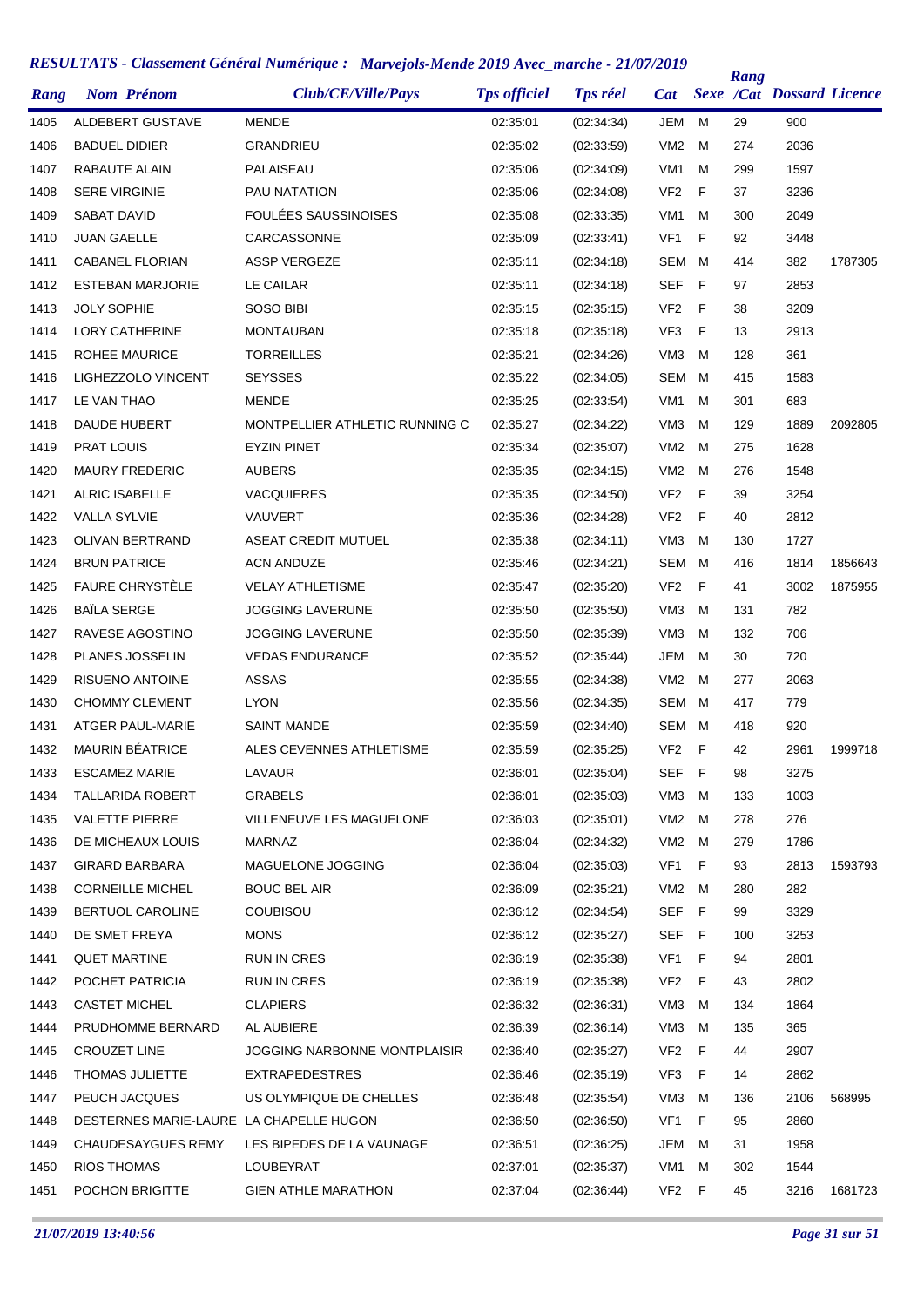## *RESULTATS - Classement Général Numérique : Marvejols-Mende 2019 Avec_marche - 21/07/2019*

| Rang | Nom Prénom | Club/CE/Ville/Pays | Tps officiel | Tps réel | Cat | Sexe | Rang /Cat | Dossard | Licence |
|---|---|---|---|---|---|---|---|---|---|
| 1405 | ALDEBERT GUSTAVE | MENDE | 02:35:01 | (02:34:34) | JEM | M | 29 | 900 | |
| 1406 | BADUEL DIDIER | GRANDRIEU | 02:35:02 | (02:33:59) | VM2 | M | 274 | 2036 | |
| 1407 | RABAUTE ALAIN | PALAISEAU | 02:35:06 | (02:34:09) | VM1 | M | 299 | 1597 | |
| 1408 | SERE VIRGINIE | PAU NATATION | 02:35:06 | (02:34:08) | VF2 | F | 37 | 3236 | |
| 1409 | SABAT DAVID | FOULÉES SAUSSINOISES | 02:35:08 | (02:33:35) | VM1 | M | 300 | 2049 | |
| 1410 | JUAN GAELLE | CARCASSONNE | 02:35:09 | (02:33:41) | VF1 | F | 92 | 3448 | |
| 1411 | CABANEL FLORIAN | ASSP VERGEZE | 02:35:11 | (02:34:18) | SEM | M | 414 | 382 | 1787305 |
| 1412 | ESTEBAN MARJORIE | LE CAILAR | 02:35:11 | (02:34:18) | SEF | F | 97 | 2853 | |
| 1413 | JOLY SOPHIE | SOSO BIBI | 02:35:15 | (02:35:15) | VF2 | F | 38 | 3209 | |
| 1414 | LORY CATHERINE | MONTAUBAN | 02:35:18 | (02:35:18) | VF3 | F | 13 | 2913 | |
| 1415 | ROHEE MAURICE | TORREILLES | 02:35:21 | (02:34:26) | VM3 | M | 128 | 361 | |
| 1416 | LIGHEZZOLO VINCENT | SEYSSES | 02:35:22 | (02:34:05) | SEM | M | 415 | 1583 | |
| 1417 | LE VAN THAO | MENDE | 02:35:25 | (02:33:54) | VM1 | M | 301 | 683 | |
| 1418 | DAUDE HUBERT | MONTPELLIER ATHLETIC RUNNING C | 02:35:27 | (02:34:22) | VM3 | M | 129 | 1889 | 2092805 |
| 1419 | PRAT LOUIS | EYZIN PINET | 02:35:34 | (02:35:07) | VM2 | M | 275 | 1628 | |
| 1420 | MAURY FREDERIC | AUBERS | 02:35:35 | (02:34:15) | VM2 | M | 276 | 1548 | |
| 1421 | ALRIC ISABELLE | VACQUIERES | 02:35:35 | (02:34:50) | VF2 | F | 39 | 3254 | |
| 1422 | VALLA SYLVIE | VAUVERT | 02:35:36 | (02:34:28) | VF2 | F | 40 | 2812 | |
| 1423 | OLIVAN BERTRAND | ASEAT CREDIT MUTUEL | 02:35:38 | (02:34:11) | VM3 | M | 130 | 1727 | |
| 1424 | BRUN PATRICE | ACN ANDUZE | 02:35:46 | (02:34:21) | SEM | M | 416 | 1814 | 1856643 |
| 1425 | FAURE CHRYSTÈLE | VELAY ATHLETISME | 02:35:47 | (02:35:20) | VF2 | F | 41 | 3002 | 1875955 |
| 1426 | BAÏLA SERGE | JOGGING LAVERUNE | 02:35:50 | (02:35:50) | VM3 | M | 131 | 782 | |
| 1427 | RAVESE AGOSTINO | JOGGING LAVERUNE | 02:35:50 | (02:35:39) | VM3 | M | 132 | 706 | |
| 1428 | PLANES JOSSELIN | VEDAS ENDURANCE | 02:35:52 | (02:35:44) | JEM | M | 30 | 720 | |
| 1429 | RISUENO ANTOINE | ASSAS | 02:35:55 | (02:34:38) | VM2 | M | 277 | 2063 | |
| 1430 | CHOMMY CLEMENT | LYON | 02:35:56 | (02:34:35) | SEM | M | 417 | 779 | |
| 1431 | ATGER PAUL-MARIE | SAINT MANDE | 02:35:59 | (02:34:40) | SEM | M | 418 | 920 | |
| 1432 | MAURIN BÉATRICE | ALES CEVENNES ATHLETISME | 02:35:59 | (02:35:25) | VF2 | F | 42 | 2961 | 1999718 |
| 1433 | ESCAMEZ MARIE | LAVAUR | 02:36:01 | (02:35:04) | SEF | F | 98 | 3275 | |
| 1434 | TALLARIDA ROBERT | GRABELS | 02:36:01 | (02:35:03) | VM3 | M | 133 | 1003 | |
| 1435 | VALETTE PIERRE | VILLENEUVE LES MAGUELONE | 02:36:03 | (02:35:01) | VM2 | M | 278 | 276 | |
| 1436 | DE MICHEAUX LOUIS | MARNAZ | 02:36:04 | (02:34:32) | VM2 | M | 279 | 1786 | |
| 1437 | GIRARD BARBARA | MAGUELONE JOGGING | 02:36:04 | (02:35:03) | VF1 | F | 93 | 2813 | 1593793 |
| 1438 | CORNEILLE MICHEL | BOUC BEL AIR | 02:36:09 | (02:35:21) | VM2 | M | 280 | 282 | |
| 1439 | BERTUOL CAROLINE | COUBISOU | 02:36:12 | (02:34:54) | SEF | F | 99 | 3329 | |
| 1440 | DE SMET FREYA | MONS | 02:36:12 | (02:35:27) | SEF | F | 100 | 3253 | |
| 1441 | QUET MARTINE | RUN IN CRES | 02:36:19 | (02:35:38) | VF1 | F | 94 | 2801 | |
| 1442 | POCHET PATRICIA | RUN IN CRES | 02:36:19 | (02:35:38) | VF2 | F | 43 | 2802 | |
| 1443 | CASTET MICHEL | CLAPIERS | 02:36:32 | (02:36:31) | VM3 | M | 134 | 1864 | |
| 1444 | PRUDHOMME BERNARD | AL AUBIERE | 02:36:39 | (02:36:14) | VM3 | M | 135 | 365 | |
| 1445 | CROUZET LINE | JOGGING NARBONNE MONTPLAISIR | 02:36:40 | (02:35:27) | VF2 | F | 44 | 2907 | |
| 1446 | THOMAS JULIETTE | EXTRAPEDESTRES | 02:36:46 | (02:35:19) | VF3 | F | 14 | 2862 | |
| 1447 | PEUCH JACQUES | US OLYMPIQUE DE CHELLES | 02:36:48 | (02:35:54) | VM3 | M | 136 | 2106 | 568995 |
| 1448 | DESTERNES MARIE-LAURE | LA CHAPELLE HUGON | 02:36:50 | (02:36:50) | VF1 | F | 95 | 2860 | |
| 1449 | CHAUDESAYGUES REMY | LES BIPEDES DE LA VAUNAGE | 02:36:51 | (02:36:25) | JEM | M | 31 | 1958 | |
| 1450 | RIOS THOMAS | LOUBEYRAT | 02:37:01 | (02:35:37) | VM1 | M | 302 | 1544 | |
| 1451 | POCHON BRIGITTE | GIEN ATHLE MARATHON | 02:37:04 | (02:36:44) | VF2 | F | 45 | 3216 | 1681723 |

*21/07/2019 13:40:56*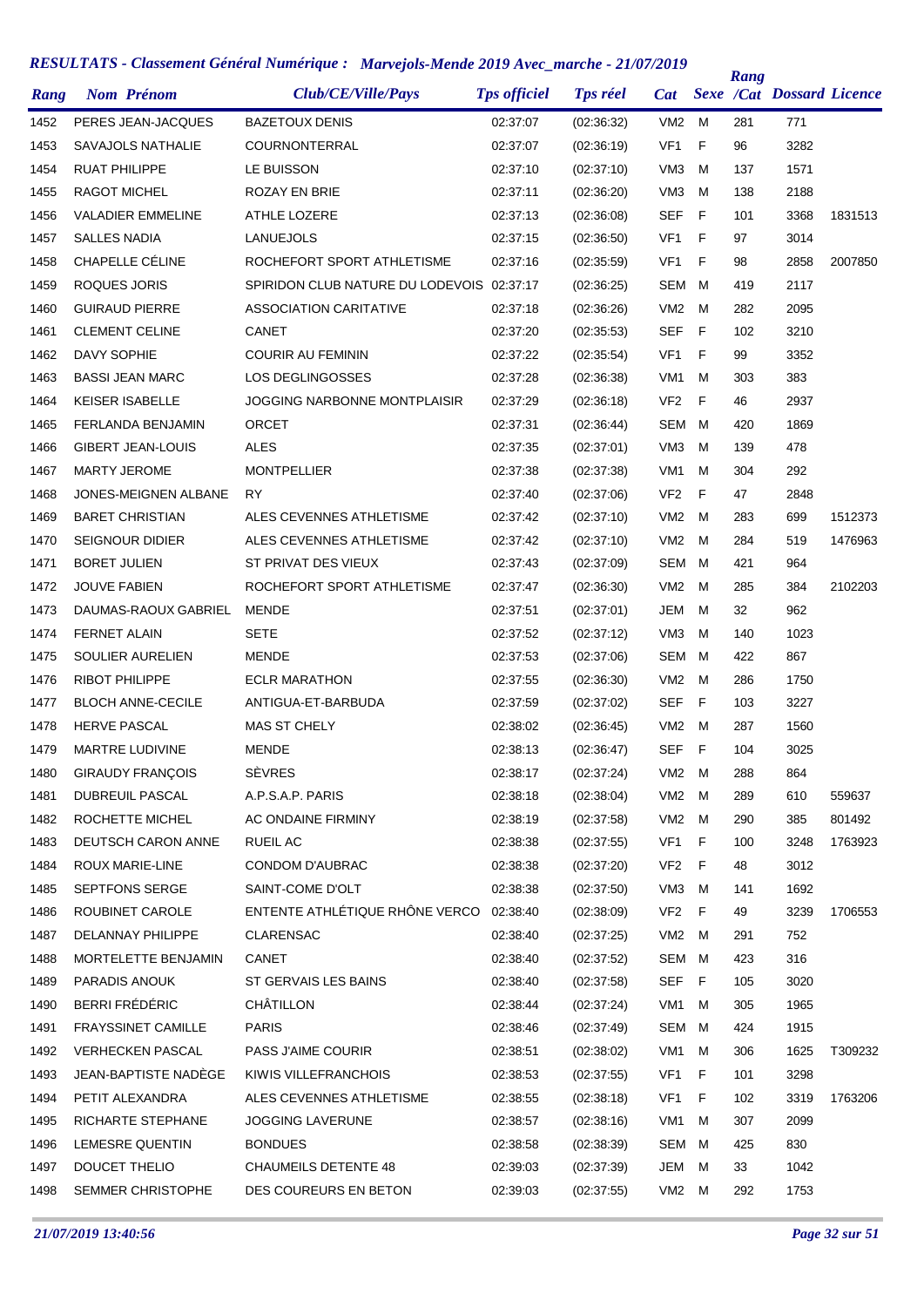# RESULTATS - Classement Général Numérique : Marvejols-Mende 2019 Avec_marche - 21/07/2019

| Rang | Nom Prénom | Club/CE/Ville/Pays | Tps officiel | Tps réel | Cat | Sexe | Rang /Cat | Dossard | Licence |
|---|---|---|---|---|---|---|---|---|---|
| 1452 | PERES JEAN-JACQUES | BAZETOUX DENIS | 02:37:07 | (02:36:32) | VM2 | M | 281 | 771 | |
| 1453 | SAVAJOLS NATHALIE | COURNONTERRAL | 02:37:07 | (02:36:19) | VF1 | F | 96 | 3282 | |
| 1454 | RUAT PHILIPPE | LE BUISSON | 02:37:10 | (02:37:10) | VM3 | M | 137 | 1571 | |
| 1455 | RAGOT MICHEL | ROZAY EN BRIE | 02:37:11 | (02:36:20) | VM3 | M | 138 | 2188 | |
| 1456 | VALADIER EMMELINE | ATHLE LOZERE | 02:37:13 | (02:36:08) | SEF | F | 101 | 3368 | 1831513 |
| 1457 | SALLES NADIA | LANUEJOLS | 02:37:15 | (02:36:50) | VF1 | F | 97 | 3014 | |
| 1458 | CHAPELLE CÉLINE | ROCHEFORT SPORT ATHLETISME | 02:37:16 | (02:35:59) | VF1 | F | 98 | 2858 | 2007850 |
| 1459 | ROQUES JORIS | SPIRIDON CLUB NATURE DU LODEVOIS | 02:37:17 | (02:36:25) | SEM | M | 419 | 2117 | |
| 1460 | GUIRAUD PIERRE | ASSOCIATION CARITATIVE | 02:37:18 | (02:36:26) | VM2 | M | 282 | 2095 | |
| 1461 | CLEMENT CELINE | CANET | 02:37:20 | (02:35:53) | SEF | F | 102 | 3210 | |
| 1462 | DAVY SOPHIE | COURIR AU FEMININ | 02:37:22 | (02:35:54) | VF1 | F | 99 | 3352 | |
| 1463 | BASSI JEAN MARC | LOS DEGLINGOSSES | 02:37:28 | (02:36:38) | VM1 | M | 303 | 383 | |
| 1464 | KEISER ISABELLE | JOGGING NARBONNE MONTPLAISIR | 02:37:29 | (02:36:18) | VF2 | F | 46 | 2937 | |
| 1465 | FERLANDA BENJAMIN | ORCET | 02:37:31 | (02:36:44) | SEM | M | 420 | 1869 | |
| 1466 | GIBERT JEAN-LOUIS | ALES | 02:37:35 | (02:37:01) | VM3 | M | 139 | 478 | |
| 1467 | MARTY JEROME | MONTPELLIER | 02:37:38 | (02:37:38) | VM1 | M | 304 | 292 | |
| 1468 | JONES-MEIGNEN ALBANE | RY | 02:37:40 | (02:37:06) | VF2 | F | 47 | 2848 | |
| 1469 | BARET CHRISTIAN | ALES CEVENNES ATHLETISME | 02:37:42 | (02:37:10) | VM2 | M | 283 | 699 | 1512373 |
| 1470 | SEIGNOUR DIDIER | ALES CEVENNES ATHLETISME | 02:37:42 | (02:37:10) | VM2 | M | 284 | 519 | 1476963 |
| 1471 | BORET JULIEN | ST PRIVAT DES VIEUX | 02:37:43 | (02:37:09) | SEM | M | 421 | 964 | |
| 1472 | JOUVE FABIEN | ROCHEFORT SPORT ATHLETISME | 02:37:47 | (02:36:30) | VM2 | M | 285 | 384 | 2102203 |
| 1473 | DAUMAS-RAOUX GABRIEL | MENDE | 02:37:51 | (02:37:01) | JEM | M | 32 | 962 | |
| 1474 | FERNET ALAIN | SETE | 02:37:52 | (02:37:12) | VM3 | M | 140 | 1023 | |
| 1475 | SOULIER AURELIEN | MENDE | 02:37:53 | (02:37:06) | SEM | M | 422 | 867 | |
| 1476 | RIBOT PHILIPPE | ECLR MARATHON | 02:37:55 | (02:36:30) | VM2 | M | 286 | 1750 | |
| 1477 | BLOCH ANNE-CECILE | ANTIGUA-ET-BARBUDA | 02:37:59 | (02:37:02) | SEF | F | 103 | 3227 | |
| 1478 | HERVE PASCAL | MAS ST CHELY | 02:38:02 | (02:36:45) | VM2 | M | 287 | 1560 | |
| 1479 | MARTRE LUDIVINE | MENDE | 02:38:13 | (02:36:47) | SEF | F | 104 | 3025 | |
| 1480 | GIRAUDY FRANÇOIS | SÈVRES | 02:38:17 | (02:37:24) | VM2 | M | 288 | 864 | |
| 1481 | DUBREUIL PASCAL | A.P.S.A.P. PARIS | 02:38:18 | (02:38:04) | VM2 | M | 289 | 610 | 559637 |
| 1482 | ROCHETTE MICHEL | AC ONDAINE FIRMINY | 02:38:19 | (02:37:58) | VM2 | M | 290 | 385 | 801492 |
| 1483 | DEUTSCH CARON ANNE | RUEIL AC | 02:38:38 | (02:37:55) | VF1 | F | 100 | 3248 | 1763923 |
| 1484 | ROUX MARIE-LINE | CONDOM D'AUBRAC | 02:38:38 | (02:37:20) | VF2 | F | 48 | 3012 | |
| 1485 | SEPTFONS SERGE | SAINT-COME D'OLT | 02:38:38 | (02:37:50) | VM3 | M | 141 | 1692 | |
| 1486 | ROUBINET CAROLE | ENTENTE ATHLÉTIQUE RHÔNE VERCO | 02:38:40 | (02:38:09) | VF2 | F | 49 | 3239 | 1706553 |
| 1487 | DELANNAY PHILIPPE | CLARENSAC | 02:38:40 | (02:37:25) | VM2 | M | 291 | 752 | |
| 1488 | MORTELETTE BENJAMIN | CANET | 02:38:40 | (02:37:52) | SEM | M | 423 | 316 | |
| 1489 | PARADIS ANOUK | ST GERVAIS LES BAINS | 02:38:40 | (02:37:58) | SEF | F | 105 | 3020 | |
| 1490 | BERRI FRÉDÉRIC | CHÂTILLON | 02:38:44 | (02:37:24) | VM1 | M | 305 | 1965 | |
| 1491 | FRAYSSINET CAMILLE | PARIS | 02:38:46 | (02:37:49) | SEM | M | 424 | 1915 | |
| 1492 | VERHECKEN PASCAL | PASS J'AIME COURIR | 02:38:51 | (02:38:02) | VM1 | M | 306 | 1625 | T309232 |
| 1493 | JEAN-BAPTISTE NADÈGE | KIWIS VILLEFRANCHOIS | 02:38:53 | (02:37:55) | VF1 | F | 101 | 3298 | |
| 1494 | PETIT ALEXANDRA | ALES CEVENNES ATHLETISME | 02:38:55 | (02:38:18) | VF1 | F | 102 | 3319 | 1763206 |
| 1495 | RICHARTE STEPHANE | JOGGING LAVERUNE | 02:38:57 | (02:38:16) | VM1 | M | 307 | 2099 | |
| 1496 | LEMESRE QUENTIN | BONDUES | 02:38:58 | (02:38:39) | SEM | M | 425 | 830 | |
| 1497 | DOUCET THELIO | CHAUMEILS DETENTE 48 | 02:39:03 | (02:37:39) | JEM | M | 33 | 1042 | |
| 1498 | SEMMER CHRISTOPHE | DES COUREURS EN BETON | 02:39:03 | (02:37:55) | VM2 | M | 292 | 1753 | |

*21/07/2019 13:40:56*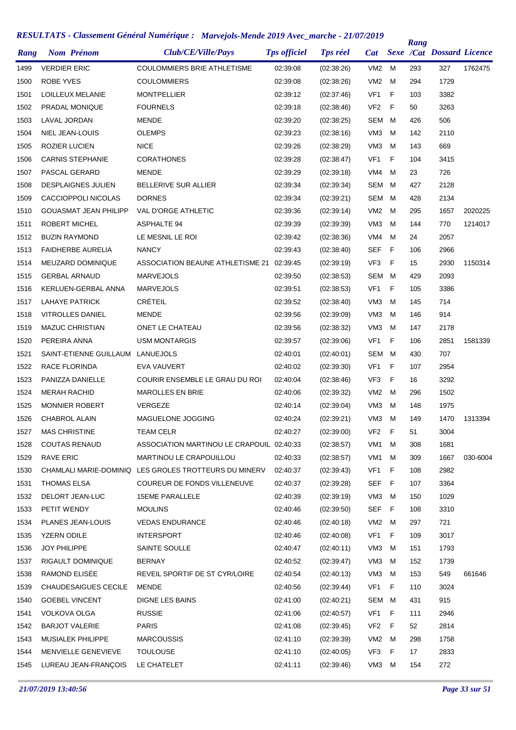## RESULTATS - Classement Général Numérique : Marvejols-Mende 2019 Avec_marche - 21/07/2019

| Rang | Nom Prénom | Club/CE/Ville/Pays | Tps officiel | Tps réel | Cat | Sexe | Rang /Cat | Dossard | Licence |
|---|---|---|---|---|---|---|---|---|---|
| 1499 | VERDIER ERIC | COULOMMIERS BRIE ATHLETISME | 02:39:08 | (02:38:26) | VM2 | M | 293 | 327 | 1762475 |
| 1500 | ROBE YVES | COULOMMIERS | 02:39:08 | (02:38:26) | VM2 | M | 294 | 1729 | |
| 1501 | LOILLEUX MELANIE | MONTPELLIER | 02:39:12 | (02:37:46) | VF1 | F | 103 | 3382 | |
| 1502 | PRADAL MONIQUE | FOURNELS | 02:39:18 | (02:38:46) | VF2 | F | 50 | 3263 | |
| 1503 | LAVAL JORDAN | MENDE | 02:39:20 | (02:38:25) | SEM | M | 426 | 506 | |
| 1504 | NIEL JEAN-LOUIS | OLEMPS | 02:39:23 | (02:38:16) | VM3 | M | 142 | 2110 | |
| 1505 | ROZIER LUCIEN | NICE | 02:39:26 | (02:38:29) | VM3 | M | 143 | 669 | |
| 1506 | CARNIS STEPHANIE | CORATHONES | 02:39:28 | (02:38:47) | VF1 | F | 104 | 3415 | |
| 1507 | PASCAL GERARD | MENDE | 02:39:29 | (02:39:18) | VM4 | M | 23 | 726 | |
| 1508 | DESPLAIGNES JULIEN | BELLERIVE SUR ALLIER | 02:39:34 | (02:39:34) | SEM | M | 427 | 2128 | |
| 1509 | CACCIOPPOLI NICOLAS | DORNES | 02:39:34 | (02:39:21) | SEM | M | 428 | 2134 | |
| 1510 | GOUASMAT JEAN PHILIPP | VAL D'ORGE ATHLETIC | 02:39:36 | (02:39:14) | VM2 | M | 295 | 1657 | 2020225 |
| 1511 | ROBERT MICHEL | ASPHALTE 94 | 02:39:39 | (02:39:39) | VM3 | M | 144 | 770 | 1214017 |
| 1512 | BUZIN RAYMOND | LE MESNIL LE ROI | 02:39:42 | (02:38:36) | VM4 | M | 24 | 2057 | |
| 1513 | FAIDHERBE AURELIA | NANCY | 02:39:43 | (02:38:40) | SEF | F | 106 | 2966 | |
| 1514 | MEUZARD DOMINIQUE | ASSOCIATION BEAUNE ATHLETISME 21 | 02:39:45 | (02:39:19) | VF3 | F | 15 | 2930 | 1150314 |
| 1515 | GERBAL ARNAUD | MARVEJOLS | 02:39:50 | (02:38:53) | SEM | M | 429 | 2093 | |
| 1516 | KERLUEN-GERBAL ANNA | MARVEJOLS | 02:39:51 | (02:38:53) | VF1 | F | 105 | 3386 | |
| 1517 | LAHAYE PATRICK | CRÉTEIL | 02:39:52 | (02:38:40) | VM3 | M | 145 | 714 | |
| 1518 | VITROLLES DANIEL | MENDE | 02:39:56 | (02:39:09) | VM3 | M | 146 | 914 | |
| 1519 | MAZUC CHRISTIAN | ONET LE CHATEAU | 02:39:56 | (02:38:32) | VM3 | M | 147 | 2178 | |
| 1520 | PEREIRA ANNA | USM MONTARGIS | 02:39:57 | (02:39:06) | VF1 | F | 106 | 2851 | 1581339 |
| 1521 | SAINT-ETIENNE GUILLAUM | LANUEJOLS | 02:40:01 | (02:40:01) | SEM | M | 430 | 707 | |
| 1522 | RACE FLORINDA | EVA VAUVERT | 02:40:02 | (02:39:30) | VF1 | F | 107 | 2954 | |
| 1523 | PANIZZA DANIELLE | COURIR ENSEMBLE LE GRAU DU ROI | 02:40:04 | (02:38:46) | VF3 | F | 16 | 3292 | |
| 1524 | MERAH RACHID | MAROLLES EN BRIE | 02:40:06 | (02:39:32) | VM2 | M | 296 | 1502 | |
| 1525 | MONNIER ROBERT | VERGEZE | 02:40:14 | (02:39:04) | VM3 | M | 148 | 1975 | |
| 1526 | CHABROL ALAIN | MAGUELONE JOGGING | 02:40:24 | (02:39:21) | VM3 | M | 149 | 1470 | 1313394 |
| 1527 | MAS CHRISTINE | TEAM CELR | 02:40:27 | (02:39:00) | VF2 | F | 51 | 3004 | |
| 1528 | COUTAS RENAUD | ASSOCIATION MARTINOU LE CRAPOUIL | 02:40:33 | (02:38:57) | VM1 | M | 308 | 1681 | |
| 1529 | RAVE ERIC | MARTINOU LE CRAPOUILLOU | 02:40:33 | (02:38:57) | VM1 | M | 309 | 1667 | 030-6004 |
| 1530 | CHAMLALI MARIE-DOMINIQ | LES GROLES TROTTEURS DU MINERV | 02:40:37 | (02:39:43) | VF1 | F | 108 | 2982 | |
| 1531 | THOMAS ELSA | COUREUR DE FONDS VILLENEUVE | 02:40:37 | (02:39:28) | SEF | F | 107 | 3364 | |
| 1532 | DELORT JEAN-LUC | 15EME PARALLELE | 02:40:39 | (02:39:19) | VM3 | M | 150 | 1029 | |
| 1533 | PETIT WENDY | MOULINS | 02:40:46 | (02:39:50) | SEF | F | 108 | 3310 | |
| 1534 | PLANES JEAN-LOUIS | VEDAS ENDURANCE | 02:40:46 | (02:40:18) | VM2 | M | 297 | 721 | |
| 1535 | YZERN ODILE | INTERSPORT | 02:40:46 | (02:40:08) | VF1 | F | 109 | 3017 | |
| 1536 | JOY PHILIPPE | SAINTE SOULLE | 02:40:47 | (02:40:11) | VM3 | M | 151 | 1793 | |
| 1537 | RIGAULT DOMINIQUE | BERNAY | 02:40:52 | (02:39:47) | VM3 | M | 152 | 1739 | |
| 1538 | RAMOND ELISÉE | REVEIL SPORTIF DE ST CYR/LOIRE | 02:40:54 | (02:40:13) | VM3 | M | 153 | 549 | 661646 |
| 1539 | CHAUDESAIGUES CECILE | MENDE | 02:40:56 | (02:39:44) | VF1 | F | 110 | 3024 | |
| 1540 | GOEBEL VINCENT | DIGNE LES BAINS | 02:41:00 | (02:40:21) | SEM | M | 431 | 915 | |
| 1541 | VOLKOVA OLGA | RUSSIE | 02:41:06 | (02:40:57) | VF1 | F | 111 | 2946 | |
| 1542 | BARJOT VALERIE | PARIS | 02:41:08 | (02:39:45) | VF2 | F | 52 | 2814 | |
| 1543 | MUSIALEK PHILIPPE | MARCOUSSIS | 02:41:10 | (02:39:39) | VM2 | M | 298 | 1758 | |
| 1544 | MENVIELLE GENEVIEVE | TOULOUSE | 02:41:10 | (02:40:05) | VF3 | F | 17 | 2833 | |
| 1545 | LUREAU JEAN-FRANÇOIS | LE CHATELET | 02:41:11 | (02:39:46) | VM3 | M | 154 | 272 | |

*21/07/2019 13:40:56*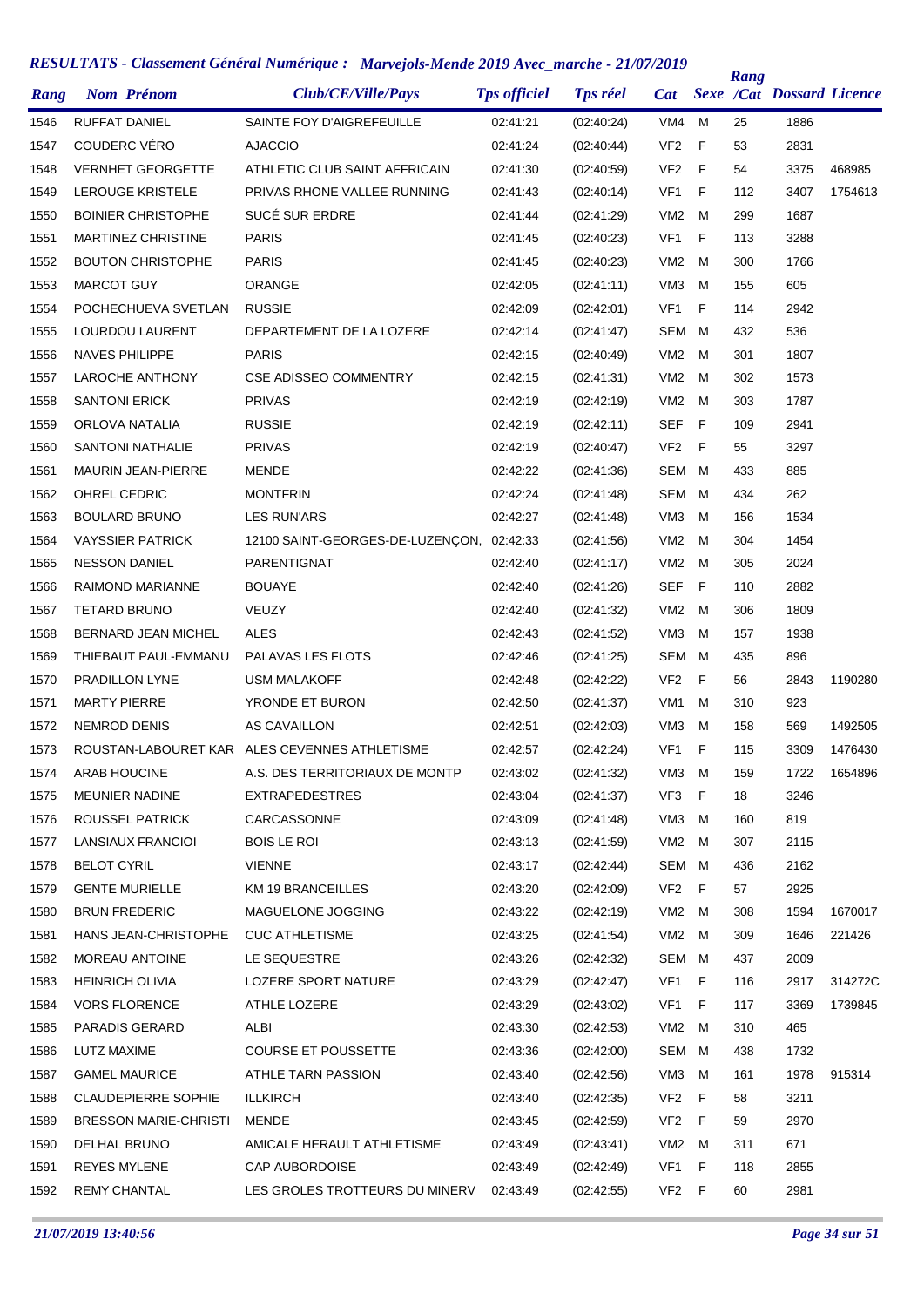# RESULTATS - Classement Général Numérique : Marvejols-Mende 2019 Avec_marche - 21/07/2019

| Rang | Nom Prénom | Club/CE/Ville/Pays | Tps officiel | Tps réel | Cat | Sexe | Rang /Cat | Dossard | Licence |
|---|---|---|---|---|---|---|---|---|---|
| 1546 | RUFFAT DANIEL | SAINTE FOY D'AIGREFEUILLE | 02:41:21 | (02:40:24) | VM4 | M | 25 | 1886 | |
| 1547 | COUDERC VÉRO | AJACCIO | 02:41:24 | (02:40:44) | VF2 | F | 53 | 2831 | |
| 1548 | VERNHET GEORGETTE | ATHLETIC CLUB SAINT AFFRICAIN | 02:41:30 | (02:40:59) | VF2 | F | 54 | 3375 | 468985 |
| 1549 | LEROUGE KRISTELE | PRIVAS RHONE VALLEE RUNNING | 02:41:43 | (02:40:14) | VF1 | F | 112 | 3407 | 1754613 |
| 1550 | BOINIER CHRISTOPHE | SUCÉ SUR ERDRE | 02:41:44 | (02:41:29) | VM2 | M | 299 | 1687 | |
| 1551 | MARTINEZ CHRISTINE | PARIS | 02:41:45 | (02:40:23) | VF1 | F | 113 | 3288 | |
| 1552 | BOUTON CHRISTOPHE | PARIS | 02:41:45 | (02:40:23) | VM2 | M | 300 | 1766 | |
| 1553 | MARCOT GUY | ORANGE | 02:42:05 | (02:41:11) | VM3 | M | 155 | 605 | |
| 1554 | POCHECHUEVA SVETLAN | RUSSIE | 02:42:09 | (02:42:01) | VF1 | F | 114 | 2942 | |
| 1555 | LOURDOU LAURENT | DEPARTEMENT DE LA LOZERE | 02:42:14 | (02:41:47) | SEM | M | 432 | 536 | |
| 1556 | NAVES PHILIPPE | PARIS | 02:42:15 | (02:40:49) | VM2 | M | 301 | 1807 | |
| 1557 | LAROCHE ANTHONY | CSE ADISSEO COMMENTRY | 02:42:15 | (02:41:31) | VM2 | M | 302 | 1573 | |
| 1558 | SANTONI ERICK | PRIVAS | 02:42:19 | (02:42:19) | VM2 | M | 303 | 1787 | |
| 1559 | ORLOVA NATALIA | RUSSIE | 02:42:19 | (02:42:11) | SEF | F | 109 | 2941 | |
| 1560 | SANTONI NATHALIE | PRIVAS | 02:42:19 | (02:40:47) | VF2 | F | 55 | 3297 | |
| 1561 | MAURIN JEAN-PIERRE | MENDE | 02:42:22 | (02:41:36) | SEM | M | 433 | 885 | |
| 1562 | OHREL CEDRIC | MONTFRIN | 02:42:24 | (02:41:48) | SEM | M | 434 | 262 | |
| 1563 | BOULARD BRUNO | LES RUN'ARS | 02:42:27 | (02:41:48) | VM3 | M | 156 | 1534 | |
| 1564 | VAYSSIER PATRICK | 12100 SAINT-GEORGES-DE-LUZENÇON, | 02:42:33 | (02:41:56) | VM2 | M | 304 | 1454 | |
| 1565 | NESSON DANIEL | PARENTIGNAT | 02:42:40 | (02:41:17) | VM2 | M | 305 | 2024 | |
| 1566 | RAIMOND MARIANNE | BOUAYE | 02:42:40 | (02:41:26) | SEF | F | 110 | 2882 | |
| 1567 | TETARD BRUNO | VEUZY | 02:42:40 | (02:41:32) | VM2 | M | 306 | 1809 | |
| 1568 | BERNARD JEAN MICHEL | ALES | 02:42:43 | (02:41:52) | VM3 | M | 157 | 1938 | |
| 1569 | THIEBAUT PAUL-EMMANU | PALAVAS LES FLOTS | 02:42:46 | (02:41:25) | SEM | M | 435 | 896 | |
| 1570 | PRADILLON LYNE | USM MALAKOFF | 02:42:48 | (02:42:22) | VF2 | F | 56 | 2843 | 1190280 |
| 1571 | MARTY PIERRE | YRONDE ET BURON | 02:42:50 | (02:41:37) | VM1 | M | 310 | 923 | |
| 1572 | NEMROD DENIS | AS CAVAILLON | 02:42:51 | (02:42:03) | VM3 | M | 158 | 569 | 1492505 |
| 1573 | ROUSTAN-LABOURET KAR | ALES CEVENNES ATHLETISME | 02:42:57 | (02:42:24) | VF1 | F | 115 | 3309 | 1476430 |
| 1574 | ARAB HOUCINE | A.S. DES TERRITORIAUX DE MONTP | 02:43:02 | (02:41:32) | VM3 | M | 159 | 1722 | 1654896 |
| 1575 | MEUNIER NADINE | EXTRAPEDESTRES | 02:43:04 | (02:41:37) | VF3 | F | 18 | 3246 | |
| 1576 | ROUSSEL PATRICK | CARCASSONNE | 02:43:09 | (02:41:48) | VM3 | M | 160 | 819 | |
| 1577 | LANSIAUX FRANCIOI | BOIS LE ROI | 02:43:13 | (02:41:59) | VM2 | M | 307 | 2115 | |
| 1578 | BELOT CYRIL | VIENNE | 02:43:17 | (02:42:44) | SEM | M | 436 | 2162 | |
| 1579 | GENTE MURIELLE | KM 19 BRANCEILLES | 02:43:20 | (02:42:09) | VF2 | F | 57 | 2925 | |
| 1580 | BRUN FREDERIC | MAGUELONE JOGGING | 02:43:22 | (02:42:19) | VM2 | M | 308 | 1594 | 1670017 |
| 1581 | HANS JEAN-CHRISTOPHE | CUC ATHLETISME | 02:43:25 | (02:41:54) | VM2 | M | 309 | 1646 | 221426 |
| 1582 | MOREAU ANTOINE | LE SEQUESTRE | 02:43:26 | (02:42:32) | SEM | M | 437 | 2009 | |
| 1583 | HEINRICH OLIVIA | LOZERE SPORT NATURE | 02:43:29 | (02:42:47) | VF1 | F | 116 | 2917 | 314272C |
| 1584 | VORS FLORENCE | ATHLE LOZERE | 02:43:29 | (02:43:02) | VF1 | F | 117 | 3369 | 1739845 |
| 1585 | PARADIS GERARD | ALBI | 02:43:30 | (02:42:53) | VM2 | M | 310 | 465 | |
| 1586 | LUTZ MAXIME | COURSE ET POUSSETTE | 02:43:36 | (02:42:00) | SEM | M | 438 | 1732 | |
| 1587 | GAMEL MAURICE | ATHLE TARN PASSION | 02:43:40 | (02:42:56) | VM3 | M | 161 | 1978 | 915314 |
| 1588 | CLAUDEPIERRE SOPHIE | ILLKIRCH | 02:43:40 | (02:42:35) | VF2 | F | 58 | 3211 | |
| 1589 | BRESSON MARIE-CHRISTI | MENDE | 02:43:45 | (02:42:59) | VF2 | F | 59 | 2970 | |
| 1590 | DELHAL BRUNO | AMICALE HERAULT ATHLETISME | 02:43:49 | (02:43:41) | VM2 | M | 311 | 671 | |
| 1591 | REYES MYLENE | CAP AUBORDOISE | 02:43:49 | (02:42:49) | VF1 | F | 118 | 2855 | |
| 1592 | REMY CHANTAL | LES GROLES TROTTEURS DU MINERV | 02:43:49 | (02:42:55) | VF2 | F | 60 | 2981 | |

*21/07/2019 13:40:56*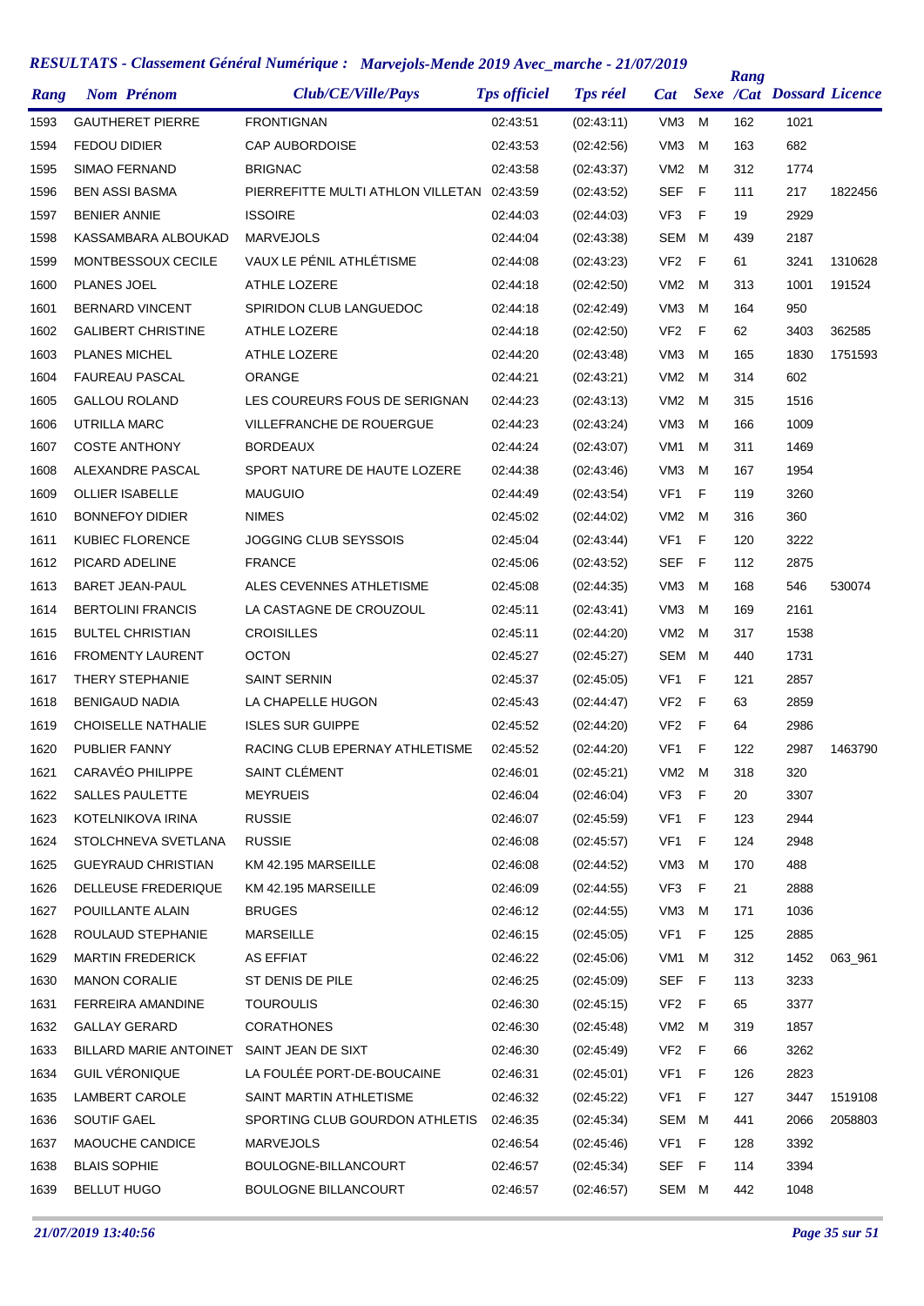## RESULTATS - Classement Général Numérique : Marvejols-Mende 2019 Avec_marche - 21/07/2019

| Rang | Nom Prénom | Club/CE/Ville/Pays | Tps officiel | Tps réel | Cat | Sexe | Rang /Cat | Dossard | Licence |
|---|---|---|---|---|---|---|---|---|---|
| 1593 | GAUTHERET PIERRE | FRONTIGNAN | 02:43:51 | (02:43:11) | VM3 | M | 162 | 1021 | |
| 1594 | FEDOU DIDIER | CAP AUBORDOISE | 02:43:53 | (02:42:56) | VM3 | M | 163 | 682 | |
| 1595 | SIMAO FERNAND | BRIGNAC | 02:43:58 | (02:43:37) | VM2 | M | 312 | 1774 | |
| 1596 | BEN ASSI BASMA | PIERREFITTE MULTI ATHLON VILLETAN | 02:43:59 | (02:43:52) | SEF | F | 111 | 217 | 1822456 |
| 1597 | BENIER ANNIE | ISSOIRE | 02:44:03 | (02:44:03) | VF3 | F | 19 | 2929 | |
| 1598 | KASSAMBARA ALBOUKAD | MARVEJOLS | 02:44:04 | (02:43:38) | SEM | M | 439 | 2187 | |
| 1599 | MONTBESSOUX CECILE | VAUX LE PÉNIL ATHLÉTISME | 02:44:08 | (02:43:23) | VF2 | F | 61 | 3241 | 1310628 |
| 1600 | PLANES JOEL | ATHLE LOZERE | 02:44:18 | (02:42:50) | VM2 | M | 313 | 1001 | 191524 |
| 1601 | BERNARD VINCENT | SPIRIDON CLUB LANGUEDOC | 02:44:18 | (02:42:49) | VM3 | M | 164 | 950 | |
| 1602 | GALIBERT CHRISTINE | ATHLE LOZERE | 02:44:18 | (02:42:50) | VF2 | F | 62 | 3403 | 362585 |
| 1603 | PLANES MICHEL | ATHLE LOZERE | 02:44:20 | (02:43:48) | VM3 | M | 165 | 1830 | 1751593 |
| 1604 | FAUREAU PASCAL | ORANGE | 02:44:21 | (02:43:21) | VM2 | M | 314 | 602 | |
| 1605 | GALLOU ROLAND | LES COUREURS FOUS DE SERIGNAN | 02:44:23 | (02:43:13) | VM2 | M | 315 | 1516 | |
| 1606 | UTRILLA MARC | VILLEFRANCHE DE ROUERGUE | 02:44:23 | (02:43:24) | VM3 | M | 166 | 1009 | |
| 1607 | COSTE ANTHONY | BORDEAUX | 02:44:24 | (02:43:07) | VM1 | M | 311 | 1469 | |
| 1608 | ALEXANDRE PASCAL | SPORT NATURE DE HAUTE LOZERE | 02:44:38 | (02:43:46) | VM3 | M | 167 | 1954 | |
| 1609 | OLLIER ISABELLE | MAUGUIO | 02:44:49 | (02:43:54) | VF1 | F | 119 | 3260 | |
| 1610 | BONNEFOY DIDIER | NIMES | 02:45:02 | (02:44:02) | VM2 | M | 316 | 360 | |
| 1611 | KUBIEC FLORENCE | JOGGING CLUB SEYSSOIS | 02:45:04 | (02:43:44) | VF1 | F | 120 | 3222 | |
| 1612 | PICARD ADELINE | FRANCE | 02:45:06 | (02:43:52) | SEF | F | 112 | 2875 | |
| 1613 | BARET JEAN-PAUL | ALES CEVENNES ATHLETISME | 02:45:08 | (02:44:35) | VM3 | M | 168 | 546 | 530074 |
| 1614 | BERTOLINI FRANCIS | LA CASTAGNE DE CROUZOUL | 02:45:11 | (02:43:41) | VM3 | M | 169 | 2161 | |
| 1615 | BULTEL CHRISTIAN | CROISILLES | 02:45:11 | (02:44:20) | VM2 | M | 317 | 1538 | |
| 1616 | FROMENTY LAURENT | OCTON | 02:45:27 | (02:45:27) | SEM | M | 440 | 1731 | |
| 1617 | THERY STEPHANIE | SAINT SERNIN | 02:45:37 | (02:45:05) | VF1 | F | 121 | 2857 | |
| 1618 | BENIGAUD NADIA | LA CHAPELLE HUGON | 02:45:43 | (02:44:47) | VF2 | F | 63 | 2859 | |
| 1619 | CHOISELLE NATHALIE | ISLES SUR GUIPPE | 02:45:52 | (02:44:20) | VF2 | F | 64 | 2986 | |
| 1620 | PUBLIER FANNY | RACING CLUB EPERNAY ATHLETISME | 02:45:52 | (02:44:20) | VF1 | F | 122 | 2987 | 1463790 |
| 1621 | CARAVÉO PHILIPPE | SAINT CLÉMENT | 02:46:01 | (02:45:21) | VM2 | M | 318 | 320 | |
| 1622 | SALLES PAULETTE | MEYRUEIS | 02:46:04 | (02:46:04) | VF3 | F | 20 | 3307 | |
| 1623 | KOTELNIKOVA IRINA | RUSSIE | 02:46:07 | (02:45:59) | VF1 | F | 123 | 2944 | |
| 1624 | STOLCHNEVA SVETLANA | RUSSIE | 02:46:08 | (02:45:57) | VF1 | F | 124 | 2948 | |
| 1625 | GUEYRAUD CHRISTIAN | KM 42.195 MARSEILLE | 02:46:08 | (02:44:52) | VM3 | M | 170 | 488 | |
| 1626 | DELLEUSE FREDERIQUE | KM 42.195 MARSEILLE | 02:46:09 | (02:44:55) | VF3 | F | 21 | 2888 | |
| 1627 | POUILLANTE ALAIN | BRUGES | 02:46:12 | (02:44:55) | VM3 | M | 171 | 1036 | |
| 1628 | ROULAUD STEPHANIE | MARSEILLE | 02:46:15 | (02:45:05) | VF1 | F | 125 | 2885 | |
| 1629 | MARTIN FREDERICK | AS EFFIAT | 02:46:22 | (02:45:06) | VM1 | M | 312 | 1452 | 063_961 |
| 1630 | MANON CORALIE | ST DENIS DE PILE | 02:46:25 | (02:45:09) | SEF | F | 113 | 3233 | |
| 1631 | FERREIRA AMANDINE | TOUROULIS | 02:46:30 | (02:45:15) | VF2 | F | 65 | 3377 | |
| 1632 | GALLAY GERARD | CORATHONES | 02:46:30 | (02:45:48) | VM2 | M | 319 | 1857 | |
| 1633 | BILLARD MARIE ANTOINET | SAINT JEAN DE SIXT | 02:46:30 | (02:45:49) | VF2 | F | 66 | 3262 | |
| 1634 | GUIL VÉRONIQUE | LA FOULÉE PORT-DE-BOUCAINE | 02:46:31 | (02:45:01) | VF1 | F | 126 | 2823 | |
| 1635 | LAMBERT CAROLE | SAINT MARTIN ATHLETISME | 02:46:32 | (02:45:22) | VF1 | F | 127 | 3447 | 1519108 |
| 1636 | SOUTIF GAEL | SPORTING CLUB GOURDON ATHLETIS | 02:46:35 | (02:45:34) | SEM | M | 441 | 2066 | 2058803 |
| 1637 | MAOUCHE CANDICE | MARVEJOLS | 02:46:54 | (02:45:46) | VF1 | F | 128 | 3392 | |
| 1638 | BLAIS SOPHIE | BOULOGNE-BILLANCOURT | 02:46:57 | (02:45:34) | SEF | F | 114 | 3394 | |
| 1639 | BELLUT HUGO | BOULOGNE BILLANCOURT | 02:46:57 | (02:46:57) | SEM | M | 442 | 1048 | |

*21/07/2019 13:40:56*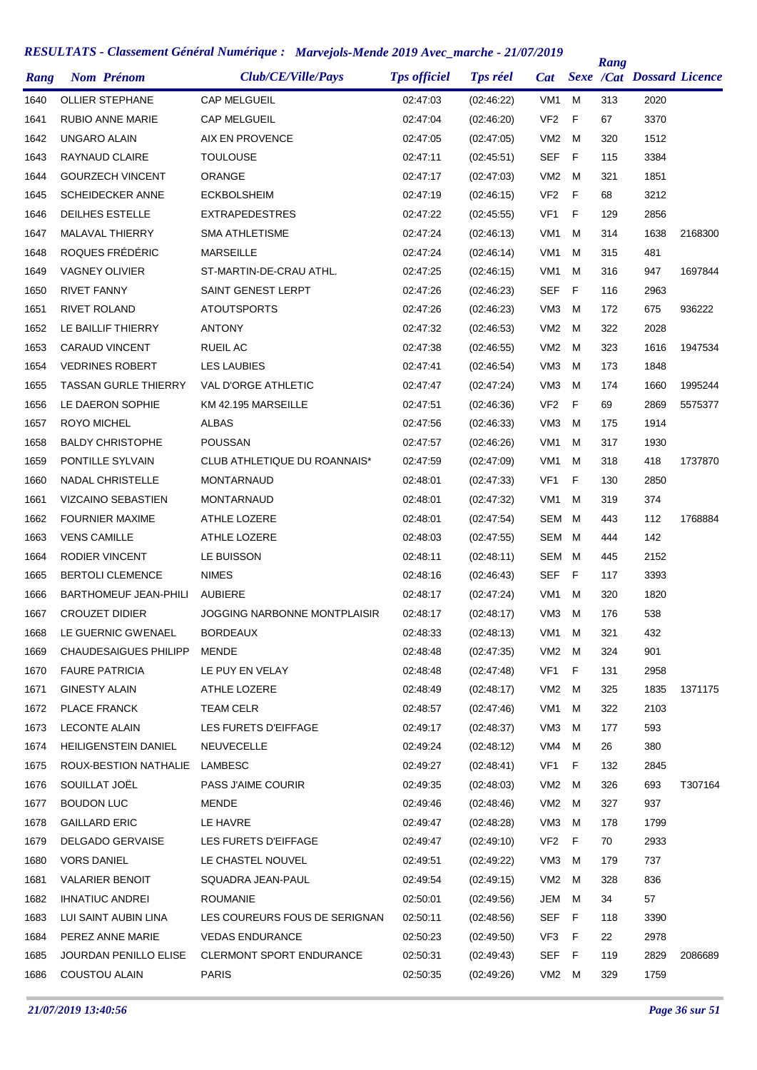# RESULTATS - Classement Général Numérique : Marvejols-Mende 2019 Avec_marche - 21/07/2019

| Rang | Nom Prénom | Club/CE/Ville/Pays | Tps officiel | Tps réel | Cat | Sexe | Rang /Cat | Dossard | Licence |
|---|---|---|---|---|---|---|---|---|---|
| 1640 | OLLIER STEPHANE | CAP MELGUEIL | 02:47:03 | (02:46:22) | VM1 | M | 313 | 2020 | |
| 1641 | RUBIO ANNE MARIE | CAP MELGUEIL | 02:47:04 | (02:46:20) | VF2 | F | 67 | 3370 | |
| 1642 | UNGARO ALAIN | AIX EN PROVENCE | 02:47:05 | (02:47:05) | VM2 | M | 320 | 1512 | |
| 1643 | RAYNAUD CLAIRE | TOULOUSE | 02:47:11 | (02:45:51) | SEF | F | 115 | 3384 | |
| 1644 | GOURZECH VINCENT | ORANGE | 02:47:17 | (02:47:03) | VM2 | M | 321 | 1851 | |
| 1645 | SCHEIDECKER ANNE | ECKBOLSHEIM | 02:47:19 | (02:46:15) | VF2 | F | 68 | 3212 | |
| 1646 | DEILHES ESTELLE | EXTRAPEDESTRES | 02:47:22 | (02:45:55) | VF1 | F | 129 | 2856 | |
| 1647 | MALAVAL THIERRY | SMA ATHLETISME | 02:47:24 | (02:46:13) | VM1 | M | 314 | 1638 | 2168300 |
| 1648 | ROQUES FRÉDÉRIC | MARSEILLE | 02:47:24 | (02:46:14) | VM1 | M | 315 | 481 | |
| 1649 | VAGNEY OLIVIER | ST-MARTIN-DE-CRAU ATHL. | 02:47:25 | (02:46:15) | VM1 | M | 316 | 947 | 1697844 |
| 1650 | RIVET FANNY | SAINT GENEST LERPT | 02:47:26 | (02:46:23) | SEF | F | 116 | 2963 | |
| 1651 | RIVET ROLAND | ATOUTSPORTS | 02:47:26 | (02:46:23) | VM3 | M | 172 | 675 | 936222 |
| 1652 | LE BAILLIF THIERRY | ANTONY | 02:47:32 | (02:46:53) | VM2 | M | 322 | 2028 | |
| 1653 | CARAUD VINCENT | RUEIL AC | 02:47:38 | (02:46:55) | VM2 | M | 323 | 1616 | 1947534 |
| 1654 | VEDRINES ROBERT | LES LAUBIES | 02:47:41 | (02:46:54) | VM3 | M | 173 | 1848 | |
| 1655 | TASSAN GURLE THIERRY | VAL D'ORGE ATHLETIC | 02:47:47 | (02:47:24) | VM3 | M | 174 | 1660 | 1995244 |
| 1656 | LE DAERON SOPHIE | KM 42.195 MARSEILLE | 02:47:51 | (02:46:36) | VF2 | F | 69 | 2869 | 5575377 |
| 1657 | ROYO MICHEL | ALBAS | 02:47:56 | (02:46:33) | VM3 | M | 175 | 1914 | |
| 1658 | BALDY CHRISTOPHE | POUSSAN | 02:47:57 | (02:46:26) | VM1 | M | 317 | 1930 | |
| 1659 | PONTILLE SYLVAIN | CLUB ATHLETIQUE DU ROANNAIS* | 02:47:59 | (02:47:09) | VM1 | M | 318 | 418 | 1737870 |
| 1660 | NADAL CHRISTELLE | MONTARNAUD | 02:48:01 | (02:47:33) | VF1 | F | 130 | 2850 | |
| 1661 | VIZCAINO SEBASTIEN | MONTARNAUD | 02:48:01 | (02:47:32) | VM1 | M | 319 | 374 | |
| 1662 | FOURNIER MAXIME | ATHLE LOZERE | 02:48:01 | (02:47:54) | SEM | M | 443 | 112 | 1768884 |
| 1663 | VENS CAMILLE | ATHLE LOZERE | 02:48:03 | (02:47:55) | SEM | M | 444 | 142 | |
| 1664 | RODIER VINCENT | LE BUISSON | 02:48:11 | (02:48:11) | SEM | M | 445 | 2152 | |
| 1665 | BERTOLI CLEMENCE | NIMES | 02:48:16 | (02:46:43) | SEF | F | 117 | 3393 | |
| 1666 | BARTHOMEUF JEAN-PHILI | AUBIERE | 02:48:17 | (02:47:24) | VM1 | M | 320 | 1820 | |
| 1667 | CROUZET DIDIER | JOGGING NARBONNE MONTPLAISIR | 02:48:17 | (02:48:17) | VM3 | M | 176 | 538 | |
| 1668 | LE GUERNIC GWENAEL | BORDEAUX | 02:48:33 | (02:48:13) | VM1 | M | 321 | 432 | |
| 1669 | CHAUDESAIGUES PHILIPP | MENDE | 02:48:48 | (02:47:35) | VM2 | M | 324 | 901 | |
| 1670 | FAURE PATRICIA | LE PUY EN VELAY | 02:48:48 | (02:47:48) | VF1 | F | 131 | 2958 | |
| 1671 | GINESTY ALAIN | ATHLE LOZERE | 02:48:49 | (02:48:17) | VM2 | M | 325 | 1835 | 1371175 |
| 1672 | PLACE FRANCK | TEAM CELR | 02:48:57 | (02:47:46) | VM1 | M | 322 | 2103 | |
| 1673 | LECONTE ALAIN | LES FURETS D'EIFFAGE | 02:49:17 | (02:48:37) | VM3 | M | 177 | 593 | |
| 1674 | HEILIGENSTEIN DANIEL | NEUVECELLE | 02:49:24 | (02:48:12) | VM4 | M | 26 | 380 | |
| 1675 | ROUX-BESTION NATHALIE | LAMBESC | 02:49:27 | (02:48:41) | VF1 | F | 132 | 2845 | |
| 1676 | SOUILLAT JOËL | PASS J'AIME COURIR | 02:49:35 | (02:48:03) | VM2 | M | 326 | 693 | T307164 |
| 1677 | BOUDON LUC | MENDE | 02:49:46 | (02:48:46) | VM2 | M | 327 | 937 | |
| 1678 | GAILLARD ERIC | LE HAVRE | 02:49:47 | (02:48:28) | VM3 | M | 178 | 1799 | |
| 1679 | DELGADO GERVAISE | LES FURETS D'EIFFAGE | 02:49:47 | (02:49:10) | VF2 | F | 70 | 2933 | |
| 1680 | VORS DANIEL | LE CHASTEL NOUVEL | 02:49:51 | (02:49:22) | VM3 | M | 179 | 737 | |
| 1681 | VALARIER BENOIT | SQUADRA JEAN-PAUL | 02:49:54 | (02:49:15) | VM2 | M | 328 | 836 | |
| 1682 | IHNATIUC ANDREI | ROUMANIE | 02:50:01 | (02:49:56) | JEM | M | 34 | 57 | |
| 1683 | LUI SAINT AUBIN LINA | LES COUREURS FOUS DE SERIGNAN | 02:50:11 | (02:48:56) | SEF | F | 118 | 3390 | |
| 1684 | PEREZ ANNE MARIE | VEDAS ENDURANCE | 02:50:23 | (02:49:50) | VF3 | F | 22 | 2978 | |
| 1685 | JOURDAN PENILLO ELISE | CLERMONT SPORT ENDURANCE | 02:50:31 | (02:49:43) | SEF | F | 119 | 2829 | 2086689 |
| 1686 | COUSTOU ALAIN | PARIS | 02:50:35 | (02:49:26) | VM2 | M | 329 | 1759 | |

*21/07/2019 13:40:56*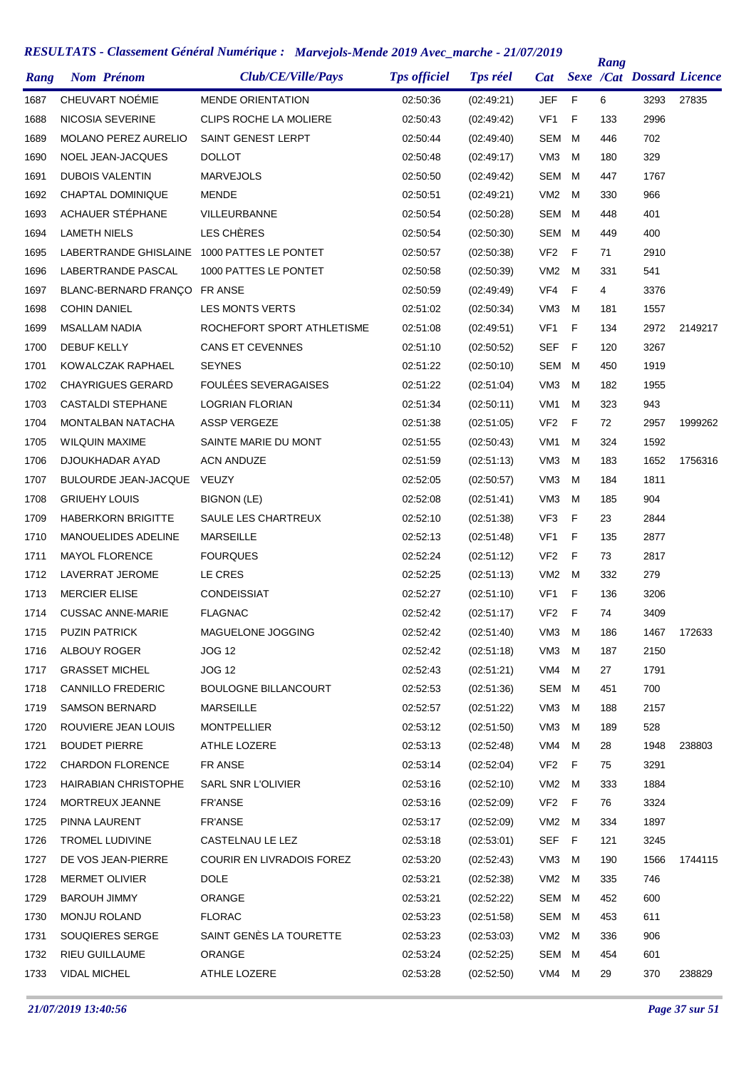## RESULTATS - Classement Général Numérique : Marvejols-Mende 2019 Avec_marche - 21/07/2019

| Rang | Nom Prénom | Club/CE/Ville/Pays | Tps officiel | Tps réel | Cat | Sexe | Rang /Cat | Dossard | Licence |
|---|---|---|---|---|---|---|---|---|---|
| 1687 | CHEUVART NOÉMIE | MENDE ORIENTATION | 02:50:36 | (02:49:21) | JEF | F | 6 | 3293 | 27835 |
| 1688 | NICOSIA SEVERINE | CLIPS ROCHE LA MOLIERE | 02:50:43 | (02:49:42) | VF1 | F | 133 | 2996 | |
| 1689 | MOLANO PEREZ AURELIO | SAINT GENEST LERPT | 02:50:44 | (02:49:40) | SEM | M | 446 | 702 | |
| 1690 | NOEL JEAN-JACQUES | DOLLOT | 02:50:48 | (02:49:17) | VM3 | M | 180 | 329 | |
| 1691 | DUBOIS VALENTIN | MARVEJOLS | 02:50:50 | (02:49:42) | SEM | M | 447 | 1767 | |
| 1692 | CHAPTAL DOMINIQUE | MENDE | 02:50:51 | (02:49:21) | VM2 | M | 330 | 966 | |
| 1693 | ACHAUER STÉPHANE | VILLEURBANNE | 02:50:54 | (02:50:28) | SEM | M | 448 | 401 | |
| 1694 | LAMETH NIELS | LES CHÈRES | 02:50:54 | (02:50:30) | SEM | M | 449 | 400 | |
| 1695 | LABERTRANDE GHISLAINE | 1000 PATTES LE PONTET | 02:50:57 | (02:50:38) | VF2 | F | 71 | 2910 | |
| 1696 | LABERTRANDE PASCAL | 1000 PATTES LE PONTET | 02:50:58 | (02:50:39) | VM2 | M | 331 | 541 | |
| 1697 | BLANC-BERNARD FRANÇO | FR ANSE | 02:50:59 | (02:49:49) | VF4 | F | 4 | 3376 | |
| 1698 | COHIN DANIEL | LES MONTS VERTS | 02:51:02 | (02:50:34) | VM3 | M | 181 | 1557 | |
| 1699 | MSALLAM NADIA | ROCHEFORT SPORT ATHLETISME | 02:51:08 | (02:49:51) | VF1 | F | 134 | 2972 | 2149217 |
| 1700 | DEBUF KELLY | CANS ET CEVENNES | 02:51:10 | (02:50:52) | SEF | F | 120 | 3267 | |
| 1701 | KOWALCZAK RAPHAEL | SEYNES | 02:51:22 | (02:50:10) | SEM | M | 450 | 1919 | |
| 1702 | CHAYRIGUES GERARD | FOULÉES SEVERAGAISES | 02:51:22 | (02:51:04) | VM3 | M | 182 | 1955 | |
| 1703 | CASTALDI STEPHANE | LOGRIAN FLORIAN | 02:51:34 | (02:50:11) | VM1 | M | 323 | 943 | |
| 1704 | MONTALBAN NATACHA | ASSP VERGEZE | 02:51:38 | (02:51:05) | VF2 | F | 72 | 2957 | 1999262 |
| 1705 | WILQUIN MAXIME | SAINTE MARIE DU MONT | 02:51:55 | (02:50:43) | VM1 | M | 324 | 1592 | |
| 1706 | DJOUKHADAR AYAD | ACN ANDUZE | 02:51:59 | (02:51:13) | VM3 | M | 183 | 1652 | 1756316 |
| 1707 | BULOURDE JEAN-JACQUE | VEUZY | 02:52:05 | (02:50:57) | VM3 | M | 184 | 1811 | |
| 1708 | GRIUEHY LOUIS | BIGNON (LE) | 02:52:08 | (02:51:41) | VM3 | M | 185 | 904 | |
| 1709 | HABERKORN BRIGITTE | SAULE LES CHARTREUX | 02:52:10 | (02:51:38) | VF3 | F | 23 | 2844 | |
| 1710 | MANOUELIDES ADELINE | MARSEILLE | 02:52:13 | (02:51:48) | VF1 | F | 135 | 2877 | |
| 1711 | MAYOL FLORENCE | FOURQUES | 02:52:24 | (02:51:12) | VF2 | F | 73 | 2817 | |
| 1712 | LAVERRAT JEROME | LE CRES | 02:52:25 | (02:51:13) | VM2 | M | 332 | 279 | |
| 1713 | MERCIER ELISE | CONDEISSIAT | 02:52:27 | (02:51:10) | VF1 | F | 136 | 3206 | |
| 1714 | CUSSAC ANNE-MARIE | FLAGNAC | 02:52:42 | (02:51:17) | VF2 | F | 74 | 3409 | |
| 1715 | PUZIN PATRICK | MAGUELONE JOGGING | 02:52:42 | (02:51:40) | VM3 | M | 186 | 1467 | 172633 |
| 1716 | ALBOUY ROGER | JOG 12 | 02:52:42 | (02:51:18) | VM3 | M | 187 | 2150 | |
| 1717 | GRASSET MICHEL | JOG 12 | 02:52:43 | (02:51:21) | VM4 | M | 27 | 1791 | |
| 1718 | CANNILLO FREDERIC | BOULOGNE BILLANCOURT | 02:52:53 | (02:51:36) | SEM | M | 451 | 700 | |
| 1719 | SAMSON BERNARD | MARSEILLE | 02:52:57 | (02:51:22) | VM3 | M | 188 | 2157 | |
| 1720 | ROUVIERE JEAN LOUIS | MONTPELLIER | 02:53:12 | (02:51:50) | VM3 | M | 189 | 528 | |
| 1721 | BOUDET PIERRE | ATHLE LOZERE | 02:53:13 | (02:52:48) | VM4 | M | 28 | 1948 | 238803 |
| 1722 | CHARDON FLORENCE | FR ANSE | 02:53:14 | (02:52:04) | VF2 | F | 75 | 3291 | |
| 1723 | HAIRABIAN CHRISTOPHE | SARL SNR L'OLIVIER | 02:53:16 | (02:52:10) | VM2 | M | 333 | 1884 | |
| 1724 | MORTREUX JEANNE | FR'ANSE | 02:53:16 | (02:52:09) | VF2 | F | 76 | 3324 | |
| 1725 | PINNA LAURENT | FR'ANSE | 02:53:17 | (02:52:09) | VM2 | M | 334 | 1897 | |
| 1726 | TROMEL LUDIVINE | CASTELNAU LE LEZ | 02:53:18 | (02:53:01) | SEF | F | 121 | 3245 | |
| 1727 | DE VOS JEAN-PIERRE | COURIR EN LIVRADOIS FOREZ | 02:53:20 | (02:52:43) | VM3 | M | 190 | 1566 | 1744115 |
| 1728 | MERMET OLIVIER | DOLE | 02:53:21 | (02:52:38) | VM2 | M | 335 | 746 | |
| 1729 | BAROUH JIMMY | ORANGE | 02:53:21 | (02:52:22) | SEM | M | 452 | 600 | |
| 1730 | MONJU ROLAND | FLORAC | 02:53:23 | (02:51:58) | SEM | M | 453 | 611 | |
| 1731 | SOUQIERES SERGE | SAINT GENÈS LA TOURETTE | 02:53:23 | (02:53:03) | VM2 | M | 336 | 906 | |
| 1732 | RIEU GUILLAUME | ORANGE | 02:53:24 | (02:52:25) | SEM | M | 454 | 601 | |
| 1733 | VIDAL MICHEL | ATHLE LOZERE | 02:53:28 | (02:52:50) | VM4 | M | 29 | 370 | 238829 |

*21/07/2019 13:40:56*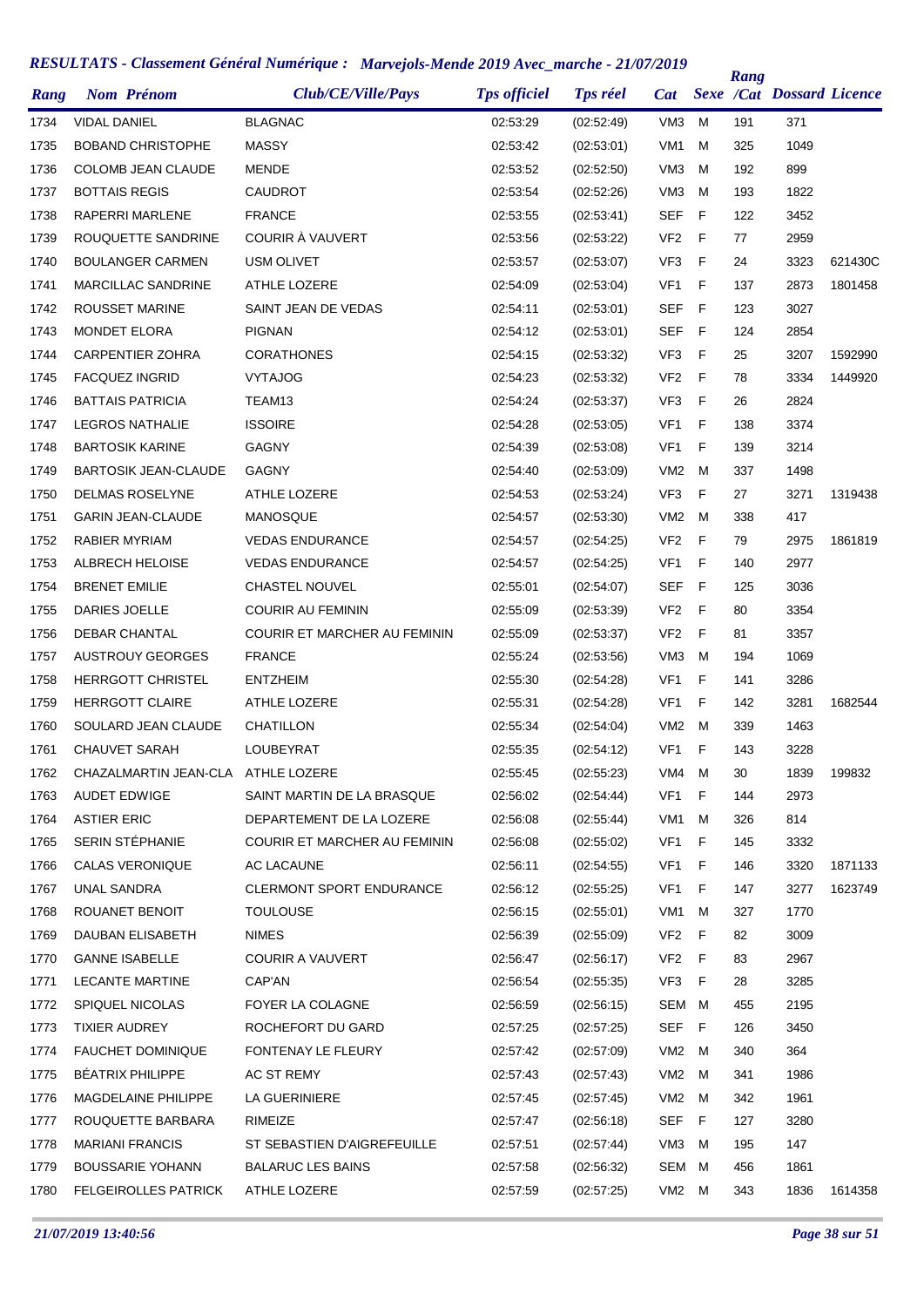## RESULTATS - Classement Général Numérique : Marvejols-Mende 2019 Avec_marche - 21/07/2019

| Rang | Nom Prénom | Club/CE/Ville/Pays | Tps officiel | Tps réel | Cat | Sexe | Rang /Cat | Dossard | Licence |
|---|---|---|---|---|---|---|---|---|---|
| 1734 | VIDAL DANIEL | BLAGNAC | 02:53:29 | (02:52:49) | VM3 | M | 191 | 371 | |
| 1735 | BOBAND CHRISTOPHE | MASSY | 02:53:42 | (02:53:01) | VM1 | M | 325 | 1049 | |
| 1736 | COLOMB JEAN CLAUDE | MENDE | 02:53:52 | (02:52:50) | VM3 | M | 192 | 899 | |
| 1737 | BOTTAIS REGIS | CAUDROT | 02:53:54 | (02:52:26) | VM3 | M | 193 | 1822 | |
| 1738 | RAPERRI MARLENE | FRANCE | 02:53:55 | (02:53:41) | SEF | F | 122 | 3452 | |
| 1739 | ROUQUETTE SANDRINE | COURIR À VAUVERT | 02:53:56 | (02:53:22) | VF2 | F | 77 | 2959 | |
| 1740 | BOULANGER CARMEN | USM OLIVET | 02:53:57 | (02:53:07) | VF3 | F | 24 | 3323 | 621430C |
| 1741 | MARCILLAC SANDRINE | ATHLE LOZERE | 02:54:09 | (02:53:04) | VF1 | F | 137 | 2873 | 1801458 |
| 1742 | ROUSSET MARINE | SAINT JEAN DE VEDAS | 02:54:11 | (02:53:01) | SEF | F | 123 | 3027 | |
| 1743 | MONDET ELORA | PIGNAN | 02:54:12 | (02:53:01) | SEF | F | 124 | 2854 | |
| 1744 | CARPENTIER ZOHRA | CORATHONES | 02:54:15 | (02:53:32) | VF3 | F | 25 | 3207 | 1592990 |
| 1745 | FACQUEZ INGRID | VYTAJOG | 02:54:23 | (02:53:32) | VF2 | F | 78 | 3334 | 1449920 |
| 1746 | BATTAIS PATRICIA | TEAM13 | 02:54:24 | (02:53:37) | VF3 | F | 26 | 2824 | |
| 1747 | LEGROS NATHALIE | ISSOIRE | 02:54:28 | (02:53:05) | VF1 | F | 138 | 3374 | |
| 1748 | BARTOSIK KARINE | GAGNY | 02:54:39 | (02:53:08) | VF1 | F | 139 | 3214 | |
| 1749 | BARTOSIK JEAN-CLAUDE | GAGNY | 02:54:40 | (02:53:09) | VM2 | M | 337 | 1498 | |
| 1750 | DELMAS ROSELYNE | ATHLE LOZERE | 02:54:53 | (02:53:24) | VF3 | F | 27 | 3271 | 1319438 |
| 1751 | GARIN JEAN-CLAUDE | MANOSQUE | 02:54:57 | (02:53:30) | VM2 | M | 338 | 417 | |
| 1752 | RABIER MYRIAM | VEDAS ENDURANCE | 02:54:57 | (02:54:25) | VF2 | F | 79 | 2975 | 1861819 |
| 1753 | ALBRECH HELOISE | VEDAS ENDURANCE | 02:54:57 | (02:54:25) | VF1 | F | 140 | 2977 | |
| 1754 | BRENET EMILIE | CHASTEL NOUVEL | 02:55:01 | (02:54:07) | SEF | F | 125 | 3036 | |
| 1755 | DARIES JOELLE | COURIR AU FEMININ | 02:55:09 | (02:53:39) | VF2 | F | 80 | 3354 | |
| 1756 | DEBAR CHANTAL | COURIR ET MARCHER AU FEMININ | 02:55:09 | (02:53:37) | VF2 | F | 81 | 3357 | |
| 1757 | AUSTROUY GEORGES | FRANCE | 02:55:24 | (02:53:56) | VM3 | M | 194 | 1069 | |
| 1758 | HERRGOTT CHRISTEL | ENTZHEIM | 02:55:30 | (02:54:28) | VF1 | F | 141 | 3286 | |
| 1759 | HERRGOTT CLAIRE | ATHLE LOZERE | 02:55:31 | (02:54:28) | VF1 | F | 142 | 3281 | 1682544 |
| 1760 | SOULARD JEAN CLAUDE | CHATILLON | 02:55:34 | (02:54:04) | VM2 | M | 339 | 1463 | |
| 1761 | CHAUVET SARAH | LOUBEYRAT | 02:55:35 | (02:54:12) | VF1 | F | 143 | 3228 | |
| 1762 | CHAZALMARTIN JEAN-CLA | ATHLE LOZERE | 02:55:45 | (02:55:23) | VM4 | M | 30 | 1839 | 199832 |
| 1763 | AUDET EDWIGE | SAINT MARTIN DE LA BRASQUE | 02:56:02 | (02:54:44) | VF1 | F | 144 | 2973 | |
| 1764 | ASTIER ERIC | DEPARTEMENT DE LA LOZERE | 02:56:08 | (02:55:44) | VM1 | M | 326 | 814 | |
| 1765 | SERIN STÉPHANIE | COURIR ET MARCHER AU FEMININ | 02:56:08 | (02:55:02) | VF1 | F | 145 | 3332 | |
| 1766 | CALAS VERONIQUE | AC LACAUNE | 02:56:11 | (02:54:55) | VF1 | F | 146 | 3320 | 1871133 |
| 1767 | UNAL SANDRA | CLERMONT SPORT ENDURANCE | 02:56:12 | (02:55:25) | VF1 | F | 147 | 3277 | 1623749 |
| 1768 | ROUANET BENOIT | TOULOUSE | 02:56:15 | (02:55:01) | VM1 | M | 327 | 1770 | |
| 1769 | DAUBAN ELISABETH | NIMES | 02:56:39 | (02:55:09) | VF2 | F | 82 | 3009 | |
| 1770 | GANNE ISABELLE | COURIR A VAUVERT | 02:56:47 | (02:56:17) | VF2 | F | 83 | 2967 | |
| 1771 | LECANTE MARTINE | CAP'AN | 02:56:54 | (02:55:35) | VF3 | F | 28 | 3285 | |
| 1772 | SPIQUEL NICOLAS | FOYER LA COLAGNE | 02:56:59 | (02:56:15) | SEM | M | 455 | 2195 | |
| 1773 | TIXIER AUDREY | ROCHEFORT DU GARD | 02:57:25 | (02:57:25) | SEF | F | 126 | 3450 | |
| 1774 | FAUCHET DOMINIQUE | FONTENAY LE FLEURY | 02:57:42 | (02:57:09) | VM2 | M | 340 | 364 | |
| 1775 | BÉATRIX PHILIPPE | AC ST REMY | 02:57:43 | (02:57:43) | VM2 | M | 341 | 1986 | |
| 1776 | MAGDELAINE PHILIPPE | LA GUERINIERE | 02:57:45 | (02:57:45) | VM2 | M | 342 | 1961 | |
| 1777 | ROUQUETTE BARBARA | RIMEIZE | 02:57:47 | (02:56:18) | SEF | F | 127 | 3280 | |
| 1778 | MARIANI FRANCIS | ST SEBASTIEN D'AIGREFEUILLE | 02:57:51 | (02:57:44) | VM3 | M | 195 | 147 | |
| 1779 | BOUSSARIE YOHANN | BALARUC LES BAINS | 02:57:58 | (02:56:32) | SEM | M | 456 | 1861 | |
| 1780 | FELGEIROLLES PATRICK | ATHLE LOZERE | 02:57:59 | (02:57:25) | VM2 | M | 343 | 1836 | 1614358 |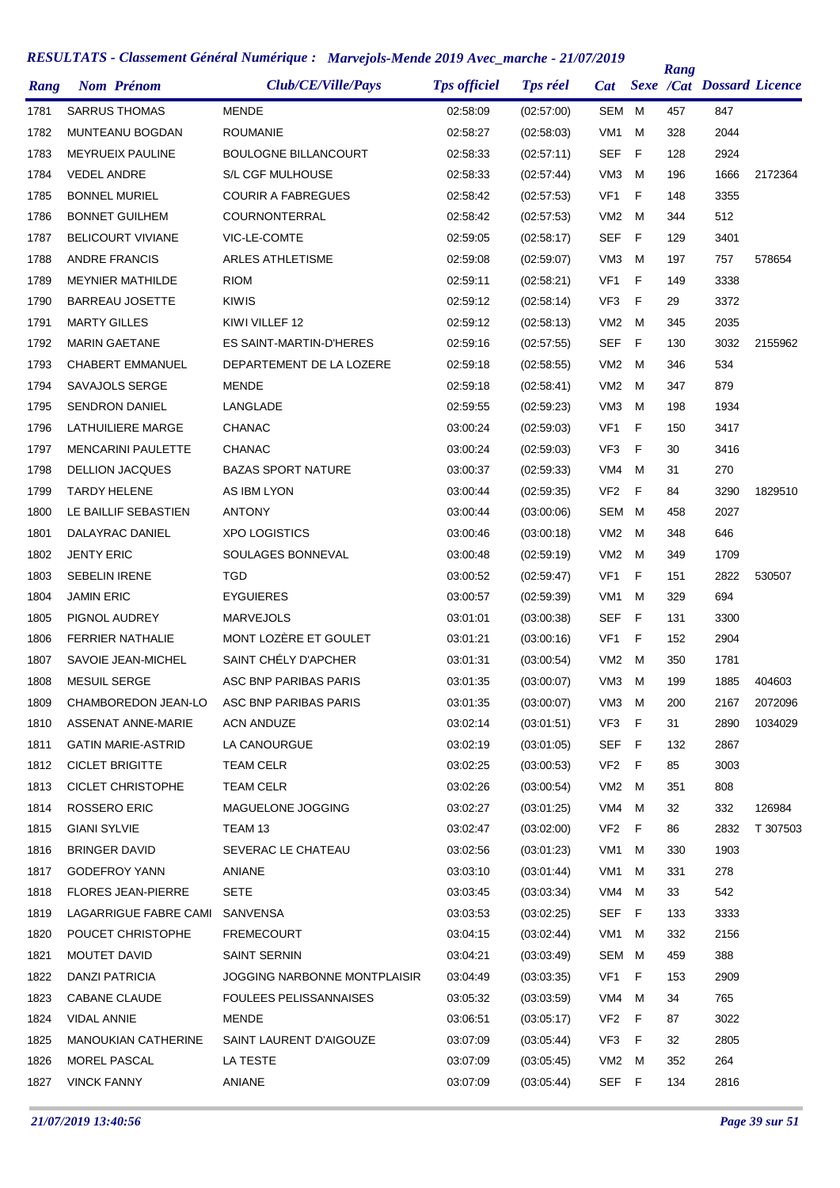## RESULTATS - Classement Général Numérique : Marvejols-Mende 2019 Avec_marche - 21/07/2019

| Rang | Nom Prénom | Club/CE/Ville/Pays | Tps officiel | Tps réel | Cat | Sexe | Rang /Cat | Dossard | Licence |
|---|---|---|---|---|---|---|---|---|---|
| 1781 | SARRUS THOMAS | MENDE | 02:58:09 | (02:57:00) | SEM | M | 457 | 847 | |
| 1782 | MUNTEANU BOGDAN | ROUMANIE | 02:58:27 | (02:58:03) | VM1 | M | 328 | 2044 | |
| 1783 | MEYRUEIX PAULINE | BOULOGNE BILLANCOURT | 02:58:33 | (02:57:11) | SEF | F | 128 | 2924 | |
| 1784 | VEDEL ANDRE | S/L CGF MULHOUSE | 02:58:33 | (02:57:44) | VM3 | M | 196 | 1666 | 2172364 |
| 1785 | BONNEL MURIEL | COURIR A FABREGUES | 02:58:42 | (02:57:53) | VF1 | F | 148 | 3355 | |
| 1786 | BONNET GUILHEM | COURNONTERRAL | 02:58:42 | (02:57:53) | VM2 | M | 344 | 512 | |
| 1787 | BELICOURT VIVIANE | VIC-LE-COMTE | 02:59:05 | (02:58:17) | SEF | F | 129 | 3401 | |
| 1788 | ANDRE FRANCIS | ARLES ATHLETISME | 02:59:08 | (02:59:07) | VM3 | M | 197 | 757 | 578654 |
| 1789 | MEYNIER MATHILDE | RIOM | 02:59:11 | (02:58:21) | VF1 | F | 149 | 3338 | |
| 1790 | BARREAU JOSETTE | KIWIS | 02:59:12 | (02:58:14) | VF3 | F | 29 | 3372 | |
| 1791 | MARTY GILLES | KIWI VILLEF 12 | 02:59:12 | (02:58:13) | VM2 | M | 345 | 2035 | |
| 1792 | MARIN GAETANE | ES SAINT-MARTIN-D'HERES | 02:59:16 | (02:57:55) | SEF | F | 130 | 3032 | 2155962 |
| 1793 | CHABERT EMMANUEL | DEPARTEMENT DE LA LOZERE | 02:59:18 | (02:58:55) | VM2 | M | 346 | 534 | |
| 1794 | SAVAJOLS SERGE | MENDE | 02:59:18 | (02:58:41) | VM2 | M | 347 | 879 | |
| 1795 | SENDRON DANIEL | LANGLADE | 02:59:55 | (02:59:23) | VM3 | M | 198 | 1934 | |
| 1796 | LATHUILIERE MARGE | CHANAC | 03:00:24 | (02:59:03) | VF1 | F | 150 | 3417 | |
| 1797 | MENCARINI PAULETTE | CHANAC | 03:00:24 | (02:59:03) | VF3 | F | 30 | 3416 | |
| 1798 | DELLION JACQUES | BAZAS SPORT NATURE | 03:00:37 | (02:59:33) | VM4 | M | 31 | 270 | |
| 1799 | TARDY HELENE | AS IBM LYON | 03:00:44 | (02:59:35) | VF2 | F | 84 | 3290 | 1829510 |
| 1800 | LE BAILLIF SEBASTIEN | ANTONY | 03:00:44 | (03:00:06) | SEM | M | 458 | 2027 | |
| 1801 | DALAYRAC DANIEL | XPO LOGISTICS | 03:00:46 | (03:00:18) | VM2 | M | 348 | 646 | |
| 1802 | JENTY ERIC | SOULAGES BONNEVAL | 03:00:48 | (02:59:19) | VM2 | M | 349 | 1709 | |
| 1803 | SEBELIN IRENE | TGD | 03:00:52 | (02:59:47) | VF1 | F | 151 | 2822 | 530507 |
| 1804 | JAMIN ERIC | EYGUIERES | 03:00:57 | (02:59:39) | VM1 | M | 329 | 694 | |
| 1805 | PIGNOL AUDREY | MARVEJOLS | 03:01:01 | (03:00:38) | SEF | F | 131 | 3300 | |
| 1806 | FERRIER NATHALIE | MONT LOZÈRE ET GOULET | 03:01:21 | (03:00:16) | VF1 | F | 152 | 2904 | |
| 1807 | SAVOIE JEAN-MICHEL | SAINT CHÉLY D'APCHER | 03:01:31 | (03:00:54) | VM2 | M | 350 | 1781 | |
| 1808 | MESUIL SERGE | ASC BNP PARIBAS PARIS | 03:01:35 | (03:00:07) | VM3 | M | 199 | 1885 | 404603 |
| 1809 | CHAMBOREDON JEAN-LO | ASC BNP PARIBAS PARIS | 03:01:35 | (03:00:07) | VM3 | M | 200 | 2167 | 2072096 |
| 1810 | ASSENAT ANNE-MARIE | ACN ANDUZE | 03:02:14 | (03:01:51) | VF3 | F | 31 | 2890 | 1034029 |
| 1811 | GATIN MARIE-ASTRID | LA CANOURGUE | 03:02:19 | (03:01:05) | SEF | F | 132 | 2867 | |
| 1812 | CICLET BRIGITTE | TEAM CELR | 03:02:25 | (03:00:53) | VF2 | F | 85 | 3003 | |
| 1813 | CICLET CHRISTOPHE | TEAM CELR | 03:02:26 | (03:00:54) | VM2 | M | 351 | 808 | |
| 1814 | ROSSERO ERIC | MAGUELONE JOGGING | 03:02:27 | (03:01:25) | VM4 | M | 32 | 332 | 126984 |
| 1815 | GIANI SYLVIE | TEAM 13 | 03:02:47 | (03:02:00) | VF2 | F | 86 | 2832 | T 307503 |
| 1816 | BRINGER DAVID | SEVERAC LE CHATEAU | 03:02:56 | (03:01:23) | VM1 | M | 330 | 1903 | |
| 1817 | GODEFROY YANN | ANIANE | 03:03:10 | (03:01:44) | VM1 | M | 331 | 278 | |
| 1818 | FLORES JEAN-PIERRE | SETE | 03:03:45 | (03:03:34) | VM4 | M | 33 | 542 | |
| 1819 | LAGARRIGUE FABRE CAMI | SANVENSA | 03:03:53 | (03:02:25) | SEF | F | 133 | 3333 | |
| 1820 | POUCET CHRISTOPHE | FREMECOURT | 03:04:15 | (03:02:44) | VM1 | M | 332 | 2156 | |
| 1821 | MOUTET DAVID | SAINT SERNIN | 03:04:21 | (03:03:49) | SEM | M | 459 | 388 | |
| 1822 | DANZI PATRICIA | JOGGING NARBONNE MONTPLAISIR | 03:04:49 | (03:03:35) | VF1 | F | 153 | 2909 | |
| 1823 | CABANE CLAUDE | FOULEES PELISSANNAISES | 03:05:32 | (03:03:59) | VM4 | M | 34 | 765 | |
| 1824 | VIDAL ANNIE | MENDE | 03:06:51 | (03:05:17) | VF2 | F | 87 | 3022 | |
| 1825 | MANOUKIAN CATHERINE | SAINT LAURENT D'AIGOUZE | 03:07:09 | (03:05:44) | VF3 | F | 32 | 2805 | |
| 1826 | MOREL PASCAL | LA TESTE | 03:07:09 | (03:05:45) | VM2 | M | 352 | 264 | |
| 1827 | VINCK FANNY | ANIANE | 03:07:09 | (03:05:44) | SEF | F | 134 | 2816 | |

*21/07/2019 13:40:56*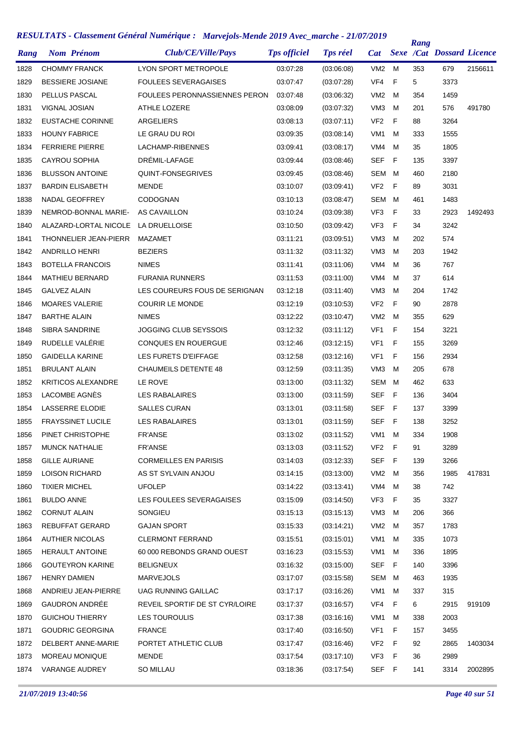## RESULTATS - Classement Général Numérique : Marvejols-Mende 2019 Avec_marche - 21/07/2019

| Rang | Nom Prénom | Club/CE/Ville/Pays | Tps officiel | Tps réel | Cat | Sexe | Rang /Cat | Dossard | Licence |
|---|---|---|---|---|---|---|---|---|---|
| 1828 | CHOMMY FRANCK | LYON SPORT METROPOLE | 03:07:28 | (03:06:08) | VM2 | M | 353 | 679 | 2156611 |
| 1829 | BESSIERE JOSIANE | FOULEES SEVERAGAISES | 03:07:47 | (03:07:28) | VF4 | F | 5 | 3373 | |
| 1830 | PELLUS PASCAL | FOULEES PERONNASSIENNES PERON | 03:07:48 | (03:06:32) | VM2 | M | 354 | 1459 | |
| 1831 | VIGNAL JOSIAN | ATHLE LOZERE | 03:08:09 | (03:07:32) | VM3 | M | 201 | 576 | 491780 |
| 1832 | EUSTACHE CORINNE | ARGELIERS | 03:08:13 | (03:07:11) | VF2 | F | 88 | 3264 | |
| 1833 | HOUNY FABRICE | LE GRAU DU ROI | 03:09:35 | (03:08:14) | VM1 | M | 333 | 1555 | |
| 1834 | FERRIERE PIERRE | LACHAMP-RIBENNES | 03:09:41 | (03:08:17) | VM4 | M | 35 | 1805 | |
| 1835 | CAYROU SOPHIA | DRÉMIL-LAFAGE | 03:09:44 | (03:08:46) | SEF | F | 135 | 3397 | |
| 1836 | BLUSSON ANTOINE | QUINT-FONSEGRIVES | 03:09:45 | (03:08:46) | SEM | M | 460 | 2180 | |
| 1837 | BARDIN ELISABETH | MENDE | 03:10:07 | (03:09:41) | VF2 | F | 89 | 3031 | |
| 1838 | NADAL GEOFFREY | CODOGNAN | 03:10:13 | (03:08:47) | SEM | M | 461 | 1483 | |
| 1839 | NEMROD-BONNAL MARIE- | AS CAVAILLON | 03:10:24 | (03:09:38) | VF3 | F | 33 | 2923 | 1492493 |
| 1840 | ALAZARD-LORTAL NICOLE | LA DRUELLOISE | 03:10:50 | (03:09:42) | VF3 | F | 34 | 3242 | |
| 1841 | THONNELIER JEAN-PIERR | MAZAMET | 03:11:21 | (03:09:51) | VM3 | M | 202 | 574 | |
| 1842 | ANDRILLO HENRI | BEZIERS | 03:11:32 | (03:11:32) | VM3 | M | 203 | 1942 | |
| 1843 | BOTELLA FRANCOIS | NIMES | 03:11:41 | (03:11:06) | VM4 | M | 36 | 767 | |
| 1844 | MATHIEU BERNARD | FURANIA RUNNERS | 03:11:53 | (03:11:00) | VM4 | M | 37 | 614 | |
| 1845 | GALVEZ ALAIN | LES COUREURS FOUS DE SERIGNAN | 03:12:18 | (03:11:40) | VM3 | M | 204 | 1742 | |
| 1846 | MOARES VALERIE | COURIR LE MONDE | 03:12:19 | (03:10:53) | VF2 | F | 90 | 2878 | |
| 1847 | BARTHE ALAIN | NIMES | 03:12:22 | (03:10:47) | VM2 | M | 355 | 629 | |
| 1848 | SIBRA SANDRINE | JOGGING CLUB SEYSSOIS | 03:12:32 | (03:11:12) | VF1 | F | 154 | 3221 | |
| 1849 | RUDELLE VALÉRIE | CONQUES EN ROUERGUE | 03:12:46 | (03:12:15) | VF1 | F | 155 | 3269 | |
| 1850 | GAIDELLA KARINE | LES FURETS D'EIFFAGE | 03:12:58 | (03:12:16) | VF1 | F | 156 | 2934 | |
| 1851 | BRULANT ALAIN | CHAUMEILS DETENTE 48 | 03:12:59 | (03:11:35) | VM3 | M | 205 | 678 | |
| 1852 | KRITICOS ALEXANDRE | LE ROVE | 03:13:00 | (03:11:32) | SEM | M | 462 | 633 | |
| 1853 | LACOMBE AGNÈS | LES RABALAIRES | 03:13:00 | (03:11:59) | SEF | F | 136 | 3404 | |
| 1854 | LASSERRE ELODIE | SALLES CURAN | 03:13:01 | (03:11:58) | SEF | F | 137 | 3399 | |
| 1855 | FRAYSSINET LUCILE | LES RABALAIRES | 03:13:01 | (03:11:59) | SEF | F | 138 | 3252 | |
| 1856 | PINET CHRISTOPHE | FR'ANSE | 03:13:02 | (03:11:52) | VM1 | M | 334 | 1908 | |
| 1857 | MUNCK NATHALIE | FR'ANSE | 03:13:03 | (03:11:52) | VF2 | F | 91 | 3289 | |
| 1858 | GILLE AURIANE | CORMEILLES EN PARISIS | 03:14:03 | (03:12:33) | SEF | F | 139 | 3266 | |
| 1859 | LOISON RICHARD | AS ST SYLVAIN ANJOU | 03:14:15 | (03:13:00) | VM2 | M | 356 | 1985 | 417831 |
| 1860 | TIXIER MICHEL | UFOLEP | 03:14:22 | (03:13:41) | VM4 | M | 38 | 742 | |
| 1861 | BULDO ANNE | LES FOULEES SEVERAGAISES | 03:15:09 | (03:14:50) | VF3 | F | 35 | 3327 | |
| 1862 | CORNUT ALAIN | SONGIEU | 03:15:13 | (03:15:13) | VM3 | M | 206 | 366 | |
| 1863 | REBUFFAT GERARD | GAJAN SPORT | 03:15:33 | (03:14:21) | VM2 | M | 357 | 1783 | |
| 1864 | AUTHIER NICOLAS | CLERMONT FERRAND | 03:15:51 | (03:15:01) | VM1 | M | 335 | 1073 | |
| 1865 | HERAULT ANTOINE | 60 000 REBONDS GRAND OUEST | 03:16:23 | (03:15:53) | VM1 | M | 336 | 1895 | |
| 1866 | GOUTEYRON KARINE | BELIGNEUX | 03:16:32 | (03:15:00) | SEF | F | 140 | 3396 | |
| 1867 | HENRY DAMIEN | MARVEJOLS | 03:17:07 | (03:15:58) | SEM | M | 463 | 1935 | |
| 1868 | ANDRIEU JEAN-PIERRE | UAG RUNNING GAILLAC | 03:17:17 | (03:16:26) | VM1 | M | 337 | 315 | |
| 1869 | GAUDRON ANDRÉE | REVEIL SPORTIF DE ST CYR/LOIRE | 03:17:37 | (03:16:57) | VF4 | F | 6 | 2915 | 919109 |
| 1870 | GUICHOU THIERRY | LES TOUROULIS | 03:17:38 | (03:16:16) | VM1 | M | 338 | 2003 | |
| 1871 | GOUDRIC GEORGINA | FRANCE | 03:17:40 | (03:16:50) | VF1 | F | 157 | 3455 | |
| 1872 | DELBERT ANNE-MARIE | PORTET ATHLETIC CLUB | 03:17:47 | (03:16:46) | VF2 | F | 92 | 2865 | 1403034 |
| 1873 | MOREAU MONIQUE | MENDE | 03:17:54 | (03:17:10) | VF3 | F | 36 | 2989 | |
| 1874 | VARANGE AUDREY | SO MILLAU | 03:18:36 | (03:17:54) | SEF | F | 141 | 3314 | 2002895 |

*21/07/2019 13:40:56*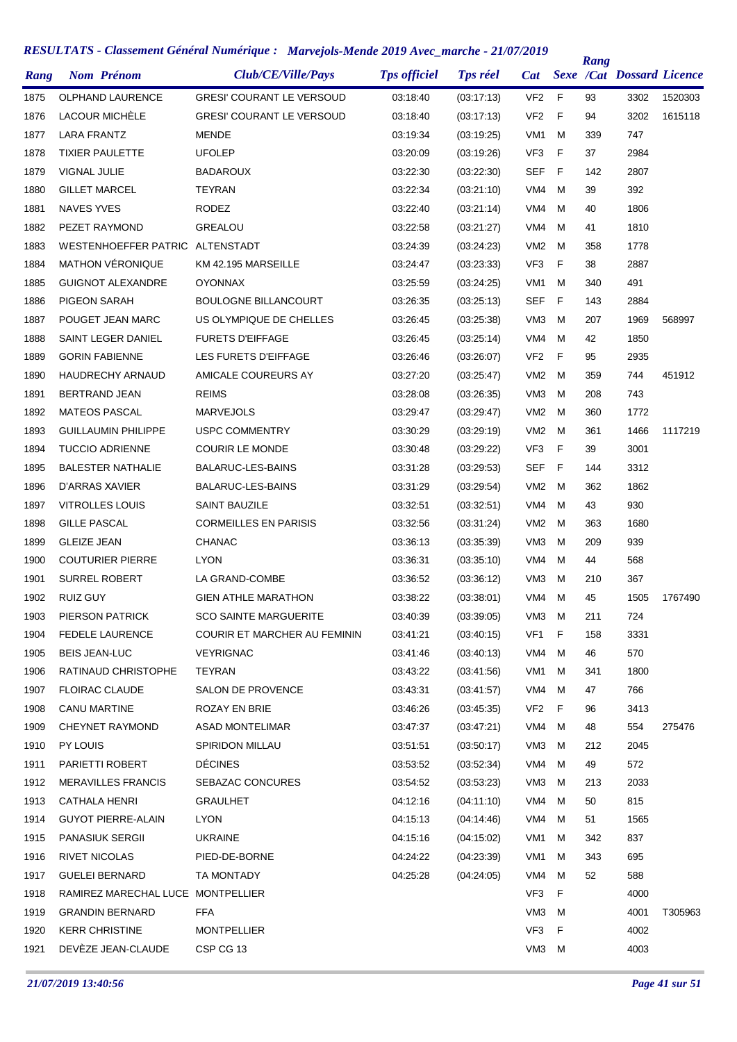## RESULTATS - Classement Général Numérique : Marvejols-Mende 2019 Avec_marche - 21/07/2019

| Rang | Nom Prénom | Club/CE/Ville/Pays | Tps officiel | Tps réel | Cat | Sexe | Rang /Cat | Dossard | Licence |
|---|---|---|---|---|---|---|---|---|---|
| 1875 | OLPHAND LAURENCE | GRESI' COURANT LE VERSOUD | 03:18:40 | (03:17:13) | VF2 | F | 93 | 3302 | 1520303 |
| 1876 | LACOUR MICHÈLE | GRESI' COURANT LE VERSOUD | 03:18:40 | (03:17:13) | VF2 | F | 94 | 3202 | 1615118 |
| 1877 | LARA FRANTZ | MENDE | 03:19:34 | (03:19:25) | VM1 | M | 339 | 747 | |
| 1878 | TIXIER PAULETTE | UFOLEP | 03:20:09 | (03:19:26) | VF3 | F | 37 | 2984 | |
| 1879 | VIGNAL JULIE | BADAROUX | 03:22:30 | (03:22:30) | SEF | F | 142 | 2807 | |
| 1880 | GILLET MARCEL | TEYRAN | 03:22:34 | (03:21:10) | VM4 | M | 39 | 392 | |
| 1881 | NAVES YVES | RODEZ | 03:22:40 | (03:21:14) | VM4 | M | 40 | 1806 | |
| 1882 | PEZET RAYMOND | GREALOU | 03:22:58 | (03:21:27) | VM4 | M | 41 | 1810 | |
| 1883 | WESTENHOEFFER PATRIC | ALTENSTADT | 03:24:39 | (03:24:23) | VM2 | M | 358 | 1778 | |
| 1884 | MATHON VÉRONIQUE | KM 42.195 MARSEILLE | 03:24:47 | (03:23:33) | VF3 | F | 38 | 2887 | |
| 1885 | GUIGNOT ALEXANDRE | OYONNAX | 03:25:59 | (03:24:25) | VM1 | M | 340 | 491 | |
| 1886 | PIGEON SARAH | BOULOGNE BILLANCOURT | 03:26:35 | (03:25:13) | SEF | F | 143 | 2884 | |
| 1887 | POUGET JEAN MARC | US OLYMPIQUE DE CHELLES | 03:26:45 | (03:25:38) | VM3 | M | 207 | 1969 | 568997 |
| 1888 | SAINT LEGER DANIEL | FURETS D'EIFFAGE | 03:26:45 | (03:25:14) | VM4 | M | 42 | 1850 | |
| 1889 | GORIN FABIENNE | LES FURETS D'EIFFAGE | 03:26:46 | (03:26:07) | VF2 | F | 95 | 2935 | |
| 1890 | HAUDRECHY ARNAUD | AMICALE COUREURS AY | 03:27:20 | (03:25:47) | VM2 | M | 359 | 744 | 451912 |
| 1891 | BERTRAND JEAN | REIMS | 03:28:08 | (03:26:35) | VM3 | M | 208 | 743 | |
| 1892 | MATEOS PASCAL | MARVEJOLS | 03:29:47 | (03:29:47) | VM2 | M | 360 | 1772 | |
| 1893 | GUILLAUMIN PHILIPPE | USPC COMMENTRY | 03:30:29 | (03:29:19) | VM2 | M | 361 | 1466 | 1117219 |
| 1894 | TUCCIO ADRIENNE | COURIR LE MONDE | 03:30:48 | (03:29:22) | VF3 | F | 39 | 3001 | |
| 1895 | BALESTER NATHALIE | BALARUC-LES-BAINS | 03:31:28 | (03:29:53) | SEF | F | 144 | 3312 | |
| 1896 | D'ARRAS XAVIER | BALARUC-LES-BAINS | 03:31:29 | (03:29:54) | VM2 | M | 362 | 1862 | |
| 1897 | VITROLLES LOUIS | SAINT BAUZILE | 03:32:51 | (03:32:51) | VM4 | M | 43 | 930 | |
| 1898 | GILLE PASCAL | CORMEILLES EN PARISIS | 03:32:56 | (03:31:24) | VM2 | M | 363 | 1680 | |
| 1899 | GLEIZE JEAN | CHANAC | 03:36:13 | (03:35:39) | VM3 | M | 209 | 939 | |
| 1900 | COUTURIER PIERRE | LYON | 03:36:31 | (03:35:10) | VM4 | M | 44 | 568 | |
| 1901 | SURREL ROBERT | LA GRAND-COMBE | 03:36:52 | (03:36:12) | VM3 | M | 210 | 367 | |
| 1902 | RUIZ GUY | GIEN ATHLE MARATHON | 03:38:22 | (03:38:01) | VM4 | M | 45 | 1505 | 1767490 |
| 1903 | PIERSON PATRICK | SCO SAINTE MARGUERITE | 03:40:39 | (03:39:05) | VM3 | M | 211 | 724 | |
| 1904 | FEDELE LAURENCE | COURIR ET MARCHER AU FEMININ | 03:41:21 | (03:40:15) | VF1 | F | 158 | 3331 | |
| 1905 | BEIS JEAN-LUC | VEYRIGNAC | 03:41:46 | (03:40:13) | VM4 | M | 46 | 570 | |
| 1906 | RATINAUD CHRISTOPHE | TEYRAN | 03:43:22 | (03:41:56) | VM1 | M | 341 | 1800 | |
| 1907 | FLOIRAC CLAUDE | SALON DE PROVENCE | 03:43:31 | (03:41:57) | VM4 | M | 47 | 766 | |
| 1908 | CANU MARTINE | ROZAY EN BRIE | 03:46:26 | (03:45:35) | VF2 | F | 96 | 3413 | |
| 1909 | CHEYNET RAYMOND | ASAD MONTELIMAR | 03:47:37 | (03:47:21) | VM4 | M | 48 | 554 | 275476 |
| 1910 | PY LOUIS | SPIRIDON MILLAU | 03:51:51 | (03:50:17) | VM3 | M | 212 | 2045 | |
| 1911 | PARIETTI ROBERT | DÉCINES | 03:53:52 | (03:52:34) | VM4 | M | 49 | 572 | |
| 1912 | MERAVILLES FRANCIS | SEBAZAC CONCURES | 03:54:52 | (03:53:23) | VM3 | M | 213 | 2033 | |
| 1913 | CATHALA HENRI | GRAULHET | 04:12:16 | (04:11:10) | VM4 | M | 50 | 815 | |
| 1914 | GUYOT PIERRE-ALAIN | LYON | 04:15:13 | (04:14:46) | VM4 | M | 51 | 1565 | |
| 1915 | PANASIUK SERGII | UKRAINE | 04:15:16 | (04:15:02) | VM1 | M | 342 | 837 | |
| 1916 | RIVET NICOLAS | PIED-DE-BORNE | 04:24:22 | (04:23:39) | VM1 | M | 343 | 695 | |
| 1917 | GUELEI BERNARD | TA MONTADY | 04:25:28 | (04:24:05) | VM4 | M | 52 | 588 | |
| 1918 | RAMIREZ MARECHAL LUCE | MONTPELLIER | | | VF3 | F | | 4000 | |
| 1919 | GRANDIN BERNARD | FFA | | | VM3 | M | | 4001 | T305963 |
| 1920 | KERR CHRISTINE | MONTPELLIER | | | VF3 | F | | 4002 | |
| 1921 | DEVÈZE JEAN-CLAUDE | CSP CG 13 | | | VM3 | M | | 4003 | |

*21/07/2019 13:40:56*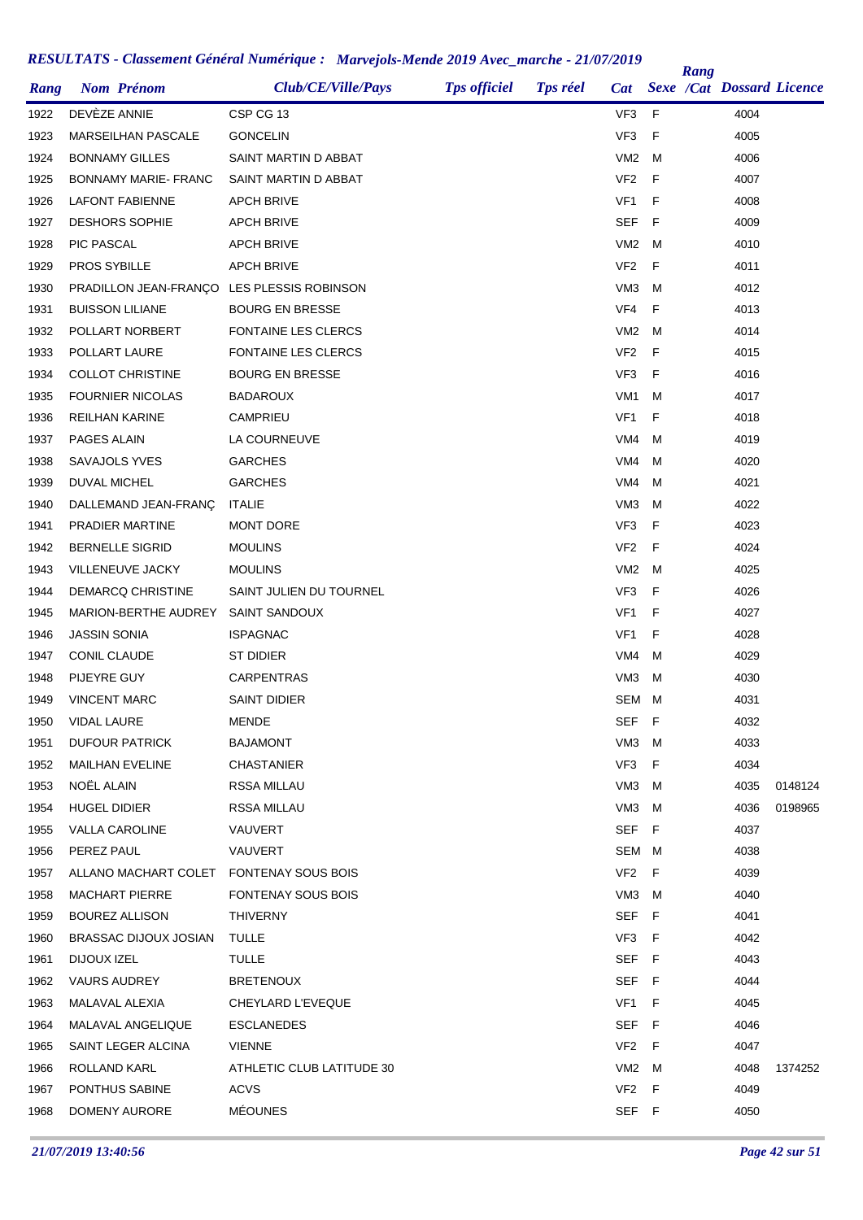# RESULTATS - Classement Général Numérique : Marvejols-Mende 2019 Avec_marche - 21/07/2019

| Rang | Nom Prénom | Club/CE/Ville/Pays | Tps officiel | Tps réel | Cat | Sexe | Rang /Cat | Dossard | Licence |
|---|---|---|---|---|---|---|---|---|---|
| 1922 | DEVÈZE ANNIE | CSP CG 13 | | | VF3 | F | | 4004 | |
| 1923 | MARSEILHAN PASCALE | GONCELIN | | | VF3 | F | | 4005 | |
| 1924 | BONNAMY GILLES | SAINT MARTIN D ABBAT | | | VM2 | M | | 4006 | |
| 1925 | BONNAMY MARIE- FRANC | SAINT MARTIN D ABBAT | | | VF2 | F | | 4007 | |
| 1926 | LAFONT FABIENNE | APCH BRIVE | | | VF1 | F | | 4008 | |
| 1927 | DESHORS SOPHIE | APCH BRIVE | | | SEF | F | | 4009 | |
| 1928 | PIC PASCAL | APCH BRIVE | | | VM2 | M | | 4010 | |
| 1929 | PROS SYBILLE | APCH BRIVE | | | VF2 | F | | 4011 | |
| 1930 | PRADILLON JEAN-FRANÇO | LES PLESSIS ROBINSON | | | VM3 | M | | 4012 | |
| 1931 | BUISSON LILIANE | BOURG EN BRESSE | | | VF4 | F | | 4013 | |
| 1932 | POLLART NORBERT | FONTAINE LES CLERCS | | | VM2 | M | | 4014 | |
| 1933 | POLLART LAURE | FONTAINE LES CLERCS | | | VF2 | F | | 4015 | |
| 1934 | COLLOT CHRISTINE | BOURG EN BRESSE | | | VF3 | F | | 4016 | |
| 1935 | FOURNIER NICOLAS | BADAROUX | | | VM1 | M | | 4017 | |
| 1936 | REILHAN KARINE | CAMPRIEU | | | VF1 | F | | 4018 | |
| 1937 | PAGES ALAIN | LA COURNEUVE | | | VM4 | M | | 4019 | |
| 1938 | SAVAJOLS YVES | GARCHES | | | VM4 | M | | 4020 | |
| 1939 | DUVAL MICHEL | GARCHES | | | VM4 | M | | 4021 | |
| 1940 | DALLEMAND JEAN-FRANÇ | ITALIE | | | VM3 | M | | 4022 | |
| 1941 | PRADIER MARTINE | MONT DORE | | | VF3 | F | | 4023 | |
| 1942 | BERNELLE SIGRID | MOULINS | | | VF2 | F | | 4024 | |
| 1943 | VILLENEUVE JACKY | MOULINS | | | VM2 | M | | 4025 | |
| 1944 | DEMARCQ CHRISTINE | SAINT JULIEN DU TOURNEL | | | VF3 | F | | 4026 | |
| 1945 | MARION-BERTHE AUDREY | SAINT SANDOUX | | | VF1 | F | | 4027 | |
| 1946 | JASSIN SONIA | ISPAGNAC | | | VF1 | F | | 4028 | |
| 1947 | CONIL CLAUDE | ST DIDIER | | | VM4 | M | | 4029 | |
| 1948 | PIJEYRE GUY | CARPENTRAS | | | VM3 | M | | 4030 | |
| 1949 | VINCENT MARC | SAINT DIDIER | | | SEM | M | | 4031 | |
| 1950 | VIDAL LAURE | MENDE | | | SEF | F | | 4032 | |
| 1951 | DUFOUR PATRICK | BAJAMONT | | | VM3 | M | | 4033 | |
| 1952 | MAILHAN EVELINE | CHASTANIER | | | VF3 | F | | 4034 | |
| 1953 | NOËL ALAIN | RSSA MILLAU | | | VM3 | M | | 4035 | 0148124 |
| 1954 | HUGEL DIDIER | RSSA MILLAU | | | VM3 | M | | 4036 | 0198965 |
| 1955 | VALLA CAROLINE | VAUVERT | | | SEF | F | | 4037 | |
| 1956 | PEREZ PAUL | VAUVERT | | | SEM | M | | 4038 | |
| 1957 | ALLANO MACHART COLET | FONTENAY SOUS BOIS | | | VF2 | F | | 4039 | |
| 1958 | MACHART PIERRE | FONTENAY SOUS BOIS | | | VM3 | M | | 4040 | |
| 1959 | BOUREZ ALLISON | THIVERNY | | | SEF | F | | 4041 | |
| 1960 | BRASSAC DIJOUX JOSIAN | TULLE | | | VF3 | F | | 4042 | |
| 1961 | DIJOUX IZEL | TULLE | | | SEF | F | | 4043 | |
| 1962 | VAURS AUDREY | BRETENOUX | | | SEF | F | | 4044 | |
| 1963 | MALAVAL ALEXIA | CHEYLARD L'EVEQUE | | | VF1 | F | | 4045 | |
| 1964 | MALAVAL ANGELIQUE | ESCLANEDES | | | SEF | F | | 4046 | |
| 1965 | SAINT LEGER ALCINA | VIENNE | | | VF2 | F | | 4047 | |
| 1966 | ROLLAND KARL | ATHLETIC CLUB LATITUDE 30 | | | VM2 | M | | 4048 | 1374252 |
| 1967 | PONTHUS SABINE | ACVS | | | VF2 | F | | 4049 | |
| 1968 | DOMENY AURORE | MÉOUNES | | | SEF | F | | 4050 | |

*21/07/2019 13:40:56*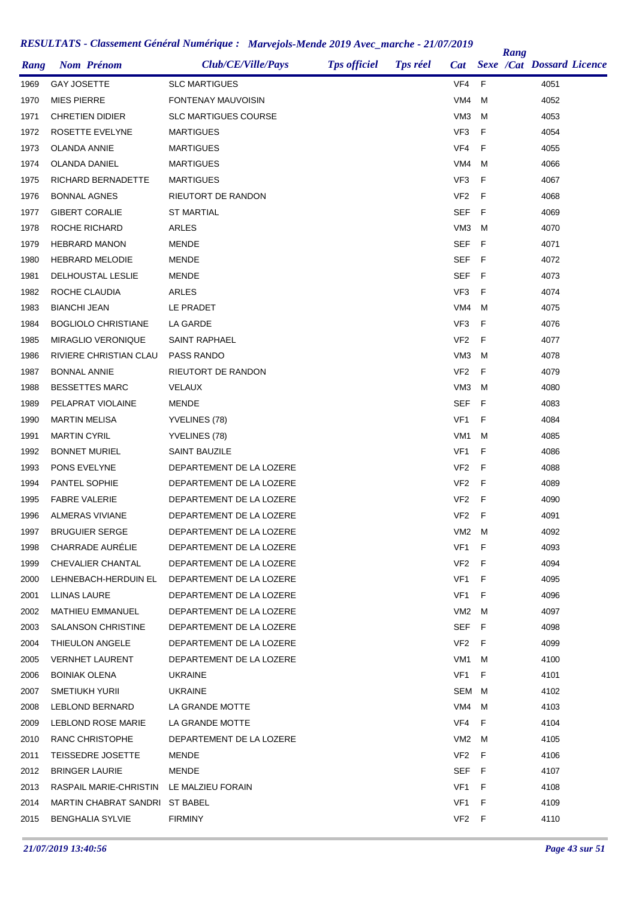# RESULTATS - Classement Général Numérique : Marvejols-Mende 2019 Avec_marche - 21/07/2019

| Rang | Nom Prénom | Club/CE/Ville/Pays | Tps officiel | Tps réel | Cat | Sexe | Rang /Cat | Dossard | Licence |
|---|---|---|---|---|---|---|---|---|---|
| 1969 | GAY JOSETTE | SLC MARTIGUES | | | VF4 | F | | 4051 | |
| 1970 | MIES PIERRE | FONTENAY MAUVOISIN | | | VM4 | M | | 4052 | |
| 1971 | CHRETIEN DIDIER | SLC MARTIGUES COURSE | | | VM3 | M | | 4053 | |
| 1972 | ROSETTE EVELYNE | MARTIGUES | | | VF3 | F | | 4054 | |
| 1973 | OLANDA ANNIE | MARTIGUES | | | VF4 | F | | 4055 | |
| 1974 | OLANDA DANIEL | MARTIGUES | | | VM4 | M | | 4066 | |
| 1975 | RICHARD BERNADETTE | MARTIGUES | | | VF3 | F | | 4067 | |
| 1976 | BONNAL AGNES | RIEUTORT DE RANDON | | | VF2 | F | | 4068 | |
| 1977 | GIBERT CORALIE | ST MARTIAL | | | SEF | F | | 4069 | |
| 1978 | ROCHE RICHARD | ARLES | | | VM3 | M | | 4070 | |
| 1979 | HEBRARD MANON | MENDE | | | SEF | F | | 4071 | |
| 1980 | HEBRARD MELODIE | MENDE | | | SEF | F | | 4072 | |
| 1981 | DELHOUSTAL LESLIE | MENDE | | | SEF | F | | 4073 | |
| 1982 | ROCHE CLAUDIA | ARLES | | | VF3 | F | | 4074 | |
| 1983 | BIANCHI JEAN | LE PRADET | | | VM4 | M | | 4075 | |
| 1984 | BOGLIOLO CHRISTIANE | LA GARDE | | | VF3 | F | | 4076 | |
| 1985 | MIRAGLIO VERONIQUE | SAINT RAPHAEL | | | VF2 | F | | 4077 | |
| 1986 | RIVIERE CHRISTIAN CLAU | PASS RANDO | | | VM3 | M | | 4078 | |
| 1987 | BONNAL ANNIE | RIEUTORT DE RANDON | | | VF2 | F | | 4079 | |
| 1988 | BESSETTES MARC | VELAUX | | | VM3 | M | | 4080 | |
| 1989 | PELAPRAT VIOLAINE | MENDE | | | SEF | F | | 4083 | |
| 1990 | MARTIN MELISA | YVELINES (78) | | | VF1 | F | | 4084 | |
| 1991 | MARTIN CYRIL | YVELINES (78) | | | VM1 | M | | 4085 | |
| 1992 | BONNET MURIEL | SAINT BAUZILE | | | VF1 | F | | 4086 | |
| 1993 | PONS EVELYNE | DEPARTEMENT DE LA LOZERE | | | VF2 | F | | 4088 | |
| 1994 | PANTEL SOPHIE | DEPARTEMENT DE LA LOZERE | | | VF2 | F | | 4089 | |
| 1995 | FABRE VALERIE | DEPARTEMENT DE LA LOZERE | | | VF2 | F | | 4090 | |
| 1996 | ALMERAS VIVIANE | DEPARTEMENT DE LA LOZERE | | | VF2 | F | | 4091 | |
| 1997 | BRUGUIER SERGE | DEPARTEMENT DE LA LOZERE | | | VM2 | M | | 4092 | |
| 1998 | CHARRADE AURÉLIE | DEPARTEMENT DE LA LOZERE | | | VF1 | F | | 4093 | |
| 1999 | CHEVALIER CHANTAL | DEPARTEMENT DE LA LOZERE | | | VF2 | F | | 4094 | |
| 2000 | LEHNEBACH-HERDUIN EL | DEPARTEMENT DE LA LOZERE | | | VF1 | F | | 4095 | |
| 2001 | LLINAS LAURE | DEPARTEMENT DE LA LOZERE | | | VF1 | F | | 4096 | |
| 2002 | MATHIEU EMMANUEL | DEPARTEMENT DE LA LOZERE | | | VM2 | M | | 4097 | |
| 2003 | SALANSON CHRISTINE | DEPARTEMENT DE LA LOZERE | | | SEF | F | | 4098 | |
| 2004 | THIEULON ANGELE | DEPARTEMENT DE LA LOZERE | | | VF2 | F | | 4099 | |
| 2005 | VERNHET LAURENT | DEPARTEMENT DE LA LOZERE | | | VM1 | M | | 4100 | |
| 2006 | BOINIAK OLENA | UKRAINE | | | VF1 | F | | 4101 | |
| 2007 | SMETIUKH YURII | UKRAINE | | | SEM | M | | 4102 | |
| 2008 | LEBLOND BERNARD | LA GRANDE MOTTE | | | VM4 | M | | 4103 | |
| 2009 | LEBLOND ROSE MARIE | LA GRANDE MOTTE | | | VF4 | F | | 4104 | |
| 2010 | RANC CHRISTOPHE | DEPARTEMENT DE LA LOZERE | | | VM2 | M | | 4105 | |
| 2011 | TEISSEDRE JOSETTE | MENDE | | | VF2 | F | | 4106 | |
| 2012 | BRINGER LAURIE | MENDE | | | SEF | F | | 4107 | |
| 2013 | RASPAIL MARIE-CHRISTIN | LE MALZIEU FORAIN | | | VF1 | F | | 4108 | |
| 2014 | MARTIN CHABRAT SANDRI | ST BABEL | | | VF1 | F | | 4109 | |
| 2015 | BENGHALIA SYLVIE | FIRMINY | | | VF2 | F | | 4110 | |

21/07/2019 13:40:56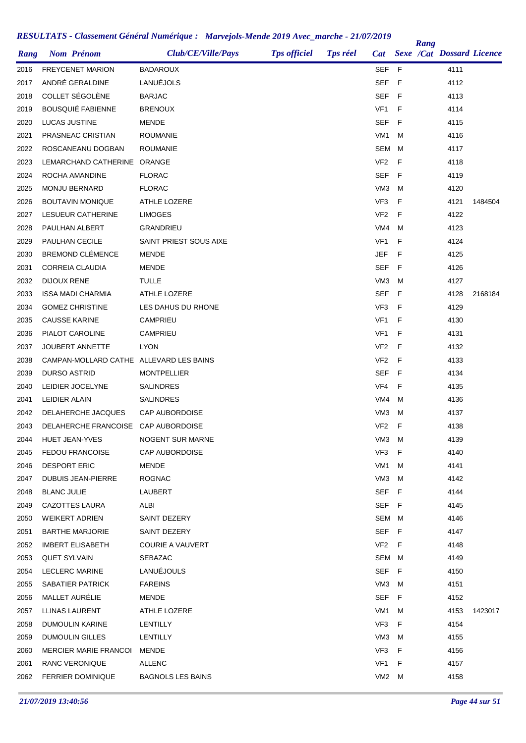## RESULTATS - Classement Général Numérique : Marvejols-Mende 2019 Avec_marche - 21/07/2019

| Rang | Nom Prénom | Club/CE/Ville/Pays | Tps officiel | Tps réel | Cat | Sexe | Rang /Cat | Dossard | Licence |
|---|---|---|---|---|---|---|---|---|---|
| 2016 | FREYCENET MARION | BADAROUX | | | SEF | F | | 4111 | |
| 2017 | ANDRÉ GERALDINE | LANUÉJOLS | | | SEF | F | | 4112 | |
| 2018 | COLLET SÉGOLÈNE | BARJAC | | | SEF | F | | 4113 | |
| 2019 | BOUSQUIÉ FABIENNE | BRENOUX | | | VF1 | F | | 4114 | |
| 2020 | LUCAS JUSTINE | MENDE | | | SEF | F | | 4115 | |
| 2021 | PRASNEAC CRISTIAN | ROUMANIE | | | VM1 | M | | 4116 | |
| 2022 | ROSCANEANU DOGBAN | ROUMANIE | | | SEM | M | | 4117 | |
| 2023 | LEMARCHAND CATHERINE | ORANGE | | | VF2 | F | | 4118 | |
| 2024 | ROCHA AMANDINE | FLORAC | | | SEF | F | | 4119 | |
| 2025 | MONJU BERNARD | FLORAC | | | VM3 | M | | 4120 | |
| 2026 | BOUTAVIN MONIQUE | ATHLE LOZERE | | | VF3 | F | | 4121 | 1484504 |
| 2027 | LESUEUR CATHERINE | LIMOGES | | | VF2 | F | | 4122 | |
| 2028 | PAULHAN ALBERT | GRANDRIEU | | | VM4 | M | | 4123 | |
| 2029 | PAULHAN CECILE | SAINT PRIEST SOUS AIXE | | | VF1 | F | | 4124 | |
| 2030 | BREMOND CLÉMENCE | MENDE | | | JEF | F | | 4125 | |
| 2031 | CORREIA CLAUDIA | MENDE | | | SEF | F | | 4126 | |
| 2032 | DIJOUX RENE | TULLE | | | VM3 | M | | 4127 | |
| 2033 | ISSA MADI CHARMIA | ATHLE LOZERE | | | SEF | F | | 4128 | 2168184 |
| 2034 | GOMEZ CHRISTINE | LES DAHUS DU RHONE | | | VF3 | F | | 4129 | |
| 2035 | CAUSSE KARINE | CAMPRIEU | | | VF1 | F | | 4130 | |
| 2036 | PIALOT CAROLINE | CAMPRIEU | | | VF1 | F | | 4131 | |
| 2037 | JOUBERT ANNETTE | LYON | | | VF2 | F | | 4132 | |
| 2038 | CAMPAN-MOLLARD CATHE | ALLEVARD LES BAINS | | | VF2 | F | | 4133 | |
| 2039 | DURSO ASTRID | MONTPELLIER | | | SEF | F | | 4134 | |
| 2040 | LEIDIER JOCELYNE | SALINDRES | | | VF4 | F | | 4135 | |
| 2041 | LEIDIER ALAIN | SALINDRES | | | VM4 | M | | 4136 | |
| 2042 | DELAHERCHE JACQUES | CAP AUBORDOISE | | | VM3 | M | | 4137 | |
| 2043 | DELAHERCHE FRANCOISE | CAP AUBORDOISE | | | VF2 | F | | 4138 | |
| 2044 | HUET JEAN-YVES | NOGENT SUR MARNE | | | VM3 | M | | 4139 | |
| 2045 | FEDOU FRANCOISE | CAP AUBORDOISE | | | VF3 | F | | 4140 | |
| 2046 | DESPORT ERIC | MENDE | | | VM1 | M | | 4141 | |
| 2047 | DUBUIS JEAN-PIERRE | ROGNAC | | | VM3 | M | | 4142 | |
| 2048 | BLANC JULIE | LAUBERT | | | SEF | F | | 4144 | |
| 2049 | CAZOTTES LAURA | ALBI | | | SEF | F | | 4145 | |
| 2050 | WEIKERT ADRIEN | SAINT DEZERY | | | SEM | M | | 4146 | |
| 2051 | BARTHE MARJORIE | SAINT DEZERY | | | SEF | F | | 4147 | |
| 2052 | IMBERT ELISABETH | COURIE A VAUVERT | | | VF2 | F | | 4148 | |
| 2053 | QUET SYLVAIN | SEBAZAC | | | SEM | M | | 4149 | |
| 2054 | LECLERC MARINE | LANUÉJOULS | | | SEF | F | | 4150 | |
| 2055 | SABATIER PATRICK | FAREINS | | | VM3 | M | | 4151 | |
| 2056 | MALLET AURÉLIE | MENDE | | | SEF | F | | 4152 | |
| 2057 | LLINAS LAURENT | ATHLE LOZERE | | | VM1 | M | | 4153 | 1423017 |
| 2058 | DUMOULIN KARINE | LENTILLY | | | VF3 | F | | 4154 | |
| 2059 | DUMOULIN GILLES | LENTILLY | | | VM3 | M | | 4155 | |
| 2060 | MERCIER MARIE FRANCOI | MENDE | | | VF3 | F | | 4156 | |
| 2061 | RANC VERONIQUE | ALLENC | | | VF1 | F | | 4157 | |
| 2062 | FERRIER DOMINIQUE | BAGNOLS LES BAINS | | | VM2 | M | | 4158 | |

*21/07/2019 13:40:56*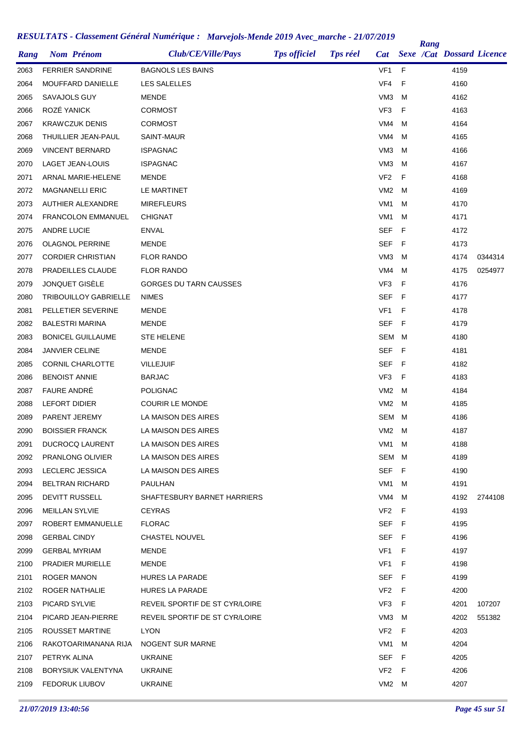# RESULTATS - Classement Général Numérique : Marvejols-Mende 2019 Avec_marche - 21/07/2019

| Rang | Nom Prénom | Club/CE/Ville/Pays | Tps officiel | Tps réel | Cat | Sexe | Rang /Cat | Dossard | Licence |
|---|---|---|---|---|---|---|---|---|---|
| 2063 | FERRIER SANDRINE | BAGNOLS LES BAINS | | | VF1 | F | | 4159 | |
| 2064 | MOUFFARD DANIELLE | LES SALELLES | | | VF4 | F | | 4160 | |
| 2065 | SAVAJOLS GUY | MENDE | | | VM3 | M | | 4162 | |
| 2066 | ROZÉ YANICK | CORMOST | | | VF3 | F | | 4163 | |
| 2067 | KRAWCZUK DENIS | CORMOST | | | VM4 | M | | 4164 | |
| 2068 | THUILLIER JEAN-PAUL | SAINT-MAUR | | | VM4 | M | | 4165 | |
| 2069 | VINCENT BERNARD | ISPAGNAC | | | VM3 | M | | 4166 | |
| 2070 | LAGET JEAN-LOUIS | ISPAGNAC | | | VM3 | M | | 4167 | |
| 2071 | ARNAL MARIE-HELENE | MENDE | | | VF2 | F | | 4168 | |
| 2072 | MAGNANELLI ERIC | LE MARTINET | | | VM2 | M | | 4169 | |
| 2073 | AUTHIER ALEXANDRE | MIREFLEURS | | | VM1 | M | | 4170 | |
| 2074 | FRANCOLON EMMANUEL | CHIGNAT | | | VM1 | M | | 4171 | |
| 2075 | ANDRE LUCIE | ENVAL | | | SEF | F | | 4172 | |
| 2076 | OLAGNOL PERRINE | MENDE | | | SEF | F | | 4173 | |
| 2077 | CORDIER CHRISTIAN | FLOR RANDO | | | VM3 | M | | 4174 | 0344314 |
| 2078 | PRADEILLES CLAUDE | FLOR RANDO | | | VM4 | M | | 4175 | 0254977 |
| 2079 | JONQUET GISÈLE | GORGES DU TARN CAUSSES | | | VF3 | F | | 4176 | |
| 2080 | TRIBOUILLOY GABRIELLE | NIMES | | | SEF | F | | 4177 | |
| 2081 | PELLETIER SEVERINE | MENDE | | | VF1 | F | | 4178 | |
| 2082 | BALESTRI MARINA | MENDE | | | SEF | F | | 4179 | |
| 2083 | BONICEL GUILLAUME | STE HELENE | | | SEM | M | | 4180 | |
| 2084 | JANVIER CELINE | MENDE | | | SEF | F | | 4181 | |
| 2085 | CORNIL CHARLOTTE | VILLEJUIF | | | SEF | F | | 4182 | |
| 2086 | BENOIST ANNIE | BARJAC | | | VF3 | F | | 4183 | |
| 2087 | FAURE ANDRÉ | POLIGNAC | | | VM2 | M | | 4184 | |
| 2088 | LEFORT DIDIER | COURIR LE MONDE | | | VM2 | M | | 4185 | |
| 2089 | PARENT JEREMY | LA MAISON DES AIRES | | | SEM | M | | 4186 | |
| 2090 | BOISSIER FRANCK | LA MAISON DES AIRES | | | VM2 | M | | 4187 | |
| 2091 | DUCROCQ LAURENT | LA MAISON DES AIRES | | | VM1 | M | | 4188 | |
| 2092 | PRANLONG OLIVIER | LA MAISON DES AIRES | | | SEM | M | | 4189 | |
| 2093 | LECLERC JESSICA | LA MAISON DES AIRES | | | SEF | F | | 4190 | |
| 2094 | BELTRAN RICHARD | PAULHAN | | | VM1 | M | | 4191 | |
| 2095 | DEVITT RUSSELL | SHAFTESBURY BARNET HARRIERS | | | VM4 | M | | 4192 | 2744108 |
| 2096 | MEILLAN SYLVIE | CEYRAS | | | VF2 | F | | 4193 | |
| 2097 | ROBERT EMMANUELLE | FLORAC | | | SEF | F | | 4195 | |
| 2098 | GERBAL CINDY | CHASTEL NOUVEL | | | SEF | F | | 4196 | |
| 2099 | GERBAL MYRIAM | MENDE | | | VF1 | F | | 4197 | |
| 2100 | PRADIER MURIELLE | MENDE | | | VF1 | F | | 4198 | |
| 2101 | ROGER MANON | HURES LA PARADE | | | SEF | F | | 4199 | |
| 2102 | ROGER NATHALIE | HURES LA PARADE | | | VF2 | F | | 4200 | |
| 2103 | PICARD SYLVIE | REVEIL SPORTIF DE ST CYR/LOIRE | | | VF3 | F | | 4201 | 107207 |
| 2104 | PICARD JEAN-PIERRE | REVEIL SPORTIF DE ST CYR/LOIRE | | | VM3 | M | | 4202 | 551382 |
| 2105 | ROUSSET MARTINE | LYON | | | VF2 | F | | 4203 | |
| 2106 | RAKOTOARIMANANA RIJA | NOGENT SUR MARNE | | | VM1 | M | | 4204 | |
| 2107 | PETRYK ALINA | UKRAINE | | | SEF | F | | 4205 | |
| 2108 | BORYSIUK VALENTYNA | UKRAINE | | | VF2 | F | | 4206 | |
| 2109 | FEDORUK LIUBOV | UKRAINE | | | VM2 | M | | 4207 | |

*21/07/2019 13:40:56*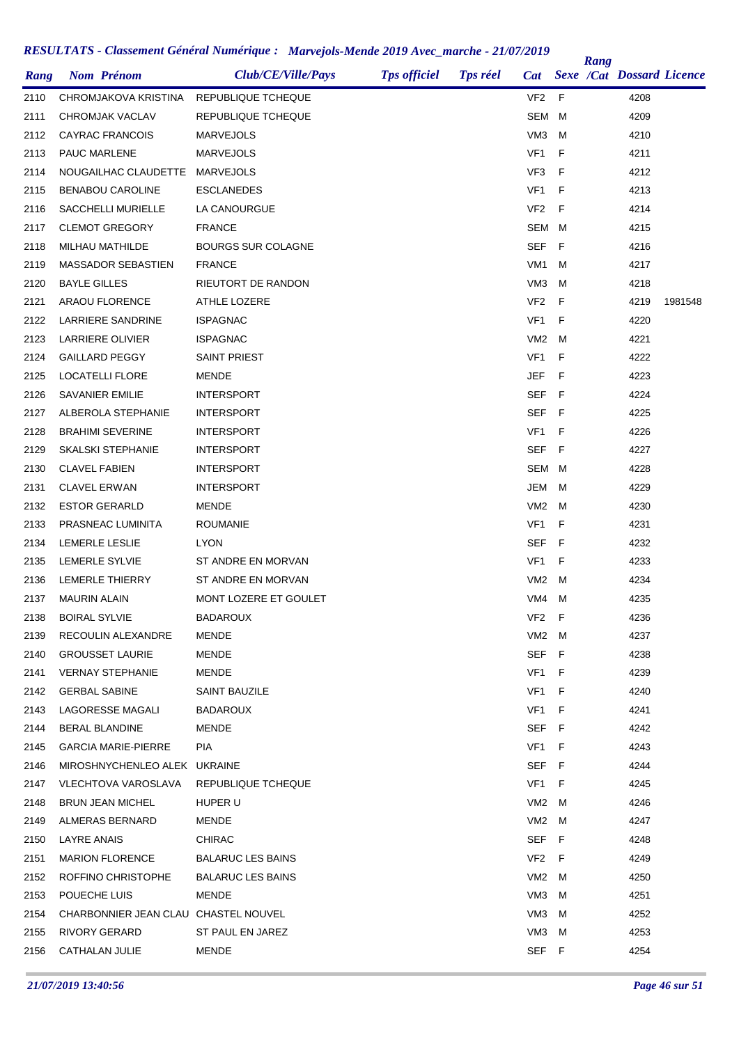# RESULTATS - Classement Général Numérique : Marvejols-Mende 2019 Avec_marche - 21/07/2019

| Rang | Nom Prénom | Club/CE/Ville/Pays | Tps officiel | Tps réel | Cat | Sexe | Rang /Cat | Dossard | Licence |
|---|---|---|---|---|---|---|---|---|---|
| 2110 | CHROMJAKOVA KRISTINA | REPUBLIQUE TCHEQUE | | | VF2 | F | | 4208 | |
| 2111 | CHROMJAK VACLAV | REPUBLIQUE TCHEQUE | | | SEM | M | | 4209 | |
| 2112 | CAYRAC FRANCOIS | MARVEJOLS | | | VM3 | M | | 4210 | |
| 2113 | PAUC MARLENE | MARVEJOLS | | | VF1 | F | | 4211 | |
| 2114 | NOUGAILHAC CLAUDETTE | MARVEJOLS | | | VF3 | F | | 4212 | |
| 2115 | BENABOU CAROLINE | ESCLANEDES | | | VF1 | F | | 4213 | |
| 2116 | SACCHELLI MURIELLE | LA CANOURGUE | | | VF2 | F | | 4214 | |
| 2117 | CLEMOT GREGORY | FRANCE | | | SEM | M | | 4215 | |
| 2118 | MILHAU MATHILDE | BOURGS SUR COLAGNE | | | SEF | F | | 4216 | |
| 2119 | MASSADOR SEBASTIEN | FRANCE | | | VM1 | M | | 4217 | |
| 2120 | BAYLE GILLES | RIEUTORT DE RANDON | | | VM3 | M | | 4218 | |
| 2121 | ARAOU FLORENCE | ATHLE LOZERE | | | VF2 | F | | 4219 | 1981548 |
| 2122 | LARRIERE SANDRINE | ISPAGNAC | | | VF1 | F | | 4220 | |
| 2123 | LARRIERE OLIVIER | ISPAGNAC | | | VM2 | M | | 4221 | |
| 2124 | GAILLARD PEGGY | SAINT PRIEST | | | VF1 | F | | 4222 | |
| 2125 | LOCATELLI FLORE | MENDE | | | JEF | F | | 4223 | |
| 2126 | SAVANIER EMILIE | INTERSPORT | | | SEF | F | | 4224 | |
| 2127 | ALBEROLA STEPHANIE | INTERSPORT | | | SEF | F | | 4225 | |
| 2128 | BRAHIMI SEVERINE | INTERSPORT | | | VF1 | F | | 4226 | |
| 2129 | SKALSKI STEPHANIE | INTERSPORT | | | SEF | F | | 4227 | |
| 2130 | CLAVEL FABIEN | INTERSPORT | | | SEM | M | | 4228 | |
| 2131 | CLAVEL ERWAN | INTERSPORT | | | JEM | M | | 4229 | |
| 2132 | ESTOR GERARLD | MENDE | | | VM2 | M | | 4230 | |
| 2133 | PRASNEAC LUMINITA | ROUMANIE | | | VF1 | F | | 4231 | |
| 2134 | LEMERLE LESLIE | LYON | | | SEF | F | | 4232 | |
| 2135 | LEMERLE SYLVIE | ST ANDRE EN MORVAN | | | VF1 | F | | 4233 | |
| 2136 | LEMERLE THIERRY | ST ANDRE EN MORVAN | | | VM2 | M | | 4234 | |
| 2137 | MAURIN ALAIN | MONT LOZERE ET GOULET | | | VM4 | M | | 4235 | |
| 2138 | BOIRAL SYLVIE | BADAROUX | | | VF2 | F | | 4236 | |
| 2139 | RECOULIN ALEXANDRE | MENDE | | | VM2 | M | | 4237 | |
| 2140 | GROUSSET LAURIE | MENDE | | | SEF | F | | 4238 | |
| 2141 | VERNAY STEPHANIE | MENDE | | | VF1 | F | | 4239 | |
| 2142 | GERBAL SABINE | SAINT BAUZILE | | | VF1 | F | | 4240 | |
| 2143 | LAGORESSE MAGALI | BADAROUX | | | VF1 | F | | 4241 | |
| 2144 | BERAL BLANDINE | MENDE | | | SEF | F | | 4242 | |
| 2145 | GARCIA MARIE-PIERRE | PIA | | | VF1 | F | | 4243 | |
| 2146 | MIROSHNYCHENLEO ALEK | UKRAINE | | | SEF | F | | 4244 | |
| 2147 | VLECHTOVA VAROSLAVA | REPUBLIQUE TCHEQUE | | | VF1 | F | | 4245 | |
| 2148 | BRUN JEAN MICHEL | HUPER U | | | VM2 | M | | 4246 | |
| 2149 | ALMERAS BERNARD | MENDE | | | VM2 | M | | 4247 | |
| 2150 | LAYRE ANAIS | CHIRAC | | | SEF | F | | 4248 | |
| 2151 | MARION FLORENCE | BALARUC LES BAINS | | | VF2 | F | | 4249 | |
| 2152 | ROFFINO CHRISTOPHE | BALARUC LES BAINS | | | VM2 | M | | 4250 | |
| 2153 | POUECHE LUIS | MENDE | | | VM3 | M | | 4251 | |
| 2154 | CHARBONNIER JEAN CLAU | CHASTEL NOUVEL | | | VM3 | M | | 4252 | |
| 2155 | RIVORY GERARD | ST PAUL EN JAREZ | | | VM3 | M | | 4253 | |
| 2156 | CATHALAN JULIE | MENDE | | | SEF | F | | 4254 | |

*21/07/2019 13:40:56*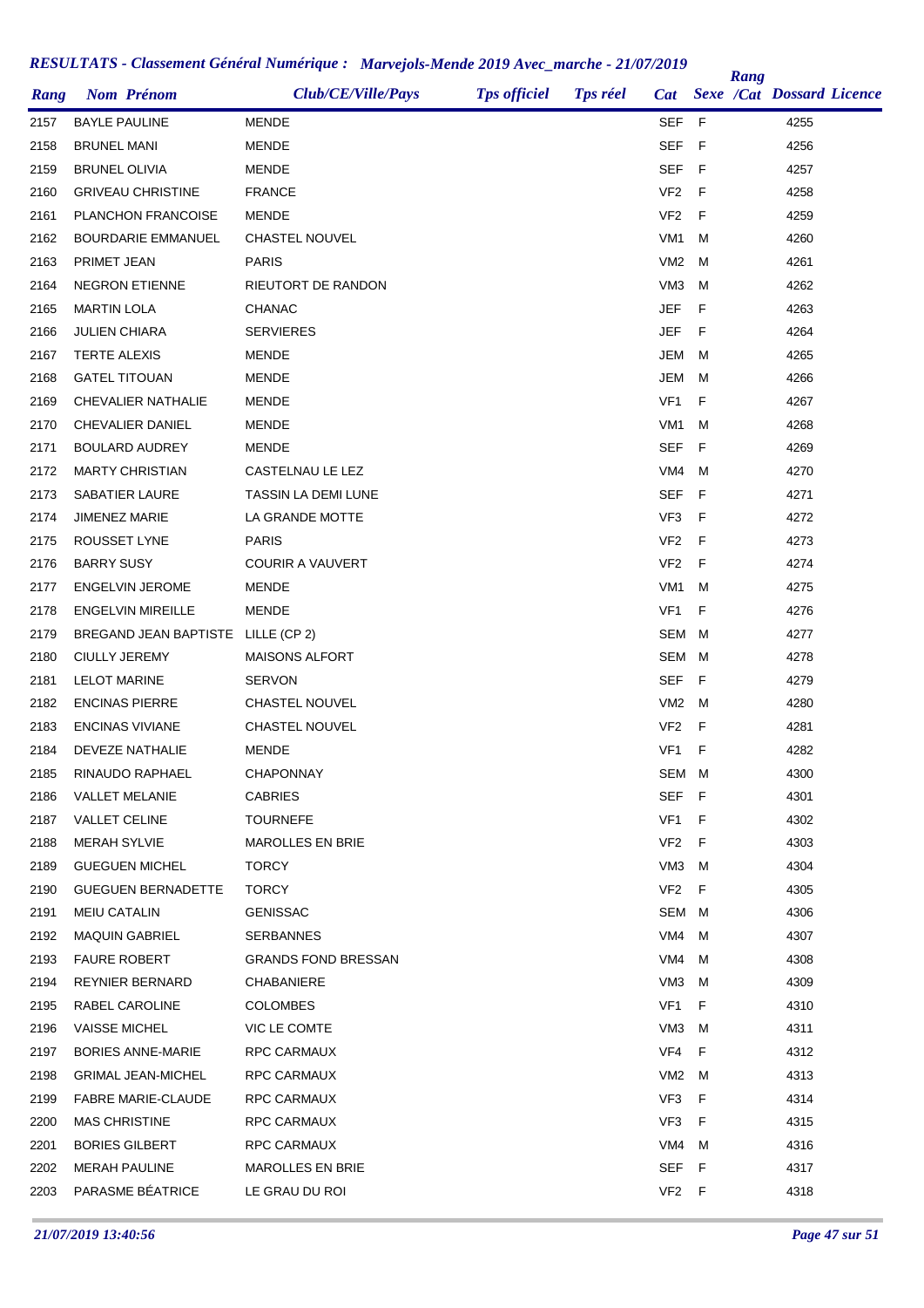# RESULTATS - Classement Général Numérique : Marvejols-Mende 2019 Avec_marche - 21/07/2019

| Rang | Nom Prénom | Club/CE/Ville/Pays | Tps officiel | Tps réel | Cat | Sexe | Rang /Cat | Dossard | Licence |
|---|---|---|---|---|---|---|---|---|---|
| 2157 | BAYLE PAULINE | MENDE | | | SEF | F | | 4255 | |
| 2158 | BRUNEL MANI | MENDE | | | SEF | F | | 4256 | |
| 2159 | BRUNEL OLIVIA | MENDE | | | SEF | F | | 4257 | |
| 2160 | GRIVEAU CHRISTINE | FRANCE | | | VF2 | F | | 4258 | |
| 2161 | PLANCHON FRANCOISE | MENDE | | | VF2 | F | | 4259 | |
| 2162 | BOURDARIE EMMANUEL | CHASTEL NOUVEL | | | VM1 | M | | 4260 | |
| 2163 | PRIMET JEAN | PARIS | | | VM2 | M | | 4261 | |
| 2164 | NEGRON ETIENNE | RIEUTORT DE RANDON | | | VM3 | M | | 4262 | |
| 2165 | MARTIN LOLA | CHANAC | | | JEF | F | | 4263 | |
| 2166 | JULIEN CHIARA | SERVIERES | | | JEF | F | | 4264 | |
| 2167 | TERTE ALEXIS | MENDE | | | JEM | M | | 4265 | |
| 2168 | GATEL TITOUAN | MENDE | | | JEM | M | | 4266 | |
| 2169 | CHEVALIER NATHALIE | MENDE | | | VF1 | F | | 4267 | |
| 2170 | CHEVALIER DANIEL | MENDE | | | VM1 | M | | 4268 | |
| 2171 | BOULARD AUDREY | MENDE | | | SEF | F | | 4269 | |
| 2172 | MARTY CHRISTIAN | CASTELNAU LE LEZ | | | VM4 | M | | 4270 | |
| 2173 | SABATIER LAURE | TASSIN LA DEMI LUNE | | | SEF | F | | 4271 | |
| 2174 | JIMENEZ MARIE | LA GRANDE MOTTE | | | VF3 | F | | 4272 | |
| 2175 | ROUSSET LYNE | PARIS | | | VF2 | F | | 4273 | |
| 2176 | BARRY SUSY | COURIR A VAUVERT | | | VF2 | F | | 4274 | |
| 2177 | ENGELVIN JEROME | MENDE | | | VM1 | M | | 4275 | |
| 2178 | ENGELVIN MIREILLE | MENDE | | | VF1 | F | | 4276 | |
| 2179 | BREGAND JEAN BAPTISTE | LILLE (CP 2) | | | SEM | M | | 4277 | |
| 2180 | CIULLY JEREMY | MAISONS ALFORT | | | SEM | M | | 4278 | |
| 2181 | LELOT MARINE | SERVON | | | SEF | F | | 4279 | |
| 2182 | ENCINAS PIERRE | CHASTEL NOUVEL | | | VM2 | M | | 4280 | |
| 2183 | ENCINAS VIVIANE | CHASTEL NOUVEL | | | VF2 | F | | 4281 | |
| 2184 | DEVEZE NATHALIE | MENDE | | | VF1 | F | | 4282 | |
| 2185 | RINAUDO RAPHAEL | CHAPONNAY | | | SEM | M | | 4300 | |
| 2186 | VALLET MELANIE | CABRIES | | | SEF | F | | 4301 | |
| 2187 | VALLET CELINE | TOURNEFE | | | VF1 | F | | 4302 | |
| 2188 | MERAH SYLVIE | MAROLLES EN BRIE | | | VF2 | F | | 4303 | |
| 2189 | GUEGUEN MICHEL | TORCY | | | VM3 | M | | 4304 | |
| 2190 | GUEGUEN BERNADETTE | TORCY | | | VF2 | F | | 4305 | |
| 2191 | MEIU CATALIN | GENISSAC | | | SEM | M | | 4306 | |
| 2192 | MAQUIN GABRIEL | SERBANNES | | | VM4 | M | | 4307 | |
| 2193 | FAURE ROBERT | GRANDS FOND BRESSAN | | | VM4 | M | | 4308 | |
| 2194 | REYNIER BERNARD | CHABANIERE | | | VM3 | M | | 4309 | |
| 2195 | RABEL CAROLINE | COLOMBES | | | VF1 | F | | 4310 | |
| 2196 | VAISSE MICHEL | VIC LE COMTE | | | VM3 | M | | 4311 | |
| 2197 | BORIES ANNE-MARIE | RPC CARMAUX | | | VF4 | F | | 4312 | |
| 2198 | GRIMAL JEAN-MICHEL | RPC CARMAUX | | | VM2 | M | | 4313 | |
| 2199 | FABRE MARIE-CLAUDE | RPC CARMAUX | | | VF3 | F | | 4314 | |
| 2200 | MAS CHRISTINE | RPC CARMAUX | | | VF3 | F | | 4315 | |
| 2201 | BORIES GILBERT | RPC CARMAUX | | | VM4 | M | | 4316 | |
| 2202 | MERAH PAULINE | MAROLLES EN BRIE | | | SEF | F | | 4317 | |
| 2203 | PARASME BÉATRICE | LE GRAU DU ROI | | | VF2 | F | | 4318 | |

*21/07/2019 13:40:56*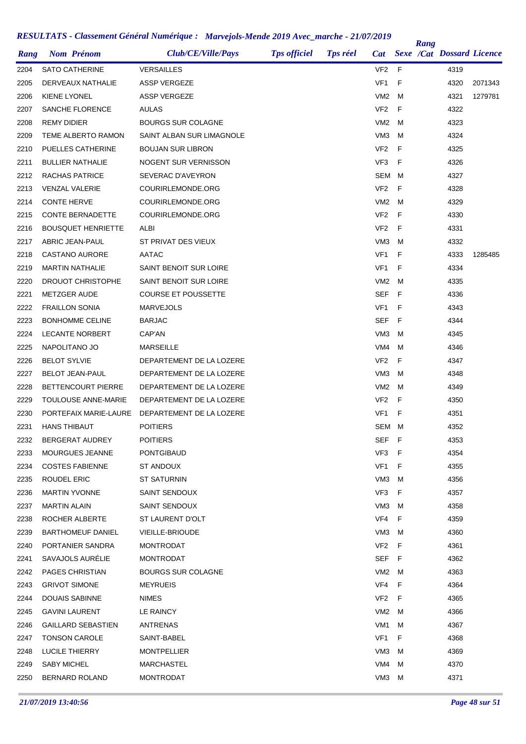## RESULTATS - Classement Général Numérique : Marvejols-Mende 2019 Avec_marche - 21/07/2019

| Rang | Nom Prénom | Club/CE/Ville/Pays | Tps officiel | Tps réel | Cat | Sexe | Rang /Cat | Dossard | Licence |
|---|---|---|---|---|---|---|---|---|---|
| 2204 | SATO CATHERINE | VERSAILLES | | | VF2 | F | | 4319 | |
| 2205 | DERVEAUX NATHALIE | ASSP VERGEZE | | | VF1 | F | | 4320 | 2071343 |
| 2206 | KIENE LYONEL | ASSP VERGEZE | | | VM2 | M | | 4321 | 1279781 |
| 2207 | SANCHE FLORENCE | AULAS | | | VF2 | F | | 4322 | |
| 2208 | REMY DIDIER | BOURGS SUR COLAGNE | | | VM2 | M | | 4323 | |
| 2209 | TEME ALBERTO RAMON | SAINT ALBAN SUR LIMAGNOLE | | | VM3 | M | | 4324 | |
| 2210 | PUELLES CATHERINE | BOUJAN SUR LIBRON | | | VF2 | F | | 4325 | |
| 2211 | BULLIER NATHALIE | NOGENT SUR VERNISSON | | | VF3 | F | | 4326 | |
| 2212 | RACHAS PATRICE | SEVERAC D'AVEYRON | | | SEM | M | | 4327 | |
| 2213 | VENZAL VALERIE | COURIRLEMONDE.ORG | | | VF2 | F | | 4328 | |
| 2214 | CONTE HERVE | COURIRLEMONDE.ORG | | | VM2 | M | | 4329 | |
| 2215 | CONTE BERNADETTE | COURIRLEMONDE.ORG | | | VF2 | F | | 4330 | |
| 2216 | BOUSQUET HENRIETTE | ALBI | | | VF2 | F | | 4331 | |
| 2217 | ABRIC JEAN-PAUL | ST PRIVAT DES VIEUX | | | VM3 | M | | 4332 | |
| 2218 | CASTANO AURORE | AATAC | | | VF1 | F | | 4333 | 1285485 |
| 2219 | MARTIN NATHALIE | SAINT BENOIT SUR LOIRE | | | VF1 | F | | 4334 | |
| 2220 | DROUOT CHRISTOPHE | SAINT BENOIT SUR LOIRE | | | VM2 | M | | 4335 | |
| 2221 | METZGER AUDE | COURSE ET POUSSETTE | | | SEF | F | | 4336 | |
| 2222 | FRAILLON SONIA | MARVEJOLS | | | VF1 | F | | 4343 | |
| 2223 | BONHOMME CELINE | BARJAC | | | SEF | F | | 4344 | |
| 2224 | LECANTE NORBERT | CAP'AN | | | VM3 | M | | 4345 | |
| 2225 | NAPOLITANO JO | MARSEILLE | | | VM4 | M | | 4346 | |
| 2226 | BELOT SYLVIE | DEPARTEMENT DE LA LOZERE | | | VF2 | F | | 4347 | |
| 2227 | BELOT JEAN-PAUL | DEPARTEMENT DE LA LOZERE | | | VM3 | M | | 4348 | |
| 2228 | BETTENCOURT PIERRE | DEPARTEMENT DE LA LOZERE | | | VM2 | M | | 4349 | |
| 2229 | TOULOUSE ANNE-MARIE | DEPARTEMENT DE LA LOZERE | | | VF2 | F | | 4350 | |
| 2230 | PORTEFAIX MARIE-LAURE | DEPARTEMENT DE LA LOZERE | | | VF1 | F | | 4351 | |
| 2231 | HANS THIBAUT | POITIERS | | | SEM | M | | 4352 | |
| 2232 | BERGERAT AUDREY | POITIERS | | | SEF | F | | 4353 | |
| 2233 | MOURGUES JEANNE | PONTGIBAUD | | | VF3 | F | | 4354 | |
| 2234 | COSTES FABIENNE | ST ANDOUX | | | VF1 | F | | 4355 | |
| 2235 | ROUDEL ERIC | ST SATURNIN | | | VM3 | M | | 4356 | |
| 2236 | MARTIN YVONNE | SAINT SENDOUX | | | VF3 | F | | 4357 | |
| 2237 | MARTIN ALAIN | SAINT SENDOUX | | | VM3 | M | | 4358 | |
| 2238 | ROCHER ALBERTE | ST LAURENT D'OLT | | | VF4 | F | | 4359 | |
| 2239 | BARTHOMEUF DANIEL | VIEILLE-BRIOUDE | | | VM3 | M | | 4360 | |
| 2240 | PORTANIER SANDRA | MONTRODAT | | | VF2 | F | | 4361 | |
| 2241 | SAVAJOLS AURÉLIE | MONTRODAT | | | SEF | F | | 4362 | |
| 2242 | PAGES CHRISTIAN | BOURGS SUR COLAGNE | | | VM2 | M | | 4363 | |
| 2243 | GRIVOT SIMONE | MEYRUEIS | | | VF4 | F | | 4364 | |
| 2244 | DOUAIS SABINNE | NIMES | | | VF2 | F | | 4365 | |
| 2245 | GAVINI LAURENT | LE RAINCY | | | VM2 | M | | 4366 | |
| 2246 | GAILLARD SEBASTIEN | ANTRENAS | | | VM1 | M | | 4367 | |
| 2247 | TONSON CAROLE | SAINT-BABEL | | | VF1 | F | | 4368 | |
| 2248 | LUCILE THIERRY | MONTPELLIER | | | VM3 | M | | 4369 | |
| 2249 | SABY MICHEL | MARCHASTEL | | | VM4 | M | | 4370 | |
| 2250 | BERNARD ROLAND | MONTRODAT | | | VM3 | M | | 4371 | |

*21/07/2019 13:40:56*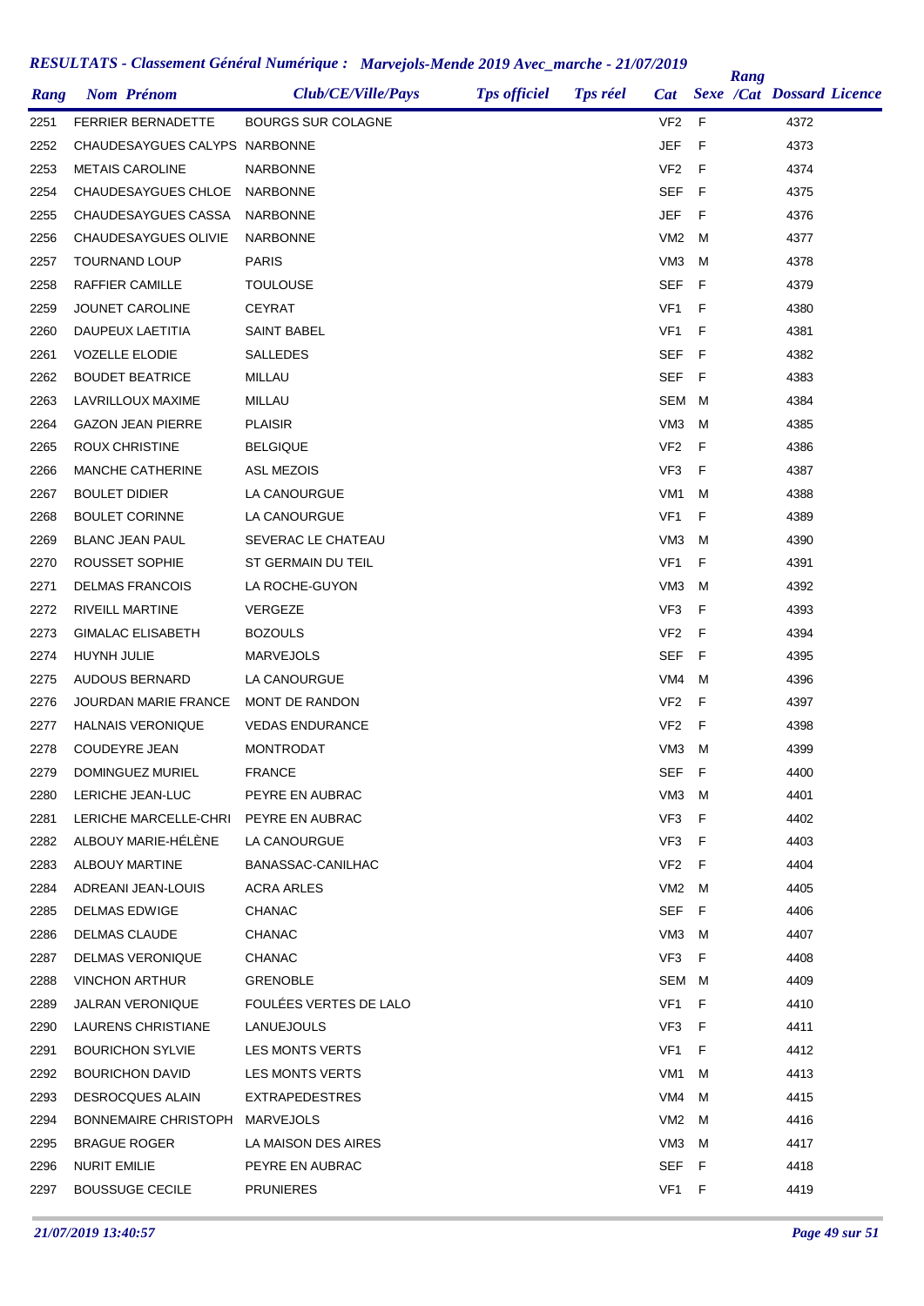## RESULTATS - Classement Général Numérique : Marvejols-Mende 2019 Avec_marche - 21/07/2019

| Rang | Nom Prénom | Club/CE/Ville/Pays | Tps officiel | Tps réel | Cat | Sexe | Rang /Cat | Dossard | Licence |
|---|---|---|---|---|---|---|---|---|---|
| 2251 | FERRIER BERNADETTE | BOURGS SUR COLAGNE | | | VF2 | F | | 4372 | |
| 2252 | CHAUDESAYGUES CALYPS | NARBONNE | | | JEF | F | | 4373 | |
| 2253 | METAIS CAROLINE | NARBONNE | | | VF2 | F | | 4374 | |
| 2254 | CHAUDESAYGUES CHLOE | NARBONNE | | | SEF | F | | 4375 | |
| 2255 | CHAUDESAYGUES CASSA | NARBONNE | | | JEF | F | | 4376 | |
| 2256 | CHAUDESAYGUES OLIVIE | NARBONNE | | | VM2 | M | | 4377 | |
| 2257 | TOURNAND LOUP | PARIS | | | VM3 | M | | 4378 | |
| 2258 | RAFFIER CAMILLE | TOULOUSE | | | SEF | F | | 4379 | |
| 2259 | JOUNET CAROLINE | CEYRAT | | | VF1 | F | | 4380 | |
| 2260 | DAUPEUX LAETITIA | SAINT BABEL | | | VF1 | F | | 4381 | |
| 2261 | VOZELLE ELODIE | SALLEDES | | | SEF | F | | 4382 | |
| 2262 | BOUDET BEATRICE | MILLAU | | | SEF | F | | 4383 | |
| 2263 | LAVRILLOUX MAXIME | MILLAU | | | SEM | M | | 4384 | |
| 2264 | GAZON JEAN PIERRE | PLAISIR | | | VM3 | M | | 4385 | |
| 2265 | ROUX CHRISTINE | BELGIQUE | | | VF2 | F | | 4386 | |
| 2266 | MANCHE CATHERINE | ASL MEZOIS | | | VF3 | F | | 4387 | |
| 2267 | BOULET DIDIER | LA CANOURGUE | | | VM1 | M | | 4388 | |
| 2268 | BOULET CORINNE | LA CANOURGUE | | | VF1 | F | | 4389 | |
| 2269 | BLANC JEAN PAUL | SEVERAC LE CHATEAU | | | VM3 | M | | 4390 | |
| 2270 | ROUSSET SOPHIE | ST GERMAIN DU TEIL | | | VF1 | F | | 4391 | |
| 2271 | DELMAS FRANCOIS | LA ROCHE-GUYON | | | VM3 | M | | 4392 | |
| 2272 | RIVEILL MARTINE | VERGEZE | | | VF3 | F | | 4393 | |
| 2273 | GIMALAC ELISABETH | BOZOULS | | | VF2 | F | | 4394 | |
| 2274 | HUYNH JULIE | MARVEJOLS | | | SEF | F | | 4395 | |
| 2275 | AUDOUS BERNARD | LA CANOURGUE | | | VM4 | M | | 4396 | |
| 2276 | JOURDAN MARIE FRANCE | MONT DE RANDON | | | VF2 | F | | 4397 | |
| 2277 | HALNAIS VERONIQUE | VEDAS ENDURANCE | | | VF2 | F | | 4398 | |
| 2278 | COUDEYRE JEAN | MONTRODAT | | | VM3 | M | | 4399 | |
| 2279 | DOMINGUEZ MURIEL | FRANCE | | | SEF | F | | 4400 | |
| 2280 | LERICHE JEAN-LUC | PEYRE EN AUBRAC | | | VM3 | M | | 4401 | |
| 2281 | LERICHE MARCELLE-CHRI | PEYRE EN AUBRAC | | | VF3 | F | | 4402 | |
| 2282 | ALBOUY MARIE-HÉLÈNE | LA CANOURGUE | | | VF3 | F | | 4403 | |
| 2283 | ALBOUY MARTINE | BANASSAC-CANILHAC | | | VF2 | F | | 4404 | |
| 2284 | ADREANI JEAN-LOUIS | ACRA ARLES | | | VM2 | M | | 4405 | |
| 2285 | DELMAS EDWIGE | CHANAC | | | SEF | F | | 4406 | |
| 2286 | DELMAS CLAUDE | CHANAC | | | VM3 | M | | 4407 | |
| 2287 | DELMAS VERONIQUE | CHANAC | | | VF3 | F | | 4408 | |
| 2288 | VINCHON ARTHUR | GRENOBLE | | | SEM | M | | 4409 | |
| 2289 | JALRAN VERONIQUE | FOULÉES VERTES DE LALO | | | VF1 | F | | 4410 | |
| 2290 | LAURENS CHRISTIANE | LANUEJOULS | | | VF3 | F | | 4411 | |
| 2291 | BOURICHON SYLVIE | LES MONTS VERTS | | | VF1 | F | | 4412 | |
| 2292 | BOURICHON DAVID | LES MONTS VERTS | | | VM1 | M | | 4413 | |
| 2293 | DESROCQUES ALAIN | EXTRAPEDESTRES | | | VM4 | M | | 4415 | |
| 2294 | BONNEMAIRE CHRISTOPH | MARVEJOLS | | | VM2 | M | | 4416 | |
| 2295 | BRAGUE ROGER | LA MAISON DES AIRES | | | VM3 | M | | 4417 | |
| 2296 | NURIT EMILIE | PEYRE EN AUBRAC | | | SEF | F | | 4418 | |
| 2297 | BOUSSUGE CECILE | PRUNIERES | | | VF1 | F | | 4419 | |

*21/07/2019 13:40:57*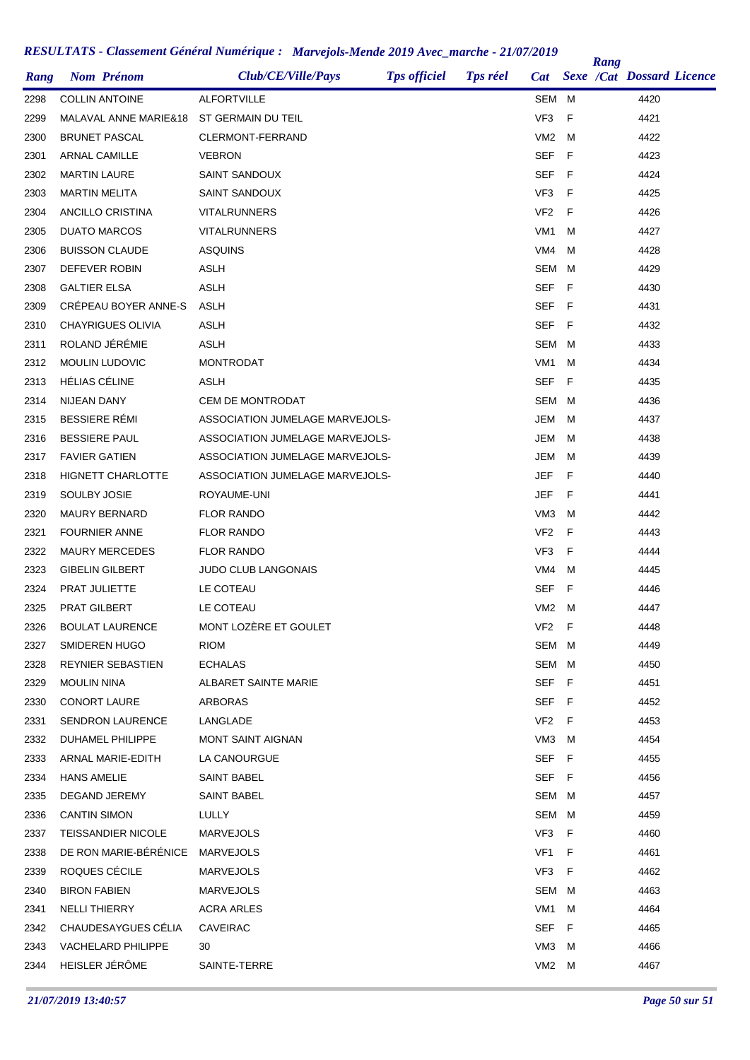# RESULTATS - Classement Général Numérique : Marvejols-Mende 2019 Avec_marche - 21/07/2019

| Rang | Nom Prénom | Club/CE/Ville/Pays | Tps officiel | Tps réel | Cat | Sexe | Rang /Cat | Dossard | Licence |
|---|---|---|---|---|---|---|---|---|---|
| 2298 | COLLIN ANTOINE | ALFORTVILLE | | | SEM | M | | 4420 | |
| 2299 | MALAVAL ANNE MARIE&18 | ST GERMAIN DU TEIL | | | VF3 | F | | 4421 | |
| 2300 | BRUNET PASCAL | CLERMONT-FERRAND | | | VM2 | M | | 4422 | |
| 2301 | ARNAL CAMILLE | VEBRON | | | SEF | F | | 4423 | |
| 2302 | MARTIN LAURE | SAINT SANDOUX | | | SEF | F | | 4424 | |
| 2303 | MARTIN MELITA | SAINT SANDOUX | | | VF3 | F | | 4425 | |
| 2304 | ANCILLO CRISTINA | VITALRUNNERS | | | VF2 | F | | 4426 | |
| 2305 | DUATO MARCOS | VITALRUNNERS | | | VM1 | M | | 4427 | |
| 2306 | BUISSON CLAUDE | ASQUINS | | | VM4 | M | | 4428 | |
| 2307 | DEFEVER ROBIN | ASLH | | | SEM | M | | 4429 | |
| 2308 | GALTIER ELSA | ASLH | | | SEF | F | | 4430 | |
| 2309 | CRÉPEAU BOYER ANNE-S | ASLH | | | SEF | F | | 4431 | |
| 2310 | CHAYRIGUES OLIVIA | ASLH | | | SEF | F | | 4432 | |
| 2311 | ROLAND JÉRÉMIE | ASLH | | | SEM | M | | 4433 | |
| 2312 | MOULIN LUDOVIC | MONTRODAT | | | VM1 | M | | 4434 | |
| 2313 | HÉLIAS CÉLINE | ASLH | | | SEF | F | | 4435 | |
| 2314 | NIJEAN DANY | CEM DE MONTRODAT | | | SEM | M | | 4436 | |
| 2315 | BESSIERE RÉMI | ASSOCIATION JUMELAGE MARVEJOLS- | | | JEM | M | | 4437 | |
| 2316 | BESSIERE PAUL | ASSOCIATION JUMELAGE MARVEJOLS- | | | JEM | M | | 4438 | |
| 2317 | FAVIER GATIEN | ASSOCIATION JUMELAGE MARVEJOLS- | | | JEM | M | | 4439 | |
| 2318 | HIGNETT CHARLOTTE | ASSOCIATION JUMELAGE MARVEJOLS- | | | JEF | F | | 4440 | |
| 2319 | SOULBY JOSIE | ROYAUME-UNI | | | JEF | F | | 4441 | |
| 2320 | MAURY BERNARD | FLOR RANDO | | | VM3 | M | | 4442 | |
| 2321 | FOURNIER ANNE | FLOR RANDO | | | VF2 | F | | 4443 | |
| 2322 | MAURY MERCEDES | FLOR RANDO | | | VF3 | F | | 4444 | |
| 2323 | GIBELIN GILBERT | JUDO CLUB LANGONAIS | | | VM4 | M | | 4445 | |
| 2324 | PRAT JULIETTE | LE COTEAU | | | SEF | F | | 4446 | |
| 2325 | PRAT GILBERT | LE COTEAU | | | VM2 | M | | 4447 | |
| 2326 | BOULAT LAURENCE | MONT LOZÈRE ET GOULET | | | VF2 | F | | 4448 | |
| 2327 | SMIDEREN HUGO | RIOM | | | SEM | M | | 4449 | |
| 2328 | REYNIER SEBASTIEN | ECHALAS | | | SEM | M | | 4450 | |
| 2329 | MOULIN NINA | ALBARET SAINTE MARIE | | | SEF | F | | 4451 | |
| 2330 | CONORT LAURE | ARBORAS | | | SEF | F | | 4452 | |
| 2331 | SENDRON LAURENCE | LANGLADE | | | VF2 | F | | 4453 | |
| 2332 | DUHAMEL PHILIPPE | MONT SAINT AIGNAN | | | VM3 | M | | 4454 | |
| 2333 | ARNAL MARIE-EDITH | LA CANOURGUE | | | SEF | F | | 4455 | |
| 2334 | HANS AMELIE | SAINT BABEL | | | SEF | F | | 4456 | |
| 2335 | DEGAND JEREMY | SAINT BABEL | | | SEM | M | | 4457 | |
| 2336 | CANTIN SIMON | LULLY | | | SEM | M | | 4459 | |
| 2337 | TEISSANDIER NICOLE | MARVEJOLS | | | VF3 | F | | 4460 | |
| 2338 | DE RON MARIE-BÉRÉNICE | MARVEJOLS | | | VF1 | F | | 4461 | |
| 2339 | ROQUES CÉCILE | MARVEJOLS | | | VF3 | F | | 4462 | |
| 2340 | BIRON FABIEN | MARVEJOLS | | | SEM | M | | 4463 | |
| 2341 | NELLI THIERRY | ACRA ARLES | | | VM1 | M | | 4464 | |
| 2342 | CHAUDESAYGUES CÉLIA | CAVEIRAC | | | SEF | F | | 4465 | |
| 2343 | VACHELARD PHILIPPE | 30 | | | VM3 | M | | 4466 | |
| 2344 | HEISLER JÉRÔME | SAINTE-TERRE | | | VM2 | M | | 4467 | |

*21/07/2019 13:40:57*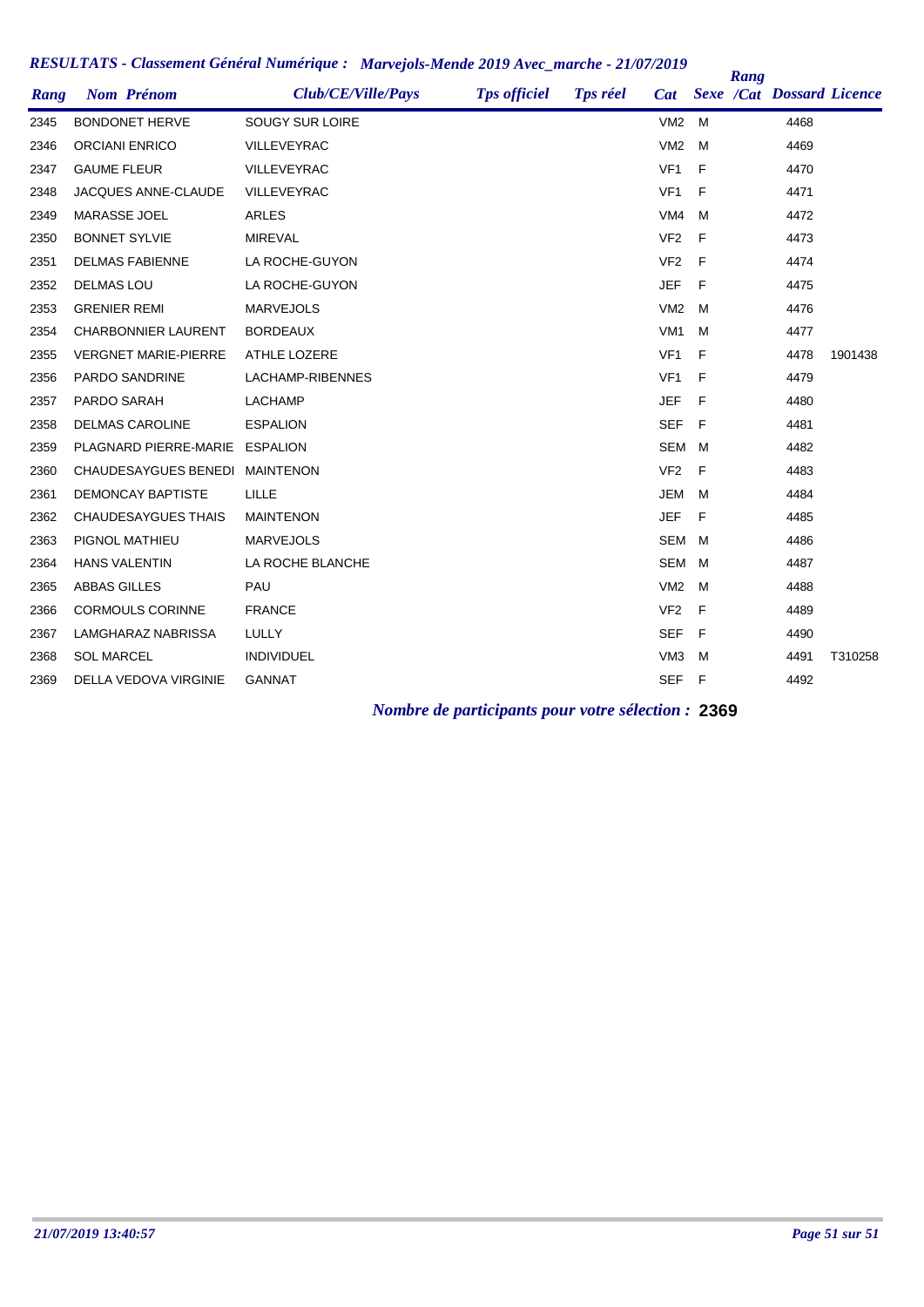## RESULTATS - Classement Général Numérique : Marvejols-Mende 2019 Avec_marche - 21/07/2019

| Rang | Nom Prénom | Club/CE/Ville/Pays | Tps officiel | Tps réel | Cat | Sexe | Rang /Cat | Dossard | Licence |
|---|---|---|---|---|---|---|---|---|---|
| 2345 | BONDONET HERVE | SOUGY SUR LOIRE | | | VM2 | M | | 4468 | |
| 2346 | ORCIANI ENRICO | VILLEVEYRAC | | | VM2 | M | | 4469 | |
| 2347 | GAUME FLEUR | VILLEVEYRAC | | | VF1 | F | | 4470 | |
| 2348 | JACQUES ANNE-CLAUDE | VILLEVEYRAC | | | VF1 | F | | 4471 | |
| 2349 | MARASSE JOEL | ARLES | | | VM4 | M | | 4472 | |
| 2350 | BONNET SYLVIE | MIREVAL | | | VF2 | F | | 4473 | |
| 2351 | DELMAS FABIENNE | LA ROCHE-GUYON | | | VF2 | F | | 4474 | |
| 2352 | DELMAS LOU | LA ROCHE-GUYON | | | JEF | F | | 4475 | |
| 2353 | GRENIER REMI | MARVEJOLS | | | VM2 | M | | 4476 | |
| 2354 | CHARBONNIER LAURENT | BORDEAUX | | | VM1 | M | | 4477 | |
| 2355 | VERGNET MARIE-PIERRE | ATHLE LOZERE | | | VF1 | F | | 4478 | 1901438 |
| 2356 | PARDO SANDRINE | LACHAMP-RIBENNES | | | VF1 | F | | 4479 | |
| 2357 | PARDO SARAH | LACHAMP | | | JEF | F | | 4480 | |
| 2358 | DELMAS CAROLINE | ESPALION | | | SEF | F | | 4481 | |
| 2359 | PLAGNARD PIERRE-MARIE | ESPALION | | | SEM | M | | 4482 | |
| 2360 | CHAUDESAYGUES BENEDI | MAINTENON | | | VF2 | F | | 4483 | |
| 2361 | DEMONCAY BAPTISTE | LILLE | | | JEM | M | | 4484 | |
| 2362 | CHAUDESAYGUES THAIS | MAINTENON | | | JEF | F | | 4485 | |
| 2363 | PIGNOL MATHIEU | MARVEJOLS | | | SEM | M | | 4486 | |
| 2364 | HANS VALENTIN | LA ROCHE BLANCHE | | | SEM | M | | 4487 | |
| 2365 | ABBAS GILLES | PAU | | | VM2 | M | | 4488 | |
| 2366 | CORMOULS CORINNE | FRANCE | | | VF2 | F | | 4489 | |
| 2367 | LAMGHARAZ NABRISSA | LULLY | | | SEF | F | | 4490 | |
| 2368 | SOL MARCEL | INDIVIDUEL | | | VM3 | M | | 4491 | T310258 |
| 2369 | DELLA VEDOVA VIRGINIE | GANNAT | | | SEF | F | | 4492 | |

*Nombre de participants pour votre sélection :* **2369**

*21/07/2019 13:40:57*